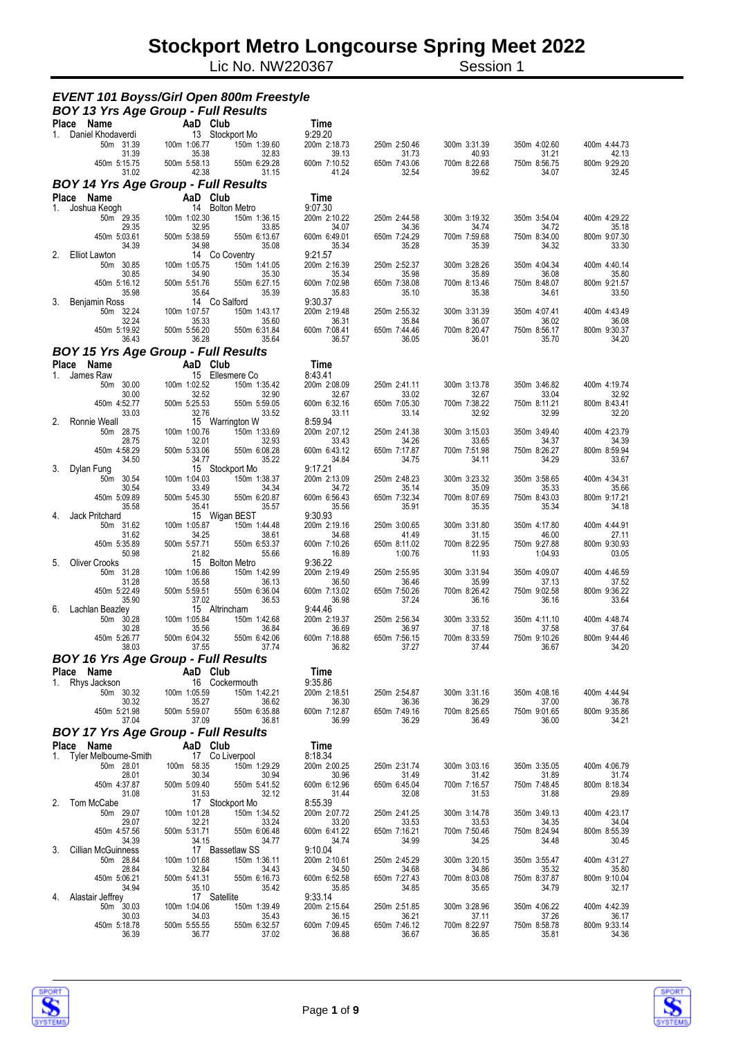# Stockport Metro Longcourse Spring Meet 2022

Lic No. NW220367 Session 1

## EVENT 101 Boyss/Girl Open 800m Freestyle

### BOY 13 Yrs Age Group - Full Results

| Place | Name | AaD | Club | Time |
|---|---|---|---|---|
| 1. | Daniel Khodaverdi | 13 | Stockport Mo | 9:29.20 |

| 50m 31.39 | 100m 1:06.77 | 150m 1:39.60 | 200m 2:18.73 | 250m 2:50.46 | 300m 3:31.39 | 350m 4:02.60 | 400m 4:44.73 |
|---|---|---|---|---|---|---|---|
| 31.39 | 35.38 | 32.83 | 39.13 | 31.73 | 40.93 | 31.21 | 42.13 |
| 450m 5:15.75 | 500m 5:58.13 | 550m 6:29.28 | 600m 7:10.52 | 650m 7:43.06 | 700m 8:22.68 | 750m 8:56.75 | 800m 9:29.20 |
| 31.02 | 42.38 | 31.15 | 41.24 | 32.54 | 39.62 | 34.07 | 32.45 |

### BOY 14 Yrs Age Group - Full Results

| Place | Name | AaD | Club | Time |
|---|---|---|---|---|
| 1. | Joshua Keogh | 14 | Bolton Metro | 9:07.30 |

| 50m 29.35 | 100m 1:02.30 | 150m 1:36.15 | 200m 2:10.22 | 250m 2:44.58 | 300m 3:19.32 | 350m 3:54.04 | 400m 4:29.22 |
|---|---|---|---|---|---|---|---|
| 29.35 | 32.95 | 33.85 | 34.07 | 34.36 | 34.74 | 34.72 | 35.18 |
| 450m 5:03.61 | 500m 5:38.59 | 550m 6:13.67 | 600m 6:49.01 | 650m 7:24.29 | 700m 7:59.68 | 750m 8:34.00 | 800m 9:07.30 |
| 34.39 | 34.98 | 35.08 | 35.34 | 35.28 | 35.39 | 34.32 | 33.30 |

| Place | Name | AaD | Club | Time |
|---|---|---|---|---|
| 2. | Elliot Lawton | 14 | Co Coventry | 9:21.57 |

| 50m 30.85 | 100m 1:05.75 | 150m 1:41.05 | 200m 2:16.39 | 250m 2:52.37 | 300m 3:28.26 | 350m 4:04.34 | 400m 4:40.14 |
|---|---|---|---|---|---|---|---|
| 30.85 | 34.90 | 35.30 | 35.34 | 35.98 | 35.89 | 36.08 | 35.80 |
| 450m 5:16.12 | 500m 5:51.76 | 550m 6:27.15 | 600m 7:02.98 | 650m 7:38.08 | 700m 8:13.46 | 750m 8:48.07 | 800m 9:21.57 |
| 35.98 | 35.64 | 35.39 | 35.83 | 35.10 | 35.38 | 34.61 | 33.50 |

| Place | Name | AaD | Club | Time |
|---|---|---|---|---|
| 3. | Benjamin Ross | 14 | Co Salford | 9:30.37 |

| 50m 32.24 | 100m 1:07.57 | 150m 1:43.17 | 200m 2:19.48 | 250m 2:55.32 | 300m 3:31.39 | 350m 4:07.41 | 400m 4:43.49 |
|---|---|---|---|---|---|---|---|
| 32.24 | 35.33 | 35.60 | 36.31 | 35.84 | 36.07 | 36.02 | 36.08 |
| 450m 5:19.92 | 500m 5:56.20 | 550m 6:31.84 | 600m 7:08.41 | 650m 7:44.46 | 700m 8:20.47 | 750m 8:56.17 | 800m 9:30.37 |
| 36.43 | 36.28 | 35.64 | 36.57 | 36.05 | 36.01 | 35.70 | 34.20 |

### BOY 15 Yrs Age Group - Full Results

| Place | Name | AaD | Club | Time |
|---|---|---|---|---|
| 1. | James Raw | 15 | Ellesmere Co | 8:43.41 |

| 50m 30.00 | 100m 1:02.52 | 150m 1:35.42 | 200m 2:08.09 | 250m 2:41.11 | 300m 3:13.78 | 350m 3:46.82 | 400m 4:19.74 |
|---|---|---|---|---|---|---|---|
| 30.00 | 32.52 | 32.90 | 32.67 | 33.02 | 32.67 | 33.04 | 32.92 |
| 450m 4:52.77 | 500m 5:25.53 | 550m 5:59.05 | 600m 6:32.16 | 650m 7:05.30 | 700m 7:38.22 | 750m 8:11.21 | 800m 8:43.41 |
| 33.03 | 32.76 | 33.52 | 33.11 | 33.14 | 32.92 | 32.99 | 32.20 |

| Place | Name | AaD | Club | Time |
|---|---|---|---|---|
| 2. | Ronnie Weall | 15 | Warrington W | 8:59.94 |

| 50m 28.75 | 100m 1:00.76 | 150m 1:33.69 | 200m 2:07.12 | 250m 2:41.38 | 300m 3:15.03 | 350m 3:49.40 | 400m 4:23.79 |
|---|---|---|---|---|---|---|---|
| 28.75 | 32.01 | 32.93 | 33.43 | 34.26 | 33.65 | 34.37 | 34.39 |
| 450m 4:58.29 | 500m 5:33.06 | 550m 6:08.28 | 600m 6:43.12 | 650m 7:17.87 | 700m 7:51.98 | 750m 8:26.27 | 800m 8:59.94 |
| 34.50 | 34.77 | 35.22 | 34.84 | 34.75 | 34.11 | 34.29 | 33.67 |

| Place | Name | AaD | Club | Time |
|---|---|---|---|---|
| 3. | Dylan Fung | 15 | Stockport Mo | 9:17.21 |

| 50m 30.54 | 100m 1:04.03 | 150m 1:38.37 | 200m 2:13.09 | 250m 2:48.23 | 300m 3:23.32 | 350m 3:58.65 | 400m 4:34.31 |
|---|---|---|---|---|---|---|---|
| 30.54 | 33.49 | 34.34 | 34.72 | 35.14 | 35.09 | 35.33 | 35.66 |
| 450m 5:09.89 | 500m 5:45.30 | 550m 6:20.87 | 600m 6:56.43 | 650m 7:32.34 | 700m 8:07.69 | 750m 8:43.03 | 800m 9:17.21 |
| 35.58 | 35.41 | 35.57 | 35.56 | 35.91 | 35.35 | 35.34 | 34.18 |

| Place | Name | AaD | Club | Time |
|---|---|---|---|---|
| 4. | Jack Pritchard | 15 | Wigan BEST | 9:30.93 |

| 50m 31.62 | 100m 1:05.87 | 150m 1:44.48 | 200m 2:19.16 | 250m 3:00.65 | 300m 3:31.80 | 350m 4:17.80 | 400m 4:44.91 |
|---|---|---|---|---|---|---|---|
| 31.62 | 34.25 | 38.61 | 34.68 | 41.49 | 31.15 | 46.00 | 27.11 |
| 450m 5:35.89 | 500m 5:57.71 | 550m 6:53.37 | 600m 7:10.26 | 650m 8:11.02 | 700m 8:22.95 | 750m 9:27.88 | 800m 9:30.93 |
| 50.98 | 21.82 | 55.66 | 16.89 | 1:00.76 | 11.93 | 1:04.93 | 03.05 |

| Place | Name | AaD | Club | Time |
|---|---|---|---|---|
| 5. | Oliver Crooks | 15 | Bolton Metro | 9:36.22 |

| 50m 31.28 | 100m 1:06.86 | 150m 1:42.99 | 200m 2:19.49 | 250m 2:55.95 | 300m 3:31.94 | 350m 4:09.07 | 400m 4:46.59 |
|---|---|---|---|---|---|---|---|
| 31.28 | 35.58 | 36.13 | 36.50 | 36.46 | 35.99 | 37.13 | 37.52 |
| 450m 5:22.49 | 500m 5:59.51 | 550m 6:36.04 | 600m 7:13.02 | 650m 7:50.26 | 700m 8:26.42 | 750m 9:02.58 | 800m 9:36.22 |
| 35.90 | 37.02 | 36.53 | 36.98 | 37.24 | 36.16 | 36.16 | 33.64 |

| Place | Name | AaD | Club | Time |
|---|---|---|---|---|
| 6. | Lachlan Beazley | 15 | Altrincham | 9:44.46 |

| 50m 30.28 | 100m 1:05.84 | 150m 1:42.68 | 200m 2:19.37 | 250m 2:56.34 | 300m 3:33.52 | 350m 4:11.10 | 400m 4:48.74 |
|---|---|---|---|---|---|---|---|
| 30.28 | 35.56 | 36.84 | 36.69 | 36.97 | 37.18 | 37.58 | 37.64 |
| 450m 5:26.77 | 500m 6:04.32 | 550m 6:42.06 | 600m 7:18.88 | 650m 7:56.15 | 700m 8:33.59 | 750m 9:10.26 | 800m 9:44.46 |
| 38.03 | 37.55 | 37.74 | 36.82 | 37.27 | 37.44 | 36.67 | 34.20 |

### BOY 16 Yrs Age Group - Full Results

| Place | Name | AaD | Club | Time |
|---|---|---|---|---|
| 1. | Rhys Jackson | 16 | Cockermouth | 9:35.86 |

| 50m 30.32 | 100m 1:05.59 | 150m 1:42.21 | 200m 2:18.51 | 250m 2:54.87 | 300m 3:31.16 | 350m 4:08.16 | 400m 4:44.94 |
|---|---|---|---|---|---|---|---|
| 30.32 | 35.27 | 36.62 | 36.30 | 36.36 | 36.29 | 37.00 | 36.78 |
| 450m 5:21.98 | 500m 5:59.07 | 550m 6:35.88 | 600m 7:12.87 | 650m 7:49.16 | 700m 8:25.65 | 750m 9:01.65 | 800m 9:35.86 |
| 37.04 | 37.09 | 36.81 | 36.99 | 36.29 | 36.49 | 36.00 | 34.21 |

### BOY 17 Yrs Age Group - Full Results

| Place | Name | AaD | Club | Time |
|---|---|---|---|---|
| 1. | Tyler Melbourne-Smith | 17 | Co Liverpool | 8:18.34 |

| 50m 28.01 | 100m 58.35 | 150m 1:29.29 | 200m 2:00.25 | 250m 2:31.74 | 300m 3:03.16 | 350m 3:35.05 | 400m 4:06.79 |
|---|---|---|---|---|---|---|---|
| 28.01 | 30.34 | 30.94 | 30.96 | 31.49 | 31.42 | 31.89 | 31.74 |
| 450m 4:37.87 | 500m 5:09.40 | 550m 5:41.52 | 600m 6:12.96 | 650m 6:45.04 | 700m 7:16.57 | 750m 7:48.45 | 800m 8:18.34 |
| 31.08 | 31.53 | 32.12 | 31.44 | 32.08 | 31.53 | 31.88 | 29.89 |

| Place | Name | AaD | Club | Time |
|---|---|---|---|---|
| 2. | Tom McCabe | 17 | Stockport Mo | 8:55.39 |

| 50m 29.07 | 100m 1:01.28 | 150m 1:34.52 | 200m 2:07.72 | 250m 2:41.25 | 300m 3:14.78 | 350m 3:49.13 | 400m 4:23.17 |
|---|---|---|---|---|---|---|---|
| 29.07 | 32.21 | 33.24 | 33.20 | 33.53 | 33.53 | 34.35 | 34.04 |
| 450m 4:57.56 | 500m 5:31.71 | 550m 6:06.48 | 600m 6:41.22 | 650m 7:16.21 | 700m 7:50.46 | 750m 8:24.94 | 800m 8:55.39 |
| 34.39 | 34.15 | 34.77 | 34.74 | 34.99 | 34.25 | 34.48 | 30.45 |

| Place | Name | AaD | Club | Time |
|---|---|---|---|---|
| 3. | Cillian McGuinness | 17 | Bassetlaw SS | 9:10.04 |

| 50m 28.84 | 100m 1:01.68 | 150m 1:36.11 | 200m 2:10.61 | 250m 2:45.29 | 300m 3:20.15 | 350m 3:55.47 | 400m 4:31.27 |
|---|---|---|---|---|---|---|---|
| 28.84 | 32.84 | 34.43 | 34.50 | 34.68 | 34.86 | 35.32 | 35.80 |
| 450m 5:06.21 | 500m 5:41.31 | 550m 6:16.73 | 600m 6:52.58 | 650m 7:27.43 | 700m 8:03.08 | 750m 8:37.87 | 800m 9:10.04 |
| 34.94 | 35.10 | 35.42 | 35.85 | 34.85 | 35.65 | 34.79 | 32.17 |

| Place | Name | AaD | Club | Time |
|---|---|---|---|---|
| 4. | Alastair Jeffrey | 17 | Satellite | 9:33.14 |

| 50m 30.03 | 100m 1:04.06 | 150m 1:39.49 | 200m 2:15.64 | 250m 2:51.85 | 300m 3:28.96 | 350m 4:06.22 | 400m 4:42.39 |
|---|---|---|---|---|---|---|---|
| 30.03 | 34.03 | 35.43 | 36.15 | 36.21 | 37.11 | 37.26 | 36.17 |
| 450m 5:18.78 | 500m 5:55.55 | 550m 6:32.57 | 600m 7:09.45 | 650m 7:46.12 | 700m 8:22.97 | 750m 8:58.78 | 800m 9:33.14 |
| 36.39 | 36.77 | 37.02 | 36.88 | 36.67 | 36.85 | 35.81 | 34.36 |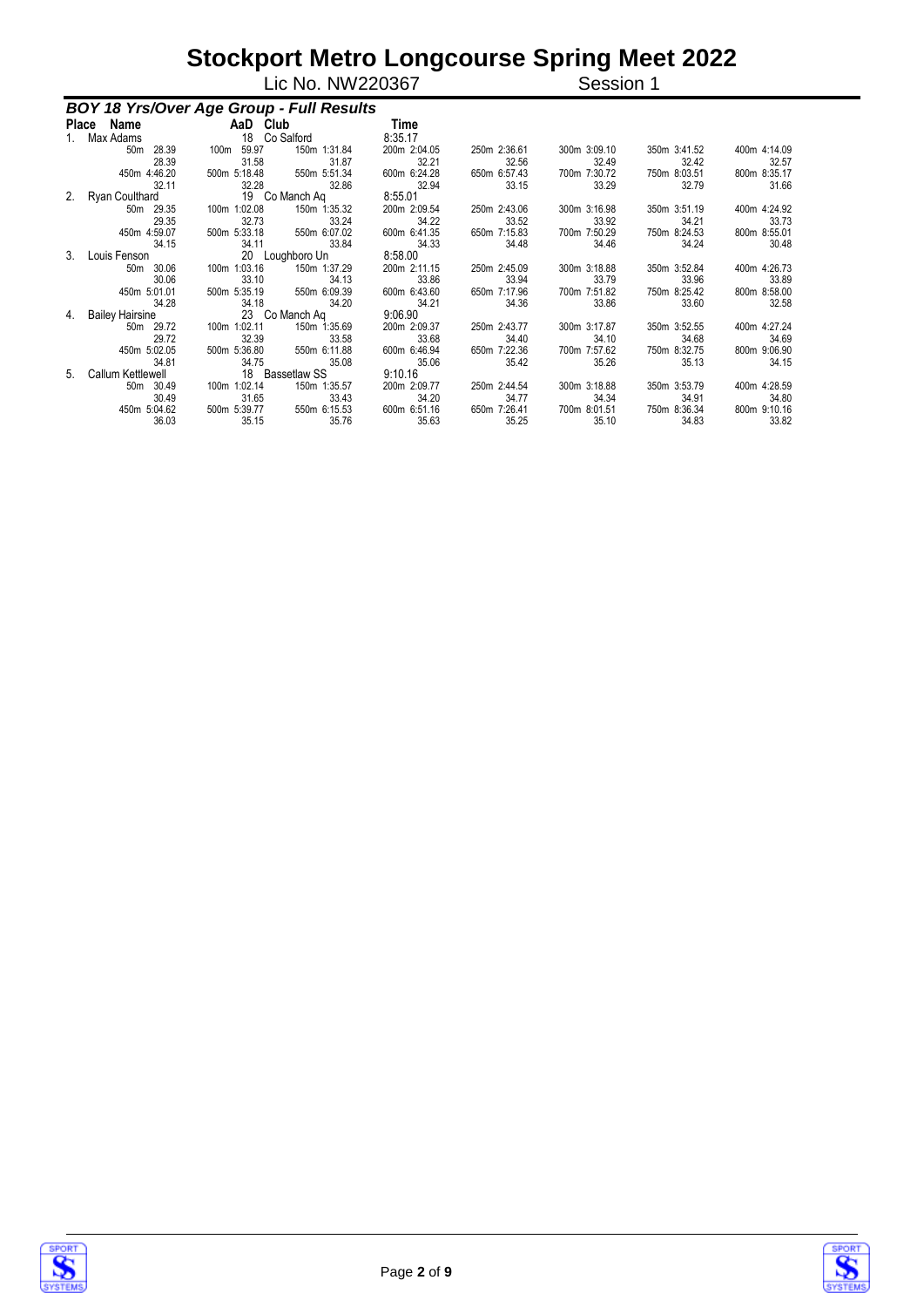# Stockport Metro Longcourse Spring Meet 2022

Lic No. NW220367 Session 1

### *BOY 18 Yrs/Over Age Group - Full Results*

| Place | Name | AaD | Club | Time |
|---|---|---|---|---|
| 1. | Max Adams | 18 | Co Salford | 8:35.17 |
| 2. | Ryan Coulthard | 19 | Co Manch Aq | 8:55.01 |
| 3. | Louis Fenson | 20 | Loughboro Un | 8:58.00 |
| 4. | Bailey Hairsine | 23 | Co Manch Aq | 9:06.90 |
| 5. | Callum Kettlewell | 18 | Bassetlaw SS | 9:10.16 |

**Splits**

| Place | 50m | 100m | 150m | 200m | 250m | 300m | 350m | 400m |
|---|---|---|---|---|---|---|---|---|
| 1. | 28.39 | 59.97 | 1:31.84 | 2:04.05 | 2:36.61 | 3:09.10 | 3:41.52 | 4:14.09 |
| | 28.39 | 31.58 | 31.87 | 32.21 | 32.56 | 32.49 | 32.42 | 32.57 |
| 2. | 29.35 | 1:02.08 | 1:35.32 | 2:09.54 | 2:43.06 | 3:16.98 | 3:51.19 | 4:24.92 |
| | 29.35 | 32.73 | 33.24 | 34.22 | 33.52 | 33.92 | 34.21 | 33.73 |
| 3. | 30.06 | 1:03.16 | 1:37.29 | 2:11.15 | 2:45.09 | 3:18.88 | 3:52.84 | 4:26.73 |
| | 30.06 | 33.10 | 34.13 | 33.86 | 33.94 | 33.79 | 33.96 | 33.89 |
| 4. | 29.72 | 1:02.11 | 1:35.69 | 2:09.37 | 2:43.77 | 3:17.87 | 3:52.55 | 4:27.24 |
| | 29.72 | 32.39 | 33.58 | 33.68 | 34.40 | 34.10 | 34.68 | 34.69 |
| 5. | 30.49 | 1:02.14 | 1:35.57 | 2:09.77 | 2:44.54 | 3:18.88 | 3:53.79 | 4:28.59 |
| | 30.49 | 31.65 | 33.43 | 34.20 | 34.77 | 34.34 | 34.91 | 34.80 |

| Place | 450m | 500m | 550m | 600m | 650m | 700m | 750m | 800m |
|---|---|---|---|---|---|---|---|---|
| 1. | 4:46.20 | 5:18.48 | 5:51.34 | 6:24.28 | 6:57.43 | 7:30.72 | 8:03.51 | 8:35.17 |
| | 32.11 | 32.28 | 32.86 | 32.94 | 33.15 | 33.29 | 32.79 | 31.66 |
| 2. | 4:59.07 | 5:33.18 | 6:07.02 | 6:41.35 | 7:15.83 | 7:50.29 | 8:24.53 | 8:55.01 |
| | 34.15 | 34.11 | 33.84 | 34.33 | 34.48 | 34.46 | 34.24 | 30.48 |
| 3. | 5:01.01 | 5:35.19 | 6:09.39 | 6:43.60 | 7:17.96 | 7:51.82 | 8:25.42 | 8:58.00 |
| | 34.28 | 34.18 | 34.20 | 34.21 | 34.36 | 33.86 | 33.60 | 32.58 |
| 4. | 5:02.05 | 5:36.80 | 6:11.88 | 6:46.94 | 7:22.36 | 7:57.62 | 8:32.75 | 9:06.90 |
| | 34.81 | 34.75 | 35.08 | 35.06 | 35.42 | 35.26 | 35.13 | 34.15 |
| 5. | 5:04.62 | 5:39.77 | 6:15.53 | 6:51.16 | 7:26.41 | 8:01.51 | 8:36.34 | 9:10.16 |
| | 36.03 | 35.15 | 35.76 | 35.63 | 35.25 | 35.10 | 34.83 | 33.82 |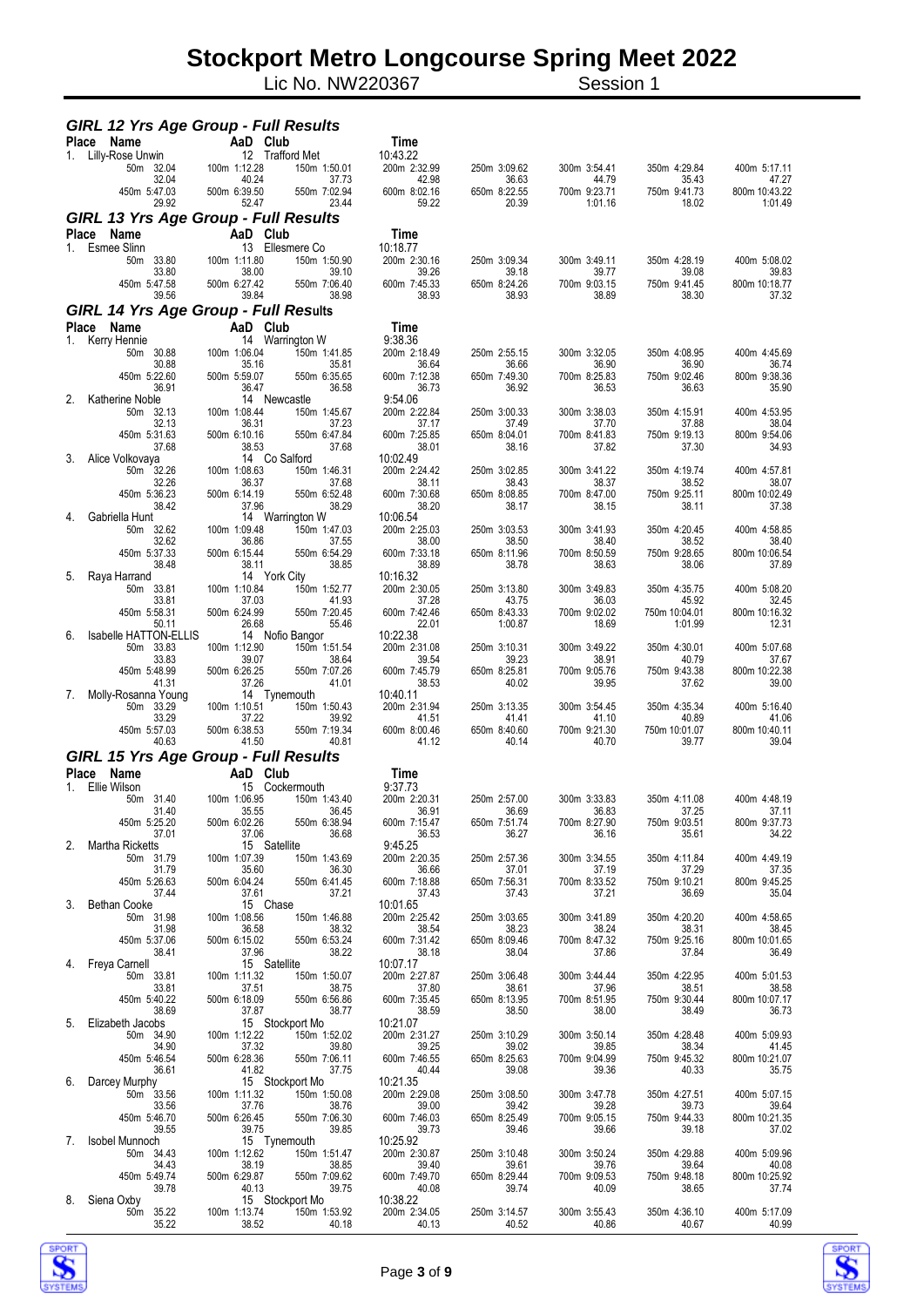# Stockport Metro Longcourse Spring Meet 2022

Lic No. NW220367 Session 1

## GIRL 12 Yrs Age Group - Full Results

| Place | Name | AaD | Club | Time |
|---|---|---|---|---|
| 1. | Lilly-Rose Unwin | 12 | Trafford Met | 10:43.22 |

| 50m 32.04 | 100m 1:12.28 | 150m 1:50.01 | 200m 2:32.99 | 250m 3:09.62 | 300m 3:54.41 | 350m 4:29.84 | 400m 5:17.11 |
|---|---|---|---|---|---|---|---|
| 32.04 | 40.24 | 37.73 | 42.98 | 36.63 | 44.79 | 35.43 | 47.27 |
| 450m 5:47.03 | 500m 6:39.50 | 550m 7:02.94 | 600m 8:02.16 | 650m 8:22.55 | 700m 9:23.71 | 750m 9:41.73 | 800m 10:43.22 |
| 29.92 | 52.47 | 23.44 | 59.22 | 20.39 | 1:01.16 | 18.02 | 1:01.49 |

## GIRL 13 Yrs Age Group - Full Results

| Place | Name | AaD | Club | Time |
|---|---|---|---|---|
| 1. | Esmee Slinn | 13 | Ellesmere Co | 10:18.77 |

| 50m 33.80 | 100m 1:11.80 | 150m 1:50.90 | 200m 2:30.16 | 250m 3:09.34 | 300m 3:49.11 | 350m 4:28.19 | 400m 5:08.02 |
|---|---|---|---|---|---|---|---|
| 33.80 | 38.00 | 39.10 | 39.26 | 39.18 | 39.77 | 39.08 | 39.83 |
| 450m 5:47.58 | 500m 6:27.42 | 550m 7:06.40 | 600m 7:45.33 | 650m 8:24.26 | 700m 9:03.15 | 750m 9:41.45 | 800m 10:18.77 |
| 39.56 | 39.84 | 38.98 | 38.93 | 38.93 | 38.89 | 38.30 | 37.32 |

## GIRL 14 Yrs Age Group - Full Results

| Place | Name | AaD | Club | Time |
|---|---|---|---|---|
| 1. | Kerry Hennie | 14 | Warrington W | 9:38.36 |

| 50m 30.88 | 100m 1:06.04 | 150m 1:41.85 | 200m 2:18.49 | 250m 2:55.15 | 300m 3:32.05 | 350m 4:08.95 | 400m 4:45.69 |
|---|---|---|---|---|---|---|---|
| 30.88 | 35.16 | 35.81 | 36.64 | 36.66 | 36.90 | 36.90 | 36.74 |
| 450m 5:22.60 | 500m 5:59.07 | 550m 6:35.65 | 600m 7:12.38 | 650m 7:49.30 | 700m 8:25.83 | 750m 9:02.46 | 800m 9:38.36 |
| 36.91 | 36.47 | 36.58 | 36.73 | 36.92 | 36.53 | 36.63 | 35.90 |

| Place | Name | AaD | Club | Time |
|---|---|---|---|---|
| 2. | Katherine Noble | 14 | Newcastle | 9:54.06 |

| 50m 32.13 | 100m 1:08.44 | 150m 1:45.67 | 200m 2:22.84 | 250m 3:00.33 | 300m 3:38.03 | 350m 4:15.91 | 400m 4:53.95 |
|---|---|---|---|---|---|---|---|
| 32.13 | 36.31 | 37.23 | 37.17 | 37.49 | 37.70 | 37.88 | 38.04 |
| 450m 5:31.63 | 500m 6:10.16 | 550m 6:47.84 | 600m 7:25.85 | 650m 8:04.01 | 700m 8:41.83 | 750m 9:19.13 | 800m 9:54.06 |
| 37.68 | 38.53 | 37.68 | 38.01 | 38.16 | 37.82 | 37.30 | 34.93 |

| Place | Name | AaD | Club | Time |
|---|---|---|---|---|
| 3. | Alice Volkovaya | 14 | Co Salford | 10:02.49 |

| 50m 32.26 | 100m 1:08.63 | 150m 1:46.31 | 200m 2:24.42 | 250m 3:02.85 | 300m 3:41.22 | 350m 4:19.74 | 400m 4:57.81 |
|---|---|---|---|---|---|---|---|
| 32.26 | 36.37 | 37.68 | 38.11 | 38.43 | 38.37 | 38.52 | 38.07 |
| 450m 5:36.23 | 500m 6:14.19 | 550m 6:52.48 | 600m 7:30.68 | 650m 8:08.85 | 700m 8:47.00 | 750m 9:25.11 | 800m 10:02.49 |
| 38.42 | 37.96 | 38.29 | 38.20 | 38.17 | 38.15 | 38.11 | 37.38 |

| Place | Name | AaD | Club | Time |
|---|---|---|---|---|
| 4. | Gabriella Hunt | 14 | Warrington W | 10:06.54 |

| 50m 32.62 | 100m 1:09.48 | 150m 1:47.03 | 200m 2:25.03 | 250m 3:03.53 | 300m 3:41.93 | 350m 4:20.45 | 400m 4:58.85 |
|---|---|---|---|---|---|---|---|
| 32.62 | 36.86 | 37.55 | 38.00 | 38.50 | 38.40 | 38.52 | 38.40 |
| 450m 5:37.33 | 500m 6:15.44 | 550m 6:54.29 | 600m 7:33.18 | 650m 8:11.96 | 700m 8:50.59 | 750m 9:28.65 | 800m 10:06.54 |
| 38.48 | 38.11 | 38.85 | 38.89 | 38.78 | 38.63 | 38.06 | 37.89 |

| Place | Name | AaD | Club | Time |
|---|---|---|---|---|
| 5. | Raya Harrand | 14 | York City | 10:16.32 |

| 50m 33.81 | 100m 1:10.84 | 150m 1:52.77 | 200m 2:30.05 | 250m 3:13.80 | 300m 3:49.83 | 350m 4:35.75 | 400m 5:08.20 |
|---|---|---|---|---|---|---|---|
| 33.81 | 37.03 | 41.93 | 37.28 | 43.75 | 36.03 | 45.92 | 32.45 |
| 450m 5:58.31 | 500m 6:24.99 | 550m 7:20.45 | 600m 7:42.46 | 650m 8:43.33 | 700m 9:02.02 | 750m 10:04.01 | 800m 10:16.32 |
| 50.11 | 26.68 | 55.46 | 22.01 | 1:00.87 | 18.69 | 1:01.99 | 12.31 |

| Place | Name | AaD | Club | Time |
|---|---|---|---|---|
| 6. | Isabelle HATTON-ELLIS | 14 | Nofio Bangor | 10:22.38 |

| 50m 33.83 | 100m 1:12.90 | 150m 1:51.54 | 200m 2:31.08 | 250m 3:10.31 | 300m 3:49.22 | 350m 4:30.01 | 400m 5:07.68 |
|---|---|---|---|---|---|---|---|
| 33.83 | 39.07 | 38.64 | 39.54 | 39.23 | 38.91 | 40.79 | 37.67 |
| 450m 5:48.99 | 500m 6:26.25 | 550m 7:07.26 | 600m 7:45.79 | 650m 8:25.81 | 700m 9:05.76 | 750m 9:43.38 | 800m 10:22.38 |
| 41.31 | 37.26 | 41.01 | 38.53 | 40.02 | 39.95 | 37.62 | 39.00 |

| Place | Name | AaD | Club | Time |
|---|---|---|---|---|
| 7. | Molly-Rosanna Young | 14 | Tynemouth | 10:40.11 |

| 50m 33.29 | 100m 1:10.51 | 150m 1:50.43 | 200m 2:31.94 | 250m 3:13.35 | 300m 3:54.45 | 350m 4:35.34 | 400m 5:16.40 |
|---|---|---|---|---|---|---|---|
| 33.29 | 37.22 | 39.92 | 41.51 | 41.41 | 41.10 | 40.89 | 41.06 |
| 450m 5:57.03 | 500m 6:38.53 | 550m 7:19.34 | 600m 8:00.46 | 650m 8:40.60 | 700m 9:21.30 | 750m 10:01.07 | 800m 10:40.11 |
| 40.63 | 41.50 | 40.81 | 41.12 | 40.14 | 40.70 | 39.77 | 39.04 |

## GIRL 15 Yrs Age Group - Full Results

| Place | Name | AaD | Club | Time |
|---|---|---|---|---|
| 1. | Ellie Wilson | 15 | Cockermouth | 9:37.73 |

| 50m 31.40 | 100m 1:06.95 | 150m 1:43.40 | 200m 2:20.31 | 250m 2:57.00 | 300m 3:33.83 | 350m 4:11.08 | 400m 4:48.19 |
|---|---|---|---|---|---|---|---|
| 31.40 | 35.55 | 36.45 | 36.91 | 36.69 | 36.83 | 37.25 | 37.11 |
| 450m 5:25.20 | 500m 6:02.26 | 550m 6:38.94 | 600m 7:15.47 | 650m 7:51.74 | 700m 8:27.90 | 750m 9:03.51 | 800m 9:37.73 |
| 37.01 | 37.06 | 36.68 | 36.53 | 36.27 | 36.16 | 35.61 | 34.22 |

| Place | Name | AaD | Club | Time |
|---|---|---|---|---|
| 2. | Martha Ricketts | 15 | Satellite | 9:45.25 |

| 50m 31.79 | 100m 1:07.39 | 150m 1:43.69 | 200m 2:20.35 | 250m 2:57.36 | 300m 3:34.55 | 350m 4:11.84 | 400m 4:49.19 |
|---|---|---|---|---|---|---|---|
| 31.79 | 35.60 | 36.30 | 36.66 | 37.01 | 37.19 | 37.29 | 37.35 |
| 450m 5:26.63 | 500m 6:04.24 | 550m 6:41.45 | 600m 7:18.88 | 650m 7:56.31 | 700m 8:33.52 | 750m 9:10.21 | 800m 9:45.25 |
| 37.44 | 37.61 | 37.21 | 37.43 | 37.43 | 37.21 | 36.69 | 35.04 |

| Place | Name | AaD | Club | Time |
|---|---|---|---|---|
| 3. | Bethan Cooke | 15 | Chase | 10:01.65 |

| 50m 31.98 | 100m 1:08.56 | 150m 1:46.88 | 200m 2:25.42 | 250m 3:03.65 | 300m 3:41.89 | 350m 4:20.20 | 400m 4:58.65 |
|---|---|---|---|---|---|---|---|
| 31.98 | 36.58 | 38.32 | 38.54 | 38.23 | 38.24 | 38.31 | 38.45 |
| 450m 5:37.06 | 500m 6:15.02 | 550m 6:53.24 | 600m 7:31.42 | 650m 8:09.46 | 700m 8:47.32 | 750m 9:25.16 | 800m 10:01.65 |
| 38.41 | 37.96 | 38.22 | 38.18 | 38.04 | 37.86 | 37.84 | 36.49 |

| Place | Name | AaD | Club | Time |
|---|---|---|---|---|
| 4. | Freya Carnell | 15 | Satellite | 10:07.17 |

| 50m 33.81 | 100m 1:11.32 | 150m 1:50.07 | 200m 2:27.87 | 250m 3:06.48 | 300m 3:44.44 | 350m 4:22.95 | 400m 5:01.53 |
|---|---|---|---|---|---|---|---|
| 33.81 | 37.51 | 38.75 | 37.80 | 38.61 | 37.96 | 38.51 | 38.58 |
| 450m 5:40.22 | 500m 6:18.09 | 550m 6:56.86 | 600m 7:35.45 | 650m 8:13.95 | 700m 8:51.95 | 750m 9:30.44 | 800m 10:07.17 |
| 38.69 | 37.87 | 38.77 | 38.59 | 38.50 | 38.00 | 38.49 | 36.73 |

| Place | Name | AaD | Club | Time |
|---|---|---|---|---|
| 5. | Elizabeth Jacobs | 15 | Stockport Mo | 10:21.07 |

| 50m 34.90 | 100m 1:12.22 | 150m 1:52.02 | 200m 2:31.27 | 250m 3:10.29 | 300m 3:50.14 | 350m 4:28.48 | 400m 5:09.93 |
|---|---|---|---|---|---|---|---|
| 34.90 | 37.32 | 39.80 | 39.25 | 39.02 | 39.85 | 38.34 | 41.45 |
| 450m 5:46.54 | 500m 6:28.36 | 550m 7:06.11 | 600m 7:46.55 | 650m 8:25.63 | 700m 9:04.99 | 750m 9:45.32 | 800m 10:21.07 |
| 36.61 | 41.82 | 37.75 | 40.44 | 39.08 | 39.36 | 40.33 | 35.75 |

| Place | Name | AaD | Club | Time |
|---|---|---|---|---|
| 6. | Darcey Murphy | 15 | Stockport Mo | 10:21.35 |

| 50m 33.56 | 100m 1:11.32 | 150m 1:50.08 | 200m 2:29.08 | 250m 3:08.50 | 300m 3:47.78 | 350m 4:27.51 | 400m 5:07.15 |
|---|---|---|---|---|---|---|---|
| 33.56 | 37.76 | 38.76 | 39.00 | 39.42 | 39.28 | 39.73 | 39.64 |
| 450m 5:46.70 | 500m 6:26.45 | 550m 7:06.30 | 600m 7:46.03 | 650m 8:25.49 | 700m 9:05.15 | 750m 9:44.33 | 800m 10:21.35 |
| 39.55 | 39.75 | 39.85 | 39.73 | 39.46 | 39.66 | 39.18 | 37.02 |

| Place | Name | AaD | Club | Time |
|---|---|---|---|---|
| 7. | Isobel Munnoch | 15 | Tynemouth | 10:25.92 |

| 50m 34.43 | 100m 1:12.62 | 150m 1:51.47 | 200m 2:30.87 | 250m 3:10.48 | 300m 3:50.24 | 350m 4:29.88 | 400m 5:09.96 |
|---|---|---|---|---|---|---|---|
| 34.43 | 38.19 | 38.85 | 39.40 | 39.61 | 39.76 | 39.64 | 40.08 |
| 450m 5:49.74 | 500m 6:29.87 | 550m 7:09.62 | 600m 7:49.70 | 650m 8:29.44 | 700m 9:09.53 | 750m 9:48.18 | 800m 10:25.92 |
| 39.78 | 40.13 | 39.75 | 40.08 | 39.74 | 40.09 | 38.65 | 37.74 |

| Place | Name | AaD | Club | Time |
|---|---|---|---|---|
| 8. | Siena Oxby | 15 | Stockport Mo | 10:38.22 |

| 50m 35.22 | 100m 1:13.74 | 150m 1:53.92 | 200m 2:34.05 | 250m 3:14.57 | 300m 3:55.43 | 350m 4:36.10 | 400m 5:17.09 |
|---|---|---|---|---|---|---|---|
| 35.22 | 38.52 | 40.18 | 40.13 | 40.52 | 40.86 | 40.67 | 40.99 |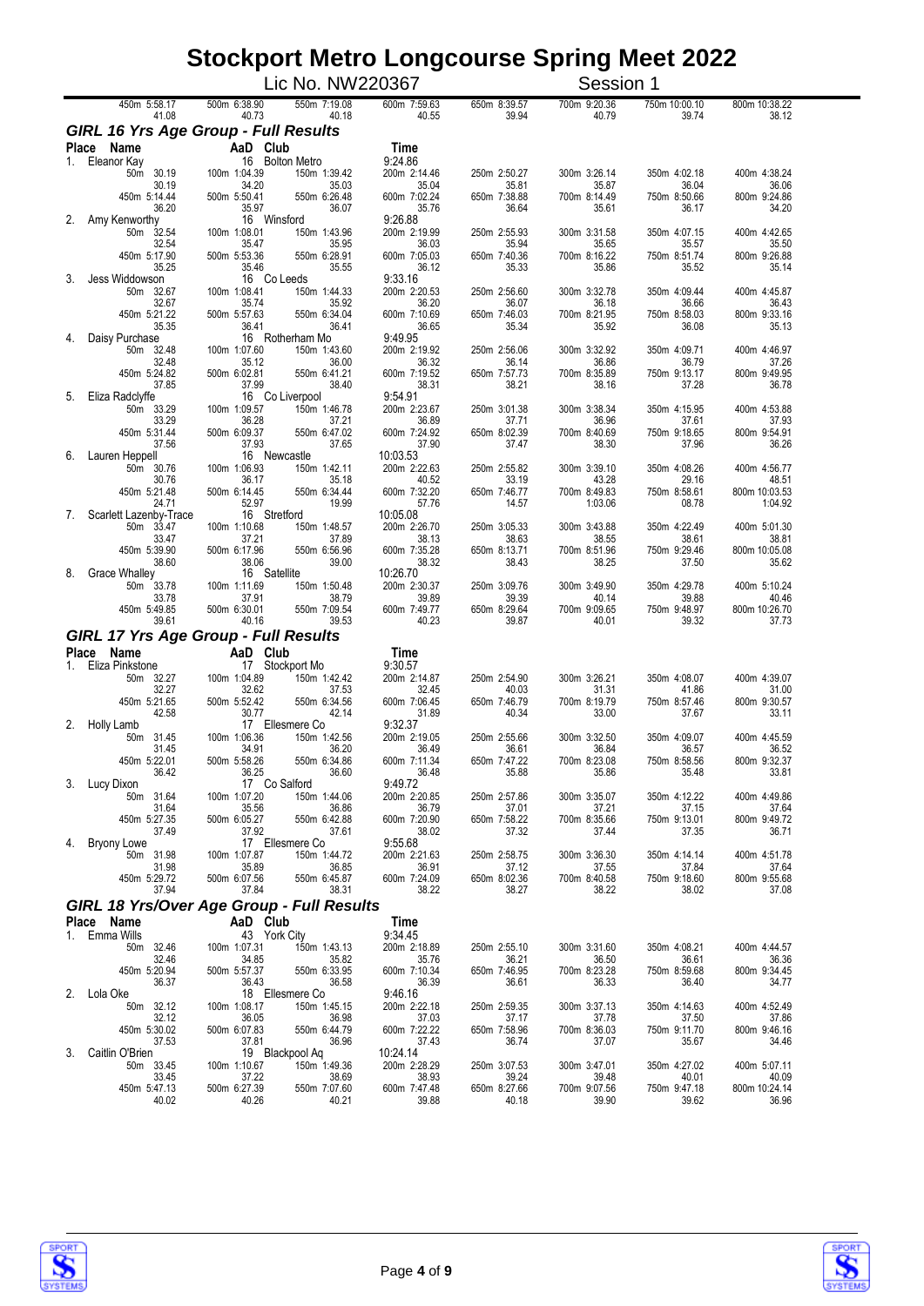# Stockport Metro Longcourse Spring Meet 2022

Lic No. NW220367 Session 1

| 450m 5:58.17 | 500m 6:38.90 | 550m 7:19.08 | 600m 7:59.63 | 650m 8:39.57 | 700m 9:20.36 | 750m 10:00.10 | 800m 10:38.22 |
|---|---|---|---|---|---|---|---|
| 41.08 | 40.73 | 40.18 | 40.55 | 39.94 | 40.79 | 39.74 | 38.12 |

## GIRL 16 Yrs Age Group - Full Results

| Place | Name | AaD | Club | Time |
|---|---|---|---|---|
| 1. | Eleanor Kay | 16 | Bolton Metro | 9:24.86 |

| 50m 30.19 | 100m 1:04.39 | 150m 1:39.42 | 200m 2:14.46 | 250m 2:50.27 | 300m 3:26.14 | 350m 4:02.18 | 400m 4:38.24 |
|---|---|---|---|---|---|---|---|
| 30.19 | 34.20 | 35.03 | 35.04 | 35.81 | 35.87 | 36.04 | 36.06 |
| 450m 5:14.44 | 500m 5:50.41 | 550m 6:26.48 | 600m 7:02.24 | 650m 7:38.88 | 700m 8:14.49 | 750m 8:50.66 | 800m 9:24.86 |
| 36.20 | 35.97 | 36.07 | 35.76 | 36.64 | 35.61 | 36.17 | 34.20 |

| Place | Name | AaD | Club | Time |
|---|---|---|---|---|
| 2. | Amy Kenworthy | 16 | Winsford | 9:26.88 |

| 50m 32.54 | 100m 1:08.01 | 150m 1:43.96 | 200m 2:19.99 | 250m 2:55.93 | 300m 3:31.58 | 350m 4:07.15 | 400m 4:42.65 |
|---|---|---|---|---|---|---|---|
| 32.54 | 35.47 | 35.95 | 36.03 | 35.94 | 35.65 | 35.57 | 35.50 |
| 450m 5:17.90 | 500m 5:53.36 | 550m 6:28.91 | 600m 7:05.03 | 650m 7:40.36 | 700m 8:16.22 | 750m 8:51.74 | 800m 9:26.88 |
| 35.25 | 35.46 | 35.55 | 36.12 | 35.33 | 35.86 | 35.52 | 35.14 |

| Place | Name | AaD | Club | Time |
|---|---|---|---|---|
| 3. | Jess Widdowson | 16 | Co Leeds | 9:33.16 |

| 50m 32.67 | 100m 1:08.41 | 150m 1:44.33 | 200m 2:20.53 | 250m 2:56.60 | 300m 3:32.78 | 350m 4:09.44 | 400m 4:45.87 |
|---|---|---|---|---|---|---|---|
| 32.67 | 35.74 | 35.92 | 36.20 | 36.07 | 36.18 | 36.66 | 36.43 |
| 450m 5:21.22 | 500m 5:57.63 | 550m 6:34.04 | 600m 7:10.69 | 650m 7:46.03 | 700m 8:21.95 | 750m 8:58.03 | 800m 9:33.16 |
| 35.35 | 36.41 | 36.41 | 36.65 | 35.34 | 35.92 | 36.08 | 35.13 |

| Place | Name | AaD | Club | Time |
|---|---|---|---|---|
| 4. | Daisy Purchase | 16 | Rotherham Mo | 9:49.95 |

| 50m 32.48 | 100m 1:07.60 | 150m 1:43.60 | 200m 2:19.92 | 250m 2:56.06 | 300m 3:32.92 | 350m 4:09.71 | 400m 4:46.97 |
|---|---|---|---|---|---|---|---|
| 32.48 | 35.12 | 36.00 | 36.32 | 36.14 | 36.86 | 36.79 | 37.26 |
| 450m 5:24.82 | 500m 6:02.81 | 550m 6:41.21 | 600m 7:19.52 | 650m 7:57.73 | 700m 8:35.89 | 750m 9:13.17 | 800m 9:49.95 |
| 37.85 | 37.99 | 38.40 | 38.31 | 38.21 | 38.16 | 37.28 | 36.78 |

| Place | Name | AaD | Club | Time |
|---|---|---|---|---|
| 5. | Eliza Radclyffe | 16 | Co Liverpool | 9:54.91 |

| 50m 33.29 | 100m 1:09.57 | 150m 1:46.78 | 200m 2:23.67 | 250m 3:01.38 | 300m 3:38.34 | 350m 4:15.95 | 400m 4:53.88 |
|---|---|---|---|---|---|---|---|
| 33.29 | 36.28 | 37.21 | 36.89 | 37.71 | 36.96 | 37.61 | 37.93 |
| 450m 5:31.44 | 500m 6:09.37 | 550m 6:47.02 | 600m 7:24.92 | 650m 8:02.39 | 700m 8:40.69 | 750m 9:18.65 | 800m 9:54.91 |
| 37.56 | 37.93 | 37.65 | 37.90 | 37.47 | 38.30 | 37.96 | 36.26 |

| Place | Name | AaD | Club | Time |
|---|---|---|---|---|
| 6. | Lauren Heppell | 16 | Newcastle | 10:03.53 |

| 50m 30.76 | 100m 1:06.93 | 150m 1:42.11 | 200m 2:22.63 | 250m 2:55.82 | 300m 3:39.10 | 350m 4:08.26 | 400m 4:56.77 |
|---|---|---|---|---|---|---|---|
| 30.76 | 36.17 | 35.18 | 40.52 | 33.19 | 43.28 | 29.16 | 48.51 |
| 450m 5:21.48 | 500m 6:14.45 | 550m 6:34.44 | 600m 7:32.20 | 650m 7:46.77 | 700m 8:49.83 | 750m 8:58.61 | 800m 10:03.53 |
| 24.71 | 52.97 | 19.99 | 57.76 | 14.57 | 1:03.06 | 08.78 | 1:04.92 |

| Place | Name | AaD | Club | Time |
|---|---|---|---|---|
| 7. | Scarlett Lazenby-Trace | 16 | Stretford | 10:05.08 |

| 50m 33.47 | 100m 1:10.68 | 150m 1:48.57 | 200m 2:26.70 | 250m 3:05.33 | 300m 3:43.88 | 350m 4:22.49 | 400m 5:01.30 |
|---|---|---|---|---|---|---|---|
| 33.47 | 37.21 | 37.89 | 38.13 | 38.63 | 38.55 | 38.61 | 38.81 |
| 450m 5:39.90 | 500m 6:17.96 | 550m 6:56.96 | 600m 7:35.28 | 650m 8:13.71 | 700m 8:51.96 | 750m 9:29.46 | 800m 10:05.08 |
| 38.60 | 38.06 | 39.00 | 38.32 | 38.43 | 38.25 | 37.50 | 35.62 |

| Place | Name | AaD | Club | Time |
|---|---|---|---|---|
| 8. | Grace Whalley | 16 | Satellite | 10:26.70 |

| 50m 33.78 | 100m 1:11.69 | 150m 1:50.48 | 200m 2:30.37 | 250m 3:09.76 | 300m 3:49.90 | 350m 4:29.78 | 400m 5:10.24 |
|---|---|---|---|---|---|---|---|
| 33.78 | 37.91 | 38.79 | 39.89 | 39.39 | 40.14 | 39.88 | 40.46 |
| 450m 5:49.85 | 500m 6:30.01 | 550m 7:09.54 | 600m 7:49.77 | 650m 8:29.64 | 700m 9:09.65 | 750m 9:48.97 | 800m 10:26.70 |
| 39.61 | 40.16 | 39.53 | 40.23 | 39.87 | 40.01 | 39.32 | 37.73 |

## GIRL 17 Yrs Age Group - Full Results

| Place | Name | AaD | Club | Time |
|---|---|---|---|---|
| 1. | Eliza Pinkstone | 17 | Stockport Mo | 9:30.57 |

| 50m 32.27 | 100m 1:04.89 | 150m 1:42.42 | 200m 2:14.87 | 250m 2:54.90 | 300m 3:26.21 | 350m 4:08.07 | 400m 4:39.07 |
|---|---|---|---|---|---|---|---|
| 32.27 | 32.62 | 37.53 | 32.45 | 40.03 | 31.31 | 41.86 | 31.00 |
| 450m 5:21.65 | 500m 5:52.42 | 550m 6:34.56 | 600m 7:06.45 | 650m 7:46.79 | 700m 8:19.79 | 750m 8:57.46 | 800m 9:30.57 |
| 42.58 | 30.77 | 42.14 | 31.89 | 40.34 | 33.00 | 37.67 | 33.11 |

| Place | Name | AaD | Club | Time |
|---|---|---|---|---|
| 2. | Holly Lamb | 17 | Ellesmere Co | 9:32.37 |

| 50m 31.45 | 100m 1:06.36 | 150m 1:42.56 | 200m 2:19.05 | 250m 2:55.66 | 300m 3:32.50 | 350m 4:09.07 | 400m 4:45.59 |
|---|---|---|---|---|---|---|---|
| 31.45 | 34.91 | 36.20 | 36.49 | 36.61 | 36.84 | 36.57 | 36.52 |
| 450m 5:22.01 | 500m 5:58.26 | 550m 6:34.86 | 600m 7:11.34 | 650m 7:47.22 | 700m 8:23.08 | 750m 8:58.56 | 800m 9:32.37 |
| 36.42 | 36.25 | 36.60 | 36.48 | 35.88 | 35.86 | 35.48 | 33.81 |

| Place | Name | AaD | Club | Time |
|---|---|---|---|---|
| 3. | Lucy Dixon | 17 | Co Salford | 9:49.72 |

| 50m 31.64 | 100m 1:07.20 | 150m 1:44.06 | 200m 2:20.85 | 250m 2:57.86 | 300m 3:35.07 | 350m 4:12.22 | 400m 4:49.86 |
|---|---|---|---|---|---|---|---|
| 31.64 | 35.56 | 36.86 | 36.79 | 37.01 | 37.21 | 37.15 | 37.64 |
| 450m 5:27.35 | 500m 6:05.27 | 550m 6:42.88 | 600m 7:20.90 | 650m 7:58.22 | 700m 8:35.66 | 750m 9:13.01 | 800m 9:49.72 |
| 37.49 | 37.92 | 37.61 | 38.02 | 37.32 | 37.44 | 37.35 | 36.71 |

| Place | Name | AaD | Club | Time |
|---|---|---|---|---|
| 4. | Bryony Lowe | 17 | Ellesmere Co | 9:55.68 |

| 50m 31.98 | 100m 1:07.87 | 150m 1:44.72 | 200m 2:21.63 | 250m 2:58.75 | 300m 3:36.30 | 350m 4:14.14 | 400m 4:51.78 |
|---|---|---|---|---|---|---|---|
| 31.98 | 35.89 | 36.85 | 36.91 | 37.12 | 37.55 | 37.84 | 37.64 |
| 450m 5:29.72 | 500m 6:07.56 | 550m 6:45.87 | 600m 7:24.09 | 650m 8:02.36 | 700m 8:40.58 | 750m 9:18.60 | 800m 9:55.68 |
| 37.94 | 37.84 | 38.31 | 38.22 | 38.27 | 38.22 | 38.02 | 37.08 |

## GIRL 18 Yrs/Over Age Group - Full Results

| Place | Name | AaD | Club | Time |
|---|---|---|---|---|
| 1. | Emma Wills | 43 | York City | 9:34.45 |

| 50m 32.46 | 100m 1:07.31 | 150m 1:43.13 | 200m 2:18.89 | 250m 2:55.10 | 300m 3:31.60 | 350m 4:08.21 | 400m 4:44.57 |
|---|---|---|---|---|---|---|---|
| 32.46 | 34.85 | 35.82 | 35.76 | 36.21 | 36.50 | 36.61 | 36.36 |
| 450m 5:20.94 | 500m 5:57.37 | 550m 6:33.95 | 600m 7:10.34 | 650m 7:46.95 | 700m 8:23.28 | 750m 8:59.68 | 800m 9:34.45 |
| 36.37 | 36.43 | 36.58 | 36.39 | 36.61 | 36.33 | 36.40 | 34.77 |

| Place | Name | AaD | Club | Time |
|---|---|---|---|---|
| 2. | Lola Oke | 18 | Ellesmere Co | 9:46.16 |

| 50m 32.12 | 100m 1:08.17 | 150m 1:45.15 | 200m 2:22.18 | 250m 2:59.35 | 300m 3:37.13 | 350m 4:14.63 | 400m 4:52.49 |
|---|---|---|---|---|---|---|---|
| 32.12 | 36.05 | 36.98 | 37.03 | 37.17 | 37.78 | 37.50 | 37.86 |
| 450m 5:30.02 | 500m 6:07.83 | 550m 6:44.79 | 600m 7:22.22 | 650m 7:58.96 | 700m 8:36.03 | 750m 9:11.70 | 800m 9:46.16 |
| 37.53 | 37.81 | 36.96 | 37.43 | 36.74 | 37.07 | 35.67 | 34.46 |

| Place | Name | AaD | Club | Time |
|---|---|---|---|---|
| 3. | Caitlin O'Brien | 19 | Blackpool Aq | 10:24.14 |

| 50m 33.45 | 100m 1:10.67 | 150m 1:49.36 | 200m 2:28.29 | 250m 3:07.53 | 300m 3:47.01 | 350m 4:27.02 | 400m 5:07.11 |
|---|---|---|---|---|---|---|---|
| 33.45 | 37.22 | 38.69 | 38.93 | 39.24 | 39.48 | 40.01 | 40.09 |
| 450m 5:47.13 | 500m 6:27.39 | 550m 7:07.60 | 600m 7:47.48 | 650m 8:27.66 | 700m 9:07.56 | 750m 9:47.18 | 800m 10:24.14 |
| 40.02 | 40.26 | 40.21 | 39.88 | 40.18 | 39.90 | 39.62 | 36.96 |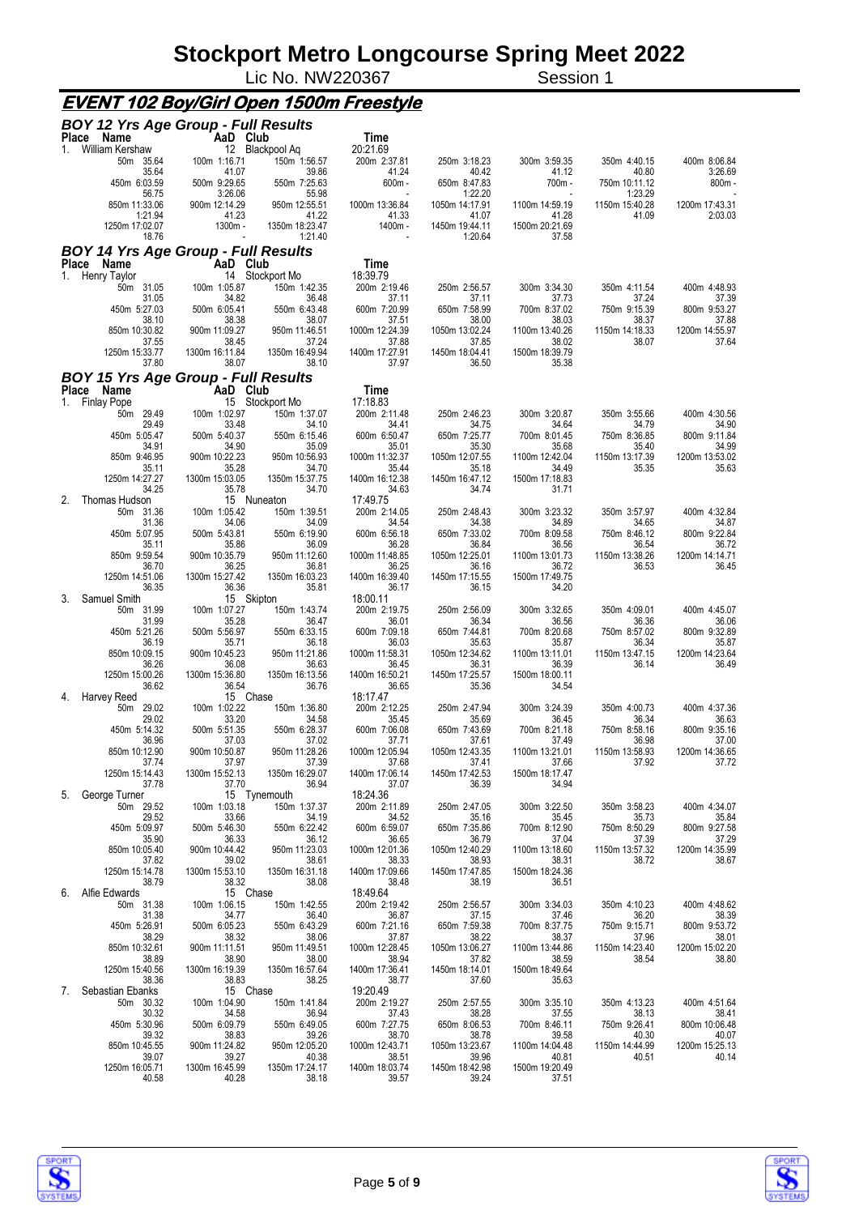# Stockport Metro Longcourse Spring Meet 2022

Lic No. NW220367 Session 1

## EVENT 102 Boy/Girl Open 1500m Freestyle

### BOY 12 Yrs Age Group - Full Results

| Place | Name | AaD | Club | Time |
|---|---|---|---|---|
| 1. | William Kershaw | 12 | Blackpool Aq | 20:21.69 |

| 50m 35.64 | 100m 1:16.71 | 150m 1:56.57 | 200m 2:37.81 | 250m 3:18.23 | 300m 3:59.35 | 350m 4:40.15 | 400m 8:06.84 |
|---|---|---|---|---|---|---|---|
| 35.64 | 41.07 | 39.86 | 41.24 | 40.42 | 41.12 | 40.80 | 3:26.69 |
| 450m 6:03.59 | 500m 9:29.65 | 550m 7:25.63 | 600m - | 650m 8:47.83 | 700m - | 750m 10:11.12 | 800m - |
| 56.75 | 3:26.06 | 55.98 | - | 1:22.20 | - | 1:23.29 | - |
| 850m 11:33.06 | 900m 12:14.29 | 950m 12:55.51 | 1000m 13:36.84 | 1050m 14:17.91 | 1100m 14:59.19 | 1150m 15:40.28 | 1200m 17:43.31 |
| 1:21.94 | 41.23 | 41.22 | 41.33 | 41.07 | 41.28 | 41.09 | 2:03.03 |
| 1250m 17:02.07 | 1300m - | 1350m 18:23.47 | 1400m - | 1450m 19:44.11 | 1500m 20:21.69 | | |
| 18.76 | - | 1:21.40 | - | 1:20.64 | 37.58 | | |

### BOY 14 Yrs Age Group - Full Results

| Place | Name | AaD | Club | Time |
|---|---|---|---|---|
| 1. | Henry Taylor | 14 | Stockport Mo | 18:39.79 |

| 50m 31.05 | 100m 1:05.87 | 150m 1:42.35 | 200m 2:19.46 | 250m 2:56.57 | 300m 3:34.30 | 350m 4:11.54 | 400m 4:48.93 |
|---|---|---|---|---|---|---|---|
| 31.05 | 34.82 | 36.48 | 37.11 | 37.11 | 37.73 | 37.24 | 37.39 |
| 450m 5:27.03 | 500m 6:05.41 | 550m 6:43.48 | 600m 7:20.99 | 650m 7:58.99 | 700m 8:37.02 | 750m 9:15.39 | 800m 9:53.27 |
| 38.10 | 38.38 | 38.07 | 37.51 | 38.00 | 38.03 | 38.37 | 37.88 |
| 850m 10:30.82 | 900m 11:09.27 | 950m 11:46.51 | 1000m 12:24.39 | 1050m 13:02.24 | 1100m 13:40.26 | 1150m 14:18.33 | 1200m 14:55.97 |
| 37.55 | 38.45 | 37.24 | 37.88 | 37.85 | 38.02 | 38.07 | 37.64 |
| 1250m 15:33.77 | 1300m 16:11.84 | 1350m 16:49.94 | 1400m 17:27.91 | 1450m 18:04.41 | 1500m 18:39.79 | | |
| 37.80 | 38.07 | 38.10 | 37.97 | 36.50 | 35.38 | | |

### BOY 15 Yrs Age Group - Full Results

| Place | Name | AaD | Club | Time |
|---|---|---|---|---|
| 1. | Finlay Pope | 15 | Stockport Mo | 17:18.83 |

| 50m 29.49 | 100m 1:02.97 | 150m 1:37.07 | 200m 2:11.48 | 250m 2:46.23 | 300m 3:20.87 | 350m 3:55.66 | 400m 4:30.56 |
|---|---|---|---|---|---|---|---|
| 29.49 | 33.48 | 34.10 | 34.41 | 34.75 | 34.64 | 34.79 | 34.90 |
| 450m 5:05.47 | 500m 5:40.37 | 550m 6:15.46 | 600m 6:50.47 | 650m 7:25.77 | 700m 8:01.45 | 750m 8:36.85 | 800m 9:11.84 |
| 34.91 | 34.90 | 35.09 | 35.01 | 35.30 | 35.68 | 35.40 | 34.99 |
| 850m 9:46.95 | 900m 10:22.23 | 950m 10:56.93 | 1000m 11:32.37 | 1050m 12:07.55 | 1100m 12:42.04 | 1150m 13:17.39 | 1200m 13:53.02 |
| 35.11 | 35.28 | 34.70 | 35.44 | 35.18 | 34.49 | 35.35 | 35.63 |
| 1250m 14:27.27 | 1300m 15:03.05 | 1350m 15:37.75 | 1400m 16:12.38 | 1450m 16:47.12 | 1500m 17:18.83 | | |
| 34.25 | 35.78 | 34.70 | 34.63 | 34.74 | 31.71 | | |

| Place | Name | AaD | Club | Time |
|---|---|---|---|---|
| 2. | Thomas Hudson | 15 | Nuneaton | 17:49.75 |

| 50m 31.36 | 100m 1:05.42 | 150m 1:39.51 | 200m 2:14.05 | 250m 2:48.43 | 300m 3:23.32 | 350m 3:57.97 | 400m 4:32.84 |
|---|---|---|---|---|---|---|---|
| 31.36 | 34.06 | 34.09 | 34.54 | 34.38 | 34.89 | 34.65 | 34.87 |
| 450m 5:07.95 | 500m 5:43.81 | 550m 6:19.90 | 600m 6:56.18 | 650m 7:33.02 | 700m 8:09.58 | 750m 8:46.12 | 800m 9:22.84 |
| 35.11 | 35.86 | 36.09 | 36.28 | 36.84 | 36.56 | 36.54 | 36.72 |
| 850m 9:59.54 | 900m 10:35.79 | 950m 11:12.60 | 1000m 11:48.85 | 1050m 12:25.01 | 1100m 13:01.73 | 1150m 13:38.26 | 1200m 14:14.71 |
| 36.70 | 36.25 | 36.81 | 36.25 | 36.16 | 36.72 | 36.53 | 36.45 |
| 1250m 14:51.06 | 1300m 15:27.42 | 1350m 16:03.23 | 1400m 16:39.40 | 1450m 17:15.55 | 1500m 17:49.75 | | |
| 36.35 | 36.36 | 35.81 | 36.17 | 36.15 | 34.20 | | |

| Place | Name | AaD | Club | Time |
|---|---|---|---|---|
| 3. | Samuel Smith | 15 | Skipton | 18:00.11 |

| 50m 31.99 | 100m 1:07.27 | 150m 1:43.74 | 200m 2:19.75 | 250m 2:56.09 | 300m 3:32.65 | 350m 4:09.01 | 400m 4:45.07 |
|---|---|---|---|---|---|---|---|
| 31.99 | 35.28 | 36.47 | 36.01 | 36.34 | 36.56 | 36.36 | 36.06 |
| 450m 5:21.26 | 500m 5:56.97 | 550m 6:33.15 | 600m 7:09.18 | 650m 7:44.81 | 700m 8:20.68 | 750m 8:57.02 | 800m 9:32.89 |
| 36.19 | 35.71 | 36.18 | 36.03 | 35.63 | 35.87 | 36.34 | 35.87 |
| 850m 10:09.15 | 900m 10:45.23 | 950m 11:21.86 | 1000m 11:58.31 | 1050m 12:34.62 | 1100m 13:11.01 | 1150m 13:47.15 | 1200m 14:23.64 |
| 36.26 | 36.08 | 36.63 | 36.45 | 36.31 | 36.39 | 36.14 | 36.49 |
| 1250m 15:00.26 | 1300m 15:36.80 | 1350m 16:13.56 | 1400m 16:50.21 | 1450m 17:25.57 | 1500m 18:00.11 | | |
| 36.62 | 36.54 | 36.76 | 36.65 | 35.36 | 34.54 | | |

| Place | Name | AaD | Club | Time |
|---|---|---|---|---|
| 4. | Harvey Reed | 15 | Chase | 18:17.47 |

| 50m 29.02 | 100m 1:02.22 | 150m 1:36.80 | 200m 2:12.25 | 250m 2:47.94 | 300m 3:24.39 | 350m 4:00.73 | 400m 4:37.36 |
|---|---|---|---|---|---|---|---|
| 29.02 | 33.20 | 34.58 | 35.45 | 35.69 | 36.45 | 36.34 | 36.63 |
| 450m 5:14.32 | 500m 5:51.35 | 550m 6:28.37 | 600m 7:06.08 | 650m 7:43.69 | 700m 8:21.18 | 750m 8:58.16 | 800m 9:35.16 |
| 36.96 | 37.03 | 37.02 | 37.71 | 37.61 | 37.49 | 36.98 | 37.00 |
| 850m 10:12.90 | 900m 10:50.87 | 950m 11:28.26 | 1000m 12:05.94 | 1050m 12:43.35 | 1100m 13:21.01 | 1150m 13:58.93 | 1200m 14:36.65 |
| 37.74 | 37.97 | 37.39 | 37.68 | 37.41 | 37.66 | 37.92 | 37.72 |
| 1250m 15:14.43 | 1300m 15:52.13 | 1350m 16:29.07 | 1400m 17:06.14 | 1450m 17:42.53 | 1500m 18:17.47 | | |
| 37.78 | 37.70 | 36.94 | 37.07 | 36.39 | 34.94 | | |

| Place | Name | AaD | Club | Time |
|---|---|---|---|---|
| 5. | George Turner | 15 | Tynemouth | 18:24.36 |

| 50m 29.52 | 100m 1:03.18 | 150m 1:37.37 | 200m 2:11.89 | 250m 2:47.05 | 300m 3:22.50 | 350m 3:58.23 | 400m 4:34.07 |
|---|---|---|---|---|---|---|---|
| 29.52 | 33.66 | 34.19 | 34.52 | 35.16 | 35.45 | 35.73 | 35.84 |
| 450m 5:09.97 | 500m 5:46.30 | 550m 6:22.42 | 600m 6:59.07 | 650m 7:35.86 | 700m 8:12.90 | 750m 8:50.29 | 800m 9:27.58 |
| 35.90 | 36.33 | 36.12 | 36.65 | 36.79 | 37.04 | 37.39 | 37.29 |
| 850m 10:05.40 | 900m 10:44.42 | 950m 11:23.03 | 1000m 12:01.36 | 1050m 12:40.29 | 1100m 13:18.60 | 1150m 13:57.32 | 1200m 14:35.99 |
| 37.82 | 39.02 | 38.61 | 38.33 | 38.93 | 38.31 | 38.72 | 38.67 |
| 1250m 15:14.78 | 1300m 15:53.10 | 1350m 16:31.18 | 1400m 17:09.66 | 1450m 17:47.85 | 1500m 18:24.36 | | |
| 38.79 | 38.32 | 38.08 | 38.48 | 38.19 | 36.51 | | |

| Place | Name | AaD | Club | Time |
|---|---|---|---|---|
| 6. | Alfie Edwards | 15 | Chase | 18:49.64 |

| 50m 31.38 | 100m 1:06.15 | 150m 1:42.55 | 200m 2:19.42 | 250m 2:56.57 | 300m 3:34.03 | 350m 4:10.23 | 400m 4:48.62 |
|---|---|---|---|---|---|---|---|
| 31.38 | 34.77 | 36.40 | 36.87 | 37.15 | 37.46 | 36.20 | 38.39 |
| 450m 5:26.91 | 500m 6:05.23 | 550m 6:43.29 | 600m 7:21.16 | 650m 7:59.38 | 700m 8:37.75 | 750m 9:15.71 | 800m 9:53.72 |
| 38.29 | 38.32 | 38.06 | 37.87 | 38.22 | 38.37 | 37.96 | 38.01 |
| 850m 10:32.61 | 900m 11:11.51 | 950m 11:49.51 | 1000m 12:28.45 | 1050m 13:06.27 | 1100m 13:44.86 | 1150m 14:23.40 | 1200m 15:02.20 |
| 38.89 | 38.90 | 38.00 | 38.94 | 37.82 | 38.59 | 38.54 | 38.80 |
| 1250m 15:40.56 | 1300m 16:19.39 | 1350m 16:57.64 | 1400m 17:36.41 | 1450m 18:14.01 | 1500m 18:49.64 | | |
| 38.36 | 38.83 | 38.25 | 38.77 | 37.60 | 35.63 | | |

| Place | Name | AaD | Club | Time |
|---|---|---|---|---|
| 7. | Sebastian Ebanks | 15 | Chase | 19:20.49 |

| 50m 30.32 | 100m 1:04.90 | 150m 1:41.84 | 200m 2:19.27 | 250m 2:57.55 | 300m 3:35.10 | 350m 4:13.23 | 400m 4:51.64 |
|---|---|---|---|---|---|---|---|
| 30.32 | 34.58 | 36.94 | 37.43 | 38.28 | 37.55 | 38.13 | 38.41 |
| 450m 5:30.96 | 500m 6:09.79 | 550m 6:49.05 | 600m 7:27.75 | 650m 8:06.53 | 700m 8:46.11 | 750m 9:26.41 | 800m 10:06.48 |
| 39.32 | 38.83 | 39.26 | 38.70 | 38.78 | 39.58 | 40.30 | 40.07 |
| 850m 10:45.55 | 900m 11:24.82 | 950m 12:05.20 | 1000m 12:43.71 | 1050m 13:23.67 | 1100m 14:04.48 | 1150m 14:44.99 | 1200m 15:25.13 |
| 39.07 | 39.27 | 40.38 | 38.51 | 39.96 | 40.81 | 40.51 | 40.14 |
| 1250m 16:05.71 | 1300m 16:45.99 | 1350m 17:24.17 | 1400m 18:03.74 | 1450m 18:42.98 | 1500m 19:20.49 | | |
| 40.58 | 40.28 | 38.18 | 39.57 | 39.24 | 37.51 | | |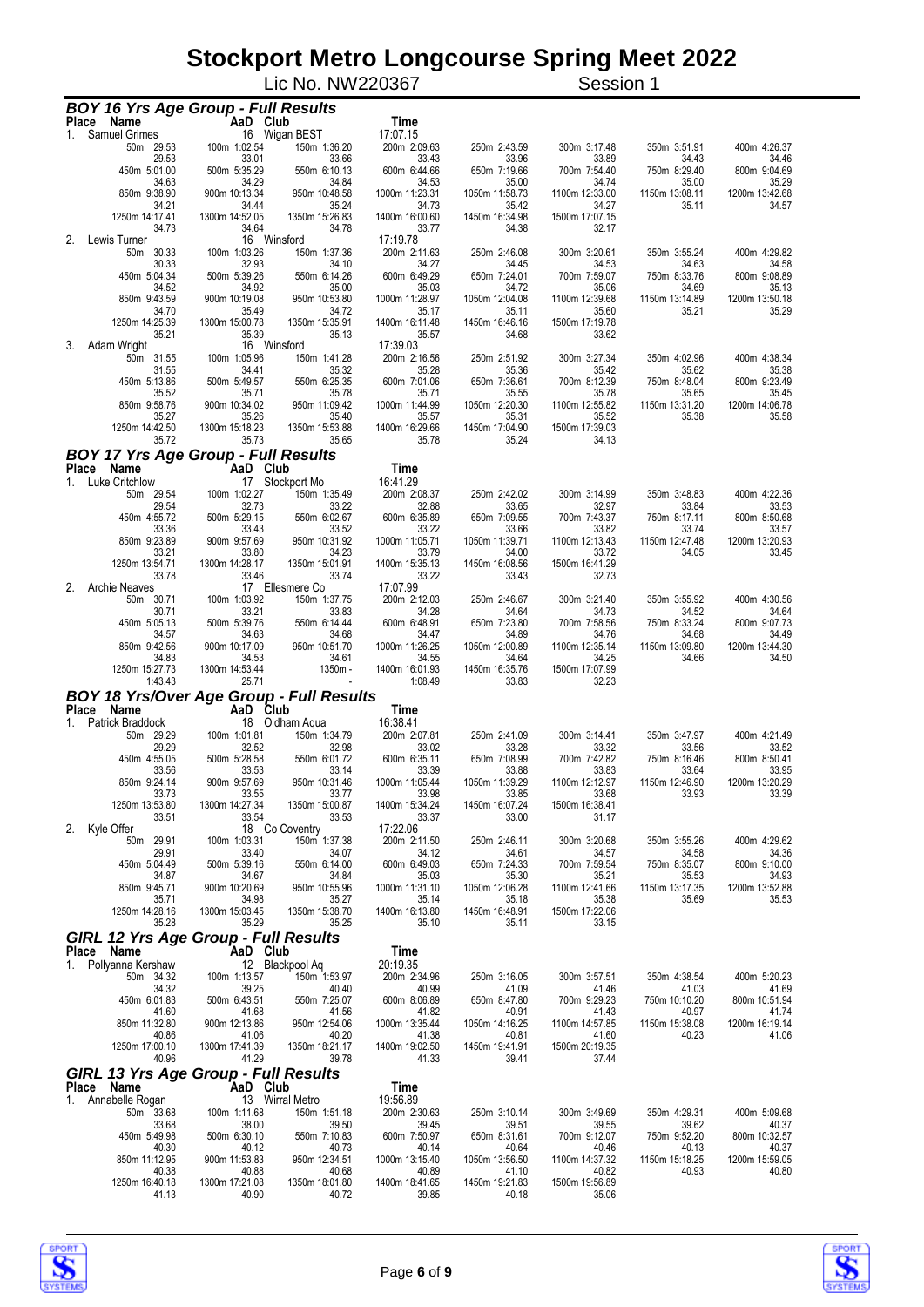# Stockport Metro Longcourse Spring Meet 2022

Lic No. NW220367 Session 1

## BOY 16 Yrs Age Group - Full Results

| Place | Name | AaD | Club | Time |
|---|---|---|---|---|
| 1. | Samuel Grimes | 16 | Wigan BEST | 17:07.15 |

| | | | | | | | |
|---|---|---|---|---|---|---|---|
| 50m 29.53 | 100m 1:02.54 | 150m 1:36.20 | 200m 2:09.63 | 250m 2:43.59 | 300m 3:17.48 | 350m 3:51.91 | 400m 4:26.37 |
| 29.53 | 33.01 | 33.66 | 33.43 | 33.96 | 33.89 | 34.43 | 34.46 |
| 450m 5:01.00 | 500m 5:35.29 | 550m 6:10.13 | 600m 6:44.66 | 650m 7:19.66 | 700m 7:54.40 | 750m 8:29.40 | 800m 9:04.69 |
| 34.63 | 34.29 | 34.84 | 34.53 | 35.00 | 34.74 | 35.00 | 35.29 |
| 850m 9:38.90 | 900m 10:13.34 | 950m 10:48.58 | 1000m 11:23.31 | 1050m 11:58.73 | 1100m 12:33.00 | 1150m 13:08.11 | 1200m 13:42.68 |
| 34.21 | 34.44 | 35.24 | 34.73 | 35.42 | 34.27 | 35.11 | 34.57 |
| 1250m 14:17.41 | 1300m 14:52.05 | 1350m 15:26.83 | 1400m 16:00.60 | 1450m 16:34.98 | 1500m 17:07.15 | | |
| 34.73 | 34.64 | 34.78 | 33.77 | 34.38 | 32.17 | | |

| Place | Name | AaD | Club | Time |
|---|---|---|---|---|
| 2. | Lewis Turner | 16 | Winsford | 17:19.78 |

| | | | | | | | |
|---|---|---|---|---|---|---|---|
| 50m 30.33 | 100m 1:03.26 | 150m 1:37.36 | 200m 2:11.63 | 250m 2:46.08 | 300m 3:20.61 | 350m 3:55.24 | 400m 4:29.82 |
| 30.33 | 32.93 | 34.10 | 34.27 | 34.45 | 34.53 | 34.63 | 34.58 |
| 450m 5:04.34 | 500m 5:39.26 | 550m 6:14.26 | 600m 6:49.29 | 650m 7:24.01 | 700m 7:59.07 | 750m 8:33.76 | 800m 9:08.89 |
| 34.52 | 34.92 | 35.00 | 35.03 | 34.72 | 35.06 | 34.69 | 35.13 |
| 850m 9:43.59 | 900m 10:19.08 | 950m 10:53.80 | 1000m 11:28.97 | 1050m 12:04.08 | 1100m 12:39.68 | 1150m 13:14.89 | 1200m 13:50.18 |
| 34.70 | 35.49 | 34.72 | 35.17 | 35.11 | 35.60 | 35.21 | 35.29 |
| 1250m 14:25.39 | 1300m 15:00.78 | 1350m 15:35.91 | 1400m 16:11.48 | 1450m 16:46.16 | 1500m 17:19.78 | | |
| 35.21 | 35.39 | 35.13 | 35.57 | 34.68 | 33.62 | | |

| Place | Name | AaD | Club | Time |
|---|---|---|---|---|
| 3. | Adam Wright | 16 | Winsford | 17:39.03 |

| | | | | | | | |
|---|---|---|---|---|---|---|---|
| 50m 31.55 | 100m 1:05.96 | 150m 1:41.28 | 200m 2:16.56 | 250m 2:51.92 | 300m 3:27.34 | 350m 4:02.96 | 400m 4:38.34 |
| 31.55 | 34.41 | 35.32 | 35.28 | 35.36 | 35.42 | 35.62 | 35.38 |
| 450m 5:13.86 | 500m 5:49.57 | 550m 6:25.35 | 600m 7:01.06 | 650m 7:36.61 | 700m 8:12.39 | 750m 8:48.04 | 800m 9:23.49 |
| 35.52 | 35.71 | 35.78 | 35.71 | 35.55 | 35.78 | 35.65 | 35.45 |
| 850m 9:58.76 | 900m 10:34.02 | 950m 11:09.42 | 1000m 11:44.99 | 1050m 12:20.30 | 1100m 12:55.82 | 1150m 13:31.20 | 1200m 14:06.78 |
| 35.27 | 35.26 | 35.40 | 35.57 | 35.31 | 35.52 | 35.38 | 35.58 |
| 1250m 14:42.50 | 1300m 15:18.23 | 1350m 15:53.88 | 1400m 16:29.66 | 1450m 17:04.90 | 1500m 17:39.03 | | |
| 35.72 | 35.73 | 35.65 | 35.78 | 35.24 | 34.13 | | |

## BOY 17 Yrs Age Group - Full Results

| Place | Name | AaD | Club | Time |
|---|---|---|---|---|
| 1. | Luke Critchlow | 17 | Stockport Mo | 16:41.29 |

| | | | | | | | |
|---|---|---|---|---|---|---|---|
| 50m 29.54 | 100m 1:02.27 | 150m 1:35.49 | 200m 2:08.37 | 250m 2:42.02 | 300m 3:14.99 | 350m 3:48.83 | 400m 4:22.36 |
| 29.54 | 32.73 | 33.22 | 32.88 | 33.65 | 32.97 | 33.84 | 33.53 |
| 450m 4:55.72 | 500m 5:29.15 | 550m 6:02.67 | 600m 6:35.89 | 650m 7:09.55 | 700m 7:43.37 | 750m 8:17.11 | 800m 8:50.68 |
| 33.36 | 33.43 | 33.52 | 33.22 | 33.66 | 33.82 | 33.74 | 33.57 |
| 850m 9:23.89 | 900m 9:57.69 | 950m 10:31.92 | 1000m 11:05.71 | 1050m 11:39.71 | 1100m 12:13.43 | 1150m 12:47.48 | 1200m 13:20.93 |
| 33.21 | 33.80 | 34.23 | 33.79 | 34.00 | 33.72 | 34.05 | 33.45 |
| 1250m 13:54.71 | 1300m 14:28.17 | 1350m 15:01.91 | 1400m 15:35.13 | 1450m 16:08.56 | 1500m 16:41.29 | | |
| 33.78 | 33.46 | 33.74 | 33.22 | 33.43 | 32.73 | | |

| Place | Name | AaD | Club | Time |
|---|---|---|---|---|
| 2. | Archie Neaves | 17 | Ellesmere Co | 17:07.99 |

| | | | | | | | |
|---|---|---|---|---|---|---|---|
| 50m 30.71 | 100m 1:03.92 | 150m 1:37.75 | 200m 2:12.03 | 250m 2:46.67 | 300m 3:21.40 | 350m 3:55.92 | 400m 4:30.56 |
| 30.71 | 33.21 | 33.83 | 34.28 | 34.64 | 34.73 | 34.52 | 34.64 |
| 450m 5:05.13 | 500m 5:39.76 | 550m 6:14.44 | 600m 6:48.91 | 650m 7:23.80 | 700m 7:58.56 | 750m 8:33.24 | 800m 9:07.73 |
| 34.57 | 34.63 | 34.68 | 34.47 | 34.89 | 34.76 | 34.68 | 34.49 |
| 850m 9:42.56 | 900m 10:17.09 | 950m 10:51.70 | 1000m 11:26.25 | 1050m 12:00.89 | 1100m 12:35.14 | 1150m 13:09.80 | 1200m 13:44.30 |
| 34.83 | 34.53 | 34.61 | 34.55 | 34.64 | 34.25 | 34.66 | 34.50 |
| 1250m 15:27.73 | 1300m 14:53.44 | 1350m - | 1400m 16:01.93 | 1450m 16:35.76 | 1500m 17:07.99 | | |
| 1:43.43 | 25.71 | - | 1:08.49 | 33.83 | 32.23 | | |

## BOY 18 Yrs/Over Age Group - Full Results

| Place | Name | AaD | Club | Time |
|---|---|---|---|---|
| 1. | Patrick Braddock | 18 | Oldham Aqua | 16:38.41 |

| | | | | | | | |
|---|---|---|---|---|---|---|---|
| 50m 29.29 | 100m 1:01.81 | 150m 1:34.79 | 200m 2:07.81 | 250m 2:41.09 | 300m 3:14.41 | 350m 3:47.97 | 400m 4:21.49 |
| 29.29 | 32.52 | 32.98 | 33.02 | 33.28 | 33.32 | 33.56 | 33.52 |
| 450m 4:55.05 | 500m 5:28.58 | 550m 6:01.72 | 600m 6:35.11 | 650m 7:08.99 | 700m 7:42.82 | 750m 8:16.46 | 800m 8:50.41 |
| 33.56 | 33.53 | 33.14 | 33.39 | 33.88 | 33.83 | 33.64 | 33.95 |
| 850m 9:24.14 | 900m 9:57.69 | 950m 10:31.46 | 1000m 11:05.44 | 1050m 11:39.29 | 1100m 12:12.97 | 1150m 12:46.90 | 1200m 13:20.29 |
| 33.73 | 33.55 | 33.77 | 33.98 | 33.85 | 33.68 | 33.93 | 33.39 |
| 1250m 13:53.80 | 1300m 14:27.34 | 1350m 15:00.87 | 1400m 15:34.24 | 1450m 16:07.24 | 1500m 16:38.41 | | |
| 33.51 | 33.54 | 33.53 | 33.37 | 33.00 | 31.17 | | |

| Place | Name | AaD | Club | Time |
|---|---|---|---|---|
| 2. | Kyle Offer | 18 | Co Coventry | 17:22.06 |

| | | | | | | | |
|---|---|---|---|---|---|---|---|
| 50m 29.91 | 100m 1:03.31 | 150m 1:37.38 | 200m 2:11.50 | 250m 2:46.11 | 300m 3:20.68 | 350m 3:55.26 | 400m 4:29.62 |
| 29.91 | 33.40 | 34.07 | 34.12 | 34.61 | 34.57 | 34.58 | 34.36 |
| 450m 5:04.49 | 500m 5:39.16 | 550m 6:14.00 | 600m 6:49.03 | 650m 7:24.33 | 700m 7:59.54 | 750m 8:35.07 | 800m 9:10.00 |
| 34.87 | 34.67 | 34.84 | 35.03 | 35.30 | 35.21 | 35.53 | 34.93 |
| 850m 9:45.71 | 900m 10:20.69 | 950m 10:55.96 | 1000m 11:31.10 | 1050m 12:06.28 | 1100m 12:41.66 | 1150m 13:17.35 | 1200m 13:52.88 |
| 35.71 | 34.98 | 35.27 | 35.14 | 35.18 | 35.38 | 35.69 | 35.53 |
| 1250m 14:28.16 | 1300m 15:03.45 | 1350m 15:38.70 | 1400m 16:13.80 | 1450m 16:48.91 | 1500m 17:22.06 | | |
| 35.28 | 35.29 | 35.25 | 35.10 | 35.11 | 33.15 | | |

## GIRL 12 Yrs Age Group - Full Results

| Place | Name | AaD | Club | Time |
|---|---|---|---|---|
| 1. | Pollyanna Kershaw | 12 | Blackpool Aq | 20:19.35 |

| | | | | | | | |
|---|---|---|---|---|---|---|---|
| 50m 34.32 | 100m 1:13.57 | 150m 1:53.97 | 200m 2:34.96 | 250m 3:16.05 | 300m 3:57.51 | 350m 4:38.54 | 400m 5:20.23 |
| 34.32 | 39.25 | 40.40 | 40.99 | 41.09 | 41.46 | 41.03 | 41.69 |
| 450m 6:01.83 | 500m 6:43.51 | 550m 7:25.07 | 600m 8:06.89 | 650m 8:47.80 | 700m 9:29.23 | 750m 10:10.20 | 800m 10:51.94 |
| 41.60 | 41.68 | 41.56 | 41.82 | 40.91 | 41.43 | 40.97 | 41.74 |
| 850m 11:32.80 | 900m 12:13.86 | 950m 12:54.06 | 1000m 13:35.44 | 1050m 14:16.25 | 1100m 14:57.85 | 1150m 15:38.08 | 1200m 16:19.14 |
| 40.86 | 41.06 | 40.20 | 41.38 | 40.81 | 41.60 | 40.23 | 41.06 |
| 1250m 17:00.10 | 1300m 17:41.39 | 1350m 18:21.17 | 1400m 19:02.50 | 1450m 19:41.91 | 1500m 20:19.35 | | |
| 40.96 | 41.29 | 39.78 | 41.33 | 39.41 | 37.44 | | |

## GIRL 13 Yrs Age Group - Full Results

| Place | Name | AaD | Club | Time |
|---|---|---|---|---|
| 1. | Annabelle Rogan | 13 | Wirral Metro | 19:56.89 |

| | | | | | | | |
|---|---|---|---|---|---|---|---|
| 50m 33.68 | 100m 1:11.68 | 150m 1:51.18 | 200m 2:30.63 | 250m 3:10.14 | 300m 3:49.69 | 350m 4:29.31 | 400m 5:09.68 |
| 33.68 | 38.00 | 39.50 | 39.45 | 39.51 | 39.55 | 39.62 | 40.37 |
| 450m 5:49.98 | 500m 6:30.10 | 550m 7:10.83 | 600m 7:50.97 | 650m 8:31.61 | 700m 9:12.07 | 750m 9:52.20 | 800m 10:32.57 |
| 40.30 | 40.12 | 40.73 | 40.14 | 40.64 | 40.46 | 40.13 | 40.37 |
| 850m 11:12.95 | 900m 11:53.83 | 950m 12:34.51 | 1000m 13:15.40 | 1050m 13:56.50 | 1100m 14:37.32 | 1150m 15:18.25 | 1200m 15:59.05 |
| 40.38 | 40.88 | 40.68 | 40.89 | 41.10 | 40.82 | 40.93 | 40.80 |
| 1250m 16:40.18 | 1300m 17:21.08 | 1350m 18:01.80 | 1400m 18:41.65 | 1450m 19:21.83 | 1500m 19:56.89 | | |
| 41.13 | 40.90 | 40.72 | 39.85 | 40.18 | 35.06 | | |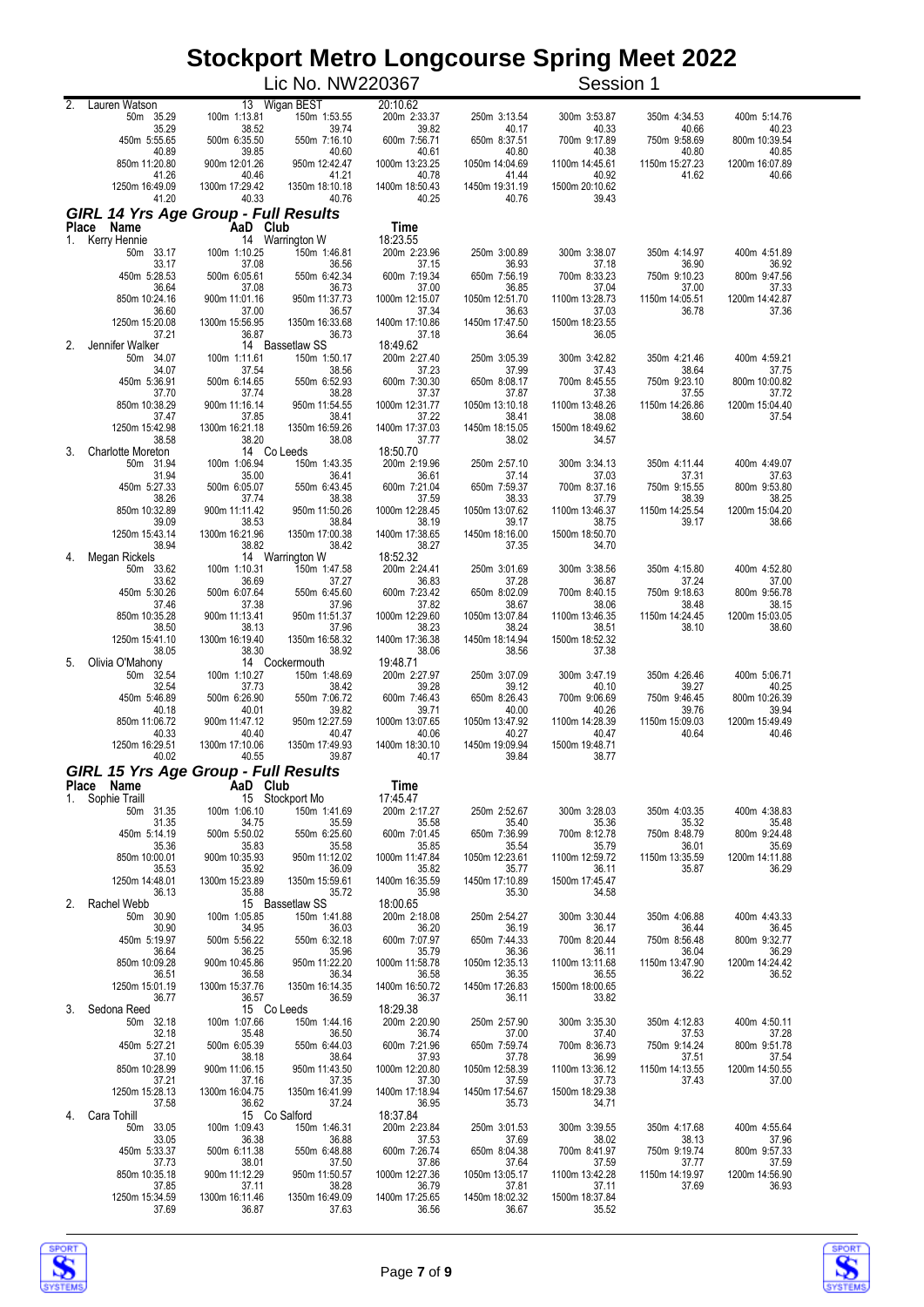# Stockport Metro Longcourse Spring Meet 2022

Lic No. NW220367 Session 1

| | | | | | | | |
|---|---|---|---|---|---|---|---|
| 2. Lauren Watson | 13 Wigan BEST | | 20:10.62 | | | | |
| 50m 35.29 | 100m 1:13.81 | 150m 1:53.55 | 200m 2:33.37 | 250m 3:13.54 | 300m 3:53.87 | 350m 4:34.53 | 400m 5:14.76 |
| 35.29 | 38.52 | 39.74 | 39.82 | 40.17 | 40.33 | 40.66 | 40.23 |
| 450m 5:55.65 | 500m 6:35.50 | 550m 7:16.10 | 600m 7:56.71 | 650m 8:37.51 | 700m 9:17.89 | 750m 9:58.69 | 800m 10:39.54 |
| 40.89 | 39.85 | 40.60 | 40.61 | 40.80 | 40.38 | 40.80 | 40.85 |
| 850m 11:20.80 | 900m 12:01.26 | 950m 12:42.47 | 1000m 13:23.25 | 1050m 14:04.69 | 1100m 14:45.61 | 1150m 15:27.23 | 1200m 16:07.89 |
| 41.26 | 40.46 | 41.21 | 40.78 | 41.44 | 40.92 | 41.62 | 40.66 |
| 1250m 16:49.09 | 1300m 17:29.42 | 1350m 18:10.18 | 1400m 18:50.43 | 1450m 19:31.19 | 1500m 20:10.62 | | |
| 41.20 | 40.33 | 40.76 | 40.25 | 40.76 | 39.43 | | |

## GIRL 14 Yrs Age Group - Full Results

| Place Name | AaD Club | | Time | | | | |
|---|---|---|---|---|---|---|---|
| 1. Kerry Hennie | 14 Warrington W | | 18:23.55 | | | | |
| 50m 33.17 | 100m 1:10.25 | 150m 1:46.81 | 200m 2:23.96 | 250m 3:00.89 | 300m 3:38.07 | 350m 4:14.97 | 400m 4:51.89 |
| 33.17 | 37.08 | 36.56 | 37.15 | 36.93 | 37.18 | 36.90 | 36.92 |
| 450m 5:28.53 | 500m 6:05.61 | 550m 6:42.34 | 600m 7:19.34 | 650m 7:56.19 | 700m 8:33.23 | 750m 9:10.23 | 800m 9:47.56 |
| 36.64 | 37.08 | 36.73 | 37.00 | 36.85 | 37.04 | 37.00 | 37.33 |
| 850m 10:24.16 | 900m 11:01.16 | 950m 11:37.73 | 1000m 12:15.07 | 1050m 12:51.70 | 1100m 13:28.73 | 1150m 14:05.51 | 1200m 14:42.87 |
| 36.60 | 37.00 | 36.57 | 37.34 | 36.63 | 37.03 | 36.78 | 37.36 |
| 1250m 15:20.08 | 1300m 15:56.95 | 1350m 16:33.68 | 1400m 17:10.86 | 1450m 17:47.50 | 1500m 18:23.55 | | |
| 37.21 | 36.87 | 36.73 | 37.18 | 36.64 | 36.05 | | |
| 2. Jennifer Walker | 14 Bassetlaw SS | | 18:49.62 | | | | |
| 50m 34.07 | 100m 1:11.61 | 150m 1:50.17 | 200m 2:27.40 | 250m 3:05.39 | 300m 3:42.82 | 350m 4:21.46 | 400m 4:59.21 |
| 34.07 | 37.54 | 38.56 | 37.23 | 37.99 | 37.43 | 38.64 | 37.75 |
| 450m 5:36.91 | 500m 6:14.65 | 550m 6:52.93 | 600m 7:30.30 | 650m 8:08.17 | 700m 8:45.55 | 750m 9:23.10 | 800m 10:00.82 |
| 37.70 | 37.74 | 38.28 | 37.37 | 37.87 | 37.38 | 37.55 | 37.72 |
| 850m 10:38.29 | 900m 11:16.14 | 950m 11:54.55 | 1000m 12:31.77 | 1050m 13:10.18 | 1100m 13:48.26 | 1150m 14:26.86 | 1200m 15:04.40 |
| 37.47 | 37.85 | 38.41 | 37.22 | 38.41 | 38.08 | 38.60 | 37.54 |
| 1250m 15:42.98 | 1300m 16:21.18 | 1350m 16:59.26 | 1400m 17:37.03 | 1450m 18:15.05 | 1500m 18:49.62 | | |
| 38.58 | 38.20 | 38.08 | 37.77 | 38.02 | 34.57 | | |
| 3. Charlotte Moreton | 14 Co Leeds | | 18:50.70 | | | | |
| 50m 31.94 | 100m 1:06.94 | 150m 1:43.35 | 200m 2:19.96 | 250m 2:57.10 | 300m 3:34.13 | 350m 4:11.44 | 400m 4:49.07 |
| 31.94 | 35.00 | 36.41 | 36.61 | 37.14 | 37.03 | 37.31 | 37.63 |
| 450m 5:27.33 | 500m 6:05.07 | 550m 6:43.45 | 600m 7:21.04 | 650m 7:59.37 | 700m 8:37.16 | 750m 9:15.55 | 800m 9:53.80 |
| 38.26 | 37.74 | 38.38 | 37.59 | 38.33 | 37.79 | 38.39 | 38.25 |
| 850m 10:32.89 | 900m 11:11.42 | 950m 11:50.26 | 1000m 12:28.45 | 1050m 13:07.62 | 1100m 13:46.37 | 1150m 14:25.54 | 1200m 15:04.20 |
| 39.09 | 38.53 | 38.84 | 38.19 | 39.17 | 38.75 | 39.17 | 38.66 |
| 1250m 15:43.14 | 1300m 16:21.96 | 1350m 17:00.38 | 1400m 17:38.65 | 1450m 18:16.00 | 1500m 18:50.70 | | |
| 38.94 | 38.82 | 38.42 | 38.27 | 37.35 | 34.70 | | |
| 4. Megan Rickels | 14 Warrington W | | 18:52.32 | | | | |
| 50m 33.62 | 100m 1:10.31 | 150m 1:47.58 | 200m 2:24.41 | 250m 3:01.69 | 300m 3:38.56 | 350m 4:15.80 | 400m 4:52.80 |
| 33.62 | 36.69 | 37.27 | 36.83 | 37.28 | 36.87 | 37.24 | 37.00 |
| 450m 5:30.26 | 500m 6:07.64 | 550m 6:45.60 | 600m 7:23.42 | 650m 8:02.09 | 700m 8:40.15 | 750m 9:18.63 | 800m 9:56.78 |
| 37.46 | 37.38 | 37.96 | 37.82 | 38.67 | 38.06 | 38.48 | 38.15 |
| 850m 10:35.28 | 900m 11:13.41 | 950m 11:51.37 | 1000m 12:29.60 | 1050m 13:07.84 | 1100m 13:46.35 | 1150m 14:24.45 | 1200m 15:03.05 |
| 38.50 | 38.13 | 37.96 | 38.23 | 38.24 | 38.51 | 38.10 | 38.60 |
| 1250m 15:41.10 | 1300m 16:19.40 | 1350m 16:58.32 | 1400m 17:36.38 | 1450m 18:14.94 | 1500m 18:52.32 | | |
| 38.05 | 38.30 | 38.92 | 38.06 | 38.56 | 37.38 | | |
| 5. Olivia O'Mahony | 14 Cockermouth | | 19:48.71 | | | | |
| 50m 32.54 | 100m 1:10.27 | 150m 1:48.69 | 200m 2:27.97 | 250m 3:07.09 | 300m 3:47.19 | 350m 4:26.46 | 400m 5:06.71 |
| 32.54 | 37.73 | 38.42 | 39.28 | 39.12 | 40.10 | 39.27 | 40.25 |
| 450m 5:46.89 | 500m 6:26.90 | 550m 7:06.72 | 600m 7:46.43 | 650m 8:26.43 | 700m 9:06.69 | 750m 9:46.45 | 800m 10:26.39 |
| 40.18 | 40.01 | 39.82 | 39.71 | 40.00 | 40.26 | 39.76 | 39.94 |
| 850m 11:06.72 | 900m 11:47.12 | 950m 12:27.59 | 1000m 13:07.65 | 1050m 13:47.92 | 1100m 14:28.39 | 1150m 15:09.03 | 1200m 15:49.49 |
| 40.33 | 40.40 | 40.47 | 40.06 | 40.27 | 40.47 | 40.64 | 40.46 |
| 1250m 16:29.51 | 1300m 17:10.06 | 1350m 17:49.93 | 1400m 18:30.10 | 1450m 19:09.94 | 1500m 19:48.71 | | |
| 40.02 | 40.55 | 39.87 | 40.17 | 39.84 | 38.77 | | |

## GIRL 15 Yrs Age Group - Full Results

| Place Name | AaD Club | | Time | | | | |
|---|---|---|---|---|---|---|---|
| 1. Sophie Traill | 15 Stockport Mo | | 17:45.47 | | | | |
| 50m 31.35 | 100m 1:06.10 | 150m 1:41.69 | 200m 2:17.27 | 250m 2:52.67 | 300m 3:28.03 | 350m 4:03.35 | 400m 4:38.83 |
| 31.35 | 34.75 | 35.59 | 35.58 | 35.40 | 35.36 | 35.32 | 35.48 |
| 450m 5:14.19 | 500m 5:50.02 | 550m 6:25.60 | 600m 7:01.45 | 650m 7:36.99 | 700m 8:12.78 | 750m 8:48.79 | 800m 9:24.48 |
| 35.36 | 35.83 | 35.58 | 35.85 | 35.54 | 35.79 | 36.01 | 35.69 |
| 850m 10:00.01 | 900m 10:35.93 | 950m 11:12.02 | 1000m 11:47.84 | 1050m 12:23.61 | 1100m 12:59.72 | 1150m 13:35.59 | 1200m 14:11.88 |
| 35.53 | 35.92 | 36.09 | 35.82 | 35.77 | 36.11 | 35.87 | 36.29 |
| 1250m 14:48.01 | 1300m 15:23.89 | 1350m 15:59.61 | 1400m 16:35.59 | 1450m 17:10.89 | 1500m 17:45.47 | | |
| 36.13 | 35.88 | 35.72 | 35.98 | 35.30 | 34.58 | | |
| 2. Rachel Webb | 15 Bassetlaw SS | | 18:00.65 | | | | |
| 50m 30.90 | 100m 1:05.85 | 150m 1:41.88 | 200m 2:18.08 | 250m 2:54.27 | 300m 3:30.44 | 350m 4:06.88 | 400m 4:43.33 |
| 30.90 | 34.95 | 36.03 | 36.20 | 36.19 | 36.17 | 36.44 | 36.45 |
| 450m 5:19.97 | 500m 5:56.22 | 550m 6:32.18 | 600m 7:07.97 | 650m 7:44.33 | 700m 8:20.44 | 750m 8:56.48 | 800m 9:32.77 |
| 36.64 | 36.25 | 35.96 | 35.79 | 36.36 | 36.11 | 36.04 | 36.29 |
| 850m 10:09.28 | 900m 10:45.86 | 950m 11:22.20 | 1000m 11:58.78 | 1050m 12:35.13 | 1100m 13:11.68 | 1150m 13:47.90 | 1200m 14:24.42 |
| 36.51 | 36.58 | 36.34 | 36.58 | 36.35 | 36.55 | 36.22 | 36.52 |
| 1250m 15:01.19 | 1300m 15:37.76 | 1350m 16:14.35 | 1400m 16:50.72 | 1450m 17:26.83 | 1500m 18:00.65 | | |
| 36.77 | 36.57 | 36.59 | 36.37 | 36.11 | 33.82 | | |
| 3. Sedona Reed | 15 Co Leeds | | 18:29.38 | | | | |
| 50m 32.18 | 100m 1:07.66 | 150m 1:44.16 | 200m 2:20.90 | 250m 2:57.90 | 300m 3:35.30 | 350m 4:12.83 | 400m 4:50.11 |
| 32.18 | 35.48 | 36.50 | 36.74 | 37.00 | 37.40 | 37.53 | 37.28 |
| 450m 5:27.21 | 500m 6:05.39 | 550m 6:44.03 | 600m 7:21.96 | 650m 7:59.74 | 700m 8:36.73 | 750m 9:14.24 | 800m 9:51.78 |
| 37.10 | 38.18 | 38.64 | 37.93 | 37.78 | 36.99 | 37.51 | 37.54 |
| 850m 10:28.99 | 900m 11:06.15 | 950m 11:43.50 | 1000m 12:20.80 | 1050m 12:58.39 | 1100m 13:36.12 | 1150m 14:13.55 | 1200m 14:50.55 |
| 37.21 | 37.16 | 37.35 | 37.30 | 37.59 | 37.73 | 37.43 | 37.00 |
| 1250m 15:28.13 | 1300m 16:04.75 | 1350m 16:41.99 | 1400m 17:18.94 | 1450m 17:54.67 | 1500m 18:29.38 | | |
| 37.58 | 36.62 | 37.24 | 36.95 | 35.73 | 34.71 | | |
| 4. Cara Tohill | 15 Co Salford | | 18:37.84 | | | | |
| 50m 33.05 | 100m 1:09.43 | 150m 1:46.31 | 200m 2:23.84 | 250m 3:01.53 | 300m 3:39.55 | 350m 4:17.68 | 400m 4:55.64 |
| 33.05 | 36.38 | 36.88 | 37.53 | 37.69 | 38.02 | 38.13 | 37.96 |
| 450m 5:33.37 | 500m 6:11.38 | 550m 6:48.88 | 600m 7:26.74 | 650m 8:04.38 | 700m 8:41.97 | 750m 9:19.74 | 800m 9:57.33 |
| 37.73 | 38.01 | 37.50 | 37.86 | 37.64 | 37.59 | 37.77 | 37.59 |
| 850m 10:35.18 | 900m 11:12.29 | 950m 11:50.57 | 1000m 12:27.36 | 1050m 13:05.17 | 1100m 13:42.28 | 1150m 14:19.97 | 1200m 14:56.90 |
| 37.85 | 37.11 | 38.28 | 36.79 | 37.81 | 37.11 | 37.69 | 36.93 |
| 1250m 15:34.59 | 1300m 16:11.46 | 1350m 16:49.09 | 1400m 17:25.65 | 1450m 18:02.32 | 1500m 18:37.84 | | |
| 37.69 | 36.87 | 37.63 | 36.56 | 36.67 | 35.52 | | |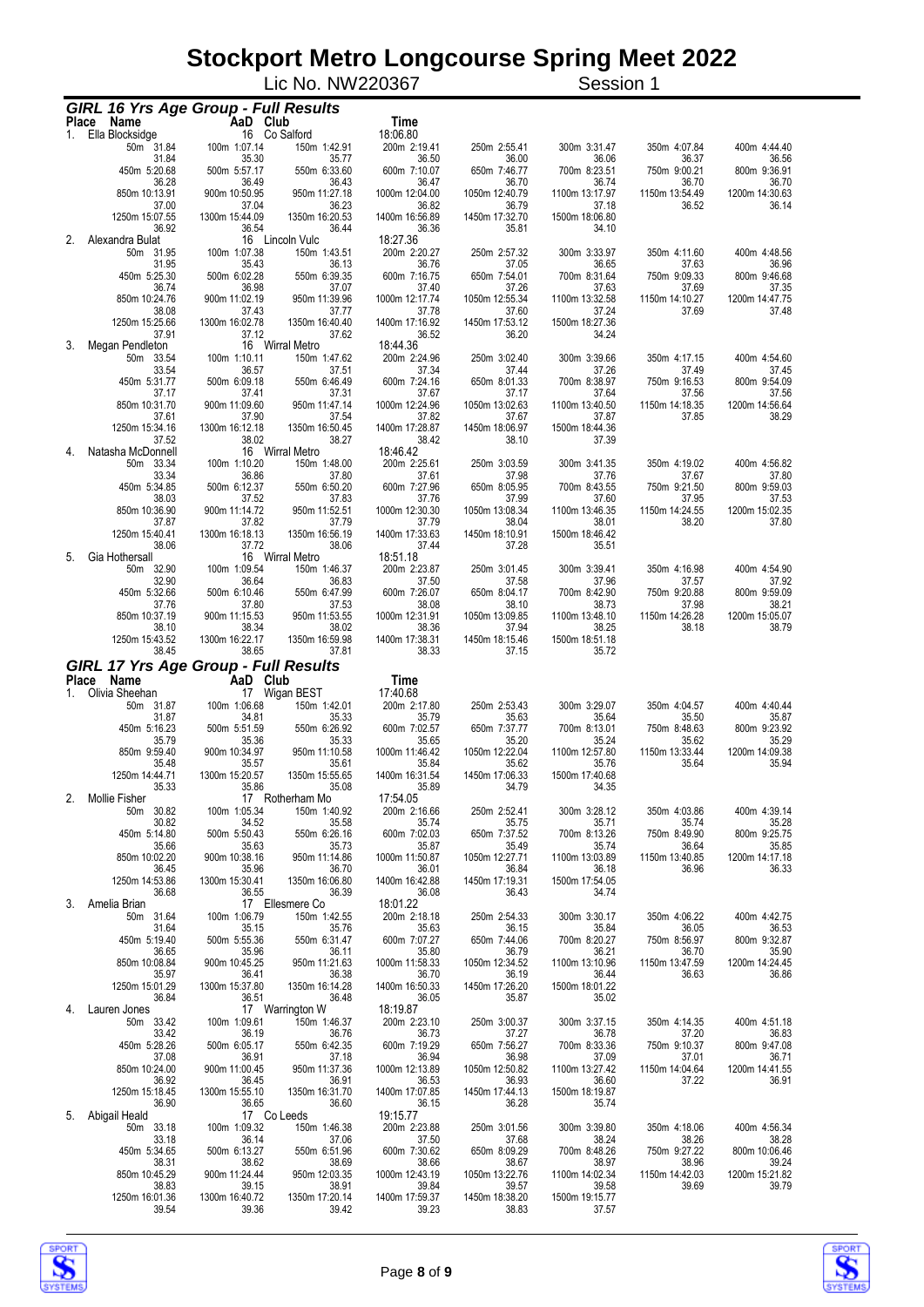# Stockport Metro Longcourse Spring Meet 2022

Lic No. NW220367 Session 1

## GIRL 16 Yrs Age Group - Full Results

| Place | Name | AaD | Club | Time |
|---|---|---|---|---|
| 1. | Ella Blocksidge | 16 | Co Salford | 18:06.80 |

| 50m 31.84 | 100m 1:07.14 | 150m 1:42.91 | 200m 2:19.41 | 250m 2:55.41 | 300m 3:31.47 | 350m 4:07.84 | 400m 4:44.40 |
|---|---|---|---|---|---|---|---|
| 31.84 | 35.30 | 35.77 | 36.50 | 36.00 | 36.06 | 36.37 | 36.56 |
| 450m 5:20.68 | 500m 5:57.17 | 550m 6:33.60 | 600m 7:10.07 | 650m 7:46.77 | 700m 8:23.51 | 750m 9:00.21 | 800m 9:36.91 |
| 36.28 | 36.49 | 36.43 | 36.47 | 36.70 | 36.74 | 36.70 | 36.70 |
| 850m 10:13.91 | 900m 10:50.95 | 950m 11:27.18 | 1000m 12:04.00 | 1050m 12:40.79 | 1100m 13:17.97 | 1150m 13:54.49 | 1200m 14:30.63 |
| 37.00 | 37.04 | 36.23 | 36.82 | 36.79 | 37.18 | 36.52 | 36.14 |
| 1250m 15:07.55 | 1300m 15:44.09 | 1350m 16:20.53 | 1400m 16:56.89 | 1450m 17:32.70 | 1500m 18:06.80 | | |
| 36.92 | 36.54 | 36.44 | 36.36 | 35.81 | 34.10 | | |

| Place | Name | AaD | Club | Time |
|---|---|---|---|---|
| 2. | Alexandra Bulat | 16 | Lincoln Vulc | 18:27.36 |

| 50m 31.95 | 100m 1:07.38 | 150m 1:43.51 | 200m 2:20.27 | 250m 2:57.32 | 300m 3:33.97 | 350m 4:11.60 | 400m 4:48.56 |
|---|---|---|---|---|---|---|---|
| 31.95 | 35.43 | 36.13 | 36.76 | 37.05 | 36.65 | 37.63 | 36.96 |
| 450m 5:25.30 | 500m 6:02.28 | 550m 6:39.35 | 600m 7:16.75 | 650m 7:54.01 | 700m 8:31.64 | 750m 9:09.33 | 800m 9:46.68 |
| 36.74 | 36.98 | 37.07 | 37.40 | 37.26 | 37.63 | 37.69 | 37.35 |
| 850m 10:24.76 | 900m 11:02.19 | 950m 11:39.96 | 1000m 12:17.74 | 1050m 12:55.34 | 1100m 13:32.58 | 1150m 14:10.27 | 1200m 14:47.75 |
| 38.08 | 37.43 | 37.77 | 37.78 | 37.60 | 37.24 | 37.69 | 37.48 |
| 1250m 15:25.66 | 1300m 16:02.78 | 1350m 16:40.40 | 1400m 17:16.92 | 1450m 17:53.12 | 1500m 18:27.36 | | |
| 37.91 | 37.12 | 37.62 | 36.52 | 36.20 | 34.24 | | |

| Place | Name | AaD | Club | Time |
|---|---|---|---|---|
| 3. | Megan Pendleton | 16 | Wirral Metro | 18:44.36 |

| 50m 33.54 | 100m 1:10.11 | 150m 1:47.62 | 200m 2:24.96 | 250m 3:02.40 | 300m 3:39.66 | 350m 4:17.15 | 400m 4:54.60 |
|---|---|---|---|---|---|---|---|
| 33.54 | 36.57 | 37.51 | 37.34 | 37.44 | 37.26 | 37.49 | 37.45 |
| 450m 5:31.77 | 500m 6:09.18 | 550m 6:46.49 | 600m 7:24.16 | 650m 8:01.33 | 700m 8:38.97 | 750m 9:16.53 | 800m 9:54.09 |
| 37.17 | 37.41 | 37.31 | 37.67 | 37.17 | 37.64 | 37.56 | 37.56 |
| 850m 10:31.70 | 900m 11:09.60 | 950m 11:47.14 | 1000m 12:24.96 | 1050m 13:02.63 | 1100m 13:40.50 | 1150m 14:18.35 | 1200m 14:56.64 |
| 37.61 | 37.90 | 37.54 | 37.82 | 37.67 | 37.87 | 37.85 | 38.29 |
| 1250m 15:34.16 | 1300m 16:12.18 | 1350m 16:50.45 | 1400m 17:28.87 | 1450m 18:06.97 | 1500m 18:44.36 | | |
| 37.52 | 38.02 | 38.27 | 38.42 | 38.10 | 37.39 | | |

| Place | Name | AaD | Club | Time |
|---|---|---|---|---|
| 4. | Natasha McDonnell | 16 | Wirral Metro | 18:46.42 |

| 50m 33.34 | 100m 1:10.20 | 150m 1:48.00 | 200m 2:25.61 | 250m 3:03.59 | 300m 3:41.35 | 350m 4:19.02 | 400m 4:56.82 |
|---|---|---|---|---|---|---|---|
| 33.34 | 36.86 | 37.80 | 37.61 | 37.98 | 37.76 | 37.67 | 37.80 |
| 450m 5:34.85 | 500m 6:12.37 | 550m 6:50.20 | 600m 7:27.96 | 650m 8:05.95 | 700m 8:43.55 | 750m 9:21.50 | 800m 9:59.03 |
| 38.03 | 37.52 | 37.83 | 37.76 | 37.99 | 37.60 | 37.95 | 37.53 |
| 850m 10:36.90 | 900m 11:14.72 | 950m 11:52.51 | 1000m 12:30.30 | 1050m 13:08.34 | 1100m 13:46.35 | 1150m 14:24.55 | 1200m 15:02.35 |
| 37.87 | 37.82 | 37.79 | 37.79 | 38.04 | 38.01 | 38.20 | 37.80 |
| 1250m 15:40.41 | 1300m 16:18.13 | 1350m 16:56.19 | 1400m 17:33.63 | 1450m 18:10.91 | 1500m 18:46.42 | | |
| 38.06 | 37.72 | 38.06 | 37.44 | 37.28 | 35.51 | | |

| Place | Name | AaD | Club | Time |
|---|---|---|---|---|
| 5. | Gia Hothersall | 16 | Wirral Metro | 18:51.18 |

| 50m 32.90 | 100m 1:09.54 | 150m 1:46.37 | 200m 2:23.87 | 250m 3:01.45 | 300m 3:39.41 | 350m 4:16.98 | 400m 4:54.90 |
|---|---|---|---|---|---|---|---|
| 32.90 | 36.64 | 36.83 | 37.50 | 37.58 | 37.96 | 37.57 | 37.92 |
| 450m 5:32.66 | 500m 6:10.46 | 550m 6:47.99 | 600m 7:26.07 | 650m 8:04.17 | 700m 8:42.90 | 750m 9:20.88 | 800m 9:59.09 |
| 37.76 | 37.80 | 37.53 | 38.08 | 38.10 | 38.73 | 37.98 | 38.21 |
| 850m 10:37.19 | 900m 11:15.53 | 950m 11:53.55 | 1000m 12:31.91 | 1050m 13:09.85 | 1100m 13:48.10 | 1150m 14:26.28 | 1200m 15:05.07 |
| 38.10 | 38.34 | 38.02 | 38.36 | 37.94 | 38.25 | 38.18 | 38.79 |
| 1250m 15:43.52 | 1300m 16:22.17 | 1350m 16:59.98 | 1400m 17:38.31 | 1450m 18:15.46 | 1500m 18:51.18 | | |
| 38.45 | 38.65 | 37.81 | 38.33 | 37.15 | 35.72 | | |

## GIRL 17 Yrs Age Group - Full Results

| Place | Name | AaD | Club | Time |
|---|---|---|---|---|
| 1. | Olivia Sheehan | 17 | Wigan BEST | 17:40.68 |

| 50m 31.87 | 100m 1:06.68 | 150m 1:42.01 | 200m 2:17.80 | 250m 2:53.43 | 300m 3:29.07 | 350m 4:04.57 | 400m 4:40.44 |
|---|---|---|---|---|---|---|---|
| 31.87 | 34.81 | 35.33 | 35.79 | 35.63 | 35.64 | 35.50 | 35.87 |
| 450m 5:16.23 | 500m 5:51.59 | 550m 6:26.92 | 600m 7:02.57 | 650m 7:37.77 | 700m 8:13.01 | 750m 8:48.63 | 800m 9:23.92 |
| 35.79 | 35.36 | 35.33 | 35.65 | 35.20 | 35.24 | 35.62 | 35.29 |
| 850m 9:59.40 | 900m 10:34.97 | 950m 11:10.58 | 1000m 11:46.42 | 1050m 12:22.04 | 1100m 12:57.80 | 1150m 13:33.44 | 1200m 14:09.38 |
| 35.48 | 35.57 | 35.61 | 35.84 | 35.62 | 35.76 | 35.64 | 35.94 |
| 1250m 14:44.71 | 1300m 15:20.57 | 1350m 15:55.65 | 1400m 16:31.54 | 1450m 17:06.33 | 1500m 17:40.68 | | |
| 35.33 | 35.86 | 35.08 | 35.89 | 34.79 | 34.35 | | |

| Place | Name | AaD | Club | Time |
|---|---|---|---|---|
| 2. | Mollie Fisher | 17 | Rotherham Mo | 17:54.05 |

| 50m 30.82 | 100m 1:05.34 | 150m 1:40.92 | 200m 2:16.66 | 250m 2:52.41 | 300m 3:28.12 | 350m 4:03.86 | 400m 4:39.14 |
|---|---|---|---|---|---|---|---|
| 30.82 | 34.52 | 35.58 | 35.74 | 35.75 | 35.71 | 35.74 | 35.28 |
| 450m 5:14.80 | 500m 5:50.43 | 550m 6:26.16 | 600m 7:02.03 | 650m 7:37.52 | 700m 8:13.26 | 750m 8:49.90 | 800m 9:25.75 |
| 35.66 | 35.63 | 35.73 | 35.87 | 35.49 | 35.74 | 36.64 | 35.85 |
| 850m 10:02.20 | 900m 10:38.16 | 950m 11:14.86 | 1000m 11:50.87 | 1050m 12:27.71 | 1100m 13:03.89 | 1150m 13:40.85 | 1200m 14:17.18 |
| 36.45 | 35.96 | 36.70 | 36.01 | 36.84 | 36.18 | 36.96 | 36.33 |
| 1250m 14:53.86 | 1300m 15:30.41 | 1350m 16:06.80 | 1400m 16:42.88 | 1450m 17:19.31 | 1500m 17:54.05 | | |
| 36.68 | 36.55 | 36.39 | 36.08 | 36.43 | 34.74 | | |

| Place | Name | AaD | Club | Time |
|---|---|---|---|---|
| 3. | Amelia Brian | 17 | Ellesmere Co | 18:01.22 |

| 50m 31.64 | 100m 1:06.79 | 150m 1:42.55 | 200m 2:18.18 | 250m 2:54.33 | 300m 3:30.17 | 350m 4:06.22 | 400m 4:42.75 |
|---|---|---|---|---|---|---|---|
| 31.64 | 35.15 | 35.76 | 35.63 | 36.15 | 35.84 | 36.05 | 36.53 |
| 450m 5:19.40 | 500m 5:55.36 | 550m 6:31.47 | 600m 7:07.27 | 650m 7:44.06 | 700m 8:20.27 | 750m 8:56.97 | 800m 9:32.87 |
| 36.65 | 35.96 | 36.11 | 35.80 | 36.79 | 36.21 | 36.70 | 35.90 |
| 850m 10:08.84 | 900m 10:45.25 | 950m 11:21.63 | 1000m 11:58.33 | 1050m 12:34.52 | 1100m 13:10.96 | 1150m 13:47.59 | 1200m 14:24.45 |
| 35.97 | 36.41 | 36.38 | 36.70 | 36.19 | 36.44 | 36.63 | 36.86 |
| 1250m 15:01.29 | 1300m 15:37.80 | 1350m 16:14.28 | 1400m 16:50.33 | 1450m 17:26.20 | 1500m 18:01.22 | | |
| 36.84 | 36.51 | 36.48 | 36.05 | 35.87 | 35.02 | | |

| Place | Name | AaD | Club | Time |
|---|---|---|---|---|
| 4. | Lauren Jones | 17 | Warrington W | 18:19.87 |

| 50m 33.42 | 100m 1:09.61 | 150m 1:46.37 | 200m 2:23.10 | 250m 3:00.37 | 300m 3:37.15 | 350m 4:14.35 | 400m 4:51.18 |
|---|---|---|---|---|---|---|---|
| 33.42 | 36.19 | 36.76 | 36.73 | 37.27 | 36.78 | 37.20 | 36.83 |
| 450m 5:28.26 | 500m 6:05.17 | 550m 6:42.35 | 600m 7:19.29 | 650m 7:56.27 | 700m 8:33.36 | 750m 9:10.37 | 800m 9:47.08 |
| 37.08 | 36.91 | 37.18 | 36.94 | 36.98 | 37.09 | 37.01 | 36.71 |
| 850m 10:24.00 | 900m 11:00.45 | 950m 11:37.36 | 1000m 12:13.89 | 1050m 12:50.82 | 1100m 13:27.42 | 1150m 14:04.64 | 1200m 14:41.55 |
| 36.92 | 36.45 | 36.91 | 36.53 | 36.93 | 36.60 | 37.22 | 36.91 |
| 1250m 15:18.45 | 1300m 15:55.10 | 1350m 16:31.70 | 1400m 17:07.85 | 1450m 17:44.13 | 1500m 18:19.87 | | |
| 36.90 | 36.65 | 36.60 | 36.15 | 36.28 | 35.74 | | |

| Place | Name | AaD | Club | Time |
|---|---|---|---|---|
| 5. | Abigail Heald | 17 | Co Leeds | 19:15.77 |

| 50m 33.18 | 100m 1:09.32 | 150m 1:46.38 | 200m 2:23.88 | 250m 3:01.56 | 300m 3:39.80 | 350m 4:18.06 | 400m 4:56.34 |
|---|---|---|---|---|---|---|---|
| 33.18 | 36.14 | 37.06 | 37.50 | 37.68 | 38.24 | 38.26 | 38.28 |
| 450m 5:34.65 | 500m 6:13.27 | 550m 6:51.96 | 600m 7:30.62 | 650m 8:09.29 | 700m 8:48.26 | 750m 9:27.22 | 800m 10:06.46 |
| 38.31 | 38.62 | 38.69 | 38.66 | 38.67 | 38.97 | 38.96 | 39.24 |
| 850m 10:45.29 | 900m 11:24.44 | 950m 12:03.35 | 1000m 12:43.19 | 1050m 13:22.76 | 1100m 14:02.34 | 1150m 14:42.03 | 1200m 15:21.82 |
| 38.83 | 39.15 | 38.91 | 39.84 | 39.57 | 39.58 | 39.69 | 39.79 |
| 1250m 16:01.36 | 1300m 16:40.72 | 1350m 17:20.14 | 1400m 17:59.37 | 1450m 18:38.20 | 1500m 19:15.77 | | |
| 39.54 | 39.36 | 39.42 | 39.23 | 38.83 | 37.57 | | |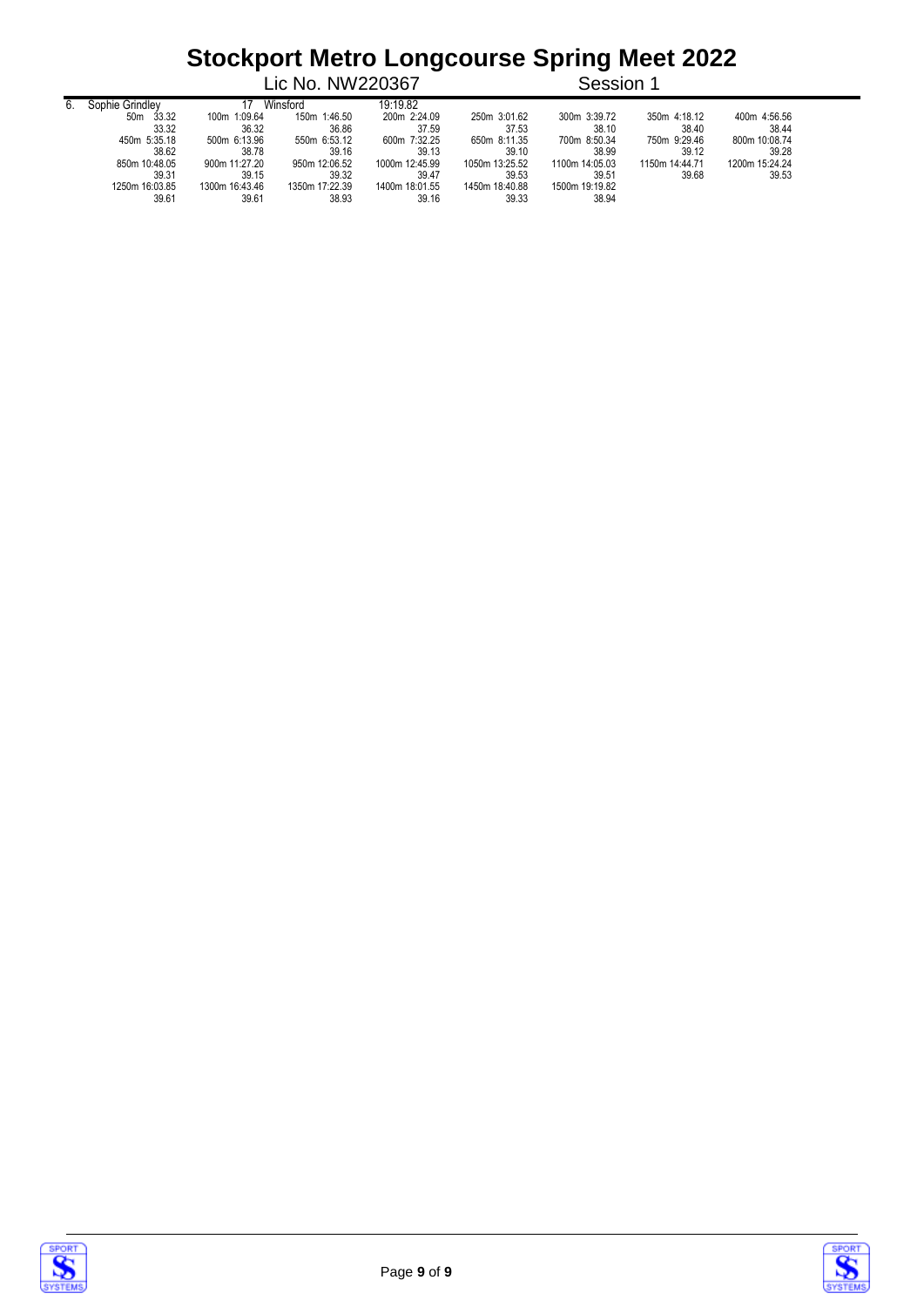# Stockport Metro Longcourse Spring Meet 2022

Lic No. NW220367 Session 1

6. Sophie Grindley 17 Winsford 19:19.82

| | | | | | | | |
|---|---|---|---|---|---|---|---|
| 50m 33.32 | 100m 1:09.64 | 150m 1:46.50 | 200m 2:24.09 | 250m 3:01.62 | 300m 3:39.72 | 350m 4:18.12 | 400m 4:56.56 |
| 33.32 | 36.32 | 36.86 | 37.59 | 37.53 | 38.10 | 38.40 | 38.44 |
| 450m 5:35.18 | 500m 6:13.96 | 550m 6:53.12 | 600m 7:32.25 | 650m 8:11.35 | 700m 8:50.34 | 750m 9:29.46 | 800m 10:08.74 |
| 38.62 | 38.78 | 39.16 | 39.13 | 39.10 | 38.99 | 39.12 | 39.28 |
| 850m 10:48.05 | 900m 11:27.20 | 950m 12:06.52 | 1000m 12:45.99 | 1050m 13:25.52 | 1100m 14:05.03 | 1150m 14:44.71 | 1200m 15:24.24 |
| 39.31 | 39.15 | 39.32 | 39.47 | 39.53 | 39.51 | 39.68 | 39.53 |
| 1250m 16:03.85 | 1300m 16:43.46 | 1350m 17:22.39 | 1400m 18:01.55 | 1450m 18:40.88 | 1500m 19:19.82 | | |
| 39.61 | 39.61 | 38.93 | 39.16 | 39.33 | 38.94 | | |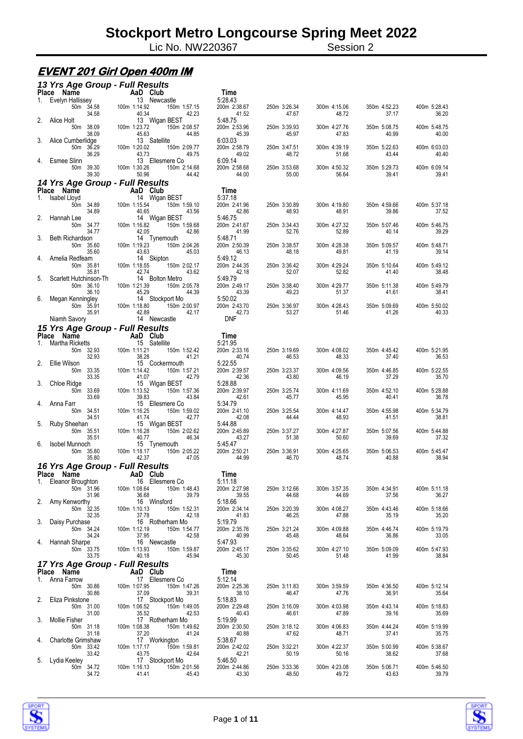# Stockport Metro Longcourse Spring Meet 2022

Lic No. NW220367 Session 2

## EVENT 201 Girl Open 400m IM

### 13 Yrs Age Group - Full Results

| Place | Name | AaD | Club | Time | | | | | |
|---|---|---|---|---|---|---|---|---|---|
| 1. | Evelyn Hallissey | 13 | Newcastle | 5:28.43 | | | | | |
| | 50m 34.58 | 100m 1:14.92 | 150m 1:57.15 | 200m 2:38.67 | 250m 3:26.34 | 300m 4:15.06 | 350m 4:52.23 | 400m 5:28.43 | |
| | 34.58 | 40.34 | 42.23 | 41.52 | 47.67 | 48.72 | 37.17 | 36.20 | |
| 2. | Alice Holt | 13 | Wigan BEST | 5:48.75 | | | | | |
| | 50m 38.09 | 100m 1:23.72 | 150m 2:08.57 | 200m 2:53.96 | 250m 3:39.93 | 300m 4:27.76 | 350m 5:08.75 | 400m 5:48.75 | |
| | 38.09 | 45.63 | 44.85 | 45.39 | 45.97 | 47.83 | 40.99 | 40.00 | |
| 3. | Alice Cumberlidge | 13 | Satellite | 6:03.03 | | | | | |
| | 50m 36.29 | 100m 1:20.02 | 150m 2:09.77 | 200m 2:58.79 | 250m 3:47.51 | 300m 4:39.19 | 350m 5:22.63 | 400m 6:03.03 | |
| | 36.29 | 43.73 | 49.75 | 49.02 | 48.72 | 51.68 | 43.44 | 40.40 | |
| 4. | Esmee Slinn | 13 | Ellesmere Co | 6:09.14 | | | | | |
| | 50m 39.30 | 100m 1:30.26 | 150m 2:14.68 | 200m 2:58.68 | 250m 3:53.68 | 300m 4:50.32 | 350m 5:29.73 | 400m 6:09.14 | |
| | 39.30 | 50.96 | 44.42 | 44.00 | 55.00 | 56.64 | 39.41 | 39.41 | |

### 14 Yrs Age Group - Full Results

| Place | Name | AaD | Club | Time | | | | | |
|---|---|---|---|---|---|---|---|---|---|
| 1. | Isabel Lloyd | 14 | Wigan BEST | 5:37.18 | | | | | |
| | 50m 34.89 | 100m 1:15.54 | 150m 1:59.10 | 200m 2:41.96 | 250m 3:30.89 | 300m 4:19.80 | 350m 4:59.66 | 400m 5:37.18 | |
| | 34.89 | 40.65 | 43.56 | 42.86 | 48.93 | 48.91 | 39.86 | 37.52 | |
| 2. | Hannah Lee | 14 | Wigan BEST | 5:46.75 | | | | | |
| | 50m 34.77 | 100m 1:16.82 | 150m 1:59.68 | 200m 2:41.67 | 250m 3:34.43 | 300m 4:27.32 | 350m 5:07.46 | 400m 5:46.75 | |
| | 34.77 | 42.05 | 42.86 | 41.99 | 52.76 | 52.89 | 40.14 | 39.29 | |
| 3. | Beth Richardson | 14 | Tynemouth | 5:48.71 | | | | | |
| | 50m 35.60 | 100m 1:19.23 | 150m 2:04.26 | 200m 2:50.39 | 250m 3:38.57 | 300m 4:28.38 | 350m 5:09.57 | 400m 5:48.71 | |
| | 35.60 | 43.63 | 45.03 | 46.13 | 48.18 | 49.81 | 41.19 | 39.14 | |
| 4. | Amelia Redfearn | 14 | Skipton | 5:49.12 | | | | | |
| | 50m 35.81 | 100m 1:18.55 | 150m 2:02.17 | 200m 2:44.35 | 250m 3:36.42 | 300m 4:29.24 | 350m 5:10.64 | 400m 5:49.12 | |
| | 35.81 | 42.74 | 43.62 | 42.18 | 52.07 | 52.82 | 41.40 | 38.48 | |
| 5. | Scarlett Hutchinson-Th | 14 | Bolton Metro | 5:49.79 | | | | | |
| | 50m 36.10 | 100m 1:21.39 | 150m 2:05.78 | 200m 2:49.17 | 250m 3:38.40 | 300m 4:29.77 | 350m 5:11.38 | 400m 5:49.79 | |
| | 36.10 | 45.29 | 44.39 | 43.39 | 49.23 | 51.37 | 41.61 | 38.41 | |
| 6. | Megan Kenningley | 14 | Stockport Mo | 5:50.02 | | | | | |
| | 50m 35.91 | 100m 1:18.80 | 150m 2:00.97 | 200m 2:43.70 | 250m 3:36.97 | 300m 4:28.43 | 350m 5:09.69 | 400m 5:50.02 | |
| | 35.91 | 42.89 | 42.17 | 42.73 | 53.27 | 51.46 | 41.26 | 40.33 | |
| | Niamh Savory | 14 | Newcastle | DNF | | | | | |

### 15 Yrs Age Group - Full Results

| Place | Name | AaD | Club | Time | | | | | |
|---|---|---|---|---|---|---|---|---|---|
| 1. | Martha Ricketts | 15 | Satellite | 5:21.95 | | | | | |
| | 50m 32.93 | 100m 1:11.21 | 150m 1:52.42 | 200m 2:33.16 | 250m 3:19.69 | 300m 4:08.02 | 350m 4:45.42 | 400m 5:21.95 | |
| | 32.93 | 38.28 | 41.21 | 40.74 | 46.53 | 48.33 | 37.40 | 36.53 | |
| 2. | Ellie Wilson | 15 | Cockermouth | 5:22.55 | | | | | |
| | 50m 33.35 | 100m 1:14.42 | 150m 1:57.21 | 200m 2:39.57 | 250m 3:23.37 | 300m 4:09.56 | 350m 4:46.85 | 400m 5:22.55 | |
| | 33.35 | 41.07 | 42.79 | 42.36 | 43.80 | 46.19 | 37.29 | 35.70 | |
| 3. | Chloe Ridge | 15 | Wigan BEST | 5:28.88 | | | | | |
| | 50m 33.69 | 100m 1:13.52 | 150m 1:57.36 | 200m 2:39.97 | 250m 3:25.74 | 300m 4:11.69 | 350m 4:52.10 | 400m 5:28.88 | |
| | 33.69 | 39.83 | 43.84 | 42.61 | 45.77 | 45.95 | 40.41 | 36.78 | |
| 4. | Anna Farr | 15 | Ellesmere Co | 5:34.79 | | | | | |
| | 50m 34.51 | 100m 1:16.25 | 150m 1:59.02 | 200m 2:41.10 | 250m 3:25.54 | 300m 4:14.47 | 350m 4:55.98 | 400m 5:34.79 | |
| | 34.51 | 41.74 | 42.77 | 42.08 | 44.44 | 48.93 | 41.51 | 38.81 | |
| 5. | Ruby Sheehan | 15 | Wigan BEST | 5:44.88 | | | | | |
| | 50m 35.51 | 100m 1:16.28 | 150m 2:02.62 | 200m 2:45.89 | 250m 3:37.27 | 300m 4:27.87 | 350m 5:07.56 | 400m 5:44.88 | |
| | 35.51 | 40.77 | 46.34 | 43.27 | 51.38 | 50.60 | 39.69 | 37.32 | |
| 6. | Isobel Munnoch | 15 | Tynemouth | 5:45.47 | | | | | |
| | 50m 35.80 | 100m 1:18.17 | 150m 2:05.22 | 200m 2:50.21 | 250m 3:36.91 | 300m 4:25.65 | 350m 5:06.53 | 400m 5:45.47 | |
| | 35.80 | 42.37 | 47.05 | 44.99 | 46.70 | 48.74 | 40.88 | 38.94 | |

### 16 Yrs Age Group - Full Results

| Place | Name | AaD | Club | Time | | | | | |
|---|---|---|---|---|---|---|---|---|---|
| 1. | Eleanor Broughton | 16 | Ellesmere Co | 5:11.18 | | | | | |
| | 50m 31.96 | 100m 1:08.64 | 150m 1:48.43 | 200m 2:27.98 | 250m 3:12.66 | 300m 3:57.35 | 350m 4:34.91 | 400m 5:11.18 | |
| | 31.96 | 36.68 | 39.79 | 39.55 | 44.68 | 44.69 | 37.56 | 36.27 | |
| 2. | Amy Kenworthy | 16 | Winsford | 5:18.66 | | | | | |
| | 50m 32.35 | 100m 1:10.13 | 150m 1:52.31 | 200m 2:34.14 | 250m 3:20.39 | 300m 4:08.27 | 350m 4:43.46 | 400m 5:18.66 | |
| | 32.35 | 37.78 | 42.18 | 41.83 | 46.25 | 47.88 | 35.19 | 35.20 | |
| 3. | Daisy Purchase | 16 | Rotherham Mo | 5:19.79 | | | | | |
| | 50m 34.24 | 100m 1:12.19 | 150m 1:54.77 | 200m 2:35.76 | 250m 3:21.24 | 300m 4:09.88 | 350m 4:46.74 | 400m 5:19.79 | |
| | 34.24 | 37.95 | 42.58 | 40.99 | 45.48 | 48.64 | 36.86 | 33.05 | |
| 4. | Hannah Sharpe | 16 | Newcastle | 5:47.93 | | | | | |
| | 50m 33.75 | 100m 1:13.93 | 150m 1:59.87 | 200m 2:45.17 | 250m 3:35.62 | 300m 4:27.10 | 350m 5:09.09 | 400m 5:47.93 | |
| | 33.75 | 40.18 | 45.94 | 45.30 | 50.45 | 51.48 | 41.99 | 38.84 | |

### 17 Yrs Age Group - Full Results

| Place | Name | AaD | Club | Time | | | | | |
|---|---|---|---|---|---|---|---|---|---|
| 1. | Anna Farrow | 17 | Ellesmere Co | 5:12.14 | | | | | |
| | 50m 30.86 | 100m 1:07.95 | 150m 1:47.26 | 200m 2:25.36 | 250m 3:11.83 | 300m 3:59.59 | 350m 4:36.50 | 400m 5:12.14 | |
| | 30.86 | 37.09 | 39.31 | 38.10 | 46.47 | 47.76 | 36.91 | 35.64 | |
| 2. | Eliza Pinkstone | 17 | Stockport Mo | 5:18.83 | | | | | |
| | 50m 31.00 | 100m 1:06.52 | 150m 1:49.05 | 200m 2:29.48 | 250m 3:16.09 | 300m 4:03.98 | 350m 4:43.14 | 400m 5:18.83 | |
| | 31.00 | 35.52 | 42.53 | 40.43 | 46.61 | 47.89 | 39.16 | 35.69 | |
| 3. | Mollie Fisher | 17 | Rotherham Mo | 5:19.99 | | | | | |
| | 50m 31.18 | 100m 1:08.38 | 150m 1:49.62 | 200m 2:30.50 | 250m 3:18.12 | 300m 4:06.83 | 350m 4:44.24 | 400m 5:19.99 | |
| | 31.18 | 37.20 | 41.24 | 40.88 | 47.62 | 48.71 | 37.41 | 35.75 | |
| 4. | Charlotte Grimshaw | 17 | Workington | 5:38.67 | | | | | |
| | 50m 33.42 | 100m 1:17.17 | 150m 1:59.81 | 200m 2:42.02 | 250m 3:32.21 | 300m 4:22.37 | 350m 5:00.99 | 400m 5:38.67 | |
| | 33.42 | 43.75 | 42.64 | 42.21 | 50.19 | 50.16 | 38.62 | 37.68 | |
| 5. | Lydia Keeley | 17 | Stockport Mo | 5:46.50 | | | | | |
| | 50m 34.72 | 100m 1:16.13 | 150m 2:01.56 | 200m 2:44.86 | 250m 3:33.36 | 300m 4:23.08 | 350m 5:06.71 | 400m 5:46.50 | |
| | 34.72 | 41.41 | 45.43 | 43.30 | 48.50 | 49.72 | 43.63 | 39.79 | |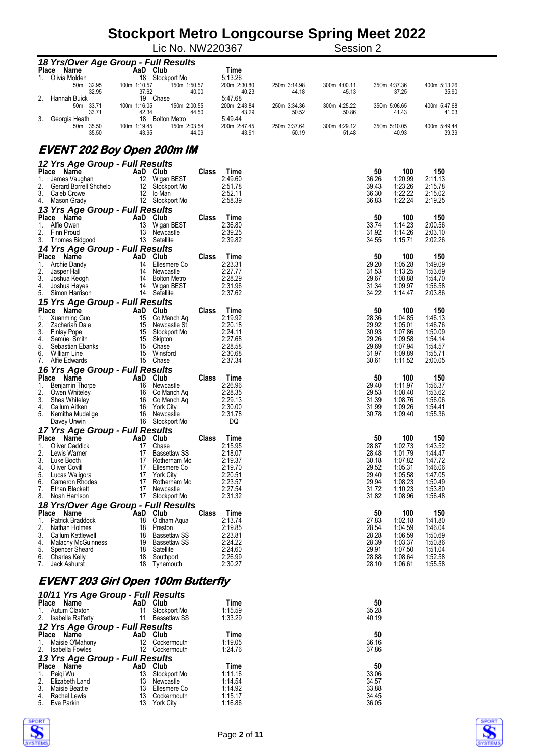# Stockport Metro Longcourse Spring Meet 2022

Lic No. NW220367 Session 2

### 18 Yrs/Over Age Group - Full Results

| Place | Name | AaD | Club | Time |
|---|---|---|---|---|
| 1. | Olivia Molden | 18 | Stockport Mo | 5:13.26 |
| | 50m 32.95 (32.95) | 100m 1:10.57 (37.62) | 150m 1:50.57 (40.00) | 200m 2:30.80 (40.23) |
| | 250m 3:14.98 (44.18) | 300m 4:00.11 (45.13) | 350m 4:37.36 (37.25) | 400m 5:13.26 (35.90) |
| 2. | Hannah Buick | 19 | Chase | 5:47.68 |
| | 50m 33.71 (33.71) | 100m 1:16.05 (42.34) | 150m 2:00.55 (44.50) | 200m 2:43.84 (43.29) |
| | 250m 3:34.36 (50.52) | 300m 4:25.22 (50.86) | 350m 5:06.65 (41.43) | 400m 5:47.68 (41.03) |
| 3. | Georgia Heath | 18 | Bolton Metro | 5:49.44 |
| | 50m 35.50 (35.50) | 100m 1:19.45 (43.95) | 150m 2:03.54 (44.09) | 200m 2:47.45 (43.91) |
| | 250m 3:37.64 (50.19) | 300m 4:29.12 (51.48) | 350m 5:10.05 (40.93) | 400m 5:49.44 (39.39) |

## EVENT 202 Boy Open 200m IM

### 12 Yrs Age Group - Full Results

| Place | Name | AaD | Club | Class | Time | 50 | 100 | 150 |
|---|---|---|---|---|---|---|---|---|
| 1. | James Vaughan | 12 | Wigan BEST | | 2:49.60 | 36.26 | 1:20.99 | 2:11.13 |
| 2. | Gerard Borrell Shchelo | 12 | Stockport Mo | | 2:51.78 | 39.43 | 1:23.26 | 2:15.78 |
| 3. | Caleb Crowe | 12 | Io Man | | 2:52.11 | 36.30 | 1:22.22 | 2:15.02 |
| 4. | Mason Grady | 12 | Stockport Mo | | 2:58.39 | 36.83 | 1:22.24 | 2:19.25 |

### 13 Yrs Age Group - Full Results

| Place | Name | AaD | Club | Class | Time | 50 | 100 | 150 |
|---|---|---|---|---|---|---|---|---|
| 1. | Alfie Owen | 13 | Wigan BEST | | 2:36.80 | 33.74 | 1:14.23 | 2:00.56 |
| 2. | Finn Proud | 13 | Newcastle | | 2:39.25 | 31.92 | 1:14.26 | 2:03.10 |
| 3. | Thomas Bidgood | 13 | Satellite | | 2:39.82 | 34.55 | 1:15.71 | 2:02.26 |

### 14 Yrs Age Group - Full Results

| Place | Name | AaD | Club | Class | Time | 50 | 100 | 150 |
|---|---|---|---|---|---|---|---|---|
| 1. | Archie Dandy | 14 | Ellesmere Co | | 2:23.31 | 29.20 | 1:05.28 | 1:49.09 |
| 2. | Jasper Hall | 14 | Newcastle | | 2:27.77 | 31.53 | 1:13.25 | 1:53.69 |
| 3. | Joshua Keogh | 14 | Bolton Metro | | 2:28.29 | 29.67 | 1:08.88 | 1:54.70 |
| 4. | Joshua Hayes | 14 | Wigan BEST | | 2:31.96 | 31.34 | 1:09.97 | 1:56.58 |
| 5. | Simon Harrison | 14 | Satellite | | 2:37.62 | 34.22 | 1:14.47 | 2:03.86 |

### 15 Yrs Age Group - Full Results

| Place | Name | AaD | Club | Class | Time | 50 | 100 | 150 |
|---|---|---|---|---|---|---|---|---|
| 1. | Xuanming Guo | 15 | Co Manch Aq | | 2:19.92 | 28.36 | 1:04.85 | 1:46.13 |
| 2. | Zachariah Dale | 15 | Newcastle St | | 2:20.18 | 29.92 | 1:05.01 | 1:46.76 |
| 3. | Finlay Pope | 15 | Stockport Mo | | 2:24.11 | 30.93 | 1:07.86 | 1:50.09 |
| 4. | Samuel Smith | 15 | Skipton | | 2:27.68 | 29.26 | 1:09.58 | 1:54.14 |
| 5. | Sebastian Ebanks | 15 | Chase | | 2:28.58 | 29.69 | 1:07.94 | 1:54.57 |
| 6. | William Line | 15 | Winsford | | 2:30.68 | 31.97 | 1:09.89 | 1:55.71 |
| 7. | Alfie Edwards | 15 | Chase | | 2:37.34 | 30.61 | 1:11.52 | 2:00.05 |

### 16 Yrs Age Group - Full Results

| Place | Name | AaD | Club | Class | Time | 50 | 100 | 150 |
|---|---|---|---|---|---|---|---|---|
| 1. | Benjamin Thorpe | 16 | Newcastle | | 2:26.96 | 29.40 | 1:11.97 | 1:56.37 |
| 2. | Owen Whiteley | 16 | Co Manch Aq | | 2:28.35 | 29.53 | 1:08.40 | 1:53.62 |
| 3. | Shea Whiteley | 16 | Co Manch Aq | | 2:29.13 | 31.39 | 1:08.76 | 1:56.06 |
| 4. | Callum Aitken | 16 | York City | | 2:30.00 | 31.99 | 1:09.26 | 1:54.41 |
| 5. | Kemitha Mudalige | 16 | Newcastle | | 2:31.78 | 30.78 | 1:09.40 | 1:55.36 |
| | Davey Unwin | 16 | Stockport Mo | | DQ | | | |

### 17 Yrs Age Group - Full Results

| Place | Name | AaD | Club | Class | Time | 50 | 100 | 150 |
|---|---|---|---|---|---|---|---|---|
| 1. | Oliver Caddick | 17 | Chase | | 2:15.95 | 28.87 | 1:02.73 | 1:43.52 |
| 2. | Lewis Warner | 17 | Bassetlaw SS | | 2:18.07 | 28.48 | 1:01.79 | 1:44.47 |
| 3. | Luke Booth | 17 | Rotherham Mo | | 2:19.37 | 30.18 | 1:07.82 | 1:47.72 |
| 4. | Oliver Covill | 17 | Ellesmere Co | | 2:19.70 | 29.52 | 1:05.31 | 1:46.06 |
| 5. | Lucas Waligora | 17 | York City | | 2:20.51 | 29.40 | 1:05.58 | 1:47.05 |
| 6. | Cameron Rhodes | 17 | Rotherham Mo | | 2:23.57 | 29.94 | 1:08.23 | 1:50.49 |
| 7. | Ethan Blackett | 17 | Newcastle | | 2:27.54 | 31.72 | 1:10.23 | 1:53.80 |
| 8. | Noah Harrison | 17 | Stockport Mo | | 2:31.32 | 31.82 | 1:08.96 | 1:56.48 |

### 18 Yrs/Over Age Group - Full Results

| Place | Name | AaD | Club | Class | Time | 50 | 100 | 150 |
|---|---|---|---|---|---|---|---|---|
| 1. | Patrick Braddock | 18 | Oldham Aqua | | 2:13.74 | 27.83 | 1:02.18 | 1:41.80 |
| 2. | Nathan Holmes | 18 | Preston | | 2:19.85 | 28.54 | 1:04.59 | 1:46.04 |
| 3. | Callum Kettlewell | 18 | Bassetlaw SS | | 2:23.81 | 28.28 | 1:06.59 | 1:50.69 |
| 4. | Malachy McGuinness | 19 | Bassetlaw SS | | 2:24.22 | 28.39 | 1:03.37 | 1:50.86 |
| 5. | Spencer Sheard | 18 | Satellite | | 2:24.60 | 29.91 | 1:07.50 | 1:51.04 |
| 6. | Charles Kelly | 18 | Southport | | 2:26.99 | 28.88 | 1:08.64 | 1:52.58 |
| 7. | Jack Ashurst | 18 | Tynemouth | | 2:30.27 | 28.10 | 1:06.61 | 1:55.58 |

## EVENT 203 Girl Open 100m Butterfly

### 10/11 Yrs Age Group - Full Results

| Place | Name | AaD | Club | Time | 50 |
|---|---|---|---|---|---|
| 1. | Autum Claxton | 11 | Stockport Mo | 1:15.59 | 35.28 |
| 2. | Isabelle Rafferty | 11 | Bassetlaw SS | 1:33.29 | 40.19 |

### 12 Yrs Age Group - Full Results

| Place | Name | AaD | Club | Time | 50 |
|---|---|---|---|---|---|
| 1. | Maisie O'Mahony | 12 | Cockermouth | 1:19.05 | 36.16 |
| 2. | Isabella Fowles | 12 | Cockermouth | 1:24.76 | 37.86 |

### 13 Yrs Age Group - Full Results

| Place | Name | AaD | Club | Time | 50 |
|---|---|---|---|---|---|
| 1. | Peiqi Wu | 13 | Stockport Mo | 1:11.16 | 33.06 |
| 2. | Elizabeth Land | 13 | Newcastle | 1:14.54 | 34.57 |
| 3. | Maisie Beattie | 13 | Ellesmere Co | 1:14.92 | 33.88 |
| 4. | Rachel Lewis | 13 | Cockermouth | 1:15.17 | 34.45 |
| 5. | Eve Parkin | 13 | York City | 1:16.86 | 36.05 |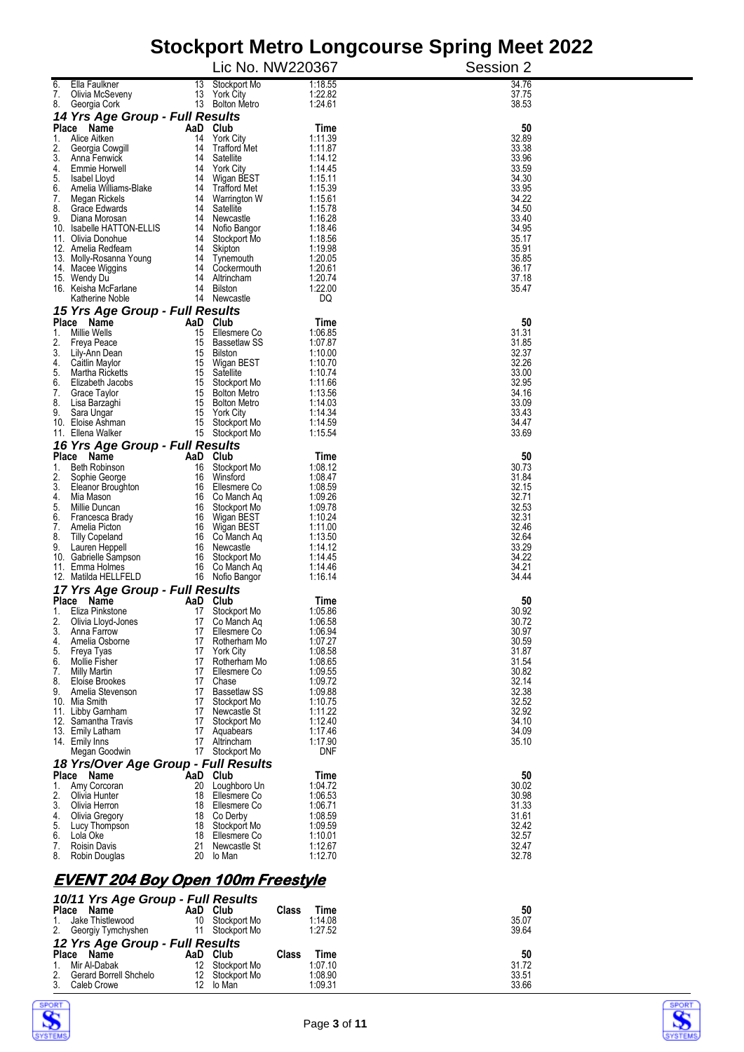# Stockport Metro Longcourse Spring Meet 2022

Lic No. NW220367 — Session 2

| Place | Name | AaD | Club | Time | 50 |
|---|---|---|---|---|---|
| 6. | Ella Faulkner | 13 | Stockport Mo | 1:18.55 | 34.76 |
| 7. | Olivia McSeveny | 13 | York City | 1:22.82 | 37.75 |
| 8. | Georgia Cork | 13 | Bolton Metro | 1:24.61 | 38.53 |

### 14 Yrs Age Group - Full Results

| Place | Name | AaD | Club | Time | 50 |
|---|---|---|---|---|---|
| 1. | Alice Aitken | 14 | York City | 1:11.39 | 32.89 |
| 2. | Georgia Cowgill | 14 | Trafford Met | 1:11.87 | 33.38 |
| 3. | Anna Fenwick | 14 | Satellite | 1:14.12 | 33.96 |
| 4. | Emmie Horwell | 14 | York City | 1:14.45 | 33.59 |
| 5. | Isabel Lloyd | 14 | Wigan BEST | 1:15.11 | 34.30 |
| 6. | Amelia Williams-Blake | 14 | Trafford Met | 1:15.39 | 33.95 |
| 7. | Megan Rickels | 14 | Warrington W | 1:15.61 | 34.22 |
| 8. | Grace Edwards | 14 | Satellite | 1:15.78 | 34.50 |
| 9. | Diana Morosan | 14 | Newcastle | 1:16.28 | 33.40 |
| 10. | Isabelle HATTON-ELLIS | 14 | Nofio Bangor | 1:18.46 | 34.95 |
| 11. | Olivia Donohue | 14 | Stockport Mo | 1:18.56 | 35.17 |
| 12. | Amelia Redfearn | 14 | Skipton | 1:19.98 | 35.91 |
| 13. | Molly-Rosanna Young | 14 | Tynemouth | 1:20.05 | 35.85 |
| 14. | Macee Wiggins | 14 | Cockermouth | 1:20.61 | 36.17 |
| 15. | Wendy Du | 14 | Altrincham | 1:20.74 | 37.18 |
| 16. | Keisha McFarlane | 14 | Bilston | 1:22.00 | 35.47 |
| | Katherine Noble | 14 | Newcastle | DQ | |

### 15 Yrs Age Group - Full Results

| Place | Name | AaD | Club | Time | 50 |
|---|---|---|---|---|---|
| 1. | Millie Wells | 15 | Ellesmere Co | 1:06.85 | 31.31 |
| 2. | Freya Peace | 15 | Bassetlaw SS | 1:07.87 | 31.85 |
| 3. | Lily-Ann Dean | 15 | Bilston | 1:10.00 | 32.37 |
| 4. | Caitlin Maylor | 15 | Wigan BEST | 1:10.70 | 32.26 |
| 5. | Martha Ricketts | 15 | Satellite | 1:10.74 | 33.00 |
| 6. | Elizabeth Jacobs | 15 | Stockport Mo | 1:11.66 | 32.95 |
| 7. | Grace Taylor | 15 | Bolton Metro | 1:13.56 | 34.16 |
| 8. | Lisa Barzaghi | 15 | Bolton Metro | 1:14.03 | 33.09 |
| 9. | Sara Ungar | 15 | York City | 1:14.34 | 33.43 |
| 10. | Eloise Ashman | 15 | Stockport Mo | 1:14.59 | 34.47 |
| 11. | Ellena Walker | 15 | Stockport Mo | 1:15.54 | 33.69 |

### 16 Yrs Age Group - Full Results

| Place | Name | AaD | Club | Time | 50 |
|---|---|---|---|---|---|
| 1. | Beth Robinson | 16 | Stockport Mo | 1:08.12 | 30.73 |
| 2. | Sophie George | 16 | Winsford | 1:08.47 | 31.84 |
| 3. | Eleanor Broughton | 16 | Ellesmere Co | 1:08.59 | 32.15 |
| 4. | Mia Mason | 16 | Co Manch Aq | 1:09.26 | 32.71 |
| 5. | Millie Duncan | 16 | Stockport Mo | 1:09.78 | 32.53 |
| 6. | Francesca Brady | 16 | Wigan BEST | 1:10.24 | 32.31 |
| 7. | Amelia Picton | 16 | Wigan BEST | 1:11.00 | 32.46 |
| 8. | Tilly Copeland | 16 | Co Manch Aq | 1:13.50 | 32.64 |
| 9. | Lauren Heppell | 16 | Newcastle | 1:14.12 | 33.29 |
| 10. | Gabrielle Sampson | 16 | Stockport Mo | 1:14.45 | 34.22 |
| 11. | Emma Holmes | 16 | Co Manch Aq | 1:14.46 | 34.21 |
| 12. | Matilda HELLFELD | 16 | Nofio Bangor | 1:16.14 | 34.44 |

### 17 Yrs Age Group - Full Results

| Place | Name | AaD | Club | Time | 50 |
|---|---|---|---|---|---|
| 1. | Eliza Pinkstone | 17 | Stockport Mo | 1:05.86 | 30.92 |
| 2. | Olivia Lloyd-Jones | 17 | Co Manch Aq | 1:06.58 | 30.72 |
| 3. | Anna Farrow | 17 | Ellesmere Co | 1:06.94 | 30.97 |
| 4. | Amelia Osborne | 17 | Rotherham Mo | 1:07.27 | 30.59 |
| 5. | Freya Tyas | 17 | York City | 1:08.58 | 31.87 |
| 6. | Mollie Fisher | 17 | Rotherham Mo | 1:08.65 | 31.54 |
| 7. | Milly Martin | 17 | Ellesmere Co | 1:09.55 | 30.82 |
| 8. | Eloise Brookes | 17 | Chase | 1:09.72 | 32.14 |
| 9. | Amelia Stevenson | 17 | Bassetlaw SS | 1:09.88 | 32.38 |
| 10. | Mia Smith | 17 | Stockport Mo | 1:10.75 | 32.52 |
| 11. | Libby Garnham | 17 | Newcastle St | 1:11.22 | 32.92 |
| 12. | Samantha Travis | 17 | Stockport Mo | 1:12.40 | 34.10 |
| 13. | Emily Latham | 17 | Aquabears | 1:17.46 | 34.09 |
| 14. | Emily Inns | 17 | Altrincham | 1:17.90 | 35.10 |
| | Megan Goodwin | 17 | Stockport Mo | DNF | |

### 18 Yrs/Over Age Group - Full Results

| Place | Name | AaD | Club | Time | 50 |
|---|---|---|---|---|---|
| 1. | Amy Corcoran | 20 | Loughboro Un | 1:04.72 | 30.02 |
| 2. | Olivia Hunter | 18 | Ellesmere Co | 1:06.53 | 30.98 |
| 3. | Olivia Herron | 18 | Ellesmere Co | 1:06.71 | 31.33 |
| 4. | Olivia Gregory | 18 | Co Derby | 1:08.59 | 31.61 |
| 5. | Lucy Thompson | 18 | Stockport Mo | 1:09.59 | 32.42 |
| 6. | Lola Oke | 18 | Ellesmere Co | 1:10.01 | 32.57 |
| 7. | Roisin Davis | 21 | Newcastle St | 1:12.67 | 32.47 |
| 8. | Robin Douglas | 20 | Io Man | 1:12.70 | 32.78 |

## EVENT 204 Boy Open 100m Freestyle

### 10/11 Yrs Age Group - Full Results

| Place | Name | AaD | Club | Class | Time | 50 |
|---|---|---|---|---|---|---|
| 1. | Jake Thistlewood | 10 | Stockport Mo | | 1:14.08 | 35.07 |
| 2. | Georgiy Tymchyshen | 11 | Stockport Mo | | 1:27.52 | 39.64 |

### 12 Yrs Age Group - Full Results

| Place | Name | AaD | Club | Class | Time | 50 |
|---|---|---|---|---|---|---|
| 1. | Mir Al-Dabak | 12 | Stockport Mo | | 1:07.10 | 31.72 |
| 2. | Gerard Borrell Shchelo | 12 | Stockport Mo | | 1:08.90 | 33.51 |
| 3. | Caleb Crowe | 12 | Io Man | | 1:09.31 | 33.66 |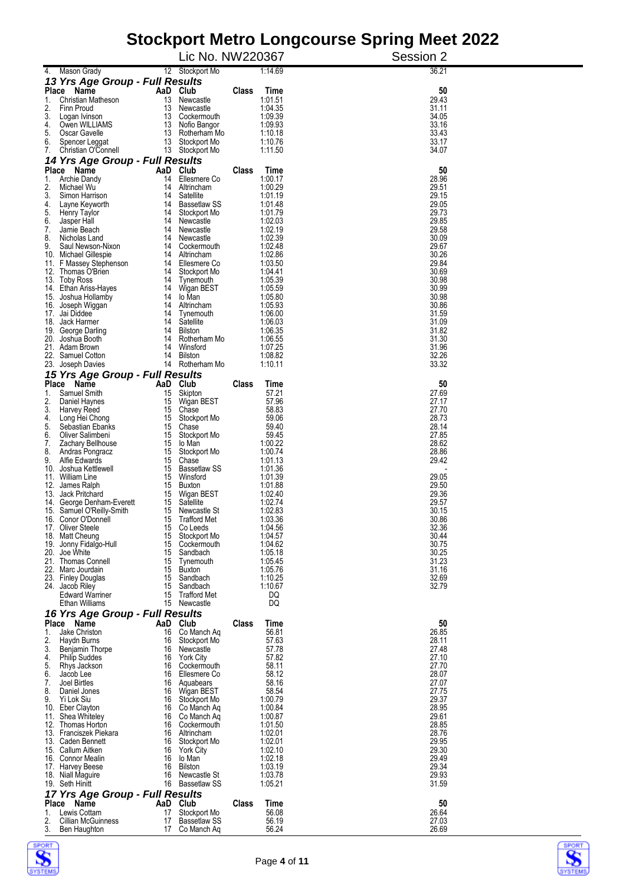# Stockport Metro Longcourse Spring Meet 2022

Lic No. NW220367 — Session 2

| Place | Name | AaD | Club | Class | Time | 50 |
|---|---|---|---|---|---|---|
| 4. | Mason Grady | 12 | Stockport Mo | | 1:14.69 | 36.21 |

## 13 Yrs Age Group - Full Results

| Place | Name | AaD | Club | Class | Time | 50 |
|---|---|---|---|---|---|---|
| 1. | Christian Matheson | 13 | Newcastle | | 1:01.51 | 29.43 |
| 2. | Finn Proud | 13 | Newcastle | | 1:04.35 | 31.11 |
| 3. | Logan Ivinson | 13 | Cockermouth | | 1:09.39 | 34.05 |
| 4. | Owen WILLIAMS | 13 | Nofio Bangor | | 1:09.93 | 33.16 |
| 5. | Oscar Gavelle | 13 | Rotherham Mo | | 1:10.18 | 33.43 |
| 6. | Spencer Leggat | 13 | Stockport Mo | | 1:10.76 | 33.17 |
| 7. | Christian O'Connell | 13 | Stockport Mo | | 1:11.50 | 34.07 |

## 14 Yrs Age Group - Full Results

| Place | Name | AaD | Club | Class | Time | 50 |
|---|---|---|---|---|---|---|
| 1. | Archie Dandy | 14 | Ellesmere Co | | 1:00.17 | 28.96 |
| 2. | Michael Wu | 14 | Altrincham | | 1:00.29 | 29.51 |
| 3. | Simon Harrison | 14 | Satellite | | 1:01.19 | 29.15 |
| 4. | Layne Keyworth | 14 | Bassetlaw SS | | 1:01.48 | 29.05 |
| 5. | Henry Taylor | 14 | Stockport Mo | | 1:01.79 | 29.73 |
| 6. | Jasper Hall | 14 | Newcastle | | 1:02.03 | 29.85 |
| 7. | Jamie Beach | 14 | Newcastle | | 1:02.19 | 29.58 |
| 8. | Nicholas Land | 14 | Newcastle | | 1:02.39 | 30.09 |
| 9. | Saul Newson-Nixon | 14 | Cockermouth | | 1:02.48 | 29.67 |
| 10. | Michael Gillespie | 14 | Altrincham | | 1:02.86 | 30.26 |
| 11. | F Massey Stephenson | 14 | Ellesmere Co | | 1:03.50 | 29.84 |
| 12. | Thomas O'Brien | 14 | Stockport Mo | | 1:04.41 | 30.69 |
| 13. | Toby Ross | 14 | Tynemouth | | 1:05.39 | 30.98 |
| 14. | Ethan Ariss-Hayes | 14 | Wigan BEST | | 1:05.59 | 30.99 |
| 15. | Joshua Hollamby | 14 | Io Man | | 1:05.80 | 30.98 |
| 16. | Joseph Wiggan | 14 | Altrincham | | 1:05.93 | 30.86 |
| 17. | Jai Diddee | 14 | Tynemouth | | 1:06.00 | 31.59 |
| 18. | Jack Harmer | 14 | Satellite | | 1:06.03 | 31.09 |
| 19. | George Darling | 14 | Bilston | | 1:06.35 | 31.82 |
| 20. | Joshua Booth | 14 | Rotherham Mo | | 1:06.55 | 31.30 |
| 21. | Adam Brown | 14 | Winsford | | 1:07.25 | 31.96 |
| 22. | Samuel Cotton | 14 | Bilston | | 1:08.82 | 32.26 |
| 23. | Joseph Davies | 14 | Rotherham Mo | | 1:10.11 | 33.32 |

## 15 Yrs Age Group - Full Results

| Place | Name | AaD | Club | Class | Time | 50 |
|---|---|---|---|---|---|---|
| 1. | Samuel Smith | 15 | Skipton | | 57.21 | 27.69 |
| 2. | Daniel Haynes | 15 | Wigan BEST | | 57.96 | 27.17 |
| 3. | Harvey Reed | 15 | Chase | | 58.83 | 27.70 |
| 4. | Long Hei Chong | 15 | Stockport Mo | | 59.06 | 28.73 |
| 5. | Sebastian Ebanks | 15 | Chase | | 59.40 | 28.14 |
| 6. | Oliver Salimbeni | 15 | Stockport Mo | | 59.45 | 27.85 |
| 7. | Zachary Bellhouse | 15 | Io Man | | 1:00.22 | 28.62 |
| 8. | Andras Pongracz | 15 | Stockport Mo | | 1:00.74 | 28.86 |
| 9. | Alfie Edwards | 15 | Chase | | 1:01.13 | 29.42 |
| 10. | Joshua Kettlewell | 15 | Bassetlaw SS | | 1:01.36 | - |
| 11. | William Line | 15 | Winsford | | 1:01.39 | 29.05 |
| 12. | James Ralph | 15 | Buxton | | 1:01.88 | 29.50 |
| 13. | Jack Pritchard | 15 | Wigan BEST | | 1:02.40 | 29.36 |
| 14. | George Denham-Everett | 15 | Satellite | | 1:02.74 | 29.57 |
| 15. | Samuel O'Reilly-Smith | 15 | Newcastle St | | 1:02.83 | 30.15 |
| 16. | Conor O'Donnell | 15 | Trafford Met | | 1:03.36 | 30.86 |
| 17. | Oliver Steele | 15 | Co Leeds | | 1:04.56 | 32.36 |
| 18. | Matt Cheung | 15 | Stockport Mo | | 1:04.57 | 30.44 |
| 19. | Jonny Fidalgo-Hull | 15 | Cockermouth | | 1:04.62 | 30.75 |
| 20. | Joe White | 15 | Sandbach | | 1:05.18 | 30.25 |
| 21. | Thomas Connell | 15 | Tynemouth | | 1:05.45 | 31.23 |
| 22. | Marc Jourdain | 15 | Buxton | | 1:05.76 | 31.16 |
| 23. | Finley Douglas | 15 | Sandbach | | 1:10.25 | 32.69 |
| 24. | Jacob Riley | 15 | Sandbach | | 1:10.67 | 32.79 |
| | Edward Warriner | 15 | Trafford Met | | DQ | |
| | Ethan Williams | 15 | Newcastle | | DQ | |

## 16 Yrs Age Group - Full Results

| Place | Name | AaD | Club | Class | Time | 50 |
|---|---|---|---|---|---|---|
| 1. | Jake Christon | 16 | Co Manch Aq | | 56.81 | 26.85 |
| 2. | Haydn Burns | 16 | Stockport Mo | | 57.63 | 28.11 |
| 3. | Benjamin Thorpe | 16 | Newcastle | | 57.78 | 27.48 |
| 4. | Philip Suddes | 16 | York City | | 57.82 | 27.10 |
| 5. | Rhys Jackson | 16 | Cockermouth | | 58.11 | 27.70 |
| 6. | Jacob Lee | 16 | Ellesmere Co | | 58.12 | 28.07 |
| 7. | Joel Birtles | 16 | Aquabears | | 58.16 | 27.07 |
| 8. | Daniel Jones | 16 | Wigan BEST | | 58.54 | 27.75 |
| 9. | Yi Lok Siu | 16 | Stockport Mo | | 1:00.79 | 29.37 |
| 10. | Eber Clayton | 16 | Co Manch Aq | | 1:00.84 | 28.95 |
| 11. | Shea Whiteley | 16 | Co Manch Aq | | 1:00.87 | 29.61 |
| 12. | Thomas Horton | 16 | Cockermouth | | 1:01.50 | 28.85 |
| 13. | Franciszek Piekara | 16 | Altrincham | | 1:02.01 | 28.76 |
| 13. | Caden Bennett | 16 | Stockport Mo | | 1:02.01 | 29.95 |
| 15. | Callum Aitken | 16 | York City | | 1:02.10 | 29.30 |
| 16. | Connor Mealin | 16 | Io Man | | 1:02.18 | 29.49 |
| 17. | Harvey Beese | 16 | Bilston | | 1:03.19 | 29.34 |
| 18. | Niall Maguire | 16 | Newcastle St | | 1:03.78 | 29.93 |
| 19. | Seth Hinitt | 16 | Bassetlaw SS | | 1:05.21 | 31.59 |

## 17 Yrs Age Group - Full Results

| Place | Name | AaD | Club | Class | Time | 50 |
|---|---|---|---|---|---|---|
| 1. | Lewis Cottam | 17 | Stockport Mo | | 56.08 | 26.64 |
| 2. | Cillian McGuinness | 17 | Bassetlaw SS | | 56.19 | 27.03 |
| 3. | Ben Haughton | 17 | Co Manch Aq | | 56.24 | 26.69 |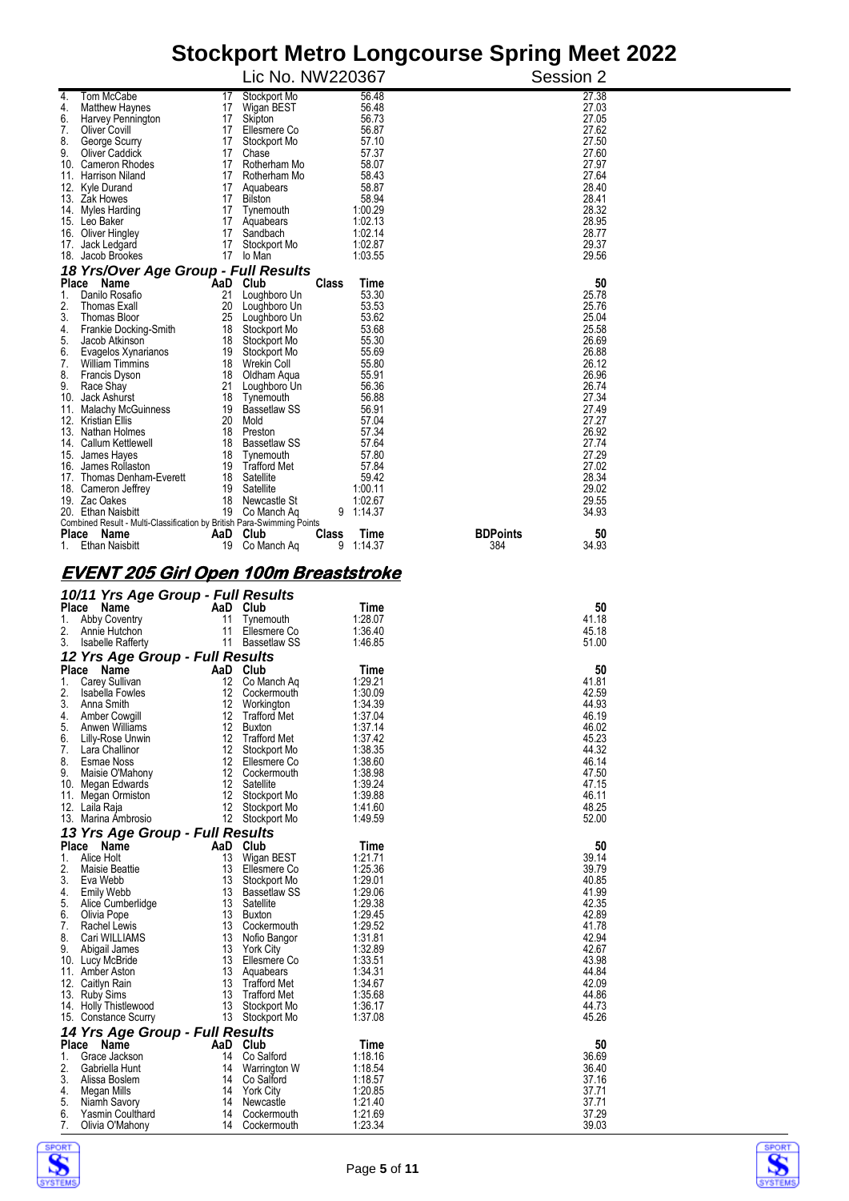| Place | Name | AaD | Club | Class | Time | | 50 |
|---|---|---|---|---|---|---|---|
| 4. | Tom McCabe | 17 | Stockport Mo | | 56.48 | | 27.38 |
| 4. | Matthew Haynes | 17 | Wigan BEST | | 56.48 | | 27.03 |
| 6. | Harvey Pennington | 17 | Skipton | | 56.73 | | 27.05 |
| 7. | Oliver Covill | 17 | Ellesmere Co | | 56.87 | | 27.62 |
| 8. | George Scurry | 17 | Stockport Mo | | 57.10 | | 27.50 |
| 9. | Oliver Caddick | 17 | Chase | | 57.37 | | 27.60 |
| 10. | Cameron Rhodes | 17 | Rotherham Mo | | 58.07 | | 27.97 |
| 11. | Harrison Niland | 17 | Rotherham Mo | | 58.43 | | 27.64 |
| 12. | Kyle Durand | 17 | Aquabears | | 58.87 | | 28.40 |
| 13. | Zak Howes | 17 | Bilston | | 58.94 | | 28.41 |
| 14. | Myles Harding | 17 | Tynemouth | | 1:00.29 | | 28.32 |
| 15. | Leo Baker | 17 | Aquabears | | 1:02.13 | | 28.95 |
| 16. | Oliver Hingley | 17 | Sandbach | | 1:02.14 | | 28.77 |
| 17. | Jack Ledgard | 17 | Stockport Mo | | 1:02.87 | | 29.37 |
| 18. | Jacob Brookes | 17 | Io Man | | 1:03.55 | | 29.56 |

### 18 Yrs/Over Age Group - Full Results

| Place | Name | AaD | Club | Class | Time | | 50 |
|---|---|---|---|---|---|---|---|
| 1. | Danilo Rosafio | 21 | Loughboro Un | | 53.30 | | 25.78 |
| 2. | Thomas Exall | 20 | Loughboro Un | | 53.53 | | 25.76 |
| 3. | Thomas Bloor | 25 | Loughboro Un | | 53.62 | | 25.04 |
| 4. | Frankie Docking-Smith | 18 | Stockport Mo | | 53.68 | | 25.58 |
| 5. | Jacob Atkinson | 18 | Stockport Mo | | 55.30 | | 26.69 |
| 6. | Evagelos Xynarianos | 19 | Stockport Mo | | 55.69 | | 26.88 |
| 7. | William Timmins | 18 | Wrekin Coll | | 55.80 | | 26.12 |
| 8. | Francis Dyson | 18 | Oldham Aqua | | 55.91 | | 26.96 |
| 9. | Race Shay | 21 | Loughboro Un | | 56.36 | | 26.74 |
| 10. | Jack Ashurst | 18 | Tynemouth | | 56.88 | | 27.34 |
| 11. | Malachy McGuinness | 19 | Bassetlaw SS | | 56.91 | | 27.49 |
| 12. | Kristian Ellis | 20 | Mold | | 57.04 | | 27.27 |
| 13. | Nathan Holmes | 18 | Preston | | 57.34 | | 26.92 |
| 14. | Callum Kettlewell | 18 | Bassetlaw SS | | 57.64 | | 27.74 |
| 15. | James Hayes | 18 | Tynemouth | | 57.80 | | 27.29 |
| 16. | James Rollaston | 19 | Trafford Met | | 57.84 | | 27.02 |
| 17. | Thomas Denham-Everett | 18 | Satellite | | 59.42 | | 28.34 |
| 18. | Cameron Jeffrey | 19 | Satellite | | 1:00.11 | | 29.02 |
| 19. | Zac Oakes | 18 | Newcastle St | | 1:02.67 | | 29.55 |
| 20. | Ethan Naisbitt | 19 | Co Manch Aq | 9 | 1:14.37 | | 34.93 |

Combined Result - Multi-Classification by British Para-Swimming Points

| Place | Name | AaD | Club | Class | Time | BDPoints | 50 |
|---|---|---|---|---|---|---|---|
| 1. | Ethan Naisbitt | 19 | Co Manch Aq | 9 | 1:14.37 | 384 | 34.93 |

## EVENT 205 Girl Open 100m Breaststroke

### 10/11 Yrs Age Group - Full Results

| Place | Name | AaD | Club | Time | 50 |
|---|---|---|---|---|---|
| 1. | Abby Coventry | 11 | Tynemouth | 1:28.07 | 41.18 |
| 2. | Annie Hutchon | 11 | Ellesmere Co | 1:36.40 | 45.18 |
| 3. | Isabelle Rafferty | 11 | Bassetlaw SS | 1:46.85 | 51.00 |

### 12 Yrs Age Group - Full Results

| Place | Name | AaD | Club | Time | 50 |
|---|---|---|---|---|---|
| 1. | Carey Sullivan | 12 | Co Manch Aq | 1:29.21 | 41.81 |
| 2. | Isabella Fowles | 12 | Cockermouth | 1:30.09 | 42.59 |
| 3. | Anna Smith | 12 | Workington | 1:34.39 | 44.93 |
| 4. | Amber Cowgill | 12 | Trafford Met | 1:37.04 | 46.19 |
| 5. | Anwen Williams | 12 | Buxton | 1:37.14 | 46.02 |
| 6. | Lilly-Rose Unwin | 12 | Trafford Met | 1:37.42 | 45.23 |
| 7. | Lara Challinor | 12 | Stockport Mo | 1:38.35 | 44.32 |
| 8. | Esmae Noss | 12 | Ellesmere Co | 1:38.60 | 46.14 |
| 9. | Maisie O'Mahony | 12 | Cockermouth | 1:38.98 | 47.50 |
| 10. | Megan Edwards | 12 | Satellite | 1:39.24 | 47.15 |
| 11. | Megan Ormiston | 12 | Stockport Mo | 1:39.88 | 46.11 |
| 12. | Laila Raja | 12 | Stockport Mo | 1:41.60 | 48.25 |
| 13. | Marina Ambrosio | 12 | Stockport Mo | 1:49.59 | 52.00 |

### 13 Yrs Age Group - Full Results

| Place | Name | AaD | Club | Time | 50 |
|---|---|---|---|---|---|
| 1. | Alice Holt | 13 | Wigan BEST | 1:21.71 | 39.14 |
| 2. | Maisie Beattie | 13 | Ellesmere Co | 1:25.36 | 39.79 |
| 3. | Eva Webb | 13 | Stockport Mo | 1:29.01 | 40.85 |
| 4. | Emily Webb | 13 | Bassetlaw SS | 1:29.06 | 41.99 |
| 5. | Alice Cumberlidge | 13 | Satellite | 1:29.38 | 42.35 |
| 6. | Olivia Pope | 13 | Buxton | 1:29.45 | 42.89 |
| 7. | Rachel Lewis | 13 | Cockermouth | 1:29.52 | 41.78 |
| 8. | Cari WILLIAMS | 13 | Nofio Bangor | 1:31.81 | 42.94 |
| 9. | Abigail James | 13 | York City | 1:32.89 | 42.67 |
| 10. | Lucy McBride | 13 | Ellesmere Co | 1:33.51 | 43.98 |
| 11. | Amber Aston | 13 | Aquabears | 1:34.31 | 44.84 |
| 12. | Caitlyn Rain | 13 | Trafford Met | 1:34.67 | 42.09 |
| 13. | Ruby Sims | 13 | Trafford Met | 1:35.68 | 44.86 |
| 14. | Holly Thistlewood | 13 | Stockport Mo | 1:36.17 | 44.73 |
| 15. | Constance Scurry | 13 | Stockport Mo | 1:37.08 | 45.26 |

### 14 Yrs Age Group - Full Results

| Place | Name | AaD | Club | Time | 50 |
|---|---|---|---|---|---|
| 1. | Grace Jackson | 14 | Co Salford | 1:18.16 | 36.69 |
| 2. | Gabriella Hunt | 14 | Warrington W | 1:18.54 | 36.40 |
| 3. | Alissa Boslem | 14 | Co Salford | 1:18.57 | 37.16 |
| 4. | Megan Mills | 14 | York City | 1:20.85 | 37.71 |
| 5. | Niamh Savory | 14 | Newcastle | 1:21.40 | 37.71 |
| 6. | Yasmin Coulthard | 14 | Cockermouth | 1:21.69 | 37.29 |
| 7. | Olivia O'Mahony | 14 | Cockermouth | 1:23.34 | 39.03 |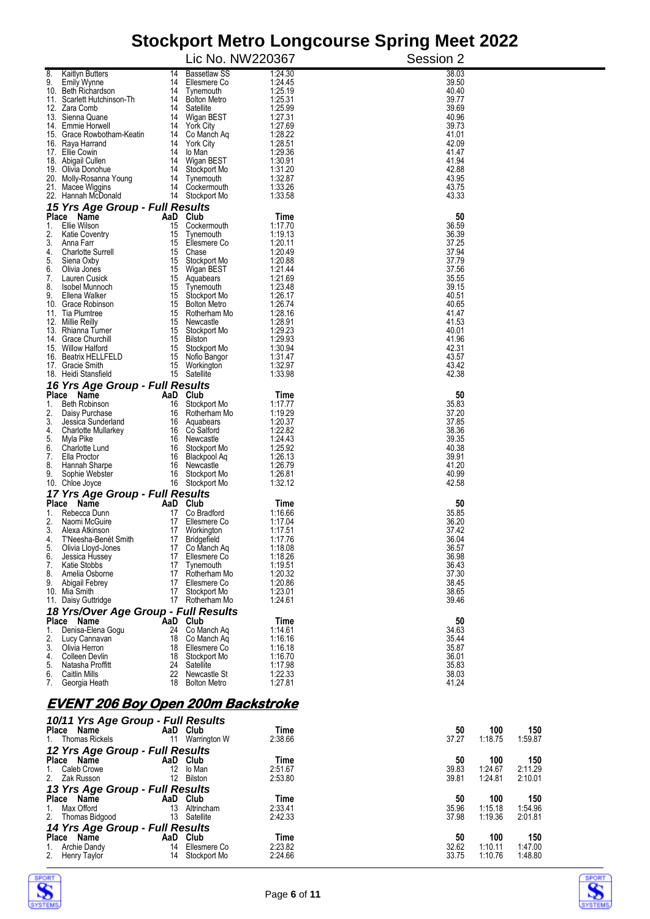| Place | Name | AaD | Club | Time | 50 |
|---|---|---|---|---|---|
| 8. | Kaitlyn Butters | 14 | Bassetlaw SS | 1:24.30 | 38.03 |
| 9. | Emily Wynne | 14 | Ellesmere Co | 1:24.45 | 39.50 |
| 10. | Beth Richardson | 14 | Tynemouth | 1:25.19 | 40.40 |
| 11. | Scarlett Hutchinson-Th | 14 | Bolton Metro | 1:25.31 | 39.77 |
| 12. | Zara Comb | 14 | Satellite | 1:25.99 | 39.69 |
| 13. | Sienna Quane | 14 | Wigan BEST | 1:27.31 | 40.96 |
| 14. | Emmie Horwell | 14 | York City | 1:27.69 | 39.73 |
| 15. | Grace Rowbotham-Keatin | 14 | Co Manch Aq | 1:28.22 | 41.01 |
| 16. | Raya Harrand | 14 | York City | 1:28.51 | 42.09 |
| 17. | Ellie Cowin | 14 | Io Man | 1:29.36 | 41.47 |
| 18. | Abigail Cullen | 14 | Wigan BEST | 1:30.91 | 41.94 |
| 19. | Olivia Donohue | 14 | Stockport Mo | 1:31.20 | 42.88 |
| 20. | Molly-Rosanna Young | 14 | Tynemouth | 1:32.87 | 43.95 |
| 21. | Macee Wiggins | 14 | Cockermouth | 1:33.26 | 43.75 |
| 22. | Hannah McDonald | 14 | Stockport Mo | 1:33.58 | 43.33 |

### 15 Yrs Age Group - Full Results

| Place | Name | AaD | Club | Time | 50 |
|---|---|---|---|---|---|
| 1. | Ellie Wilson | 15 | Cockermouth | 1:17.70 | 36.59 |
| 2. | Katie Coventry | 15 | Tynemouth | 1:19.13 | 36.39 |
| 3. | Anna Farr | 15 | Ellesmere Co | 1:20.11 | 37.25 |
| 4. | Charlotte Surrell | 15 | Chase | 1:20.49 | 37.94 |
| 5. | Siena Oxby | 15 | Stockport Mo | 1:20.88 | 37.79 |
| 6. | Olivia Jones | 15 | Wigan BEST | 1:21.44 | 37.56 |
| 7. | Lauren Cusick | 15 | Aquabears | 1:21.69 | 35.55 |
| 8. | Isobel Munnoch | 15 | Tynemouth | 1:23.48 | 39.15 |
| 9. | Ellena Walker | 15 | Stockport Mo | 1:26.17 | 40.51 |
| 10. | Grace Robinson | 15 | Bolton Metro | 1:26.74 | 40.65 |
| 11. | Tia Plumtree | 15 | Rotherham Mo | 1:28.16 | 41.47 |
| 12. | Millie Reilly | 15 | Newcastle | 1:28.91 | 41.53 |
| 13. | Rhianna Turner | 15 | Stockport Mo | 1:29.23 | 40.01 |
| 14. | Grace Churchill | 15 | Bilston | 1:29.93 | 41.96 |
| 15. | Willow Halford | 15 | Stockport Mo | 1:30.94 | 42.31 |
| 16. | Beatrix HELLFELD | 15 | Nofio Bangor | 1:31.47 | 43.57 |
| 17. | Gracie Smith | 15 | Workington | 1:32.97 | 43.42 |
| 18. | Heidi Stansfield | 15 | Satellite | 1:33.98 | 42.38 |

### 16 Yrs Age Group - Full Results

| Place | Name | AaD | Club | Time | 50 |
|---|---|---|---|---|---|
| 1. | Beth Robinson | 16 | Stockport Mo | 1:17.77 | 35.83 |
| 2. | Daisy Purchase | 16 | Rotherham Mo | 1:19.29 | 37.20 |
| 3. | Jessica Sunderland | 16 | Aquabears | 1:20.37 | 37.85 |
| 4. | Charlotte Mullarkey | 16 | Co Salford | 1:22.82 | 38.36 |
| 5. | Myla Pike | 16 | Newcastle | 1:24.43 | 39.35 |
| 6. | Charlotte Lund | 16 | Stockport Mo | 1:25.92 | 40.38 |
| 7. | Ella Proctor | 16 | Blackpool Aq | 1:26.13 | 39.91 |
| 8. | Hannah Sharpe | 16 | Newcastle | 1:26.79 | 41.20 |
| 9. | Sophie Webster | 16 | Stockport Mo | 1:26.81 | 40.99 |
| 10. | Chloe Joyce | 16 | Stockport Mo | 1:32.12 | 42.58 |

### 17 Yrs Age Group - Full Results

| Place | Name | AaD | Club | Time | 50 |
|---|---|---|---|---|---|
| 1. | Rebecca Dunn | 17 | Co Bradford | 1:16.66 | 35.85 |
| 2. | Naomi McGuire | 17 | Ellesmere Co | 1:17.04 | 36.20 |
| 3. | Alexa Atkinson | 17 | Workington | 1:17.51 | 37.42 |
| 4. | T'Neesha-Benét Smith | 17 | Bridgefield | 1:17.76 | 36.04 |
| 5. | Olivia Lloyd-Jones | 17 | Co Manch Aq | 1:18.08 | 36.57 |
| 6. | Jessica Hussey | 17 | Ellesmere Co | 1:18.26 | 36.98 |
| 7. | Katie Stobbs | 17 | Tynemouth | 1:19.51 | 36.43 |
| 8. | Amelia Osborne | 17 | Rotherham Mo | 1:20.32 | 37.30 |
| 9. | Abigail Febrey | 17 | Ellesmere Co | 1:20.86 | 38.45 |
| 10. | Mia Smith | 17 | Stockport Mo | 1:23.01 | 38.65 |
| 11. | Daisy Guttridge | 17 | Rotherham Mo | 1:24.61 | 39.46 |

### 18 Yrs/Over Age Group - Full Results

| Place | Name | AaD | Club | Time | 50 |
|---|---|---|---|---|---|
| 1. | Denisa-Elena Gogu | 24 | Co Manch Aq | 1:14.61 | 34.63 |
| 2. | Lucy Cannavan | 18 | Co Manch Aq | 1:16.16 | 35.44 |
| 3. | Olivia Herron | 18 | Ellesmere Co | 1:16.18 | 35.87 |
| 4. | Colleen Devlin | 18 | Stockport Mo | 1:16.70 | 36.01 |
| 5. | Natasha Proffitt | 24 | Satellite | 1:17.98 | 35.83 |
| 6. | Caitlin Mills | 22 | Newcastle St | 1:22.33 | 38.03 |
| 7. | Georgia Heath | 18 | Bolton Metro | 1:27.81 | 41.24 |

## EVENT 206 Boy Open 200m Backstroke

### 10/11 Yrs Age Group - Full Results

| Place | Name | AaD | Club | Time | 50 | 100 | 150 |
|---|---|---|---|---|---|---|---|
| 1. | Thomas Rickels | 11 | Warrington W | 2:38.66 | 37.27 | 1:18.75 | 1:59.87 |

### 12 Yrs Age Group - Full Results

| Place | Name | AaD | Club | Time | 50 | 100 | 150 |
|---|---|---|---|---|---|---|---|
| 1. | Caleb Crowe | 12 | Io Man | 2:51.67 | 39.83 | 1:24.67 | 2:11.29 |
| 2. | Zak Russon | 12 | Bilston | 2:53.80 | 39.81 | 1:24.81 | 2:10.01 |

### 13 Yrs Age Group - Full Results

| Place | Name | AaD | Club | Time | 50 | 100 | 150 |
|---|---|---|---|---|---|---|---|
| 1. | Max Offord | 13 | Altrincham | 2:33.41 | 35.96 | 1:15.18 | 1:54.96 |
| 2. | Thomas Bidgood | 13 | Satellite | 2:42.33 | 37.98 | 1:19.36 | 2:01.81 |

### 14 Yrs Age Group - Full Results

| Place | Name | AaD | Club | Time | 50 | 100 | 150 |
|---|---|---|---|---|---|---|---|
| 1. | Archie Dandy | 14 | Ellesmere Co | 2:23.82 | 32.62 | 1:10.11 | 1:47.00 |
| 2. | Henry Taylor | 14 | Stockport Mo | 2:24.66 | 33.75 | 1:10.76 | 1:48.80 |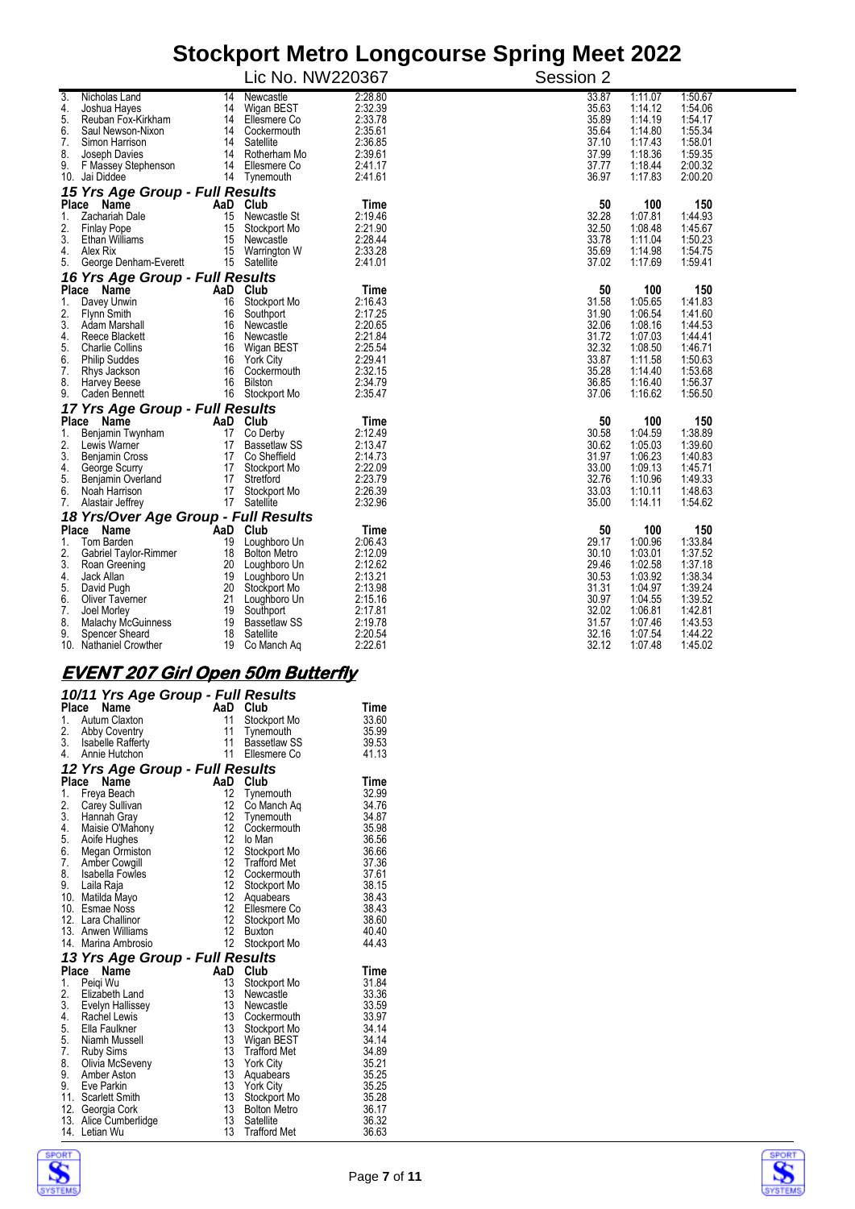| Place | Name | AaD | Club | Time | 50 | 100 | 150 |
|---|---|---|---|---|---|---|---|
| 3. | Nicholas Land | 14 | Newcastle | 2:28.80 | 33.87 | 1:11.07 | 1:50.67 |
| 4. | Joshua Hayes | 14 | Wigan BEST | 2:32.39 | 35.63 | 1:14.12 | 1:54.06 |
| 5. | Reuban Fox-Kirkham | 14 | Ellesmere Co | 2:33.78 | 35.89 | 1:14.19 | 1:54.17 |
| 6. | Saul Newson-Nixon | 14 | Cockermouth | 2:35.61 | 35.64 | 1:14.80 | 1:55.34 |
| 7. | Simon Harrison | 14 | Satellite | 2:36.85 | 37.10 | 1:17.43 | 1:58.01 |
| 8. | Joseph Davies | 14 | Rotherham Mo | 2:39.61 | 37.99 | 1:18.36 | 1:59.35 |
| 9. | F Massey Stephenson | 14 | Ellesmere Co | 2:41.17 | 37.77 | 1:18.44 | 2:00.32 |
| 10. | Jai Diddee | 14 | Tynemouth | 2:41.61 | 36.97 | 1:17.83 | 2:00.20 |

### 15 Yrs Age Group - Full Results

| Place | Name | AaD | Club | Time | 50 | 100 | 150 |
|---|---|---|---|---|---|---|---|
| 1. | Zachariah Dale | 15 | Newcastle St | 2:19.46 | 32.28 | 1:07.81 | 1:44.93 |
| 2. | Finlay Pope | 15 | Stockport Mo | 2:21.90 | 32.50 | 1:08.48 | 1:45.67 |
| 3. | Ethan Williams | 15 | Newcastle | 2:28.44 | 33.78 | 1:11.04 | 1:50.23 |
| 4. | Alex Rix | 15 | Warrington W | 2:33.28 | 35.69 | 1:14.98 | 1:54.75 |
| 5. | George Denham-Everett | 15 | Satellite | 2:41.01 | 37.02 | 1:17.69 | 1:59.41 |

### 16 Yrs Age Group - Full Results

| Place | Name | AaD | Club | Time | 50 | 100 | 150 |
|---|---|---|---|---|---|---|---|
| 1. | Davey Unwin | 16 | Stockport Mo | 2:16.43 | 31.58 | 1:05.65 | 1:41.83 |
| 2. | Flynn Smith | 16 | Southport | 2:17.25 | 31.90 | 1:06.54 | 1:41.60 |
| 3. | Adam Marshall | 16 | Newcastle | 2:20.65 | 32.06 | 1:08.16 | 1:44.53 |
| 4. | Reece Blackett | 16 | Newcastle | 2:21.84 | 31.72 | 1:07.03 | 1:44.41 |
| 5. | Charlie Collins | 16 | Wigan BEST | 2:25.54 | 32.32 | 1:08.50 | 1:46.71 |
| 6. | Philip Suddes | 16 | York City | 2:29.41 | 33.87 | 1:11.58 | 1:50.63 |
| 7. | Rhys Jackson | 16 | Cockermouth | 2:32.15 | 35.28 | 1:14.40 | 1:53.68 |
| 8. | Harvey Beese | 16 | Bilston | 2:34.79 | 36.85 | 1:16.40 | 1:56.37 |
| 9. | Caden Bennett | 16 | Stockport Mo | 2:35.47 | 37.06 | 1:16.62 | 1:56.50 |

### 17 Yrs Age Group - Full Results

| Place | Name | AaD | Club | Time | 50 | 100 | 150 |
|---|---|---|---|---|---|---|---|
| 1. | Benjamin Twynham | 17 | Co Derby | 2:12.49 | 30.58 | 1:04.59 | 1:38.89 |
| 2. | Lewis Warner | 17 | Bassetlaw SS | 2:13.47 | 30.62 | 1:05.03 | 1:39.60 |
| 3. | Benjamin Cross | 17 | Co Sheffield | 2:14.73 | 31.97 | 1:06.23 | 1:40.83 |
| 4. | George Scurry | 17 | Stockport Mo | 2:22.09 | 33.00 | 1:09.13 | 1:45.71 |
| 5. | Benjamin Overland | 17 | Stretford | 2:23.79 | 32.76 | 1:10.96 | 1:49.33 |
| 6. | Noah Harrison | 17 | Stockport Mo | 2:26.39 | 33.03 | 1:10.11 | 1:48.63 |
| 7. | Alastair Jeffrey | 17 | Satellite | 2:32.96 | 35.00 | 1:14.11 | 1:54.62 |

### 18 Yrs/Over Age Group - Full Results

| Place | Name | AaD | Club | Time | 50 | 100 | 150 |
|---|---|---|---|---|---|---|---|
| 1. | Tom Barden | 19 | Loughboro Un | 2:06.43 | 29.17 | 1:00.96 | 1:33.84 |
| 2. | Gabriel Taylor-Rimmer | 18 | Bolton Metro | 2:12.09 | 30.10 | 1:03.01 | 1:37.52 |
| 3. | Roan Greening | 20 | Loughboro Un | 2:12.62 | 29.46 | 1:02.58 | 1:37.18 |
| 4. | Jack Allan | 19 | Loughboro Un | 2:13.21 | 30.53 | 1:03.92 | 1:38.34 |
| 5. | David Pugh | 20 | Stockport Mo | 2:13.98 | 31.31 | 1:04.97 | 1:39.24 |
| 6. | Oliver Taverner | 21 | Loughboro Un | 2:15.16 | 30.97 | 1:04.55 | 1:39.52 |
| 7. | Joel Morley | 19 | Southport | 2:17.81 | 32.02 | 1:06.81 | 1:42.81 |
| 8. | Malachy McGuinness | 19 | Bassetlaw SS | 2:19.78 | 31.57 | 1:07.46 | 1:43.53 |
| 9. | Spencer Sheard | 18 | Satellite | 2:20.54 | 32.16 | 1:07.54 | 1:44.22 |
| 10. | Nathaniel Crowther | 19 | Co Manch Aq | 2:22.61 | 32.12 | 1:07.48 | 1:45.02 |

## EVENT 207 Girl Open 50m Butterfly

### 10/11 Yrs Age Group - Full Results

| Place | Name | AaD | Club | Time |
|---|---|---|---|---|
| 1. | Autum Claxton | 11 | Stockport Mo | 33.60 |
| 2. | Abby Coventry | 11 | Tynemouth | 35.99 |
| 3. | Isabelle Rafferty | 11 | Bassetlaw SS | 39.53 |
| 4. | Annie Hutchon | 11 | Ellesmere Co | 41.13 |

### 12 Yrs Age Group - Full Results

| Place | Name | AaD | Club | Time |
|---|---|---|---|---|
| 1. | Freya Beach | 12 | Tynemouth | 32.99 |
| 2. | Carey Sullivan | 12 | Co Manch Aq | 34.76 |
| 3. | Hannah Gray | 12 | Tynemouth | 34.87 |
| 4. | Maisie O'Mahony | 12 | Cockermouth | 35.98 |
| 5. | Aoife Hughes | 12 | Io Man | 36.56 |
| 6. | Megan Ormiston | 12 | Stockport Mo | 36.66 |
| 7. | Amber Cowgill | 12 | Trafford Met | 37.36 |
| 8. | Isabella Fowles | 12 | Cockermouth | 37.61 |
| 9. | Laila Raja | 12 | Stockport Mo | 38.15 |
| 10. | Matilda Mayo | 12 | Aquabears | 38.43 |
| 10. | Esmae Noss | 12 | Ellesmere Co | 38.43 |
| 12. | Lara Challinor | 12 | Stockport Mo | 38.60 |
| 13. | Anwen Williams | 12 | Buxton | 40.40 |
| 14. | Marina Ambrosio | 12 | Stockport Mo | 44.43 |

### 13 Yrs Age Group - Full Results

| Place | Name | AaD | Club | Time |
|---|---|---|---|---|
| 1. | Peiqi Wu | 13 | Stockport Mo | 31.84 |
| 2. | Elizabeth Land | 13 | Newcastle | 33.36 |
| 3. | Evelyn Hallissey | 13 | Newcastle | 33.59 |
| 4. | Rachel Lewis | 13 | Cockermouth | 33.97 |
| 5. | Ella Faulkner | 13 | Stockport Mo | 34.14 |
| 5. | Niamh Mussell | 13 | Wigan BEST | 34.14 |
| 7. | Ruby Sims | 13 | Trafford Met | 34.89 |
| 8. | Olivia McSeveny | 13 | York City | 35.21 |
| 9. | Amber Aston | 13 | Aquabears | 35.25 |
| 9. | Eve Parkin | 13 | York City | 35.25 |
| 11. | Scarlett Smith | 13 | Stockport Mo | 35.28 |
| 12. | Georgia Cork | 13 | Bolton Metro | 36.17 |
| 13. | Alice Cumberlidge | 13 | Satellite | 36.32 |
| 14. | Letian Wu | 13 | Trafford Met | 36.63 |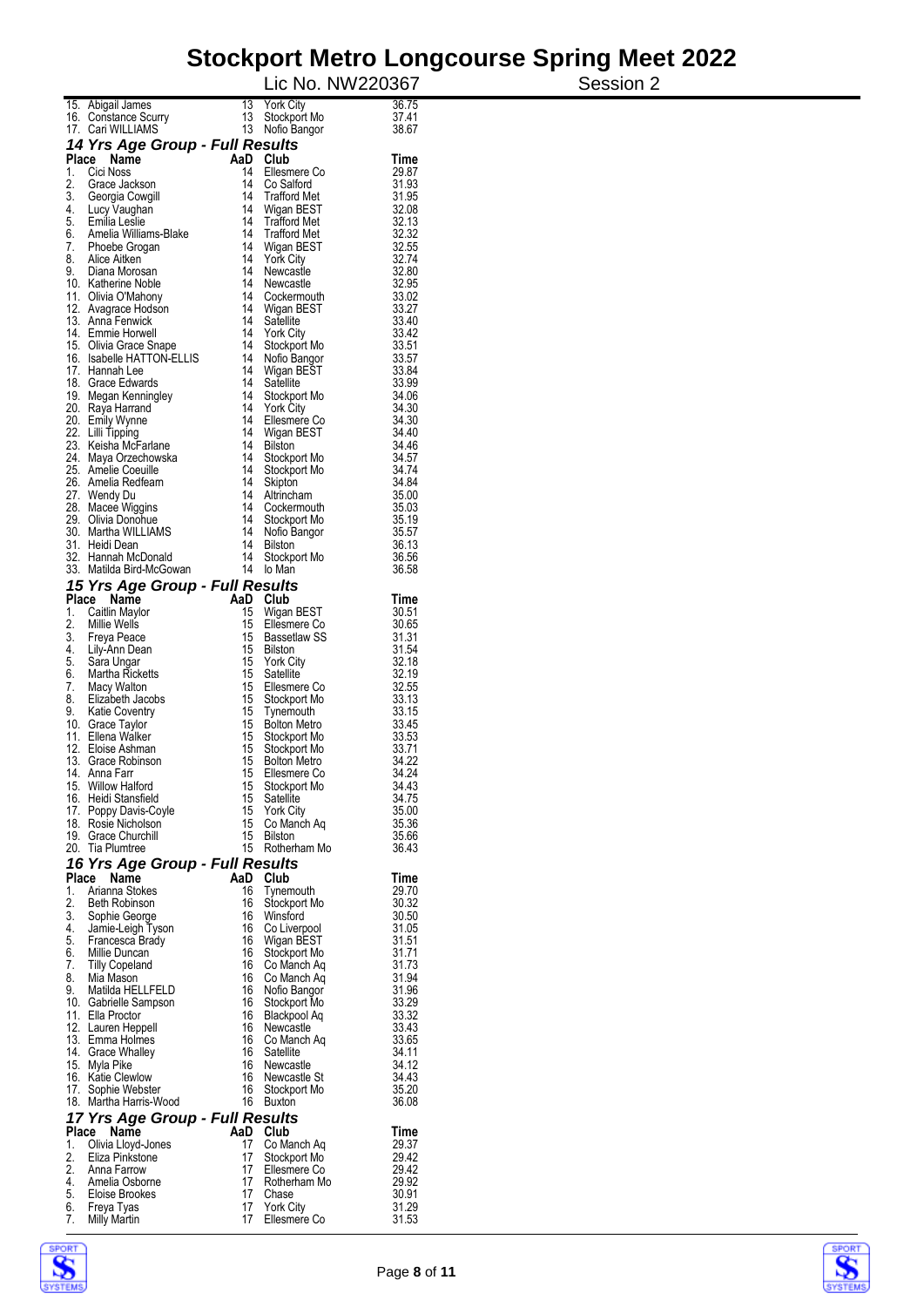# Stockport Metro Longcourse Spring Meet 2022

Lic No. NW220367 Session 2

| Place | Name | AaD | Club | Time |
|---|---|---|---|---|
| 15. | Abigail James | 13 | York City | 36.75 |
| 16. | Constance Scurry | 13 | Stockport Mo | 37.41 |
| 17. | Cari WILLIAMS | 13 | Nofio Bangor | 38.67 |

### *14 Yrs Age Group - Full Results*

| Place | Name | AaD | Club | Time |
|---|---|---|---|---|
| 1. | Cici Noss | 14 | Ellesmere Co | 29.87 |
| 2. | Grace Jackson | 14 | Co Salford | 31.93 |
| 3. | Georgia Cowgill | 14 | Trafford Met | 31.95 |
| 4. | Lucy Vaughan | 14 | Wigan BEST | 32.08 |
| 5. | Emilia Leslie | 14 | Trafford Met | 32.13 |
| 6. | Amelia Williams-Blake | 14 | Trafford Met | 32.32 |
| 7. | Phoebe Grogan | 14 | Wigan BEST | 32.55 |
| 8. | Alice Aitken | 14 | York City | 32.74 |
| 9. | Diana Morosan | 14 | Newcastle | 32.80 |
| 10. | Katherine Noble | 14 | Newcastle | 32.95 |
| 11. | Olivia O'Mahony | 14 | Cockermouth | 33.02 |
| 12. | Avagrace Hodson | 14 | Wigan BEST | 33.27 |
| 13. | Anna Fenwick | 14 | Satellite | 33.40 |
| 14. | Emmie Horwell | 14 | York City | 33.42 |
| 15. | Olivia Grace Snape | 14 | Stockport Mo | 33.51 |
| 16. | Isabelle HATTON-ELLIS | 14 | Nofio Bangor | 33.57 |
| 17. | Hannah Lee | 14 | Wigan BEST | 33.84 |
| 18. | Grace Edwards | 14 | Satellite | 33.99 |
| 19. | Megan Kenningley | 14 | Stockport Mo | 34.06 |
| 20. | Raya Harrand | 14 | York City | 34.30 |
| 20. | Emily Wynne | 14 | Ellesmere Co | 34.30 |
| 22. | Lilli Tipping | 14 | Wigan BEST | 34.40 |
| 23. | Keisha McFarlane | 14 | Bilston | 34.46 |
| 24. | Maya Orzechowska | 14 | Stockport Mo | 34.57 |
| 25. | Amelie Coeuille | 14 | Stockport Mo | 34.74 |
| 26. | Amelia Redfearn | 14 | Skipton | 34.84 |
| 27. | Wendy Du | 14 | Altrincham | 35.00 |
| 28. | Macee Wiggins | 14 | Cockermouth | 35.03 |
| 29. | Olivia Donohue | 14 | Stockport Mo | 35.19 |
| 30. | Martha WILLIAMS | 14 | Nofio Bangor | 35.57 |
| 31. | Heidi Dean | 14 | Bilston | 36.13 |
| 32. | Hannah McDonald | 14 | Stockport Mo | 36.56 |
| 33. | Matilda Bird-McGowan | 14 | Io Man | 36.58 |

### *15 Yrs Age Group - Full Results*

| Place | Name | AaD | Club | Time |
|---|---|---|---|---|
| 1. | Caitlin Maylor | 15 | Wigan BEST | 30.51 |
| 2. | Millie Wells | 15 | Ellesmere Co | 30.65 |
| 3. | Freya Peace | 15 | Bassetlaw SS | 31.31 |
| 4. | Lily-Ann Dean | 15 | Bilston | 31.54 |
| 5. | Sara Ungar | 15 | York City | 32.18 |
| 6. | Martha Ricketts | 15 | Satellite | 32.19 |
| 7. | Macy Walton | 15 | Ellesmere Co | 32.55 |
| 8. | Elizabeth Jacobs | 15 | Stockport Mo | 33.13 |
| 9. | Katie Coventry | 15 | Tynemouth | 33.15 |
| 10. | Grace Taylor | 15 | Bolton Metro | 33.45 |
| 11. | Ellena Walker | 15 | Stockport Mo | 33.53 |
| 12. | Eloise Ashman | 15 | Stockport Mo | 33.71 |
| 13. | Grace Robinson | 15 | Bolton Metro | 34.22 |
| 14. | Anna Farr | 15 | Ellesmere Co | 34.24 |
| 15. | Willow Halford | 15 | Stockport Mo | 34.43 |
| 16. | Heidi Stansfield | 15 | Satellite | 34.75 |
| 17. | Poppy Davis-Coyle | 15 | York City | 35.00 |
| 18. | Rosie Nicholson | 15 | Co Manch Aq | 35.36 |
| 19. | Grace Churchill | 15 | Bilston | 35.66 |
| 20. | Tia Plumtree | 15 | Rotherham Mo | 36.43 |

### *16 Yrs Age Group - Full Results*

| Place | Name | AaD | Club | Time |
|---|---|---|---|---|
| 1. | Arianna Stokes | 16 | Tynemouth | 29.70 |
| 2. | Beth Robinson | 16 | Stockport Mo | 30.32 |
| 3. | Sophie George | 16 | Winsford | 30.50 |
| 4. | Jamie-Leigh Tyson | 16 | Co Liverpool | 31.05 |
| 5. | Francesca Brady | 16 | Wigan BEST | 31.51 |
| 6. | Millie Duncan | 16 | Stockport Mo | 31.71 |
| 7. | Tilly Copeland | 16 | Co Manch Aq | 31.73 |
| 8. | Mia Mason | 16 | Co Manch Aq | 31.94 |
| 9. | Matilda HELLFELD | 16 | Nofio Bangor | 31.96 |
| 10. | Gabrielle Sampson | 16 | Stockport Mo | 33.29 |
| 11. | Ella Proctor | 16 | Blackpool Aq | 33.32 |
| 12. | Lauren Heppell | 16 | Newcastle | 33.43 |
| 13. | Emma Holmes | 16 | Co Manch Aq | 33.65 |
| 14. | Grace Whalley | 16 | Satellite | 34.11 |
| 15. | Myla Pike | 16 | Newcastle | 34.12 |
| 16. | Katie Clewlow | 16 | Newcastle St | 34.43 |
| 17. | Sophie Webster | 16 | Stockport Mo | 35.20 |
| 18. | Martha Harris-Wood | 16 | Buxton | 36.08 |

### *17 Yrs Age Group - Full Results*

| Place | Name | AaD | Club | Time |
|---|---|---|---|---|
| 1. | Olivia Lloyd-Jones | 17 | Co Manch Aq | 29.37 |
| 2. | Eliza Pinkstone | 17 | Stockport Mo | 29.42 |
| 2. | Anna Farrow | 17 | Ellesmere Co | 29.42 |
| 4. | Amelia Osborne | 17 | Rotherham Mo | 29.92 |
| 5. | Eloise Brookes | 17 | Chase | 30.91 |
| 6. | Freya Tyas | 17 | York City | 31.29 |
| 7. | Milly Martin | 17 | Ellesmere Co | 31.53 |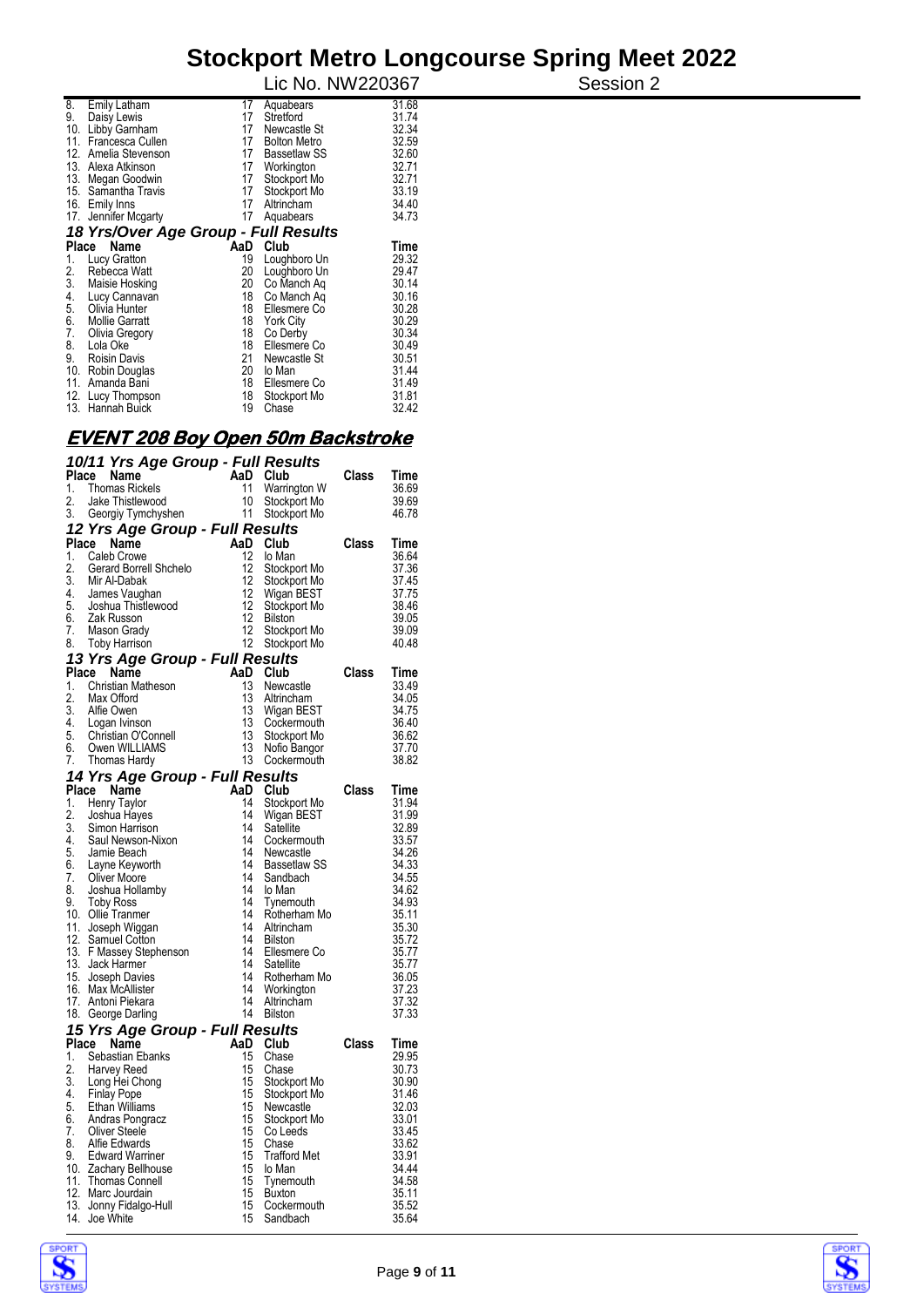| Place | Name | AaD | Club | Time |
|---|---|---|---|---|
| 8. | Emily Latham | 17 | Aquabears | 31.68 |
| 9. | Daisy Lewis | 17 | Stretford | 31.74 |
| 10. | Libby Garnham | 17 | Newcastle St | 32.34 |
| 11. | Francesca Cullen | 17 | Bolton Metro | 32.59 |
| 12. | Amelia Stevenson | 17 | Bassetlaw SS | 32.60 |
| 13. | Alexa Atkinson | 17 | Workington | 32.71 |
| 13. | Megan Goodwin | 17 | Stockport Mo | 32.71 |
| 15. | Samantha Travis | 17 | Stockport Mo | 33.19 |
| 16. | Emily Inns | 17 | Altrincham | 34.40 |
| 17. | Jennifer Mcgarty | 17 | Aquabears | 34.73 |

### 18 Yrs/Over Age Group - Full Results

| Place | Name | AaD | Club | Time |
|---|---|---|---|---|
| 1. | Lucy Gratton | 19 | Loughboro Un | 29.32 |
| 2. | Rebecca Watt | 20 | Loughboro Un | 29.47 |
| 3. | Maisie Hosking | 20 | Co Manch Aq | 30.14 |
| 4. | Lucy Cannavan | 18 | Co Manch Aq | 30.16 |
| 5. | Olivia Hunter | 18 | Ellesmere Co | 30.28 |
| 6. | Mollie Garratt | 18 | York City | 30.29 |
| 7. | Olivia Gregory | 18 | Co Derby | 30.34 |
| 8. | Lola Oke | 18 | Ellesmere Co | 30.49 |
| 9. | Roisin Davis | 21 | Newcastle St | 30.51 |
| 10. | Robin Douglas | 20 | Io Man | 31.44 |
| 11. | Amanda Bani | 18 | Ellesmere Co | 31.49 |
| 12. | Lucy Thompson | 18 | Stockport Mo | 31.81 |
| 13. | Hannah Buick | 19 | Chase | 32.42 |

## EVENT 208 Boy Open 50m Backstroke

### 10/11 Yrs Age Group - Full Results

| Place | Name | AaD | Club | Class | Time |
|---|---|---|---|---|---|
| 1. | Thomas Rickels | 11 | Warrington W | | 36.69 |
| 2. | Jake Thistlewood | 10 | Stockport Mo | | 39.69 |
| 3. | Georgiy Tymchyshen | 11 | Stockport Mo | | 46.78 |

### 12 Yrs Age Group - Full Results

| Place | Name | AaD | Club | Class | Time |
|---|---|---|---|---|---|
| 1. | Caleb Crowe | 12 | Io Man | | 36.64 |
| 2. | Gerard Borrell Shchelo | 12 | Stockport Mo | | 37.36 |
| 3. | Mir Al-Dabak | 12 | Stockport Mo | | 37.45 |
| 4. | James Vaughan | 12 | Wigan BEST | | 37.75 |
| 5. | Joshua Thistlewood | 12 | Stockport Mo | | 38.46 |
| 6. | Zak Russon | 12 | Bilston | | 39.05 |
| 7. | Mason Grady | 12 | Stockport Mo | | 39.09 |
| 8. | Toby Harrison | 12 | Stockport Mo | | 40.48 |

### 13 Yrs Age Group - Full Results

| Place | Name | AaD | Club | Class | Time |
|---|---|---|---|---|---|
| 1. | Christian Matheson | 13 | Newcastle | | 33.49 |
| 2. | Max Offord | 13 | Altrincham | | 34.05 |
| 3. | Alfie Owen | 13 | Wigan BEST | | 34.75 |
| 4. | Logan Ivinson | 13 | Cockermouth | | 36.40 |
| 5. | Christian O'Connell | 13 | Stockport Mo | | 36.62 |
| 6. | Owen WILLIAMS | 13 | Nofio Bangor | | 37.70 |
| 7. | Thomas Hardy | 13 | Cockermouth | | 38.82 |

### 14 Yrs Age Group - Full Results

| Place | Name | AaD | Club | Class | Time |
|---|---|---|---|---|---|
| 1. | Henry Taylor | 14 | Stockport Mo | | 31.94 |
| 2. | Joshua Hayes | 14 | Wigan BEST | | 31.99 |
| 3. | Simon Harrison | 14 | Satellite | | 32.89 |
| 4. | Saul Newson-Nixon | 14 | Cockermouth | | 33.57 |
| 5. | Jamie Beach | 14 | Newcastle | | 34.26 |
| 6. | Layne Keyworth | 14 | Bassetlaw SS | | 34.33 |
| 7. | Oliver Moore | 14 | Sandbach | | 34.55 |
| 8. | Joshua Hollamby | 14 | Io Man | | 34.62 |
| 9. | Toby Ross | 14 | Tynemouth | | 34.93 |
| 10. | Ollie Tranmer | 14 | Rotherham Mo | | 35.11 |
| 11. | Joseph Wiggan | 14 | Altrincham | | 35.30 |
| 12. | Samuel Cotton | 14 | Bilston | | 35.72 |
| 13. | F Massey Stephenson | 14 | Ellesmere Co | | 35.77 |
| 13. | Jack Harmer | 14 | Satellite | | 35.77 |
| 15. | Joseph Davies | 14 | Rotherham Mo | | 36.05 |
| 16. | Max McAllister | 14 | Workington | | 37.23 |
| 17. | Antoni Piekara | 14 | Altrincham | | 37.32 |
| 18. | George Darling | 14 | Bilston | | 37.33 |

### 15 Yrs Age Group - Full Results

| Place | Name | AaD | Club | Class | Time |
|---|---|---|---|---|---|
| 1. | Sebastian Ebanks | 15 | Chase | | 29.95 |
| 2. | Harvey Reed | 15 | Chase | | 30.73 |
| 3. | Long Hei Chong | 15 | Stockport Mo | | 30.90 |
| 4. | Finlay Pope | 15 | Stockport Mo | | 31.46 |
| 5. | Ethan Williams | 15 | Newcastle | | 32.03 |
| 6. | Andras Pongracz | 15 | Stockport Mo | | 33.01 |
| 7. | Oliver Steele | 15 | Co Leeds | | 33.45 |
| 8. | Alfie Edwards | 15 | Chase | | 33.62 |
| 9. | Edward Warriner | 15 | Trafford Met | | 33.91 |
| 10. | Zachary Bellhouse | 15 | Io Man | | 34.44 |
| 11. | Thomas Connell | 15 | Tynemouth | | 34.58 |
| 12. | Marc Jourdain | 15 | Buxton | | 35.11 |
| 13. | Jonny Fidalgo-Hull | 15 | Cockermouth | | 35.52 |
| 14. | Joe White | 15 | Sandbach | | 35.64 |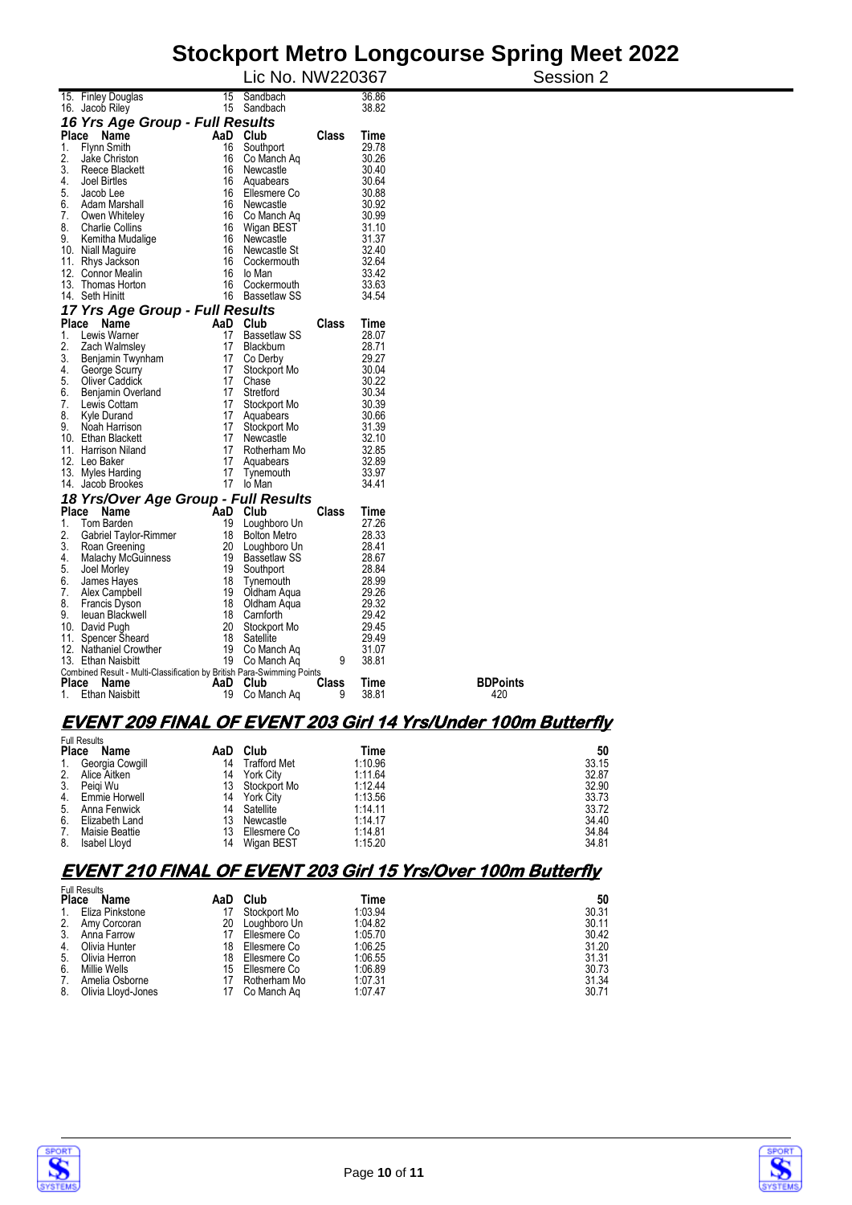# Stockport Metro Longcourse Spring Meet 2022

Lic No. NW220367 Session 2

| Place | Name | AaD | Club | Class | Time |
|---|---|---|---|---|---|
| 15. | Finley Douglas | 15 | Sandbach | | 36.86 |
| 16. | Jacob Riley | 15 | Sandbach | | 38.82 |

### 16 Yrs Age Group - Full Results

| Place | Name | AaD | Club | Class | Time |
|---|---|---|---|---|---|
| 1. | Flynn Smith | 16 | Southport | | 29.78 |
| 2. | Jake Christon | 16 | Co Manch Aq | | 30.26 |
| 3. | Reece Blackett | 16 | Newcastle | | 30.40 |
| 4. | Joel Birtles | 16 | Aquabears | | 30.64 |
| 5. | Jacob Lee | 16 | Ellesmere Co | | 30.88 |
| 6. | Adam Marshall | 16 | Newcastle | | 30.92 |
| 7. | Owen Whiteley | 16 | Co Manch Aq | | 30.99 |
| 8. | Charlie Collins | 16 | Wigan BEST | | 31.10 |
| 9. | Kemitha Mudalige | 16 | Newcastle | | 31.37 |
| 10. | Niall Maguire | 16 | Newcastle St | | 32.40 |
| 11. | Rhys Jackson | 16 | Cockermouth | | 32.64 |
| 12. | Connor Mealin | 16 | Io Man | | 33.42 |
| 13. | Thomas Horton | 16 | Cockermouth | | 33.63 |
| 14. | Seth Hinitt | 16 | Bassetlaw SS | | 34.54 |

### 17 Yrs Age Group - Full Results

| Place | Name | AaD | Club | Class | Time |
|---|---|---|---|---|---|
| 1. | Lewis Warner | 17 | Bassetlaw SS | | 28.07 |
| 2. | Zach Walmsley | 17 | Blackburn | | 28.71 |
| 3. | Benjamin Twynham | 17 | Co Derby | | 29.27 |
| 4. | George Scurry | 17 | Stockport Mo | | 30.04 |
| 5. | Oliver Caddick | 17 | Chase | | 30.22 |
| 6. | Benjamin Overland | 17 | Stretford | | 30.34 |
| 7. | Lewis Cottam | 17 | Stockport Mo | | 30.39 |
| 8. | Kyle Durand | 17 | Aquabears | | 30.66 |
| 9. | Noah Harrison | 17 | Stockport Mo | | 31.39 |
| 10. | Ethan Blackett | 17 | Newcastle | | 32.10 |
| 11. | Harrison Niland | 17 | Rotherham Mo | | 32.85 |
| 12. | Leo Baker | 17 | Aquabears | | 32.89 |
| 13. | Myles Harding | 17 | Tynemouth | | 33.97 |
| 14. | Jacob Brookes | 17 | Io Man | | 34.41 |

### 18 Yrs/Over Age Group - Full Results

| Place | Name | AaD | Club | Class | Time |
|---|---|---|---|---|---|
| 1. | Tom Barden | 19 | Loughboro Un | | 27.26 |
| 2. | Gabriel Taylor-Rimmer | 18 | Bolton Metro | | 28.33 |
| 3. | Roan Greening | 20 | Loughboro Un | | 28.41 |
| 4. | Malachy McGuinness | 19 | Bassetlaw SS | | 28.67 |
| 5. | Joel Morley | 19 | Southport | | 28.84 |
| 6. | James Hayes | 18 | Tynemouth | | 28.99 |
| 7. | Alex Campbell | 19 | Oldham Aqua | | 29.26 |
| 8. | Francis Dyson | 18 | Oldham Aqua | | 29.32 |
| 9. | Ieuan Blackwell | 18 | Carnforth | | 29.42 |
| 10. | David Pugh | 20 | Stockport Mo | | 29.45 |
| 11. | Spencer Sheard | 18 | Satellite | | 29.49 |
| 12. | Nathaniel Crowther | 19 | Co Manch Aq | | 31.07 |
| 13. | Ethan Naisbitt | 19 | Co Manch Aq | 9 | 38.81 |

Combined Result - Multi-Classification by British Para-Swimming Points

| Place | Name | AaD | Club | Class | Time | BDPoints |
|---|---|---|---|---|---|---|
| 1. | Ethan Naisbitt | 19 | Co Manch Aq | 9 | 38.81 | 420 |

## EVENT 209 FINAL OF EVENT 203 Girl 14 Yrs/Under 100m Butterfly

Full Results

| Place | Name | AaD | Club | Time | 50 |
|---|---|---|---|---|---|
| 1. | Georgia Cowgill | 14 | Trafford Met | 1:10.96 | 33.15 |
| 2. | Alice Aitken | 14 | York City | 1:11.64 | 32.87 |
| 3. | Peiqi Wu | 13 | Stockport Mo | 1:12.44 | 32.90 |
| 4. | Emmie Horwell | 14 | York City | 1:13.56 | 33.73 |
| 5. | Anna Fenwick | 14 | Satellite | 1:14.11 | 33.72 |
| 6. | Elizabeth Land | 13 | Newcastle | 1:14.17 | 34.40 |
| 7. | Maisie Beattie | 13 | Ellesmere Co | 1:14.81 | 34.84 |
| 8. | Isabel Lloyd | 14 | Wigan BEST | 1:15.20 | 34.81 |

## EVENT 210 FINAL OF EVENT 203 Girl 15 Yrs/Over 100m Butterfly

Full Results

| Place | Name | AaD | Club | Time | 50 |
|---|---|---|---|---|---|
| 1. | Eliza Pinkstone | 17 | Stockport Mo | 1:03.94 | 30.31 |
| 2. | Amy Corcoran | 20 | Loughboro Un | 1:04.82 | 30.11 |
| 3. | Anna Farrow | 17 | Ellesmere Co | 1:05.70 | 30.42 |
| 4. | Olivia Hunter | 18 | Ellesmere Co | 1:06.25 | 31.20 |
| 5. | Olivia Herron | 18 | Ellesmere Co | 1:06.55 | 31.31 |
| 6. | Millie Wells | 15 | Ellesmere Co | 1:06.89 | 30.73 |
| 7. | Amelia Osborne | 17 | Rotherham Mo | 1:07.31 | 31.34 |
| 8. | Olivia Lloyd-Jones | 17 | Co Manch Aq | 1:07.47 | 30.71 |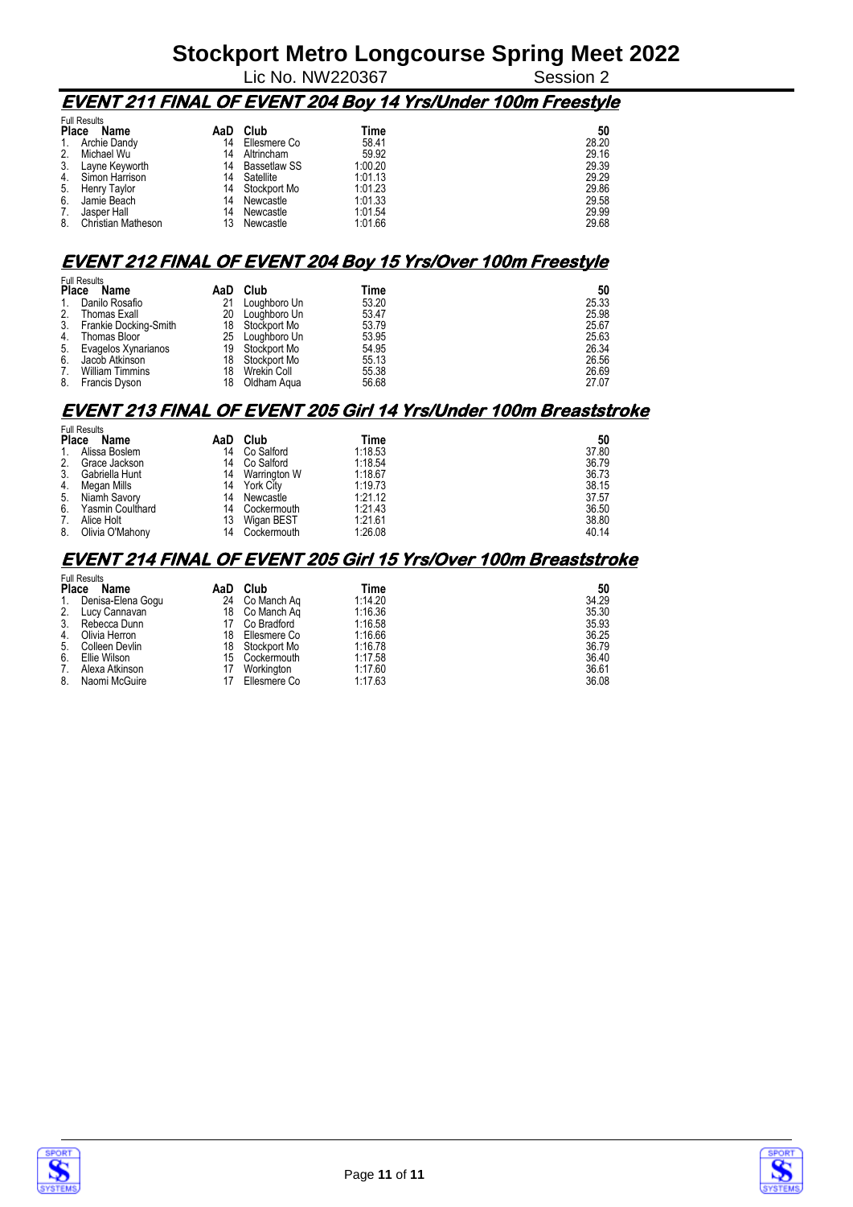# Stockport Metro Longcourse Spring Meet 2022

Lic No. NW220367 Session 2

## EVENT 211 FINAL OF EVENT 204 Boy 14 Yrs/Under 100m Freestyle

Full Results

| Place | Name | AaD | Club | Time | 50 |
|---|---|---|---|---|---|
| 1. | Archie Dandy | 14 | Ellesmere Co | 58.41 | 28.20 |
| 2. | Michael Wu | 14 | Altrincham | 59.92 | 29.16 |
| 3. | Layne Keyworth | 14 | Bassetlaw SS | 1:00.20 | 29.39 |
| 4. | Simon Harrison | 14 | Satellite | 1:01.13 | 29.29 |
| 5. | Henry Taylor | 14 | Stockport Mo | 1:01.23 | 29.86 |
| 6. | Jamie Beach | 14 | Newcastle | 1:01.33 | 29.58 |
| 7. | Jasper Hall | 14 | Newcastle | 1:01.54 | 29.99 |
| 8. | Christian Matheson | 13 | Newcastle | 1:01.66 | 29.68 |

## EVENT 212 FINAL OF EVENT 204 Boy 15 Yrs/Over 100m Freestyle

Full Results

| Place | Name | AaD | Club | Time | 50 |
|---|---|---|---|---|---|
| 1. | Danilo Rosafio | 21 | Loughboro Un | 53.20 | 25.33 |
| 2. | Thomas Exall | 20 | Loughboro Un | 53.47 | 25.98 |
| 3. | Frankie Docking-Smith | 18 | Stockport Mo | 53.79 | 25.67 |
| 4. | Thomas Bloor | 25 | Loughboro Un | 53.95 | 25.63 |
| 5. | Evagelos Xynarianos | 19 | Stockport Mo | 54.95 | 26.34 |
| 6. | Jacob Atkinson | 18 | Stockport Mo | 55.13 | 26.56 |
| 7. | William Timmins | 18 | Wrekin Coll | 55.38 | 26.69 |
| 8. | Francis Dyson | 18 | Oldham Aqua | 56.68 | 27.07 |

## EVENT 213 FINAL OF EVENT 205 Girl 14 Yrs/Under 100m Breaststroke

Full Results

| Place | Name | AaD | Club | Time | 50 |
|---|---|---|---|---|---|
| 1. | Alissa Boslem | 14 | Co Salford | 1:18.53 | 37.80 |
| 2. | Grace Jackson | 14 | Co Salford | 1:18.54 | 36.79 |
| 3. | Gabriella Hunt | 14 | Warrington W | 1:18.67 | 36.73 |
| 4. | Megan Mills | 14 | York City | 1:19.73 | 38.15 |
| 5. | Niamh Savory | 14 | Newcastle | 1:21.12 | 37.57 |
| 6. | Yasmin Coulthard | 14 | Cockermouth | 1:21.43 | 36.50 |
| 7. | Alice Holt | 13 | Wigan BEST | 1:21.61 | 38.80 |
| 8. | Olivia O'Mahony | 14 | Cockermouth | 1:26.08 | 40.14 |

## EVENT 214 FINAL OF EVENT 205 Girl 15 Yrs/Over 100m Breaststroke

Full Results

| Place | Name | AaD | Club | Time | 50 |
|---|---|---|---|---|---|
| 1. | Denisa-Elena Gogu | 24 | Co Manch Aq | 1:14.20 | 34.29 |
| 2. | Lucy Cannavan | 18 | Co Manch Aq | 1:16.36 | 35.30 |
| 3. | Rebecca Dunn | 17 | Co Bradford | 1:16.58 | 35.93 |
| 4. | Olivia Herron | 18 | Ellesmere Co | 1:16.66 | 36.25 |
| 5. | Colleen Devlin | 18 | Stockport Mo | 1:16.78 | 36.79 |
| 6. | Ellie Wilson | 15 | Cockermouth | 1:17.58 | 36.40 |
| 7. | Alexa Atkinson | 17 | Workington | 1:17.60 | 36.61 |
| 8. | Naomi McGuire | 17 | Ellesmere Co | 1:17.63 | 36.08 |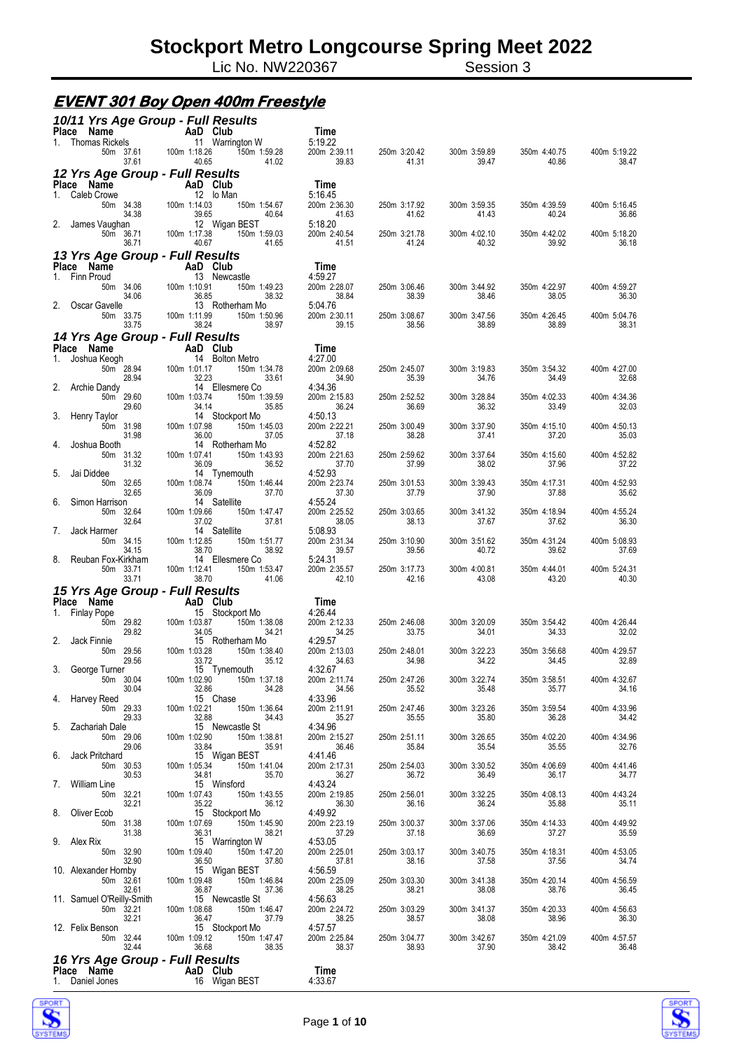# Stockport Metro Longcourse Spring Meet 2022

Lic No. NW220367 Session 3

## EVENT 301 Boy Open 400m Freestyle

### 10/11 Yrs Age Group - Full Results

| Place | Name | AaD | Club | Time |
|---|---|---|---|---|
| 1. | Thomas Rickels | 11 | Warrington W | 5:19.22 |

| 50m | 100m | 150m | 200m | 250m | 300m | 350m | 400m |
|---|---|---|---|---|---|---|---|
| 37.61 | 1:18.26 | 1:59.28 | 2:39.11 | 3:20.42 | 3:59.89 | 4:40.75 | 5:19.22 |
| 37.61 | 40.65 | 41.02 | 39.83 | 41.31 | 39.47 | 40.86 | 38.47 |

### 12 Yrs Age Group - Full Results

| Place | Name | AaD | Club | Time | 50m | 100m | 150m | 200m | 250m | 300m | 350m | 400m |
|---|---|---|---|---|---|---|---|---|---|---|---|---|
| 1. | Caleb Crowe | 12 | Io Man | 5:16.45 | 34.38 | 1:14.03 | 1:54.67 | 2:36.30 | 3:17.92 | 3:59.35 | 4:39.59 | 5:16.45 |
| | | | | | 34.38 | 39.65 | 40.64 | 41.63 | 41.62 | 41.43 | 40.24 | 36.86 |
| 2. | James Vaughan | 12 | Wigan BEST | 5:18.20 | 36.71 | 1:17.38 | 1:59.03 | 2:40.54 | 3:21.78 | 4:02.10 | 4:42.02 | 5:18.20 |
| | | | | | 36.71 | 40.67 | 41.65 | 41.51 | 41.24 | 40.32 | 39.92 | 36.18 |

### 13 Yrs Age Group - Full Results

| Place | Name | AaD | Club | Time | 50m | 100m | 150m | 200m | 250m | 300m | 350m | 400m |
|---|---|---|---|---|---|---|---|---|---|---|---|---|
| 1. | Finn Proud | 13 | Newcastle | 4:59.27 | 34.06 | 1:10.91 | 1:49.23 | 2:28.07 | 3:06.46 | 3:44.92 | 4:22.97 | 4:59.27 |
| | | | | | 34.06 | 36.85 | 38.32 | 38.84 | 38.39 | 38.46 | 38.05 | 36.30 |
| 2. | Oscar Gavelle | 13 | Rotherham Mo | 5:04.76 | 33.75 | 1:11.99 | 1:50.96 | 2:30.11 | 3:08.67 | 3:47.56 | 4:26.45 | 5:04.76 |
| | | | | | 33.75 | 38.24 | 38.97 | 39.15 | 38.56 | 38.89 | 38.89 | 38.31 |

### 14 Yrs Age Group - Full Results

| Place | Name | AaD | Club | Time | 50m | 100m | 150m | 200m | 250m | 300m | 350m | 400m |
|---|---|---|---|---|---|---|---|---|---|---|---|---|
| 1. | Joshua Keogh | 14 | Bolton Metro | 4:27.00 | 28.94 | 1:01.17 | 1:34.78 | 2:09.68 | 2:45.07 | 3:19.83 | 3:54.32 | 4:27.00 |
| | | | | | 28.94 | 32.23 | 33.61 | 34.90 | 35.39 | 34.76 | 34.49 | 32.68 |
| 2. | Archie Dandy | 14 | Ellesmere Co | 4:34.36 | 29.60 | 1:03.74 | 1:39.59 | 2:15.83 | 2:52.52 | 3:28.84 | 4:02.33 | 4:34.36 |
| | | | | | 29.60 | 34.14 | 35.85 | 36.24 | 36.69 | 36.32 | 33.49 | 32.03 |
| 3. | Henry Taylor | 14 | Stockport Mo | 4:50.13 | 31.98 | 1:07.98 | 1:45.03 | 2:22.21 | 3:00.49 | 3:37.90 | 4:15.10 | 4:50.13 |
| | | | | | 31.98 | 36.00 | 37.05 | 37.18 | 38.28 | 37.41 | 37.20 | 35.03 |
| 4. | Joshua Booth | 14 | Rotherham Mo | 4:52.82 | 31.32 | 1:07.41 | 1:43.93 | 2:21.63 | 2:59.62 | 3:37.64 | 4:15.60 | 4:52.82 |
| | | | | | 31.32 | 36.09 | 36.52 | 37.70 | 37.99 | 38.02 | 37.96 | 37.22 |
| 5. | Jai Diddee | 14 | Tynemouth | 4:52.93 | 32.65 | 1:08.74 | 1:46.44 | 2:23.74 | 3:01.53 | 3:39.43 | 4:17.31 | 4:52.93 |
| | | | | | 32.65 | 36.09 | 37.70 | 37.30 | 37.79 | 37.90 | 37.88 | 35.62 |
| 6. | Simon Harrison | 14 | Satellite | 4:55.24 | 32.64 | 1:09.66 | 1:47.47 | 2:25.52 | 3:03.65 | 3:41.32 | 4:18.94 | 4:55.24 |
| | | | | | 32.64 | 37.02 | 37.81 | 38.05 | 38.13 | 37.67 | 37.62 | 36.30 |
| 7. | Jack Harmer | 14 | Satellite | 5:08.93 | 34.15 | 1:12.85 | 1:51.77 | 2:31.34 | 3:10.90 | 3:51.62 | 4:31.24 | 5:08.93 |
| | | | | | 34.15 | 38.70 | 38.92 | 39.57 | 39.56 | 40.72 | 39.62 | 37.69 |
| 8. | Reuban Fox-Kirkham | 14 | Ellesmere Co | 5:24.31 | 33.71 | 1:12.41 | 1:53.47 | 2:35.57 | 3:17.73 | 4:00.81 | 4:44.01 | 5:24.31 |
| | | | | | 33.71 | 38.70 | 41.06 | 42.10 | 42.16 | 43.08 | 43.20 | 40.30 |

### 15 Yrs Age Group - Full Results

| Place | Name | AaD | Club | Time | 50m | 100m | 150m | 200m | 250m | 300m | 350m | 400m |
|---|---|---|---|---|---|---|---|---|---|---|---|---|
| 1. | Finlay Pope | 15 | Stockport Mo | 4:26.44 | 29.82 | 1:03.87 | 1:38.08 | 2:12.33 | 2:46.08 | 3:20.09 | 3:54.42 | 4:26.44 |
| | | | | | 29.82 | 34.05 | 34.21 | 34.25 | 33.75 | 34.01 | 34.33 | 32.02 |
| 2. | Jack Finnie | 15 | Rotherham Mo | 4:29.57 | 29.56 | 1:03.28 | 1:38.40 | 2:13.03 | 2:48.01 | 3:22.23 | 3:56.68 | 4:29.57 |
| | | | | | 29.56 | 33.72 | 35.12 | 34.63 | 34.98 | 34.22 | 34.45 | 32.89 |
| 3. | George Turner | 15 | Tynemouth | 4:32.67 | 30.04 | 1:02.90 | 1:37.18 | 2:11.74 | 2:47.26 | 3:22.74 | 3:58.51 | 4:32.67 |
| | | | | | 30.04 | 32.86 | 34.28 | 34.56 | 35.52 | 35.48 | 35.77 | 34.16 |
| 4. | Harvey Reed | 15 | Chase | 4:33.96 | 29.33 | 1:02.21 | 1:36.64 | 2:11.91 | 2:47.46 | 3:23.26 | 3:59.54 | 4:33.96 |
| | | | | | 29.33 | 32.88 | 34.43 | 35.27 | 35.55 | 35.80 | 36.28 | 34.42 |
| 5. | Zachariah Dale | 15 | Newcastle St | 4:34.96 | 29.06 | 1:02.90 | 1:38.81 | 2:15.27 | 2:51.11 | 3:26.65 | 4:02.20 | 4:34.96 |
| | | | | | 29.06 | 33.84 | 35.91 | 36.46 | 35.84 | 35.54 | 35.55 | 32.76 |
| 6. | Jack Pritchard | 15 | Wigan BEST | 4:41.46 | 30.53 | 1:05.34 | 1:41.04 | 2:17.31 | 2:54.03 | 3:30.52 | 4:06.69 | 4:41.46 |
| | | | | | 30.53 | 34.81 | 35.70 | 36.27 | 36.72 | 36.49 | 36.17 | 34.77 |
| 7. | William Line | 15 | Winsford | 4:43.24 | 32.21 | 1:07.43 | 1:43.55 | 2:19.85 | 2:56.01 | 3:32.25 | 4:08.13 | 4:43.24 |
| | | | | | 32.21 | 35.22 | 36.12 | 36.30 | 36.16 | 36.24 | 35.88 | 35.11 |
| 8. | Oliver Ecob | 15 | Stockport Mo | 4:49.92 | 31.38 | 1:07.69 | 1:45.90 | 2:23.19 | 3:00.37 | 3:37.06 | 4:14.33 | 4:49.92 |
| | | | | | 31.38 | 36.31 | 38.21 | 37.29 | 37.18 | 36.69 | 37.27 | 35.59 |
| 9. | Alex Rix | 15 | Warrington W | 4:53.05 | 32.90 | 1:09.40 | 1:47.20 | 2:25.01 | 3:03.17 | 3:40.75 | 4:18.31 | 4:53.05 |
| | | | | | 32.90 | 36.50 | 37.80 | 37.81 | 38.16 | 37.58 | 37.56 | 34.74 |
| 10. | Alexander Hornby | 15 | Wigan BEST | 4:56.59 | 32.61 | 1:09.48 | 1:46.84 | 2:25.09 | 3:03.30 | 3:41.38 | 4:20.14 | 4:56.59 |
| | | | | | 32.61 | 36.87 | 37.36 | 38.25 | 38.21 | 38.08 | 38.76 | 36.45 |
| 11. | Samuel O'Reilly-Smith | 15 | Newcastle St | 4:56.63 | 32.21 | 1:08.68 | 1:46.47 | 2:24.72 | 3:03.29 | 3:41.37 | 4:20.33 | 4:56.63 |
| | | | | | 32.21 | 36.47 | 37.79 | 38.25 | 38.57 | 38.08 | 38.96 | 36.30 |
| 12. | Felix Benson | 15 | Stockport Mo | 4:57.57 | 32.44 | 1:09.12 | 1:47.47 | 2:25.84 | 3:04.77 | 3:42.67 | 4:21.09 | 4:57.57 |
| | | | | | 32.44 | 36.68 | 38.35 | 38.37 | 38.93 | 37.90 | 38.42 | 36.48 |

### 16 Yrs Age Group - Full Results

| Place | Name | AaD | Club | Time |
|---|---|---|---|---|
| 1. | Daniel Jones | 16 | Wigan BEST | 4:33.67 |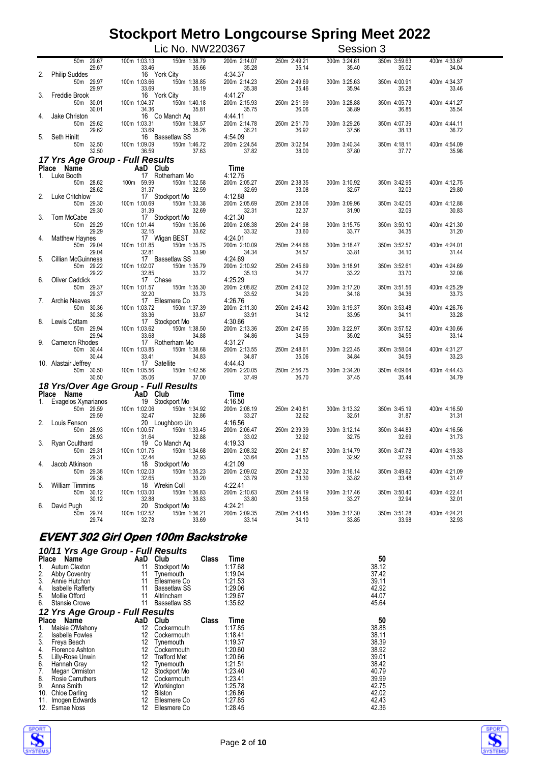# Stockport Metro Longcourse Spring Meet 2022

Lic No. NW220367 — Session 3

| Place | Name | AaD | Club | Time |  |  |  |  |  |  |  |  |
|---|---|---|---|---|---|---|---|---|---|---|---|---|
|  |  |  |  |  | 50m 29.67 | 100m 1:03.13 | 150m 1:38.79 | 200m 2:14.07 | 250m 2:49.21 | 300m 3:24.61 | 350m 3:59.63 | 400m 4:33.67 |
|  |  |  |  |  | 29.67 | 33.46 | 35.66 | 35.28 | 35.14 | 35.40 | 35.02 | 34.04 |
| 2. | Philip Suddes | 16 | York City | 4:34.37 | 50m 29.97 | 100m 1:03.66 | 150m 1:38.85 | 200m 2:14.23 | 250m 2:49.69 | 300m 3:25.63 | 350m 4:00.91 | 400m 4:34.37 |
|  |  |  |  |  | 29.97 | 33.69 | 35.19 | 35.38 | 35.46 | 35.94 | 35.28 | 33.46 |
| 3. | Freddie Brook | 16 | York City | 4:41.27 | 50m 30.01 | 100m 1:04.37 | 150m 1:40.18 | 200m 2:15.93 | 250m 2:51.99 | 300m 3:28.88 | 350m 4:05.73 | 400m 4:41.27 |
|  |  |  |  |  | 30.01 | 34.36 | 35.81 | 35.75 | 36.06 | 36.89 | 36.85 | 35.54 |
| 4. | Jake Christon | 16 | Co Manch Aq | 4:44.11 | 50m 29.62 | 100m 1:03.31 | 150m 1:38.57 | 200m 2:14.78 | 250m 2:51.70 | 300m 3:29.26 | 350m 4:07.39 | 400m 4:44.11 |
|  |  |  |  |  | 29.62 | 33.69 | 35.26 | 36.21 | 36.92 | 37.56 | 38.13 | 36.72 |
| 5. | Seth Hinitt | 16 | Bassetlaw SS | 4:54.09 | 50m 32.50 | 100m 1:09.09 | 150m 1:46.72 | 200m 2:24.54 | 250m 3:02.54 | 300m 3:40.34 | 350m 4:18.11 | 400m 4:54.09 |
|  |  |  |  |  | 32.50 | 36.59 | 37.63 | 37.82 | 38.00 | 37.80 | 37.77 | 35.98 |

### 17 Yrs Age Group - Full Results

| Place | Name | AaD | Club | Time |  |  |  |  |  |  |  |  |
|---|---|---|---|---|---|---|---|---|---|---|---|---|
| 1. | Luke Booth | 17 | Rotherham Mo | 4:12.75 | 50m 28.62 | 100m 59.99 | 150m 1:32.58 | 200m 2:05.27 | 250m 2:38.35 | 300m 3:10.92 | 350m 3:42.95 | 400m 4:12.75 |
|  |  |  |  |  | 28.62 | 31.37 | 32.59 | 32.69 | 33.08 | 32.57 | 32.03 | 29.80 |
| 2. | Luke Critchlow | 17 | Stockport Mo | 4:12.88 | 50m 29.30 | 100m 1:00.69 | 150m 1:33.38 | 200m 2:05.69 | 250m 2:38.06 | 300m 3:09.96 | 350m 3:42.05 | 400m 4:12.88 |
|  |  |  |  |  | 29.30 | 31.39 | 32.69 | 32.31 | 32.37 | 31.90 | 32.09 | 30.83 |
| 3. | Tom McCabe | 17 | Stockport Mo | 4:21.30 | 50m 29.29 | 100m 1:01.44 | 150m 1:35.06 | 200m 2:08.38 | 250m 2:41.98 | 300m 3:15.75 | 350m 3:50.10 | 400m 4:21.30 |
|  |  |  |  |  | 29.29 | 32.15 | 33.62 | 33.32 | 33.60 | 33.77 | 34.35 | 31.20 |
| 4. | Matthew Haynes | 17 | Wigan BEST | 4:24.01 | 50m 29.04 | 100m 1:01.85 | 150m 1:35.75 | 200m 2:10.09 | 250m 2:44.66 | 300m 3:18.47 | 350m 3:52.57 | 400m 4:24.01 |
|  |  |  |  |  | 29.04 | 32.81 | 33.90 | 34.34 | 34.57 | 33.81 | 34.10 | 31.44 |
| 5. | Cillian McGuinness | 17 | Bassetlaw SS | 4:24.69 | 50m 29.22 | 100m 1:02.07 | 150m 1:35.79 | 200m 2:10.92 | 250m 2:45.69 | 300m 3:18.91 | 350m 3:52.61 | 400m 4:24.69 |
|  |  |  |  |  | 29.22 | 32.85 | 33.72 | 35.13 | 34.77 | 33.22 | 33.70 | 32.08 |
| 6. | Oliver Caddick | 17 | Chase | 4:25.29 | 50m 29.37 | 100m 1:01.57 | 150m 1:35.30 | 200m 2:08.82 | 250m 2:43.02 | 300m 3:17.20 | 350m 3:51.56 | 400m 4:25.29 |
|  |  |  |  |  | 29.37 | 32.20 | 33.73 | 33.52 | 34.20 | 34.18 | 34.36 | 33.73 |
| 7. | Archie Neaves | 17 | Ellesmere Co | 4:26.76 | 50m 30.36 | 100m 1:03.72 | 150m 1:37.39 | 200m 2:11.30 | 250m 2:45.42 | 300m 3:19.37 | 350m 3:53.48 | 400m 4:26.76 |
|  |  |  |  |  | 30.36 | 33.36 | 33.67 | 33.91 | 34.12 | 33.95 | 34.11 | 33.28 |
| 8. | Lewis Cottam | 17 | Stockport Mo | 4:30.66 | 50m 29.94 | 100m 1:03.62 | 150m 1:38.50 | 200m 2:13.36 | 250m 2:47.95 | 300m 3:22.97 | 350m 3:57.52 | 400m 4:30.66 |
|  |  |  |  |  | 29.94 | 33.68 | 34.88 | 34.86 | 34.59 | 35.02 | 34.55 | 33.14 |
| 9. | Cameron Rhodes | 17 | Rotherham Mo | 4:31.27 | 50m 30.44 | 100m 1:03.85 | 150m 1:38.68 | 200m 2:13.55 | 250m 2:48.61 | 300m 3:23.45 | 350m 3:58.04 | 400m 4:31.27 |
|  |  |  |  |  | 30.44 | 33.41 | 34.83 | 34.87 | 35.06 | 34.84 | 34.59 | 33.23 |
| 10. | Alastair Jeffrey | 17 | Satellite | 4:44.43 | 50m 30.50 | 100m 1:05.56 | 150m 1:42.56 | 200m 2:20.05 | 250m 2:56.75 | 300m 3:34.20 | 350m 4:09.64 | 400m 4:44.43 |
|  |  |  |  |  | 30.50 | 35.06 | 37.00 | 37.49 | 36.70 | 37.45 | 35.44 | 34.79 |

### 18 Yrs/Over Age Group - Full Results

| Place | Name | AaD | Club | Time |  |  |  |  |  |  |  |  |
|---|---|---|---|---|---|---|---|---|---|---|---|---|
| 1. | Evagelos Xynarianos | 19 | Stockport Mo | 4:16.50 | 50m 29.59 | 100m 1:02.06 | 150m 1:34.92 | 200m 2:08.19 | 250m 2:40.81 | 300m 3:13.32 | 350m 3:45.19 | 400m 4:16.50 |
|  |  |  |  |  | 29.59 | 32.47 | 32.86 | 33.27 | 32.62 | 32.51 | 31.87 | 31.31 |
| 2. | Louis Fenson | 20 | Loughboro Un | 4:16.56 | 50m 28.93 | 100m 1:00.57 | 150m 1:33.45 | 200m 2:06.47 | 250m 2:39.39 | 300m 3:12.14 | 350m 3:44.83 | 400m 4:16.56 |
|  |  |  |  |  | 28.93 | 31.64 | 32.88 | 33.02 | 32.92 | 32.75 | 32.69 | 31.73 |
| 3. | Ryan Coulthard | 19 | Co Manch Aq | 4:19.33 | 50m 29.31 | 100m 1:01.75 | 150m 1:34.68 | 200m 2:08.32 | 250m 2:41.87 | 300m 3:14.79 | 350m 3:47.78 | 400m 4:19.33 |
|  |  |  |  |  | 29.31 | 32.44 | 32.93 | 33.64 | 33.55 | 32.92 | 32.99 | 31.55 |
| 4. | Jacob Atkinson | 18 | Stockport Mo | 4:21.09 | 50m 29.38 | 100m 1:02.03 | 150m 1:35.23 | 200m 2:09.02 | 250m 2:42.32 | 300m 3:16.14 | 350m 3:49.62 | 400m 4:21.09 |
|  |  |  |  |  | 29.38 | 32.65 | 33.20 | 33.79 | 33.30 | 33.82 | 33.48 | 31.47 |
| 5. | William Timmins | 18 | Wrekin Coll | 4:22.41 | 50m 30.12 | 100m 1:03.00 | 150m 1:36.83 | 200m 2:10.63 | 250m 2:44.19 | 300m 3:17.46 | 350m 3:50.40 | 400m 4:22.41 |
|  |  |  |  |  | 30.12 | 32.88 | 33.83 | 33.80 | 33.56 | 33.27 | 32.94 | 32.01 |
| 6. | David Pugh | 20 | Stockport Mo | 4:24.21 | 50m 29.74 | 100m 1:02.52 | 150m 1:36.21 | 200m 2:09.35 | 250m 2:43.45 | 300m 3:17.30 | 350m 3:51.28 | 400m 4:24.21 |
|  |  |  |  |  | 29.74 | 32.78 | 33.69 | 33.14 | 34.10 | 33.85 | 33.98 | 32.93 |

## EVENT 302 Girl Open 100m Backstroke

### 10/11 Yrs Age Group - Full Results

| Place | Name | AaD | Club | Class | Time | 50 |
|---|---|---|---|---|---|---|
| 1. | Autum Claxton | 11 | Stockport Mo |  | 1:17.68 | 38.12 |
| 2. | Abby Coventry | 11 | Tynemouth |  | 1:19.04 | 37.42 |
| 3. | Annie Hutchon | 11 | Ellesmere Co |  | 1:21.53 | 39.11 |
| 4. | Isabelle Rafferty | 11 | Bassetlaw SS |  | 1:29.06 | 42.92 |
| 5. | Mollie Offord | 11 | Altrincham |  | 1:29.67 | 44.07 |
| 6. | Stansie Crowe | 11 | Bassetlaw SS |  | 1:35.62 | 45.64 |

### 12 Yrs Age Group - Full Results

| Place | Name | AaD | Club | Class | Time | 50 |
|---|---|---|---|---|---|---|
| 1. | Maisie O'Mahony | 12 | Cockermouth |  | 1:17.85 | 38.88 |
| 2. | Isabella Fowles | 12 | Cockermouth |  | 1:18.41 | 38.11 |
| 3. | Freya Beach | 12 | Tynemouth |  | 1:19.37 | 38.39 |
| 4. | Florence Ashton | 12 | Cockermouth |  | 1:20.60 | 38.92 |
| 5. | Lilly-Rose Unwin | 12 | Trafford Met |  | 1:20.66 | 39.01 |
| 6. | Hannah Gray | 12 | Tynemouth |  | 1:21.51 | 38.42 |
| 7. | Megan Ormiston | 12 | Stockport Mo |  | 1:23.40 | 40.79 |
| 8. | Rosie Carruthers | 12 | Cockermouth |  | 1:23.41 | 39.99 |
| 9. | Anna Smith | 12 | Workington |  | 1:25.78 | 42.75 |
| 10. | Chloe Darling | 12 | Bilston |  | 1:26.86 | 42.02 |
| 11. | Imogen Edwards | 12 | Ellesmere Co |  | 1:27.85 | 42.43 |
| 12. | Esmae Noss | 12 | Ellesmere Co |  | 1:28.45 | 42.36 |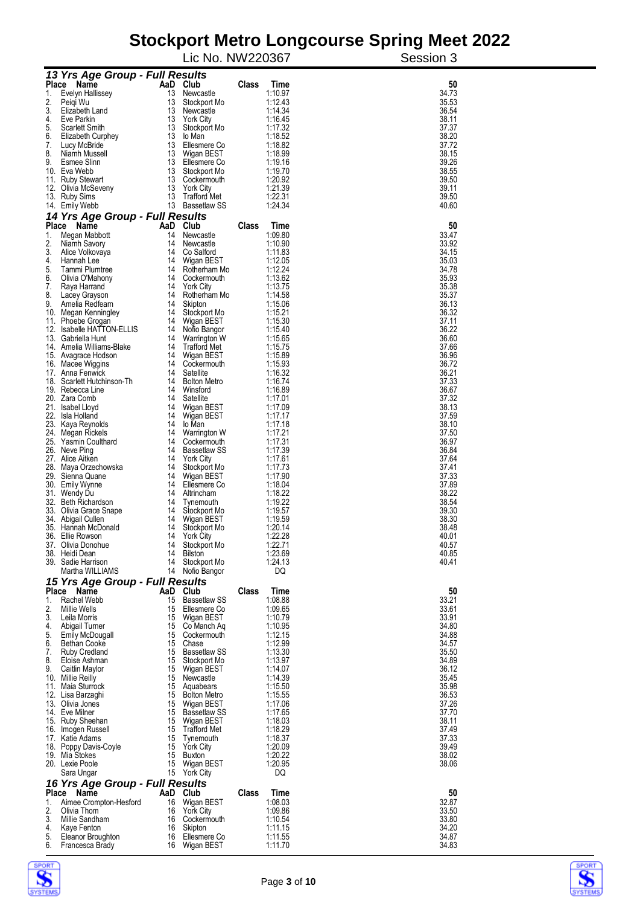# Stockport Metro Longcourse Spring Meet 2022

Lic No. NW220367 Session 3

### 13 Yrs Age Group - Full Results

| Place | Name | AaD | Club | Class | Time | 50 |
|---|---|---|---|---|---|---|
| 1. | Evelyn Hallissey | 13 | Newcastle | | 1:10.97 | 34.73 |
| 2. | Peiqi Wu | 13 | Stockport Mo | | 1:12.43 | 35.53 |
| 3. | Elizabeth Land | 13 | Newcastle | | 1:14.34 | 36.54 |
| 4. | Eve Parkin | 13 | York City | | 1:16.45 | 38.11 |
| 5. | Scarlett Smith | 13 | Stockport Mo | | 1:17.32 | 37.37 |
| 6. | Elizabeth Curphey | 13 | Io Man | | 1:18.52 | 38.20 |
| 7. | Lucy McBride | 13 | Ellesmere Co | | 1:18.82 | 37.72 |
| 8. | Niamh Mussell | 13 | Wigan BEST | | 1:18.99 | 38.15 |
| 9. | Esmee Slinn | 13 | Ellesmere Co | | 1:19.16 | 39.26 |
| 10. | Eva Webb | 13 | Stockport Mo | | 1:19.70 | 38.55 |
| 11. | Ruby Stewart | 13 | Cockermouth | | 1:20.92 | 39.50 |
| 12. | Olivia McSeveny | 13 | York City | | 1:21.39 | 39.11 |
| 13. | Ruby Sims | 13 | Trafford Met | | 1:22.31 | 39.50 |
| 14. | Emily Webb | 13 | Bassetlaw SS | | 1:24.34 | 40.60 |

### 14 Yrs Age Group - Full Results

| Place | Name | AaD | Club | Class | Time | 50 |
|---|---|---|---|---|---|---|
| 1. | Megan Mabbott | 14 | Newcastle | | 1:09.80 | 33.47 |
| 2. | Niamh Savory | 14 | Newcastle | | 1:10.90 | 33.92 |
| 3. | Alice Volkovaya | 14 | Co Salford | | 1:11.83 | 34.15 |
| 4. | Hannah Lee | 14 | Wigan BEST | | 1:12.05 | 35.03 |
| 5. | Tammi Plumtree | 14 | Rotherham Mo | | 1:12.24 | 34.78 |
| 6. | Olivia O'Mahony | 14 | Cockermouth | | 1:13.62 | 35.93 |
| 7. | Raya Harrand | 14 | York City | | 1:13.75 | 35.38 |
| 8. | Lacey Grayson | 14 | Rotherham Mo | | 1:14.58 | 35.37 |
| 9. | Amelia Redfearn | 14 | Skipton | | 1:15.06 | 36.13 |
| 10. | Megan Kenningley | 14 | Stockport Mo | | 1:15.21 | 36.32 |
| 11. | Phoebe Grogan | 14 | Wigan BEST | | 1:15.30 | 37.11 |
| 12. | Isabelle HATTON-ELLIS | 14 | Nofio Bangor | | 1:15.40 | 36.22 |
| 13. | Gabriella Hunt | 14 | Warrington W | | 1:15.65 | 36.60 |
| 14. | Amelia Williams-Blake | 14 | Trafford Met | | 1:15.75 | 37.66 |
| 15. | Avagrace Hodson | 14 | Wigan BEST | | 1:15.89 | 36.96 |
| 16. | Macee Wiggins | 14 | Cockermouth | | 1:15.93 | 36.72 |
| 17. | Anna Fenwick | 14 | Satellite | | 1:16.32 | 36.21 |
| 18. | Scarlett Hutchinson-Th | 14 | Bolton Metro | | 1:16.74 | 37.33 |
| 19. | Rebecca Line | 14 | Winsford | | 1:16.89 | 36.67 |
| 20. | Zara Comb | 14 | Satellite | | 1:17.01 | 37.32 |
| 21. | Isabel Lloyd | 14 | Wigan BEST | | 1:17.09 | 38.13 |
| 22. | Isla Holland | 14 | Wigan BEST | | 1:17.17 | 37.59 |
| 23. | Kaya Reynolds | 14 | Io Man | | 1:17.18 | 38.10 |
| 24. | Megan Rickels | 14 | Warrington W | | 1:17.21 | 37.50 |
| 25. | Yasmin Coulthard | 14 | Cockermouth | | 1:17.31 | 36.97 |
| 26. | Neve Ping | 14 | Bassetlaw SS | | 1:17.39 | 36.84 |
| 27. | Alice Aitken | 14 | York City | | 1:17.61 | 37.64 |
| 28. | Maya Orzechowska | 14 | Stockport Mo | | 1:17.73 | 37.41 |
| 29. | Sienna Quane | 14 | Wigan BEST | | 1:17.90 | 37.33 |
| 30. | Emily Wynne | 14 | Ellesmere Co | | 1:18.04 | 37.89 |
| 31. | Wendy Du | 14 | Altrincham | | 1:18.22 | 38.22 |
| 32. | Beth Richardson | 14 | Tynemouth | | 1:19.22 | 38.54 |
| 33. | Olivia Grace Snape | 14 | Stockport Mo | | 1:19.57 | 39.30 |
| 34. | Abigail Cullen | 14 | Wigan BEST | | 1:19.59 | 38.30 |
| 35. | Hannah McDonald | 14 | Stockport Mo | | 1:20.14 | 38.48 |
| 36. | Ellie Rowson | 14 | York City | | 1:22.28 | 40.01 |
| 37. | Olivia Donohue | 14 | Stockport Mo | | 1:22.71 | 40.57 |
| 38. | Heidi Dean | 14 | Bilston | | 1:23.69 | 40.85 |
| 39. | Sadie Harrison | 14 | Stockport Mo | | 1:24.13 | 40.41 |
| | Martha WILLIAMS | 14 | Nofio Bangor | | DQ | |

### 15 Yrs Age Group - Full Results

| Place | Name | AaD | Club | Class | Time | 50 |
|---|---|---|---|---|---|---|
| 1. | Rachel Webb | 15 | Bassetlaw SS | | 1:08.88 | 33.21 |
| 2. | Millie Wells | 15 | Ellesmere Co | | 1:09.65 | 33.61 |
| 3. | Leila Morris | 15 | Wigan BEST | | 1:10.79 | 33.91 |
| 4. | Abigail Turner | 15 | Co Manch Aq | | 1:10.95 | 34.80 |
| 5. | Emily McDougall | 15 | Cockermouth | | 1:12.15 | 34.88 |
| 6. | Bethan Cooke | 15 | Chase | | 1:12.99 | 34.57 |
| 7. | Ruby Credland | 15 | Bassetlaw SS | | 1:13.30 | 35.50 |
| 8. | Eloise Ashman | 15 | Stockport Mo | | 1:13.97 | 34.89 |
| 9. | Caitlin Maylor | 15 | Wigan BEST | | 1:14.07 | 36.12 |
| 10. | Millie Reilly | 15 | Newcastle | | 1:14.39 | 35.45 |
| 11. | Maia Sturrock | 15 | Aquabears | | 1:15.50 | 35.98 |
| 12. | Lisa Barzaghi | 15 | Bolton Metro | | 1:15.55 | 36.53 |
| 13. | Olivia Jones | 15 | Wigan BEST | | 1:17.06 | 37.26 |
| 14. | Eve Milner | 15 | Bassetlaw SS | | 1:17.65 | 37.70 |
| 15. | Ruby Sheehan | 15 | Wigan BEST | | 1:18.03 | 38.11 |
| 16. | Imogen Russell | 15 | Trafford Met | | 1:18.29 | 37.49 |
| 17. | Katie Adams | 15 | Tynemouth | | 1:18.37 | 37.33 |
| 18. | Poppy Davis-Coyle | 15 | York City | | 1:20.09 | 39.49 |
| 19. | Mia Stokes | 15 | Buxton | | 1:20.22 | 38.02 |
| 20. | Lexie Poole | 15 | Wigan BEST | | 1:20.95 | 38.06 |
| | Sara Ungar | 15 | York City | | DQ | |

### 16 Yrs Age Group - Full Results

| Place | Name | AaD | Club | Class | Time | 50 |
|---|---|---|---|---|---|---|
| 1. | Aimee Crompton-Hesford | 16 | Wigan BEST | | 1:08.03 | 32.87 |
| 2. | Olivia Thom | 16 | York City | | 1:09.86 | 33.50 |
| 3. | Millie Sandham | 16 | Cockermouth | | 1:10.54 | 33.80 |
| 4. | Kaye Fenton | 16 | Skipton | | 1:11.15 | 34.20 |
| 5. | Eleanor Broughton | 16 | Ellesmere Co | | 1:11.55 | 34.87 |
| 6. | Francesca Brady | 16 | Wigan BEST | | 1:11.70 | 34.83 |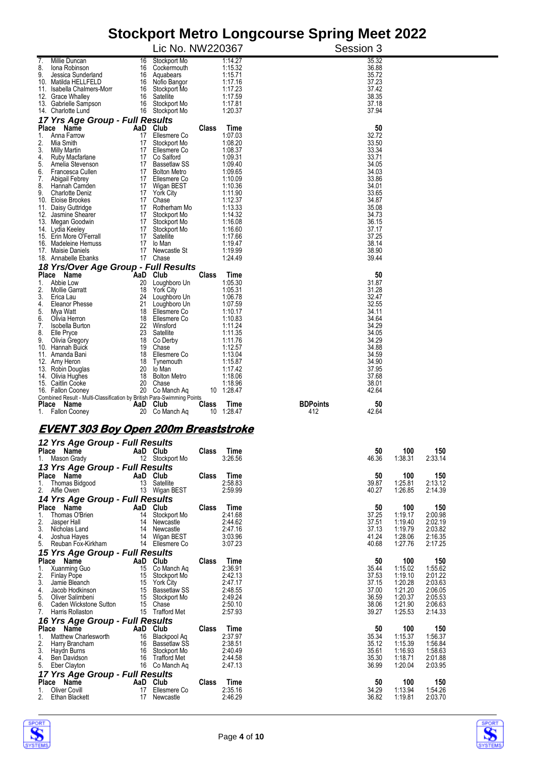| Place | Name | AaD | Club | Class | Time | 50 |
|---|---|---|---|---|---|---|
| 7. | Millie Duncan | 16 | Stockport Mo | | 1:14.27 | 35.32 |
| 8. | Iona Robinson | 16 | Cockermouth | | 1:15.32 | 36.88 |
| 9. | Jessica Sunderland | 16 | Aquabears | | 1:15.71 | 35.72 |
| 10. | Matilda HELLFELD | 16 | Nofio Bangor | | 1:17.16 | 37.23 |
| 11. | Isabella Chalmers-Morr | 16 | Stockport Mo | | 1:17.23 | 37.42 |
| 12. | Grace Whalley | 16 | Satellite | | 1:17.59 | 38.35 |
| 13. | Gabrielle Sampson | 16 | Stockport Mo | | 1:17.81 | 37.18 |
| 14. | Charlotte Lund | 16 | Stockport Mo | | 1:20.37 | 37.94 |

### 17 Yrs Age Group - Full Results

| Place | Name | AaD | Club | Class | Time | 50 |
|---|---|---|---|---|---|---|
| 1. | Anna Farrow | 17 | Ellesmere Co | | 1:07.03 | 32.72 |
| 2. | Mia Smith | 17 | Stockport Mo | | 1:08.20 | 33.50 |
| 3. | Milly Martin | 17 | Ellesmere Co | | 1:08.37 | 33.34 |
| 4. | Ruby Macfarlane | 17 | Co Salford | | 1:09.31 | 33.71 |
| 5. | Amelia Stevenson | 17 | Bassetlaw SS | | 1:09.40 | 34.05 |
| 6. | Francesca Cullen | 17 | Bolton Metro | | 1:09.65 | 34.03 |
| 7. | Abigail Febrey | 17 | Ellesmere Co | | 1:10.09 | 33.86 |
| 8. | Hannah Camden | 17 | Wigan BEST | | 1:10.36 | 34.01 |
| 9. | Charlotte Deniz | 17 | York City | | 1:11.90 | 33.65 |
| 10. | Eloise Brookes | 17 | Chase | | 1:12.37 | 34.87 |
| 11. | Daisy Guttridge | 17 | Rotherham Mo | | 1:13.33 | 35.08 |
| 12. | Jasmine Shearer | 17 | Stockport Mo | | 1:14.32 | 34.73 |
| 13. | Megan Goodwin | 17 | Stockport Mo | | 1:16.08 | 36.15 |
| 14. | Lydia Keeley | 17 | Stockport Mo | | 1:16.60 | 37.17 |
| 15. | Erin More O'Ferrall | 17 | Satellite | | 1:17.66 | 37.25 |
| 16. | Madeleine Hemuss | 17 | Io Man | | 1:19.47 | 38.14 |
| 17. | Maisie Daniels | 17 | Newcastle St | | 1:19.99 | 38.90 |
| 18. | Annabelle Ebanks | 17 | Chase | | 1:24.49 | 39.44 |

### 18 Yrs/Over Age Group - Full Results

| Place | Name | AaD | Club | Class | Time | 50 |
|---|---|---|---|---|---|---|
| 1. | Abbie Low | 20 | Loughboro Un | | 1:05.30 | 31.87 |
| 2. | Mollie Garratt | 18 | York City | | 1:05.31 | 31.28 |
| 3. | Erica Lau | 24 | Loughboro Un | | 1:06.78 | 32.47 |
| 4. | Eleanor Phesse | 21 | Loughboro Un | | 1:07.59 | 32.55 |
| 5. | Mya Watt | 18 | Ellesmere Co | | 1:10.17 | 34.11 |
| 6. | Olivia Herron | 18 | Ellesmere Co | | 1:10.83 | 34.64 |
| 7. | Isobella Burton | 22 | Winsford | | 1:11.24 | 34.29 |
| 8. | Elle Pryce | 23 | Satellite | | 1:11.35 | 34.05 |
| 9. | Olivia Gregory | 18 | Co Derby | | 1:11.76 | 34.29 |
| 10. | Hannah Buick | 19 | Chase | | 1:12.57 | 34.88 |
| 11. | Amanda Bani | 18 | Ellesmere Co | | 1:13.04 | 34.59 |
| 12. | Amy Heron | 18 | Tynemouth | | 1:15.87 | 34.90 |
| 13. | Robin Douglas | 20 | Io Man | | 1:17.42 | 37.95 |
| 14. | Olivia Hughes | 18 | Bolton Metro | | 1:18.06 | 37.68 |
| 15. | Caitlin Cooke | 20 | Chase | | 1:18.96 | 38.01 |
| 16. | Fallon Cooney | 20 | Co Manch Aq | 10 | 1:28.47 | 42.64 |

Combined Result - Multi-Classification by British Para-Swimming Points

| Place | Name | AaD | Club | Class | Time | BDPoints | 50 |
|---|---|---|---|---|---|---|---|
| 1. | Fallon Cooney | 20 | Co Manch Aq | 10 | 1:28.47 | 412 | 42.64 |

## EVENT 303 Boy Open 200m Breaststroke

### 12 Yrs Age Group - Full Results

| Place | Name | AaD | Club | Class | Time | 50 | 100 | 150 |
|---|---|---|---|---|---|---|---|---|
| 1. | Mason Grady | 12 | Stockport Mo | | 3:26.56 | 46.36 | 1:38.31 | 2:33.14 |

### 13 Yrs Age Group - Full Results

| Place | Name | AaD | Club | Class | Time | 50 | 100 | 150 |
|---|---|---|---|---|---|---|---|---|
| 1. | Thomas Bidgood | 13 | Satellite | | 2:58.83 | 39.87 | 1:25.81 | 2:13.12 |
| 2. | Alfie Owen | 13 | Wigan BEST | | 2:59.99 | 40.27 | 1:26.85 | 2:14.39 |

### 14 Yrs Age Group - Full Results

| Place | Name | AaD | Club | Class | Time | 50 | 100 | 150 |
|---|---|---|---|---|---|---|---|---|
| 1. | Thomas O'Brien | 14 | Stockport Mo | | 2:41.68 | 37.25 | 1:19.17 | 2:00.98 |
| 2. | Jasper Hall | 14 | Newcastle | | 2:44.62 | 37.51 | 1:19.40 | 2:02.19 |
| 3. | Nicholas Land | 14 | Newcastle | | 2:47.16 | 37.13 | 1:19.79 | 2:03.82 |
| 4. | Joshua Hayes | 14 | Wigan BEST | | 3:03.96 | 41.24 | 1:28.06 | 2:16.35 |
| 5. | Reuban Fox-Kirkham | 14 | Ellesmere Co | | 3:07.23 | 40.68 | 1:27.76 | 2:17.25 |

### 15 Yrs Age Group - Full Results

| Place | Name | AaD | Club | Class | Time | 50 | 100 | 150 |
|---|---|---|---|---|---|---|---|---|
| 1. | Xuanming Guo | 15 | Co Manch Aq | | 2:36.91 | 35.44 | 1:15.02 | 1:55.62 |
| 2. | Finlay Pope | 15 | Stockport Mo | | 2:42.13 | 37.53 | 1:19.10 | 2:01.22 |
| 3. | Jamie Bleanch | 15 | York City | | 2:47.17 | 37.15 | 1:20.28 | 2:03.63 |
| 4. | Jacob Hodkinson | 15 | Bassetlaw SS | | 2:48.55 | 37.00 | 1:21.20 | 2:06.05 |
| 5. | Oliver Salimbeni | 15 | Stockport Mo | | 2:49.24 | 36.59 | 1:20.37 | 2:05.53 |
| 6. | Caden Wickstone Sutton | 15 | Chase | | 2:50.10 | 38.06 | 1:21.90 | 2:06.63 |
| 7. | Harris Rollaston | 15 | Trafford Met | | 2:57.93 | 39.27 | 1:25.53 | 2:14.33 |

### 16 Yrs Age Group - Full Results

| Place | Name | AaD | Club | Class | Time | 50 | 100 | 150 |
|---|---|---|---|---|---|---|---|---|
| 1. | Matthew Charlesworth | 16 | Blackpool Aq | | 2:37.97 | 35.34 | 1:15.37 | 1:56.37 |
| 2. | Harry Brancham | 16 | Bassetlaw SS | | 2:38.51 | 35.12 | 1:15.39 | 1:56.84 |
| 3. | Haydn Burns | 16 | Stockport Mo | | 2:40.49 | 35.61 | 1:16.93 | 1:58.63 |
| 4. | Ben Davidson | 16 | Trafford Met | | 2:44.58 | 35.30 | 1:18.71 | 2:01.88 |
| 5. | Eber Clayton | 16 | Co Manch Aq | | 2:47.13 | 36.99 | 1:20.04 | 2:03.95 |

### 17 Yrs Age Group - Full Results

| Place | Name | AaD | Club | Class | Time | 50 | 100 | 150 |
|---|---|---|---|---|---|---|---|---|
| 1. | Oliver Covill | 17 | Ellesmere Co | | 2:35.16 | 34.29 | 1:13.94 | 1:54.26 |
| 2. | Ethan Blackett | 17 | Newcastle | | 2:46.29 | 36.82 | 1:19.81 | 2:03.70 |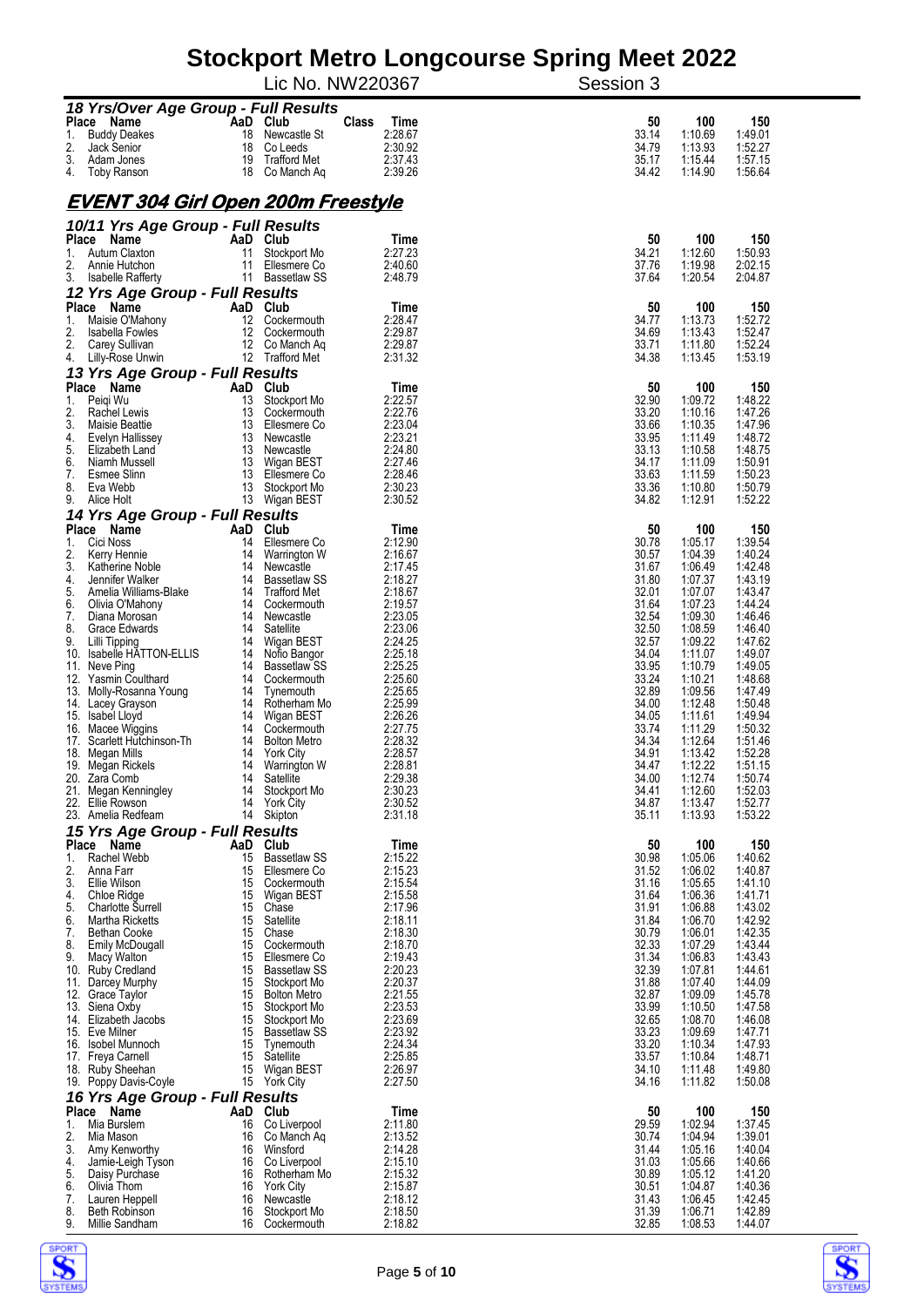# Stockport Metro Longcourse Spring Meet 2022

Lic No. NW220367 Session 3

### 18 Yrs/Over Age Group - Full Results

| Place | Name | AaD | Club | Class | Time | 50 | 100 | 150 |
|---|---|---|---|---|---|---|---|---|
| 1. | Buddy Deakes | 18 | Newcastle St | | 2:28.67 | 33.14 | 1:10.69 | 1:49.01 |
| 2. | Jack Senior | 18 | Co Leeds | | 2:30.92 | 34.79 | 1:13.93 | 1:52.27 |
| 3. | Adam Jones | 19 | Trafford Met | | 2:37.43 | 35.17 | 1:15.44 | 1:57.15 |
| 4. | Toby Ranson | 18 | Co Manch Aq | | 2:39.26 | 34.42 | 1:14.90 | 1:56.64 |

## EVENT 304 Girl Open 200m Freestyle

### 10/11 Yrs Age Group - Full Results

| Place | Name | AaD | Club | Time | 50 | 100 | 150 |
|---|---|---|---|---|---|---|---|
| 1. | Autum Claxton | 11 | Stockport Mo | 2:27.23 | 34.21 | 1:12.60 | 1:50.93 |
| 2. | Annie Hutchon | 11 | Ellesmere Co | 2:40.60 | 37.76 | 1:19.98 | 2:02.15 |
| 3. | Isabelle Rafferty | 11 | Bassetlaw SS | 2:48.79 | 37.64 | 1:20.54 | 2:04.87 |

### 12 Yrs Age Group - Full Results

| Place | Name | AaD | Club | Time | 50 | 100 | 150 |
|---|---|---|---|---|---|---|---|
| 1. | Maisie O'Mahony | 12 | Cockermouth | 2:28.47 | 34.77 | 1:13.73 | 1:52.72 |
| 2. | Isabella Fowles | 12 | Cockermouth | 2:29.87 | 34.69 | 1:13.43 | 1:52.47 |
| 2. | Carey Sullivan | 12 | Co Manch Aq | 2:29.87 | 33.71 | 1:11.80 | 1:52.24 |
| 4. | Lilly-Rose Unwin | 12 | Trafford Met | 2:31.32 | 34.38 | 1:13.45 | 1:53.19 |

### 13 Yrs Age Group - Full Results

| Place | Name | AaD | Club | Time | 50 | 100 | 150 |
|---|---|---|---|---|---|---|---|
| 1. | Peiqi Wu | 13 | Stockport Mo | 2:22.57 | 32.90 | 1:09.72 | 1:48.22 |
| 2. | Rachel Lewis | 13 | Cockermouth | 2:22.76 | 33.20 | 1:10.16 | 1:47.26 |
| 3. | Maisie Beattie | 13 | Ellesmere Co | 2:23.04 | 33.66 | 1:10.35 | 1:47.96 |
| 4. | Evelyn Hallissey | 13 | Newcastle | 2:23.21 | 33.95 | 1:11.49 | 1:48.72 |
| 5. | Elizabeth Land | 13 | Newcastle | 2:24.80 | 33.13 | 1:10.58 | 1:48.75 |
| 6. | Niamh Mussell | 13 | Wigan BEST | 2:27.46 | 34.17 | 1:11.09 | 1:50.91 |
| 7. | Esmee Slinn | 13 | Ellesmere Co | 2:28.46 | 33.63 | 1:11.59 | 1:50.23 |
| 8. | Eva Webb | 13 | Stockport Mo | 2:30.23 | 33.36 | 1:10.80 | 1:50.79 |
| 9. | Alice Holt | 13 | Wigan BEST | 2:30.52 | 34.82 | 1:12.91 | 1:52.22 |

### 14 Yrs Age Group - Full Results

| Place | Name | AaD | Club | Time | 50 | 100 | 150 |
|---|---|---|---|---|---|---|---|
| 1. | Cici Noss | 14 | Ellesmere Co | 2:12.90 | 30.78 | 1:05.17 | 1:39.54 |
| 2. | Kerry Hennie | 14 | Warrington W | 2:16.67 | 30.57 | 1:04.39 | 1:40.24 |
| 3. | Katherine Noble | 14 | Newcastle | 2:17.45 | 31.67 | 1:06.49 | 1:42.48 |
| 4. | Jennifer Walker | 14 | Bassetlaw SS | 2:18.27 | 31.80 | 1:07.37 | 1:43.19 |
| 5. | Amelia Williams-Blake | 14 | Trafford Met | 2:18.67 | 32.01 | 1:07.07 | 1:43.47 |
| 6. | Olivia O'Mahony | 14 | Cockermouth | 2:19.57 | 31.64 | 1:07.23 | 1:44.24 |
| 7. | Diana Morosan | 14 | Newcastle | 2:23.05 | 32.54 | 1:09.30 | 1:46.46 |
| 8. | Grace Edwards | 14 | Satellite | 2:23.06 | 32.50 | 1:08.59 | 1:46.40 |
| 9. | Lilli Tipping | 14 | Wigan BEST | 2:24.25 | 32.57 | 1:09.22 | 1:47.62 |
| 10. | Isabelle HATTON-ELLIS | 14 | Nofio Bangor | 2:25.18 | 34.04 | 1:11.07 | 1:49.07 |
| 11. | Neve Ping | 14 | Bassetlaw SS | 2:25.25 | 33.95 | 1:10.79 | 1:49.05 |
| 12. | Yasmin Coulthard | 14 | Cockermouth | 2:25.60 | 33.24 | 1:10.21 | 1:48.68 |
| 13. | Molly-Rosanna Young | 14 | Tynemouth | 2:25.65 | 32.89 | 1:09.56 | 1:47.49 |
| 14. | Lacey Grayson | 14 | Rotherham Mo | 2:25.99 | 34.00 | 1:12.48 | 1:50.48 |
| 15. | Isabel Lloyd | 14 | Wigan BEST | 2:26.26 | 34.05 | 1:11.61 | 1:49.94 |
| 16. | Macee Wiggins | 14 | Cockermouth | 2:27.75 | 33.74 | 1:11.29 | 1:50.32 |
| 17. | Scarlett Hutchinson-Th | 14 | Bolton Metro | 2:28.32 | 34.34 | 1:12.64 | 1:51.46 |
| 18. | Megan Mills | 14 | York City | 2:28.57 | 34.91 | 1:13.42 | 1:52.28 |
| 19. | Megan Rickels | 14 | Warrington W | 2:28.81 | 34.47 | 1:12.22 | 1:51.15 |
| 20. | Zara Comb | 14 | Satellite | 2:29.38 | 34.00 | 1:12.74 | 1:50.74 |
| 21. | Megan Kenningley | 14 | Stockport Mo | 2:30.23 | 34.41 | 1:12.60 | 1:52.03 |
| 22. | Ellie Rowson | 14 | York City | 2:30.52 | 34.87 | 1:13.47 | 1:52.77 |
| 23. | Amelia Redfearn | 14 | Skipton | 2:31.18 | 35.11 | 1:13.93 | 1:53.22 |

### 15 Yrs Age Group - Full Results

| Place | Name | AaD | Club | Time | 50 | 100 | 150 |
|---|---|---|---|---|---|---|---|
| 1. | Rachel Webb | 15 | Bassetlaw SS | 2:15.22 | 30.98 | 1:05.06 | 1:40.62 |
| 2. | Anna Farr | 15 | Ellesmere Co | 2:15.23 | 31.52 | 1:06.02 | 1:40.87 |
| 3. | Ellie Wilson | 15 | Cockermouth | 2:15.54 | 31.16 | 1:05.65 | 1:41.10 |
| 4. | Chloe Ridge | 15 | Wigan BEST | 2:15.58 | 31.64 | 1:06.36 | 1:41.71 |
| 5. | Charlotte Surrell | 15 | Chase | 2:17.96 | 31.91 | 1:06.88 | 1:43.02 |
| 6. | Martha Ricketts | 15 | Satellite | 2:18.11 | 31.84 | 1:06.70 | 1:42.92 |
| 7. | Bethan Cooke | 15 | Chase | 2:18.30 | 30.79 | 1:06.01 | 1:42.35 |
| 8. | Emily McDougall | 15 | Cockermouth | 2:18.70 | 32.33 | 1:07.29 | 1:43.44 |
| 9. | Macy Walton | 15 | Ellesmere Co | 2:19.43 | 31.34 | 1:06.83 | 1:43.43 |
| 10. | Ruby Credland | 15 | Bassetlaw SS | 2:20.23 | 32.39 | 1:07.81 | 1:44.61 |
| 11. | Darcey Murphy | 15 | Stockport Mo | 2:20.37 | 31.88 | 1:07.40 | 1:44.09 |
| 12. | Grace Taylor | 15 | Bolton Metro | 2:21.55 | 32.87 | 1:09.09 | 1:45.78 |
| 13. | Siena Oxby | 15 | Stockport Mo | 2:23.53 | 33.99 | 1:10.50 | 1:47.58 |
| 14. | Elizabeth Jacobs | 15 | Stockport Mo | 2:23.69 | 32.65 | 1:08.70 | 1:46.08 |
| 15. | Eve Milner | 15 | Bassetlaw SS | 2:23.92 | 33.23 | 1:09.69 | 1:47.71 |
| 16. | Isobel Munnoch | 15 | Tynemouth | 2:24.34 | 33.20 | 1:10.34 | 1:47.93 |
| 17. | Freya Carnell | 15 | Satellite | 2:25.85 | 33.57 | 1:10.84 | 1:48.71 |
| 18. | Ruby Sheehan | 15 | Wigan BEST | 2:26.97 | 34.10 | 1:11.48 | 1:49.80 |
| 19. | Poppy Davis-Coyle | 15 | York City | 2:27.50 | 34.16 | 1:11.82 | 1:50.08 |

### 16 Yrs Age Group - Full Results

| Place | Name | AaD | Club | Time | 50 | 100 | 150 |
|---|---|---|---|---|---|---|---|
| 1. | Mia Burslem | 16 | Co Liverpool | 2:11.80 | 29.59 | 1:02.94 | 1:37.45 |
| 2. | Mia Mason | 16 | Co Manch Aq | 2:13.52 | 30.74 | 1:04.94 | 1:39.01 |
| 3. | Amy Kenworthy | 16 | Winsford | 2:14.28 | 31.44 | 1:05.16 | 1:40.04 |
| 4. | Jamie-Leigh Tyson | 16 | Co Liverpool | 2:15.10 | 31.03 | 1:05.66 | 1:40.66 |
| 5. | Daisy Purchase | 16 | Rotherham Mo | 2:15.32 | 30.89 | 1:05.12 | 1:41.20 |
| 6. | Olivia Thom | 16 | York City | 2:15.87 | 30.51 | 1:04.87 | 1:40.36 |
| 7. | Lauren Heppell | 16 | Newcastle | 2:18.12 | 31.43 | 1:06.45 | 1:42.45 |
| 8. | Beth Robinson | 16 | Stockport Mo | 2:18.50 | 31.39 | 1:06.71 | 1:42.89 |
| 9. | Millie Sandham | 16 | Cockermouth | 2:18.82 | 32.85 | 1:08.53 | 1:44.07 |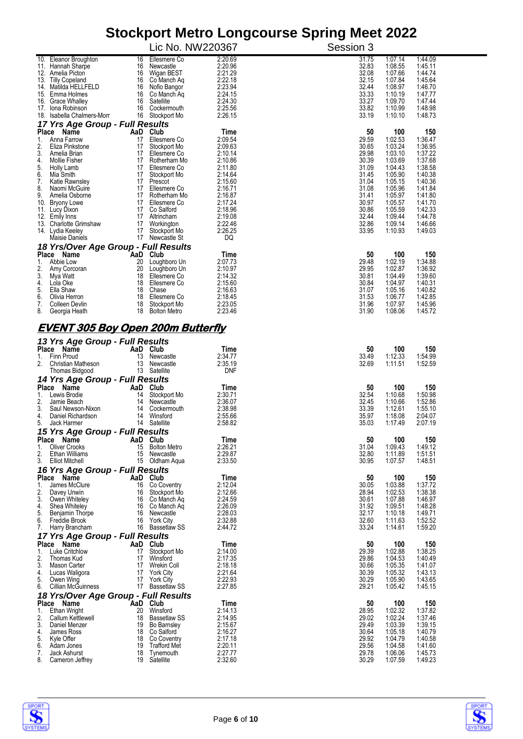# Stockport Metro Longcourse Spring Meet 2022

Lic No. NW220367 Session 3

| Place | Name | AaD | Club | Time | 50 | 100 | 150 |
|---|---|---|---|---|---|---|---|
| 10. | Eleanor Broughton | 16 | Ellesmere Co | 2:20.69 | 31.75 | 1:07.14 | 1:44.09 |
| 11. | Hannah Sharpe | 16 | Newcastle | 2:20.96 | 32.83 | 1:08.55 | 1:45.11 |
| 12. | Amelia Picton | 16 | Wigan BEST | 2:21.29 | 32.08 | 1:07.66 | 1:44.74 |
| 13. | Tilly Copeland | 16 | Co Manch Aq | 2:22.18 | 32.15 | 1:07.84 | 1:45.64 |
| 14. | Matilda HELLFELD | 16 | Nofio Bangor | 2:23.94 | 32.44 | 1:08.97 | 1:46.70 |
| 15. | Emma Holmes | 16 | Co Manch Aq | 2:24.15 | 33.33 | 1:10.19 | 1:47.77 |
| 16. | Grace Whalley | 16 | Satellite | 2:24.30 | 33.27 | 1:09.70 | 1:47.44 |
| 17. | Iona Robinson | 16 | Cockermouth | 2:25.56 | 33.82 | 1:10.99 | 1:48.98 |
| 18. | Isabella Chalmers-Morr | 16 | Stockport Mo | 2:26.15 | 33.19 | 1:10.10 | 1:48.73 |

### 17 Yrs Age Group - Full Results

| Place | Name | AaD | Club | Time | 50 | 100 | 150 |
|---|---|---|---|---|---|---|---|
| 1. | Anna Farrow | 17 | Ellesmere Co | 2:09.54 | 29.59 | 1:02.53 | 1:36.47 |
| 2. | Eliza Pinkstone | 17 | Stockport Mo | 2:09.63 | 30.65 | 1:03.24 | 1:36.95 |
| 3. | Amelia Brian | 17 | Ellesmere Co | 2:10.14 | 29.98 | 1:03.10 | 1:37.22 |
| 4. | Mollie Fisher | 17 | Rotherham Mo | 2:10.86 | 30.39 | 1:03.69 | 1:37.68 |
| 5. | Holly Lamb | 17 | Ellesmere Co | 2:11.80 | 31.09 | 1:04.43 | 1:38.58 |
| 6. | Mia Smith | 17 | Stockport Mo | 2:14.64 | 31.45 | 1:05.90 | 1:40.38 |
| 7. | Katie Rawnsley | 17 | Prescot | 2:15.60 | 31.04 | 1:05.15 | 1:40.36 |
| 8. | Naomi McGuire | 17 | Ellesmere Co | 2:16.71 | 31.08 | 1:05.96 | 1:41.84 |
| 9. | Amelia Osborne | 17 | Rotherham Mo | 2:16.87 | 31.41 | 1:05.97 | 1:41.80 |
| 10. | Bryony Lowe | 17 | Ellesmere Co | 2:17.24 | 30.97 | 1:05.57 | 1:41.70 |
| 11. | Lucy Dixon | 17 | Co Salford | 2:18.96 | 30.86 | 1:05.59 | 1:42.33 |
| 12. | Emily Inns | 17 | Altrincham | 2:19.08 | 32.44 | 1:09.44 | 1:44.78 |
| 13. | Charlotte Grimshaw | 17 | Workington | 2:22.46 | 32.86 | 1:09.14 | 1:46.66 |
| 14. | Lydia Keeley | 17 | Stockport Mo | 2:26.25 | 33.95 | 1:10.93 | 1:49.03 |
| | Maisie Daniels | 17 | Newcastle St | DQ | | | |

### 18 Yrs/Over Age Group - Full Results

| Place | Name | AaD | Club | Time | 50 | 100 | 150 |
|---|---|---|---|---|---|---|---|
| 1. | Abbie Low | 20 | Loughboro Un | 2:07.73 | 29.48 | 1:02.19 | 1:34.88 |
| 2. | Amy Corcoran | 20 | Loughboro Un | 2:10.97 | 29.95 | 1:02.87 | 1:36.92 |
| 3. | Mya Watt | 18 | Ellesmere Co | 2:14.32 | 30.81 | 1:04.49 | 1:39.60 |
| 4. | Lola Oke | 18 | Ellesmere Co | 2:15.60 | 30.84 | 1:04.97 | 1:40.31 |
| 5. | Ella Shaw | 18 | Chase | 2:16.63 | 31.07 | 1:05.16 | 1:40.82 |
| 6. | Olivia Herron | 18 | Ellesmere Co | 2:18.45 | 31.53 | 1:06.77 | 1:42.85 |
| 7. | Colleen Devlin | 18 | Stockport Mo | 2:23.05 | 31.96 | 1:07.97 | 1:45.96 |
| 8. | Georgia Heath | 18 | Bolton Metro | 2:23.46 | 31.90 | 1:08.06 | 1:45.72 |

## EVENT 305 Boy Open 200m Butterfly

### 13 Yrs Age Group - Full Results

| Place | Name | AaD | Club | Time | 50 | 100 | 150 |
|---|---|---|---|---|---|---|---|
| 1. | Finn Proud | 13 | Newcastle | 2:34.77 | 33.49 | 1:12.33 | 1:54.99 |
| 2. | Christian Matheson | 13 | Newcastle | 2:35.19 | 32.69 | 1:11.51 | 1:52.59 |
| | Thomas Bidgood | 13 | Satellite | DNF | | | |

### 14 Yrs Age Group - Full Results

| Place | Name | AaD | Club | Time | 50 | 100 | 150 |
|---|---|---|---|---|---|---|---|
| 1. | Lewis Brodie | 14 | Stockport Mo | 2:30.71 | 32.54 | 1:10.68 | 1:50.98 |
| 2. | Jamie Beach | 14 | Newcastle | 2:36.07 | 32.45 | 1:10.66 | 1:52.86 |
| 3. | Saul Newson-Nixon | 14 | Cockermouth | 2:38.98 | 33.39 | 1:12.61 | 1:55.10 |
| 4. | Daniel Richardson | 14 | Winsford | 2:55.66 | 35.97 | 1:18.08 | 2:04.07 |
| 5. | Jack Harmer | 14 | Satellite | 2:58.82 | 35.03 | 1:17.49 | 2:07.19 |

### 15 Yrs Age Group - Full Results

| Place | Name | AaD | Club | Time | 50 | 100 | 150 |
|---|---|---|---|---|---|---|---|
| 1. | Oliver Crooks | 15 | Bolton Metro | 2:26.21 | 31.04 | 1:09.43 | 1:49.12 |
| 2. | Ethan Williams | 15 | Newcastle | 2:29.87 | 32.80 | 1:11.89 | 1:51.51 |
| 3. | Elliot Mitchell | 15 | Oldham Aqua | 2:33.50 | 30.95 | 1:07.57 | 1:48.51 |

### 16 Yrs Age Group - Full Results

| Place | Name | AaD | Club | Time | 50 | 100 | 150 |
|---|---|---|---|---|---|---|---|
| 1. | James McClure | 16 | Co Coventry | 2:12.04 | 30.05 | 1:03.88 | 1:37.72 |
| 2. | Davey Unwin | 16 | Stockport Mo | 2:12.66 | 28.94 | 1:02.53 | 1:38.38 |
| 3. | Owen Whiteley | 16 | Co Manch Aq | 2:24.59 | 30.61 | 1:07.88 | 1:46.97 |
| 4. | Shea Whiteley | 16 | Co Manch Aq | 2:26.09 | 31.92 | 1:09.51 | 1:48.28 |
| 5. | Benjamin Thorpe | 16 | Newcastle | 2:28.03 | 32.17 | 1:10.18 | 1:49.71 |
| 6. | Freddie Brook | 16 | York City | 2:32.88 | 32.60 | 1:11.63 | 1:52.52 |
| 7. | Harry Brancham | 16 | Bassetlaw SS | 2:44.72 | 33.24 | 1:14.61 | 1:59.20 |

### 17 Yrs Age Group - Full Results

| Place | Name | AaD | Club | Time | 50 | 100 | 150 |
|---|---|---|---|---|---|---|---|
| 1. | Luke Critchlow | 17 | Stockport Mo | 2:14.00 | 29.39 | 1:02.88 | 1:38.25 |
| 2. | Thomas Kud | 17 | Winsford | 2:17.35 | 29.86 | 1:04.53 | 1:40.49 |
| 3. | Mason Carter | 17 | Wrekin Coll | 2:18.18 | 30.66 | 1:05.35 | 1:41.07 |
| 4. | Lucas Waligora | 17 | York City | 2:21.64 | 30.39 | 1:05.32 | 1:43.13 |
| 5. | Owen Wing | 17 | York City | 2:22.93 | 30.29 | 1:05.90 | 1:43.65 |
| 6. | Cillian McGuinness | 17 | Bassetlaw SS | 2:27.85 | 29.21 | 1:05.42 | 1:45.15 |

### 18 Yrs/Over Age Group - Full Results

| Place | Name | AaD | Club | Time | 50 | 100 | 150 |
|---|---|---|---|---|---|---|---|
| 1. | Ethan Wright | 20 | Winsford | 2:14.13 | 28.95 | 1:02.32 | 1:37.82 |
| 2. | Callum Kettlewell | 18 | Bassetlaw SS | 2:14.95 | 29.02 | 1:02.24 | 1:37.46 |
| 3. | Daniel Menzer | 19 | Bo Barnsley | 2:15.67 | 29.49 | 1:03.39 | 1:39.15 |
| 4. | James Ross | 18 | Co Salford | 2:16.27 | 30.64 | 1:05.18 | 1:40.79 |
| 5. | Kyle Offer | 18 | Co Coventry | 2:17.18 | 29.92 | 1:04.79 | 1:40.58 |
| 6. | Adam Jones | 19 | Trafford Met | 2:20.11 | 29.56 | 1:04.58 | 1:41.60 |
| 7. | Jack Ashurst | 18 | Tynemouth | 2:27.77 | 29.78 | 1:06.06 | 1:45.73 |
| 8. | Cameron Jeffrey | 19 | Satellite | 2:32.60 | 30.29 | 1:07.59 | 1:49.23 |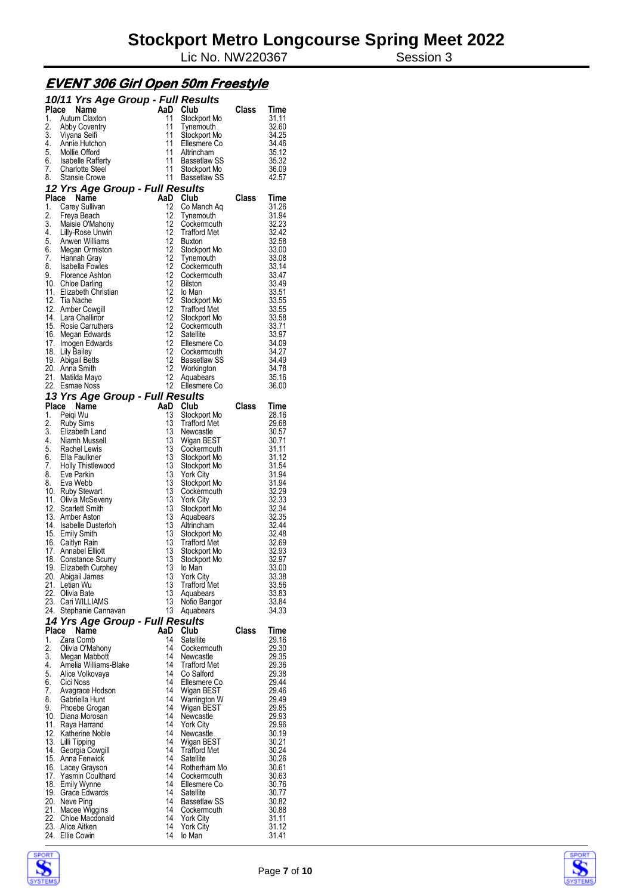# Stockport Metro Longcourse Spring Meet 2022

Lic No. NW220367 Session 3

## EVENT 306 Girl Open 50m Freestyle

### 10/11 Yrs Age Group - Full Results

| Place | Name | AaD | Club | Class | Time |
|---|---|---|---|---|---|
| 1. | Autum Claxton | 11 | Stockport Mo | | 31.11 |
| 2. | Abby Coventry | 11 | Tynemouth | | 32.60 |
| 3. | Viyana Seifi | 11 | Stockport Mo | | 34.25 |
| 4. | Annie Hutchon | 11 | Ellesmere Co | | 34.46 |
| 5. | Mollie Offord | 11 | Altrincham | | 35.12 |
| 6. | Isabelle Rafferty | 11 | Bassetlaw SS | | 35.32 |
| 7. | Charlotte Steel | 11 | Stockport Mo | | 36.09 |
| 8. | Stansie Crowe | 11 | Bassetlaw SS | | 42.57 |

### 12 Yrs Age Group - Full Results

| Place | Name | AaD | Club | Class | Time |
|---|---|---|---|---|---|
| 1. | Carey Sullivan | 12 | Co Manch Aq | | 31.26 |
| 2. | Freya Beach | 12 | Tynemouth | | 31.94 |
| 3. | Maisie O'Mahony | 12 | Cockermouth | | 32.23 |
| 4. | Lilly-Rose Unwin | 12 | Trafford Met | | 32.42 |
| 5. | Anwen Williams | 12 | Buxton | | 32.58 |
| 6. | Megan Ormiston | 12 | Stockport Mo | | 33.00 |
| 7. | Hannah Gray | 12 | Tynemouth | | 33.08 |
| 8. | Isabella Fowles | 12 | Cockermouth | | 33.14 |
| 9. | Florence Ashton | 12 | Cockermouth | | 33.47 |
| 10. | Chloe Darling | 12 | Bilston | | 33.49 |
| 11. | Elizabeth Christian | 12 | Io Man | | 33.51 |
| 12. | Tia Nache | 12 | Stockport Mo | | 33.55 |
| 12. | Amber Cowgill | 12 | Trafford Met | | 33.55 |
| 14. | Lara Challinor | 12 | Stockport Mo | | 33.58 |
| 15. | Rosie Carruthers | 12 | Cockermouth | | 33.71 |
| 16. | Megan Edwards | 12 | Satellite | | 33.97 |
| 17. | Imogen Edwards | 12 | Ellesmere Co | | 34.09 |
| 18. | Lily Bailey | 12 | Cockermouth | | 34.27 |
| 19. | Abigail Betts | 12 | Bassetlaw SS | | 34.49 |
| 20. | Anna Smith | 12 | Workington | | 34.78 |
| 21. | Matilda Mayo | 12 | Aquabears | | 35.16 |
| 22. | Esmae Noss | 12 | Ellesmere Co | | 36.00 |

### 13 Yrs Age Group - Full Results

| Place | Name | AaD | Club | Class | Time |
|---|---|---|---|---|---|
| 1. | Peiqi Wu | 13 | Stockport Mo | | 28.16 |
| 2. | Ruby Sims | 13 | Trafford Met | | 29.68 |
| 3. | Elizabeth Land | 13 | Newcastle | | 30.57 |
| 4. | Niamh Mussell | 13 | Wigan BEST | | 30.71 |
| 5. | Rachel Lewis | 13 | Cockermouth | | 31.11 |
| 6. | Ella Faulkner | 13 | Stockport Mo | | 31.12 |
| 7. | Holly Thistlewood | 13 | Stockport Mo | | 31.54 |
| 8. | Eve Parkin | 13 | York City | | 31.94 |
| 8. | Eva Webb | 13 | Stockport Mo | | 31.94 |
| 10. | Ruby Stewart | 13 | Cockermouth | | 32.29 |
| 11. | Olivia McSeveny | 13 | York City | | 32.33 |
| 12. | Scarlett Smith | 13 | Stockport Mo | | 32.34 |
| 13. | Amber Aston | 13 | Aquabears | | 32.35 |
| 14. | Isabelle Dusterloh | 13 | Altrincham | | 32.44 |
| 15. | Emily Smith | 13 | Stockport Mo | | 32.48 |
| 16. | Caitlyn Rain | 13 | Trafford Met | | 32.69 |
| 17. | Annabel Elliott | 13 | Stockport Mo | | 32.93 |
| 18. | Constance Scurry | 13 | Stockport Mo | | 32.97 |
| 19. | Elizabeth Curphey | 13 | Io Man | | 33.00 |
| 20. | Abigail James | 13 | York City | | 33.38 |
| 21. | Letian Wu | 13 | Trafford Met | | 33.56 |
| 22. | Olivia Bate | 13 | Aquabears | | 33.83 |
| 23. | Cari WILLIAMS | 13 | Nofio Bangor | | 33.84 |
| 24. | Stephanie Cannavan | 13 | Aquabears | | 34.33 |

### 14 Yrs Age Group - Full Results

| Place | Name | AaD | Club | Class | Time |
|---|---|---|---|---|---|
| 1. | Zara Comb | 14 | Satellite | | 29.16 |
| 2. | Olivia O'Mahony | 14 | Cockermouth | | 29.30 |
| 3. | Megan Mabbott | 14 | Newcastle | | 29.35 |
| 4. | Amelia Williams-Blake | 14 | Trafford Met | | 29.36 |
| 5. | Alice Volkovaya | 14 | Co Salford | | 29.38 |
| 6. | Cici Noss | 14 | Ellesmere Co | | 29.44 |
| 7. | Avagrace Hodson | 14 | Wigan BEST | | 29.46 |
| 8. | Gabriella Hunt | 14 | Warrington W | | 29.49 |
| 9. | Phoebe Grogan | 14 | Wigan BEST | | 29.85 |
| 10. | Diana Morosan | 14 | Newcastle | | 29.93 |
| 11. | Raya Harrand | 14 | York City | | 29.96 |
| 12. | Katherine Noble | 14 | Newcastle | | 30.19 |
| 13. | Lilli Tipping | 14 | Wigan BEST | | 30.21 |
| 14. | Georgia Cowgill | 14 | Trafford Met | | 30.24 |
| 15. | Anna Fenwick | 14 | Satellite | | 30.26 |
| 16. | Lacey Grayson | 14 | Rotherham Mo | | 30.61 |
| 17. | Yasmin Coulthard | 14 | Cockermouth | | 30.63 |
| 18. | Emily Wynne | 14 | Ellesmere Co | | 30.76 |
| 19. | Grace Edwards | 14 | Satellite | | 30.77 |
| 20. | Neve Ping | 14 | Bassetlaw SS | | 30.82 |
| 21. | Macee Wiggins | 14 | Cockermouth | | 30.88 |
| 22. | Chloe Macdonald | 14 | York City | | 31.11 |
| 23. | Alice Aitken | 14 | York City | | 31.12 |
| 24. | Ellie Cowin | 14 | Io Man | | 31.41 |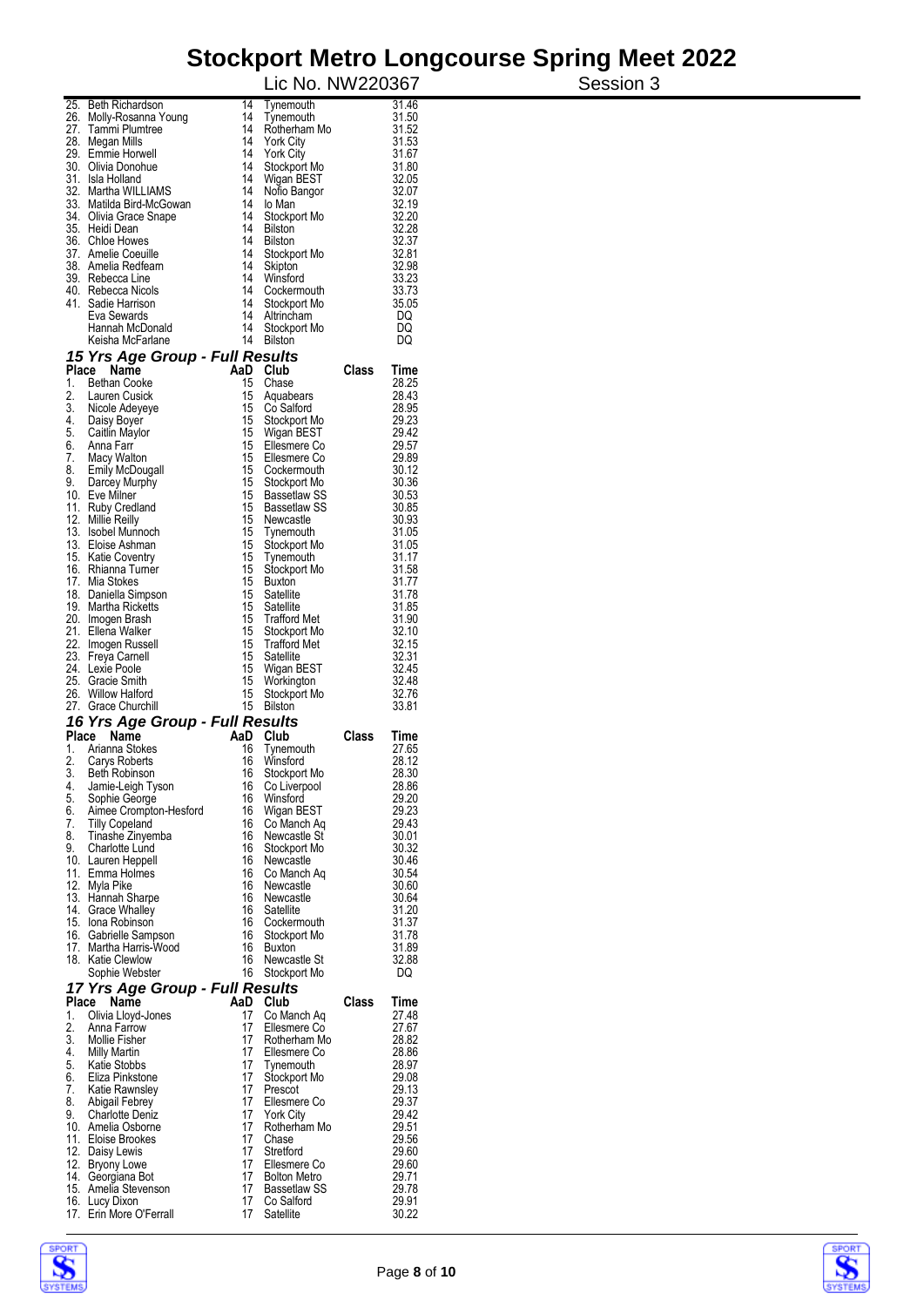# Stockport Metro Longcourse Spring Meet 2022

Lic No. NW220367 — Session 3

| Place | Name | AaD | Club | Class | Time |
|---|---|---|---|---|---|
| 25. | Beth Richardson | 14 | Tynemouth | | 31.46 |
| 26. | Molly-Rosanna Young | 14 | Tynemouth | | 31.50 |
| 27. | Tammi Plumtree | 14 | Rotherham Mo | | 31.52 |
| 28. | Megan Mills | 14 | York City | | 31.53 |
| 29. | Emmie Horwell | 14 | York City | | 31.67 |
| 30. | Olivia Donohue | 14 | Stockport Mo | | 31.80 |
| 31. | Isla Holland | 14 | Wigan BEST | | 32.05 |
| 32. | Martha WILLIAMS | 14 | Nofio Bangor | | 32.07 |
| 33. | Matilda Bird-McGowan | 14 | Io Man | | 32.19 |
| 34. | Olivia Grace Snape | 14 | Stockport Mo | | 32.20 |
| 35. | Heidi Dean | 14 | Bilston | | 32.28 |
| 36. | Chloe Howes | 14 | Bilston | | 32.37 |
| 37. | Amelie Coeuille | 14 | Stockport Mo | | 32.81 |
| 38. | Amelia Redfearn | 14 | Skipton | | 32.98 |
| 39. | Rebecca Line | 14 | Winsford | | 33.23 |
| 40. | Rebecca Nicols | 14 | Cockermouth | | 33.73 |
| 41. | Sadie Harrison | 14 | Stockport Mo | | 35.05 |
| | Eva Sewards | 14 | Altrincham | | DQ |
| | Hannah McDonald | 14 | Stockport Mo | | DQ |
| | Keisha McFarlane | 14 | Bilston | | DQ |

## 15 Yrs Age Group - Full Results

| Place | Name | AaD | Club | Class | Time |
|---|---|---|---|---|---|
| 1. | Bethan Cooke | 15 | Chase | | 28.25 |
| 2. | Lauren Cusick | 15 | Aquabears | | 28.43 |
| 3. | Nicole Adeyeye | 15 | Co Salford | | 28.95 |
| 4. | Daisy Boyer | 15 | Stockport Mo | | 29.23 |
| 5. | Caitlin Maylor | 15 | Wigan BEST | | 29.42 |
| 6. | Anna Farr | 15 | Ellesmere Co | | 29.57 |
| 7. | Macy Walton | 15 | Ellesmere Co | | 29.89 |
| 8. | Emily McDougall | 15 | Cockermouth | | 30.12 |
| 9. | Darcey Murphy | 15 | Stockport Mo | | 30.36 |
| 10. | Eve Milner | 15 | Bassetlaw SS | | 30.53 |
| 11. | Ruby Credland | 15 | Bassetlaw SS | | 30.85 |
| 12. | Millie Reilly | 15 | Newcastle | | 30.93 |
| 13. | Isobel Munnoch | 15 | Tynemouth | | 31.05 |
| 13. | Eloise Ashman | 15 | Stockport Mo | | 31.05 |
| 15. | Katie Coventry | 15 | Tynemouth | | 31.17 |
| 16. | Rhianna Turner | 15 | Stockport Mo | | 31.58 |
| 17. | Mia Stokes | 15 | Buxton | | 31.77 |
| 18. | Daniella Simpson | 15 | Satellite | | 31.78 |
| 19. | Martha Ricketts | 15 | Satellite | | 31.85 |
| 20. | Imogen Brash | 15 | Trafford Met | | 31.90 |
| 21. | Ellena Walker | 15 | Stockport Mo | | 32.10 |
| 22. | Imogen Russell | 15 | Trafford Met | | 32.15 |
| 23. | Freya Carnell | 15 | Satellite | | 32.31 |
| 24. | Lexie Poole | 15 | Wigan BEST | | 32.45 |
| 25. | Gracie Smith | 15 | Workington | | 32.48 |
| 26. | Willow Halford | 15 | Stockport Mo | | 32.76 |
| 27. | Grace Churchill | 15 | Bilston | | 33.81 |

## 16 Yrs Age Group - Full Results

| Place | Name | AaD | Club | Class | Time |
|---|---|---|---|---|---|
| 1. | Arianna Stokes | 16 | Tynemouth | | 27.65 |
| 2. | Carys Roberts | 16 | Winsford | | 28.12 |
| 3. | Beth Robinson | 16 | Stockport Mo | | 28.30 |
| 4. | Jamie-Leigh Tyson | 16 | Co Liverpool | | 28.86 |
| 5. | Sophie George | 16 | Winsford | | 29.20 |
| 6. | Aimee Crompton-Hesford | 16 | Wigan BEST | | 29.23 |
| 7. | Tilly Copeland | 16 | Co Manch Aq | | 29.43 |
| 8. | Tinashe Zinyemba | 16 | Newcastle St | | 30.01 |
| 9. | Charlotte Lund | 16 | Stockport Mo | | 30.32 |
| 10. | Lauren Heppell | 16 | Newcastle | | 30.46 |
| 11. | Emma Holmes | 16 | Co Manch Aq | | 30.54 |
| 12. | Myla Pike | 16 | Newcastle | | 30.60 |
| 13. | Hannah Sharpe | 16 | Newcastle | | 30.64 |
| 14. | Grace Whalley | 16 | Satellite | | 31.20 |
| 15. | Iona Robinson | 16 | Cockermouth | | 31.37 |
| 16. | Gabrielle Sampson | 16 | Stockport Mo | | 31.78 |
| 17. | Martha Harris-Wood | 16 | Buxton | | 31.89 |
| 18. | Katie Clewlow | 16 | Newcastle St | | 32.88 |
| | Sophie Webster | 16 | Stockport Mo | | DQ |

## 17 Yrs Age Group - Full Results

| Place | Name | AaD | Club | Class | Time |
|---|---|---|---|---|---|
| 1. | Olivia Lloyd-Jones | 17 | Co Manch Aq | | 27.48 |
| 2. | Anna Farrow | 17 | Ellesmere Co | | 27.67 |
| 3. | Mollie Fisher | 17 | Rotherham Mo | | 28.82 |
| 4. | Milly Martin | 17 | Ellesmere Co | | 28.86 |
| 5. | Katie Stobbs | 17 | Tynemouth | | 28.97 |
| 6. | Eliza Pinkstone | 17 | Stockport Mo | | 29.08 |
| 7. | Katie Rawnsley | 17 | Prescot | | 29.13 |
| 8. | Abigail Febrey | 17 | Ellesmere Co | | 29.37 |
| 9. | Charlotte Deniz | 17 | York City | | 29.42 |
| 10. | Amelia Osborne | 17 | Rotherham Mo | | 29.51 |
| 11. | Eloise Brookes | 17 | Chase | | 29.56 |
| 12. | Daisy Lewis | 17 | Stretford | | 29.60 |
| 12. | Bryony Lowe | 17 | Ellesmere Co | | 29.60 |
| 14. | Georgiana Bot | 17 | Bolton Metro | | 29.71 |
| 15. | Amelia Stevenson | 17 | Bassetlaw SS | | 29.78 |
| 16. | Lucy Dixon | 17 | Co Salford | | 29.91 |
| 17. | Erin More O'Ferrall | 17 | Satellite | | 30.22 |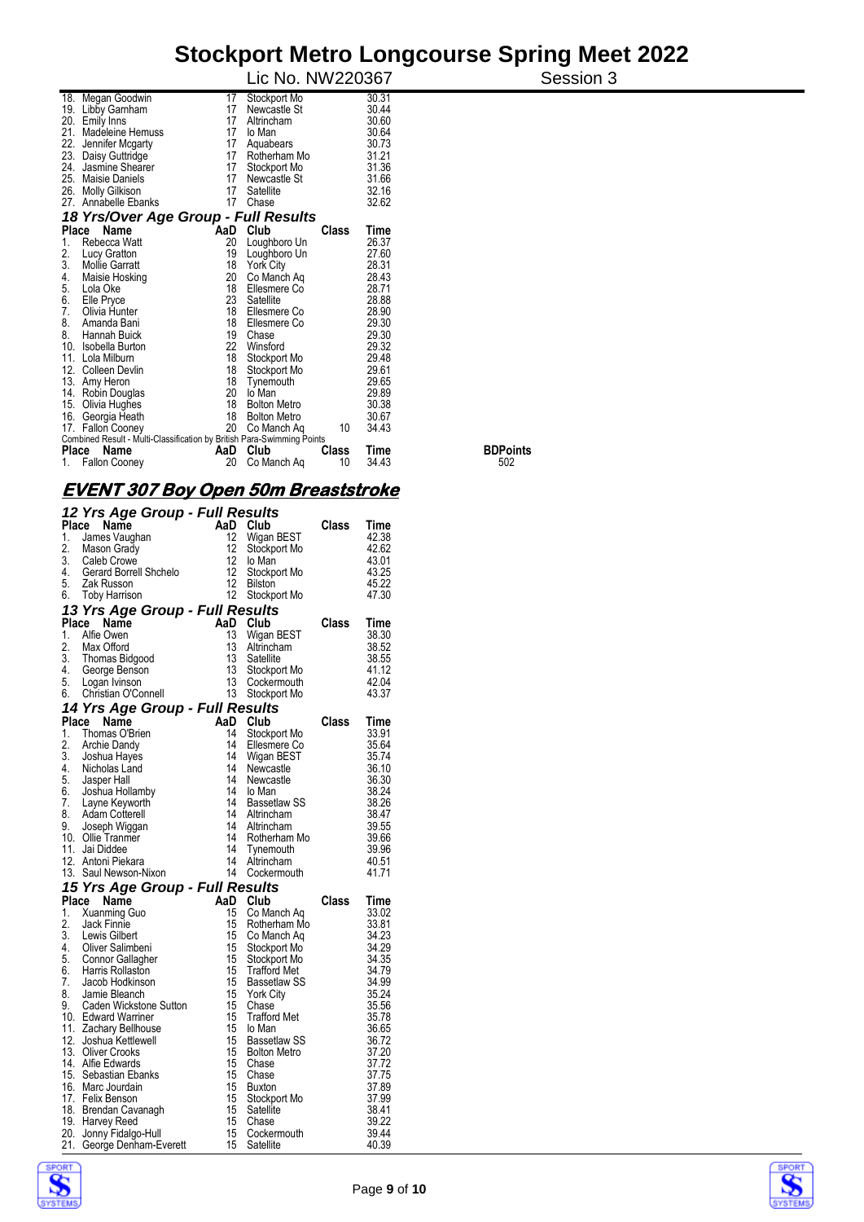| Place | Name | AaD | Club | Class | Time |
|---|---|---|---|---|---|
| 18. | Megan Goodwin | 17 | Stockport Mo | | 30.31 |
| 19. | Libby Garnham | 17 | Newcastle St | | 30.44 |
| 20. | Emily Inns | 17 | Altrincham | | 30.60 |
| 21. | Madeleine Hemuss | 17 | Io Man | | 30.64 |
| 22. | Jennifer Mcgarty | 17 | Aquabears | | 30.73 |
| 23. | Daisy Guttridge | 17 | Rotherham Mo | | 31.21 |
| 24. | Jasmine Shearer | 17 | Stockport Mo | | 31.36 |
| 25. | Maisie Daniels | 17 | Newcastle St | | 31.66 |
| 26. | Molly Gilkison | 17 | Satellite | | 32.16 |
| 27. | Annabelle Ebanks | 17 | Chase | | 32.62 |

### 18 Yrs/Over Age Group - Full Results

| Place | Name | AaD | Club | Class | Time |
|---|---|---|---|---|---|
| 1. | Rebecca Watt | 20 | Loughboro Un | | 26.37 |
| 2. | Lucy Gratton | 19 | Loughboro Un | | 27.60 |
| 3. | Mollie Garratt | 18 | York City | | 28.31 |
| 4. | Maisie Hosking | 20 | Co Manch Aq | | 28.43 |
| 5. | Lola Oke | 18 | Ellesmere Co | | 28.71 |
| 6. | Elle Pryce | 23 | Satellite | | 28.88 |
| 7. | Olivia Hunter | 18 | Ellesmere Co | | 28.90 |
| 8. | Amanda Bani | 18 | Ellesmere Co | | 29.30 |
| 8. | Hannah Buick | 19 | Chase | | 29.30 |
| 10. | Isobella Burton | 22 | Winsford | | 29.32 |
| 11. | Lola Milburn | 18 | Stockport Mo | | 29.48 |
| 12. | Colleen Devlin | 18 | Stockport Mo | | 29.61 |
| 13. | Amy Heron | 18 | Tynemouth | | 29.65 |
| 14. | Robin Douglas | 20 | Io Man | | 29.89 |
| 15. | Olivia Hughes | 18 | Bolton Metro | | 30.38 |
| 16. | Georgia Heath | 18 | Bolton Metro | | 30.67 |
| 17. | Fallon Cooney | 20 | Co Manch Aq | 10 | 34.43 |

Combined Result - Multi-Classification by British Para-Swimming Points

| Place | Name | AaD | Club | Class | Time | BDPoints |
|---|---|---|---|---|---|---|
| 1. | Fallon Cooney | 20 | Co Manch Aq | 10 | 34.43 | 502 |

## EVENT 307 Boy Open 50m Breaststroke

### 12 Yrs Age Group - Full Results

| Place | Name | AaD | Club | Class | Time |
|---|---|---|---|---|---|
| 1. | James Vaughan | 12 | Wigan BEST | | 42.38 |
| 2. | Mason Grady | 12 | Stockport Mo | | 42.62 |
| 3. | Caleb Crowe | 12 | Io Man | | 43.01 |
| 4. | Gerard Borrell Shchelo | 12 | Stockport Mo | | 43.25 |
| 5. | Zak Russon | 12 | Bilston | | 45.22 |
| 6. | Toby Harrison | 12 | Stockport Mo | | 47.30 |

### 13 Yrs Age Group - Full Results

| Place | Name | AaD | Club | Class | Time |
|---|---|---|---|---|---|
| 1. | Alfie Owen | 13 | Wigan BEST | | 38.30 |
| 2. | Max Offord | 13 | Altrincham | | 38.52 |
| 3. | Thomas Bidgood | 13 | Satellite | | 38.55 |
| 4. | George Benson | 13 | Stockport Mo | | 41.12 |
| 5. | Logan Ivinson | 13 | Cockermouth | | 42.04 |
| 6. | Christian O'Connell | 13 | Stockport Mo | | 43.37 |

### 14 Yrs Age Group - Full Results

| Place | Name | AaD | Club | Class | Time |
|---|---|---|---|---|---|
| 1. | Thomas O'Brien | 14 | Stockport Mo | | 33.91 |
| 2. | Archie Dandy | 14 | Ellesmere Co | | 35.64 |
| 3. | Joshua Hayes | 14 | Wigan BEST | | 35.74 |
| 4. | Nicholas Land | 14 | Newcastle | | 36.10 |
| 5. | Jasper Hall | 14 | Newcastle | | 36.30 |
| 6. | Joshua Hollamby | 14 | Io Man | | 38.24 |
| 7. | Layne Keyworth | 14 | Bassetlaw SS | | 38.26 |
| 8. | Adam Cotterell | 14 | Altrincham | | 38.47 |
| 9. | Joseph Wiggan | 14 | Altrincham | | 39.55 |
| 10. | Ollie Tranmer | 14 | Rotherham Mo | | 39.66 |
| 11. | Jai Diddee | 14 | Tynemouth | | 39.96 |
| 12. | Antoni Piekara | 14 | Altrincham | | 40.51 |
| 13. | Saul Newson-Nixon | 14 | Cockermouth | | 41.71 |

### 15 Yrs Age Group - Full Results

| Place | Name | AaD | Club | Class | Time |
|---|---|---|---|---|---|
| 1. | Xuanming Guo | 15 | Co Manch Aq | | 33.02 |
| 2. | Jack Finnie | 15 | Rotherham Mo | | 33.81 |
| 3. | Lewis Gilbert | 15 | Co Manch Aq | | 34.23 |
| 4. | Oliver Salimbeni | 15 | Stockport Mo | | 34.29 |
| 5. | Connor Gallagher | 15 | Stockport Mo | | 34.35 |
| 6. | Harris Rollaston | 15 | Trafford Met | | 34.79 |
| 7. | Jacob Hodkinson | 15 | Bassetlaw SS | | 34.99 |
| 8. | Jamie Bleanch | 15 | York City | | 35.24 |
| 9. | Caden Wickstone Sutton | 15 | Chase | | 35.56 |
| 10. | Edward Warriner | 15 | Trafford Met | | 35.78 |
| 11. | Zachary Bellhouse | 15 | Io Man | | 36.65 |
| 12. | Joshua Kettlewell | 15 | Bassetlaw SS | | 36.72 |
| 13. | Oliver Crooks | 15 | Bolton Metro | | 37.20 |
| 14. | Alfie Edwards | 15 | Chase | | 37.72 |
| 15. | Sebastian Ebanks | 15 | Chase | | 37.75 |
| 16. | Marc Jourdain | 15 | Buxton | | 37.89 |
| 17. | Felix Benson | 15 | Stockport Mo | | 37.99 |
| 18. | Brendan Cavanagh | 15 | Satellite | | 38.41 |
| 19. | Harvey Reed | 15 | Chase | | 39.22 |
| 20. | Jonny Fidalgo-Hull | 15 | Cockermouth | | 39.44 |
| 21. | George Denham-Everett | 15 | Satellite | | 40.39 |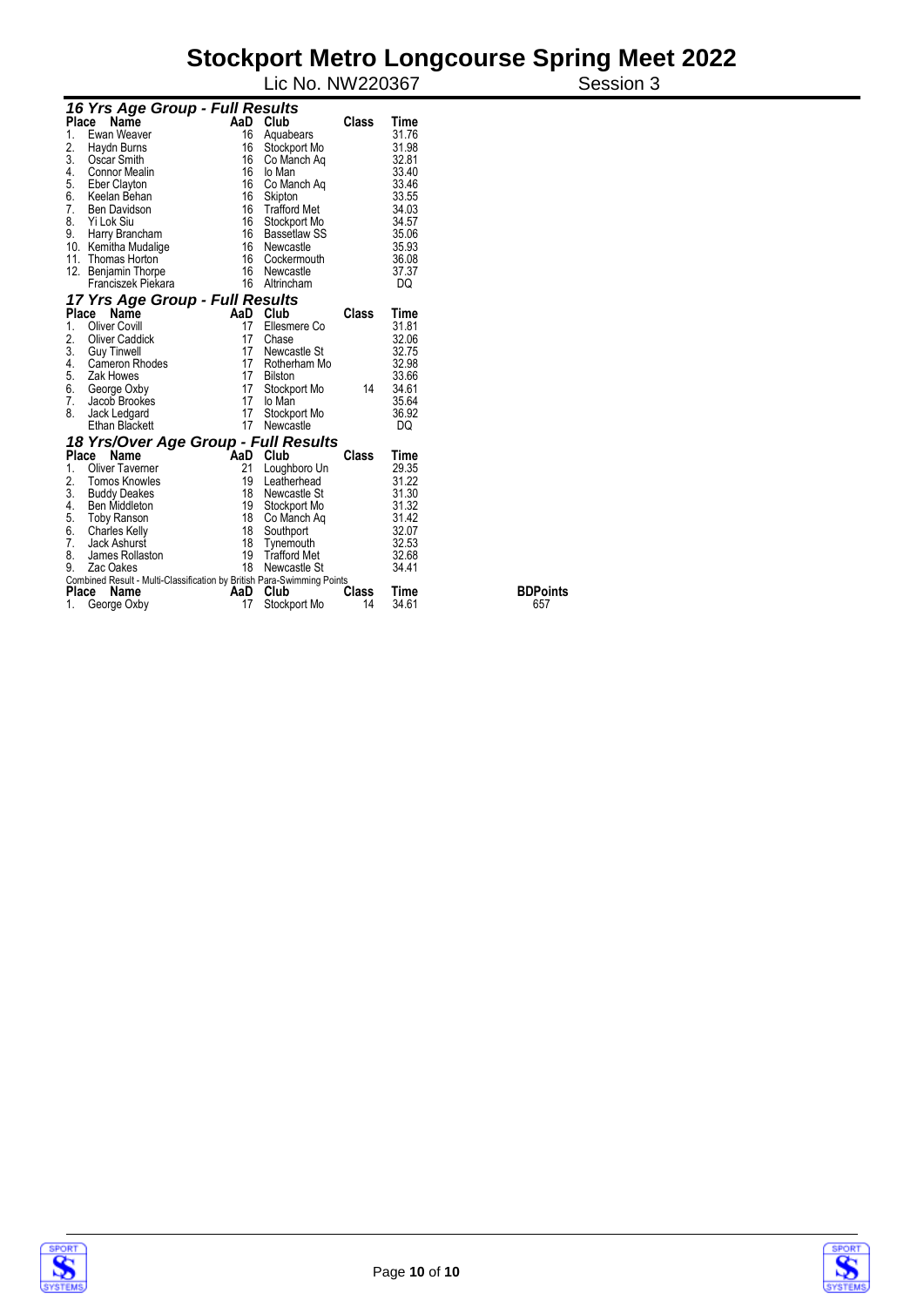# Stockport Metro Longcourse Spring Meet 2022

Lic No. NW220367 Session 3

### *16 Yrs Age Group - Full Results*

| Place | Name | AaD | Club | Class | Time |
|---|---|---|---|---|---|
| 1. | Ewan Weaver | 16 | Aquabears | | 31.76 |
| 2. | Haydn Burns | 16 | Stockport Mo | | 31.98 |
| 3. | Oscar Smith | 16 | Co Manch Aq | | 32.81 |
| 4. | Connor Mealin | 16 | Io Man | | 33.40 |
| 5. | Eber Clayton | 16 | Co Manch Aq | | 33.46 |
| 6. | Keelan Behan | 16 | Skipton | | 33.55 |
| 7. | Ben Davidson | 16 | Trafford Met | | 34.03 |
| 8. | Yi Lok Siu | 16 | Stockport Mo | | 34.57 |
| 9. | Harry Brancham | 16 | Bassetlaw SS | | 35.06 |
| 10. | Kemitha Mudalige | 16 | Newcastle | | 35.93 |
| 11. | Thomas Horton | 16 | Cockermouth | | 36.08 |
| 12. | Benjamin Thorpe | 16 | Newcastle | | 37.37 |
| | Franciszek Piekara | 16 | Altrincham | | DQ |

### *17 Yrs Age Group - Full Results*

| Place | Name | AaD | Club | Class | Time |
|---|---|---|---|---|---|
| 1. | Oliver Covill | 17 | Ellesmere Co | | 31.81 |
| 2. | Oliver Caddick | 17 | Chase | | 32.06 |
| 3. | Guy Tinwell | 17 | Newcastle St | | 32.75 |
| 4. | Cameron Rhodes | 17 | Rotherham Mo | | 32.98 |
| 5. | Zak Howes | 17 | Bilston | | 33.66 |
| 6. | George Oxby | 17 | Stockport Mo | 14 | 34.61 |
| 7. | Jacob Brookes | 17 | Io Man | | 35.64 |
| 8. | Jack Ledgard | 17 | Stockport Mo | | 36.92 |
| | Ethan Blackett | 17 | Newcastle | | DQ |

### *18 Yrs/Over Age Group - Full Results*

| Place | Name | AaD | Club | Class | Time |
|---|---|---|---|---|---|
| 1. | Oliver Taverner | 21 | Loughboro Un | | 29.35 |
| 2. | Tomos Knowles | 19 | Leatherhead | | 31.22 |
| 3. | Buddy Deakes | 18 | Newcastle St | | 31.30 |
| 4. | Ben Middleton | 19 | Stockport Mo | | 31.32 |
| 5. | Toby Ranson | 18 | Co Manch Aq | | 31.42 |
| 6. | Charles Kelly | 18 | Southport | | 32.07 |
| 7. | Jack Ashurst | 18 | Tynemouth | | 32.53 |
| 8. | James Rollaston | 19 | Trafford Met | | 32.68 |
| 9. | Zac Oakes | 18 | Newcastle St | | 34.41 |

Combined Result - Multi-Classification by British Para-Swimming Points

| Place | Name | AaD | Club | Class | Time | BDPoints |
|---|---|---|---|---|---|---|
| 1. | George Oxby | 17 | Stockport Mo | 14 | 34.61 | 657 |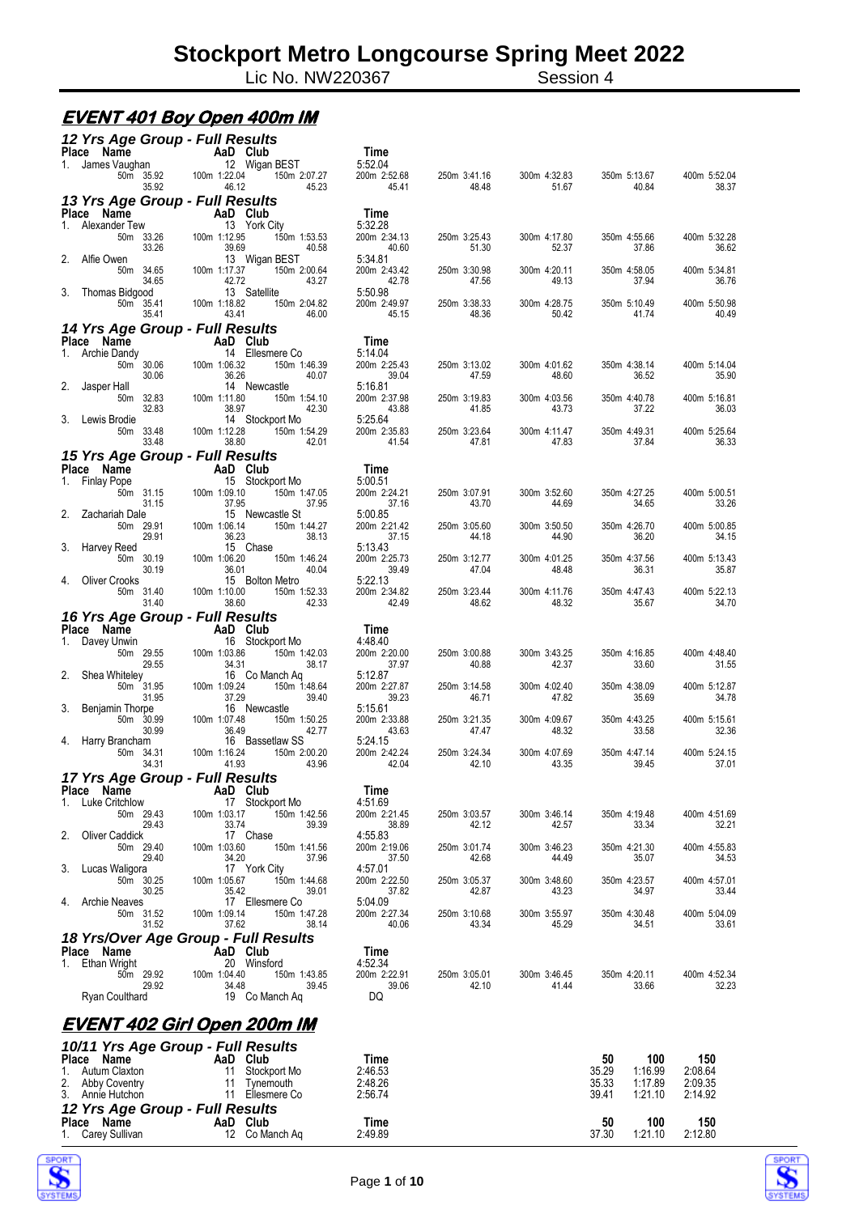# Stockport Metro Longcourse Spring Meet 2022

Lic No. NW220367 Session 4

## EVENT 401 Boy Open 400m IM

### 12 Yrs Age Group - Full Results

| Place | Name | AaD | Club | Time |
|---|---|---|---|---|
| 1. | James Vaughan | 12 | Wigan BEST | 5:52.04 |

| 50m | 100m | 150m | 200m | 250m | 300m | 350m | 400m |
|---|---|---|---|---|---|---|---|
| 35.92 | 1:22.04 | 2:07.27 | 2:52.68 | 3:41.16 | 4:32.83 | 5:13.67 | 5:52.04 |
| 35.92 | 46.12 | 45.23 | 45.41 | 48.48 | 51.67 | 40.84 | 38.37 |

### 13 Yrs Age Group - Full Results

| Place | Name | AaD | Club | Time |
|---|---|---|---|---|
| 1. | Alexander Tew | 13 | York City | 5:32.28 |
| 2. | Alfie Owen | 13 | Wigan BEST | 5:34.81 |
| 3. | Thomas Bidgood | 13 | Satellite | 5:50.98 |

| Name | 50m | 100m | 150m | 200m | 250m | 300m | 350m | 400m |
|---|---|---|---|---|---|---|---|---|
| Alexander Tew | 33.26 | 1:12.95 | 1:53.53 | 2:34.13 | 3:25.43 | 4:17.80 | 4:55.66 | 5:32.28 |
| | 33.26 | 39.69 | 40.58 | 40.60 | 51.30 | 52.37 | 37.86 | 36.62 |
| Alfie Owen | 34.65 | 1:17.37 | 2:00.64 | 2:43.42 | 3:30.98 | 4:20.11 | 4:58.05 | 5:34.81 |
| | 34.65 | 42.72 | 43.27 | 42.78 | 47.56 | 49.13 | 37.94 | 36.76 |
| Thomas Bidgood | 35.41 | 1:18.82 | 2:04.82 | 2:49.97 | 3:38.33 | 4:28.75 | 5:10.49 | 5:50.98 |
| | 35.41 | 43.41 | 46.00 | 45.15 | 48.36 | 50.42 | 41.74 | 40.49 |

### 14 Yrs Age Group - Full Results

| Place | Name | AaD | Club | Time |
|---|---|---|---|---|
| 1. | Archie Dandy | 14 | Ellesmere Co | 5:14.04 |
| 2. | Jasper Hall | 14 | Newcastle | 5:16.81 |
| 3. | Lewis Brodie | 14 | Stockport Mo | 5:25.64 |

| Name | 50m | 100m | 150m | 200m | 250m | 300m | 350m | 400m |
|---|---|---|---|---|---|---|---|---|
| Archie Dandy | 30.06 | 1:06.32 | 1:46.39 | 2:25.43 | 3:13.02 | 4:01.62 | 4:38.14 | 5:14.04 |
| | 30.06 | 36.26 | 40.07 | 39.04 | 47.59 | 48.60 | 36.52 | 35.90 |
| Jasper Hall | 32.83 | 1:11.80 | 1:54.10 | 2:37.98 | 3:19.83 | 4:03.56 | 4:40.78 | 5:16.81 |
| | 32.83 | 38.97 | 42.30 | 43.88 | 41.85 | 43.73 | 37.22 | 36.03 |
| Lewis Brodie | 33.48 | 1:12.28 | 1:54.29 | 2:35.83 | 3:23.64 | 4:11.47 | 4:49.31 | 5:25.64 |
| | 33.48 | 38.80 | 42.01 | 41.54 | 47.81 | 47.83 | 37.84 | 36.33 |

### 15 Yrs Age Group - Full Results

| Place | Name | AaD | Club | Time |
|---|---|---|---|---|
| 1. | Finlay Pope | 15 | Stockport Mo | 5:00.51 |
| 2. | Zachariah Dale | 15 | Newcastle St | 5:00.85 |
| 3. | Harvey Reed | 15 | Chase | 5:13.43 |
| 4. | Oliver Crooks | 15 | Bolton Metro | 5:22.13 |

| Name | 50m | 100m | 150m | 200m | 250m | 300m | 350m | 400m |
|---|---|---|---|---|---|---|---|---|
| Finlay Pope | 31.15 | 1:09.10 | 1:47.05 | 2:24.21 | 3:07.91 | 3:52.60 | 4:27.25 | 5:00.51 |
| | 31.15 | 37.95 | 37.95 | 37.16 | 43.70 | 44.69 | 34.65 | 33.26 |
| Zachariah Dale | 29.91 | 1:06.14 | 1:44.27 | 2:21.42 | 3:05.60 | 3:50.50 | 4:26.70 | 5:00.85 |
| | 29.91 | 36.23 | 38.13 | 37.15 | 44.18 | 44.90 | 36.20 | 34.15 |
| Harvey Reed | 30.19 | 1:06.20 | 1:46.24 | 2:25.73 | 3:12.77 | 4:01.25 | 4:37.56 | 5:13.43 |
| | 30.19 | 36.01 | 40.04 | 39.49 | 47.04 | 48.48 | 36.31 | 35.87 |
| Oliver Crooks | 31.40 | 1:10.00 | 1:52.33 | 2:34.82 | 3:23.44 | 4:11.76 | 4:47.43 | 5:22.13 |
| | 31.40 | 38.60 | 42.33 | 42.49 | 48.62 | 48.32 | 35.67 | 34.70 |

### 16 Yrs Age Group - Full Results

| Place | Name | AaD | Club | Time |
|---|---|---|---|---|
| 1. | Davey Unwin | 16 | Stockport Mo | 4:48.40 |
| 2. | Shea Whiteley | 16 | Co Manch Aq | 5:12.87 |
| 3. | Benjamin Thorpe | 16 | Newcastle | 5:15.61 |
| 4. | Harry Brancham | 16 | Bassetlaw SS | 5:24.15 |

| Name | 50m | 100m | 150m | 200m | 250m | 300m | 350m | 400m |
|---|---|---|---|---|---|---|---|---|
| Davey Unwin | 29.55 | 1:03.86 | 1:42.03 | 2:20.00 | 3:00.88 | 3:43.25 | 4:16.85 | 4:48.40 |
| | 29.55 | 34.31 | 38.17 | 37.97 | 40.88 | 42.37 | 33.60 | 31.55 |
| Shea Whiteley | 31.95 | 1:09.24 | 1:48.64 | 2:27.87 | 3:14.58 | 4:02.40 | 4:38.09 | 5:12.87 |
| | 31.95 | 37.29 | 39.40 | 39.23 | 46.71 | 47.82 | 35.69 | 34.78 |
| Benjamin Thorpe | 30.99 | 1:07.48 | 1:50.25 | 2:33.88 | 3:21.35 | 4:09.67 | 4:43.25 | 5:15.61 |
| | 30.99 | 36.49 | 42.77 | 43.63 | 47.47 | 48.32 | 33.58 | 32.36 |
| Harry Brancham | 34.31 | 1:16.24 | 2:00.20 | 2:42.24 | 3:24.34 | 4:07.69 | 4:47.14 | 5:24.15 |
| | 34.31 | 41.93 | 43.96 | 42.04 | 42.10 | 43.35 | 39.45 | 37.01 |

### 17 Yrs Age Group - Full Results

| Place | Name | AaD | Club | Time |
|---|---|---|---|---|
| 1. | Luke Critchlow | 17 | Stockport Mo | 4:51.69 |
| 2. | Oliver Caddick | 17 | Chase | 4:55.83 |
| 3. | Lucas Waligora | 17 | York City | 4:57.01 |
| 4. | Archie Neaves | 17 | Ellesmere Co | 5:04.09 |

| Name | 50m | 100m | 150m | 200m | 250m | 300m | 350m | 400m |
|---|---|---|---|---|---|---|---|---|
| Luke Critchlow | 29.43 | 1:03.17 | 1:42.56 | 2:21.45 | 3:03.57 | 3:46.14 | 4:19.48 | 4:51.69 |
| | 29.43 | 33.74 | 39.39 | 38.89 | 42.12 | 42.57 | 33.34 | 32.21 |
| Oliver Caddick | 29.40 | 1:03.60 | 1:41.56 | 2:19.06 | 3:01.74 | 3:46.23 | 4:21.30 | 4:55.83 |
| | 29.40 | 34.20 | 37.96 | 37.50 | 42.68 | 44.49 | 35.07 | 34.53 |
| Lucas Waligora | 30.25 | 1:05.67 | 1:44.68 | 2:22.50 | 3:05.37 | 3:48.60 | 4:23.57 | 4:57.01 |
| | 30.25 | 35.42 | 39.01 | 37.82 | 42.87 | 43.23 | 34.97 | 33.44 |
| Archie Neaves | 31.52 | 1:09.14 | 1:47.28 | 2:27.34 | 3:10.68 | 3:55.97 | 4:30.48 | 5:04.09 |
| | 31.52 | 37.62 | 38.14 | 40.06 | 43.34 | 45.29 | 34.51 | 33.61 |

### 18 Yrs/Over Age Group - Full Results

| Place | Name | AaD | Club | Time |
|---|---|---|---|---|
| 1. | Ethan Wright | 20 | Winsford | 4:52.34 |
| | Ryan Coulthard | 19 | Co Manch Aq | DQ |

| Name | 50m | 100m | 150m | 200m | 250m | 300m | 350m | 400m |
|---|---|---|---|---|---|---|---|---|
| Ethan Wright | 29.92 | 1:04.40 | 1:43.85 | 2:22.91 | 3:05.01 | 3:46.45 | 4:20.11 | 4:52.34 |
| | 29.92 | 34.48 | 39.45 | 39.06 | 42.10 | 41.44 | 33.66 | 32.23 |

## EVENT 402 Girl Open 200m IM

### 10/11 Yrs Age Group - Full Results

| Place | Name | AaD | Club | Time | 50 | 100 | 150 |
|---|---|---|---|---|---|---|---|
| 1. | Autum Claxton | 11 | Stockport Mo | 2:46.53 | 35.29 | 1:16.99 | 2:08.64 |
| 2. | Abby Coventry | 11 | Tynemouth | 2:48.26 | 35.33 | 1:17.89 | 2:09.35 |
| 3. | Annie Hutchon | 11 | Ellesmere Co | 2:56.74 | 39.41 | 1:21.10 | 2:14.92 |

### 12 Yrs Age Group - Full Results

| Place | Name | AaD | Club | Time | 50 | 100 | 150 |
|---|---|---|---|---|---|---|---|
| 1. | Carey Sullivan | 12 | Co Manch Aq | 2:49.89 | 37.30 | 1:21.10 | 2:12.80 |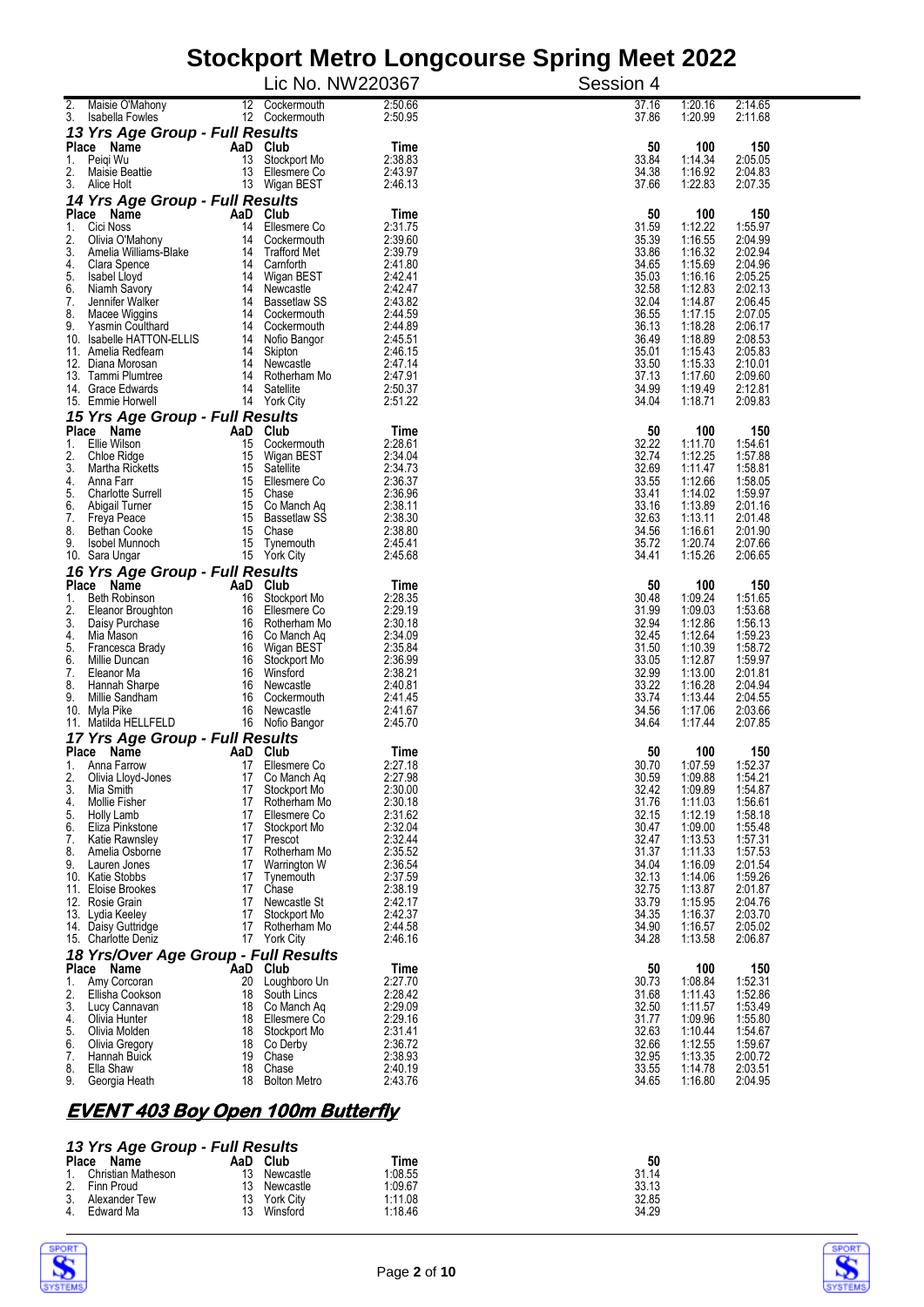# Stockport Metro Longcourse Spring Meet 2022

Lic No. NW220367 Session 4

| Place | Name | AaD | Club | Time | 50 | 100 | 150 |
|---|---|---|---|---|---|---|---|
| 2. | Maisie O'Mahony | 12 | Cockermouth | 2:50.66 | 37.16 | 1:20.16 | 2:14.65 |
| 3. | Isabella Fowles | 12 | Cockermouth | 2:50.95 | 37.86 | 1:20.99 | 2:11.68 |

### 13 Yrs Age Group - Full Results

| Place | Name | AaD | Club | Time | 50 | 100 | 150 |
|---|---|---|---|---|---|---|---|
| 1. | Peiqi Wu | 13 | Stockport Mo | 2:38.83 | 33.84 | 1:14.34 | 2:05.05 |
| 2. | Maisie Beattie | 13 | Ellesmere Co | 2:43.97 | 34.38 | 1:16.92 | 2:04.83 |
| 3. | Alice Holt | 13 | Wigan BEST | 2:46.13 | 37.66 | 1:22.83 | 2:07.35 |

### 14 Yrs Age Group - Full Results

| Place | Name | AaD | Club | Time | 50 | 100 | 150 |
|---|---|---|---|---|---|---|---|
| 1. | Cici Noss | 14 | Ellesmere Co | 2:31.75 | 31.59 | 1:12.22 | 1:55.97 |
| 2. | Olivia O'Mahony | 14 | Cockermouth | 2:39.60 | 35.39 | 1:16.55 | 2:04.99 |
| 3. | Amelia Williams-Blake | 14 | Trafford Met | 2:39.79 | 33.86 | 1:16.32 | 2:02.94 |
| 4. | Clara Spence | 14 | Carnforth | 2:41.80 | 34.65 | 1:15.69 | 2:04.96 |
| 5. | Isabel Lloyd | 14 | Wigan BEST | 2:42.41 | 35.03 | 1:16.16 | 2:05.25 |
| 6. | Niamh Savory | 14 | Newcastle | 2:42.47 | 32.58 | 1:12.83 | 2:02.13 |
| 7. | Jennifer Walker | 14 | Bassetlaw SS | 2:43.82 | 32.04 | 1:14.87 | 2:06.45 |
| 8. | Macee Wiggins | 14 | Cockermouth | 2:44.59 | 36.55 | 1:17.15 | 2:07.05 |
| 9. | Yasmin Coulthard | 14 | Cockermouth | 2:44.89 | 36.13 | 1:18.28 | 2:06.17 |
| 10. | Isabelle HATTON-ELLIS | 14 | Nofio Bangor | 2:45.51 | 36.49 | 1:18.89 | 2:08.53 |
| 11. | Amelia Redfearn | 14 | Skipton | 2:46.15 | 35.01 | 1:15.43 | 2:05.83 |
| 12. | Diana Morosan | 14 | Newcastle | 2:47.14 | 33.50 | 1:15.33 | 2:10.01 |
| 13. | Tammi Plumtree | 14 | Rotherham Mo | 2:47.91 | 37.13 | 1:17.60 | 2:09.60 |
| 14. | Grace Edwards | 14 | Satellite | 2:50.37 | 34.99 | 1:19.49 | 2:12.81 |
| 15. | Emmie Horwell | 14 | York City | 2:51.22 | 34.04 | 1:18.71 | 2:09.83 |

### 15 Yrs Age Group - Full Results

| Place | Name | AaD | Club | Time | 50 | 100 | 150 |
|---|---|---|---|---|---|---|---|
| 1. | Ellie Wilson | 15 | Cockermouth | 2:28.61 | 32.22 | 1:11.70 | 1:54.61 |
| 2. | Chloe Ridge | 15 | Wigan BEST | 2:34.04 | 32.74 | 1:12.25 | 1:57.88 |
| 3. | Martha Ricketts | 15 | Satellite | 2:34.73 | 32.69 | 1:11.47 | 1:58.81 |
| 4. | Anna Farr | 15 | Ellesmere Co | 2:36.37 | 33.55 | 1:12.66 | 1:58.05 |
| 5. | Charlotte Surrell | 15 | Chase | 2:36.96 | 33.41 | 1:14.02 | 1:59.97 |
| 6. | Abigail Turner | 15 | Co Manch Aq | 2:38.11 | 33.16 | 1:13.89 | 2:01.16 |
| 7. | Freya Peace | 15 | Bassetlaw SS | 2:38.30 | 32.63 | 1:13.11 | 2:01.48 |
| 8. | Bethan Cooke | 15 | Chase | 2:38.80 | 34.56 | 1:16.61 | 2:01.90 |
| 9. | Isobel Munnoch | 15 | Tynemouth | 2:45.41 | 35.72 | 1:20.74 | 2:07.66 |
| 10. | Sara Ungar | 15 | York City | 2:45.68 | 34.41 | 1:15.26 | 2:06.65 |

### 16 Yrs Age Group - Full Results

| Place | Name | AaD | Club | Time | 50 | 100 | 150 |
|---|---|---|---|---|---|---|---|
| 1. | Beth Robinson | 16 | Stockport Mo | 2:28.35 | 30.48 | 1:09.24 | 1:51.65 |
| 2. | Eleanor Broughton | 16 | Ellesmere Co | 2:29.19 | 31.99 | 1:09.03 | 1:53.68 |
| 3. | Daisy Purchase | 16 | Rotherham Mo | 2:30.18 | 32.94 | 1:12.86 | 1:56.13 |
| 4. | Mia Mason | 16 | Co Manch Aq | 2:34.09 | 32.45 | 1:12.64 | 1:59.23 |
| 5. | Francesca Brady | 16 | Wigan BEST | 2:35.84 | 31.50 | 1:10.39 | 1:58.72 |
| 6. | Millie Duncan | 16 | Stockport Mo | 2:36.99 | 33.05 | 1:12.87 | 1:59.97 |
| 7. | Eleanor Ma | 16 | Winsford | 2:38.21 | 32.99 | 1:13.00 | 2:01.81 |
| 8. | Hannah Sharpe | 16 | Newcastle | 2:40.81 | 33.22 | 1:16.28 | 2:04.94 |
| 9. | Millie Sandham | 16 | Cockermouth | 2:41.45 | 33.74 | 1:13.44 | 2:04.55 |
| 10. | Myla Pike | 16 | Newcastle | 2:41.67 | 34.56 | 1:17.06 | 2:03.66 |
| 11. | Matilda HELLFELD | 16 | Nofio Bangor | 2:45.70 | 34.64 | 1:17.44 | 2:07.85 |

### 17 Yrs Age Group - Full Results

| Place | Name | AaD | Club | Time | 50 | 100 | 150 |
|---|---|---|---|---|---|---|---|
| 1. | Anna Farrow | 17 | Ellesmere Co | 2:27.18 | 30.70 | 1:07.59 | 1:52.37 |
| 2. | Olivia Lloyd-Jones | 17 | Co Manch Aq | 2:27.98 | 30.59 | 1:09.88 | 1:54.21 |
| 3. | Mia Smith | 17 | Stockport Mo | 2:30.00 | 32.42 | 1:09.89 | 1:54.87 |
| 4. | Mollie Fisher | 17 | Rotherham Mo | 2:30.18 | 31.76 | 1:11.03 | 1:56.61 |
| 5. | Holly Lamb | 17 | Ellesmere Co | 2:31.62 | 32.15 | 1:12.19 | 1:58.18 |
| 6. | Eliza Pinkstone | 17 | Stockport Mo | 2:32.04 | 30.47 | 1:09.00 | 1:55.48 |
| 7. | Katie Rawnsley | 17 | Prescot | 2:32.44 | 32.47 | 1:13.53 | 1:57.31 |
| 8. | Amelia Osborne | 17 | Rotherham Mo | 2:35.52 | 31.37 | 1:11.33 | 1:57.53 |
| 9. | Lauren Jones | 17 | Warrington W | 2:36.54 | 34.04 | 1:16.09 | 2:01.54 |
| 10. | Katie Stobbs | 17 | Tynemouth | 2:37.59 | 32.13 | 1:14.06 | 1:59.26 |
| 11. | Eloise Brookes | 17 | Chase | 2:38.19 | 32.75 | 1:13.87 | 2:01.87 |
| 12. | Rosie Grain | 17 | Newcastle St | 2:42.17 | 33.79 | 1:15.95 | 2:04.76 |
| 13. | Lydia Keeley | 17 | Stockport Mo | 2:42.37 | 34.35 | 1:16.37 | 2:03.70 |
| 14. | Daisy Guttridge | 17 | Rotherham Mo | 2:44.58 | 34.90 | 1:16.57 | 2:05.02 |
| 15. | Charlotte Deniz | 17 | York City | 2:46.16 | 34.28 | 1:13.58 | 2:06.87 |

### 18 Yrs/Over Age Group - Full Results

| Place | Name | AaD | Club | Time | 50 | 100 | 150 |
|---|---|---|---|---|---|---|---|
| 1. | Amy Corcoran | 20 | Loughboro Un | 2:27.70 | 30.73 | 1:08.84 | 1:52.31 |
| 2. | Ellisha Cookson | 18 | South Lincs | 2:28.42 | 31.68 | 1:11.43 | 1:52.86 |
| 3. | Lucy Cannavan | 18 | Co Manch Aq | 2:29.09 | 32.50 | 1:11.57 | 1:53.49 |
| 4. | Olivia Hunter | 18 | Ellesmere Co | 2:29.16 | 31.77 | 1:09.96 | 1:55.80 |
| 5. | Olivia Molden | 18 | Stockport Mo | 2:31.41 | 32.63 | 1:10.44 | 1:54.67 |
| 6. | Olivia Gregory | 18 | Co Derby | 2:36.72 | 32.66 | 1:12.55 | 1:59.67 |
| 7. | Hannah Buick | 19 | Chase | 2:38.93 | 32.95 | 1:13.35 | 2:00.72 |
| 8. | Ella Shaw | 18 | Chase | 2:40.19 | 33.55 | 1:14.78 | 2:03.51 |
| 9. | Georgia Heath | 18 | Bolton Metro | 2:43.76 | 34.65 | 1:16.80 | 2:04.95 |

## EVENT 403 Boy Open 100m Butterfly

### 13 Yrs Age Group - Full Results

| Place | Name | AaD | Club | Time | 50 |
|---|---|---|---|---|---|
| 1. | Christian Matheson | 13 | Newcastle | 1:08.55 | 31.14 |
| 2. | Finn Proud | 13 | Newcastle | 1:09.67 | 33.13 |
| 3. | Alexander Tew | 13 | York City | 1:11.08 | 32.85 |
| 4. | Edward Ma | 13 | Winsford | 1:18.46 | 34.29 |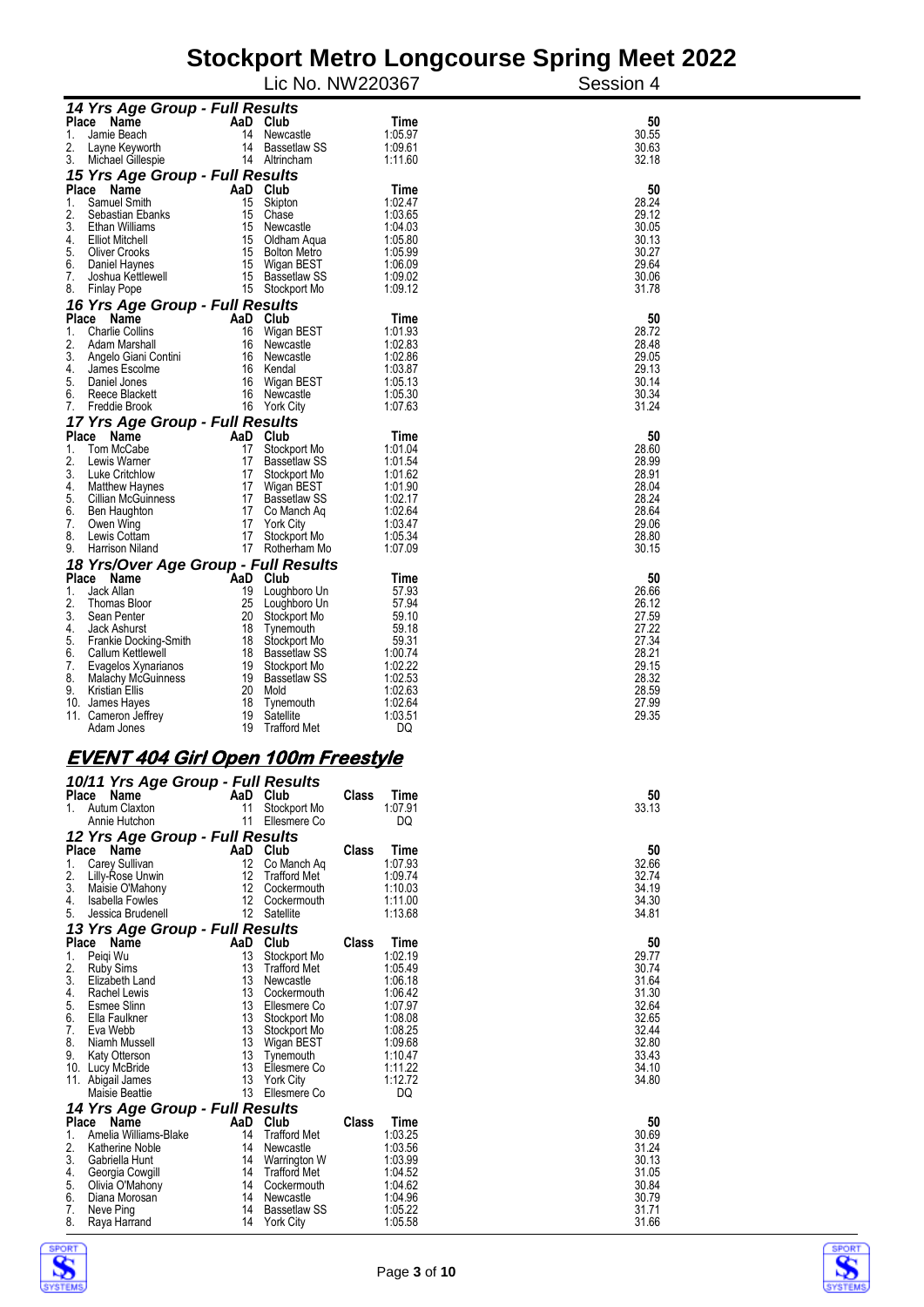# Stockport Metro Longcourse Spring Meet 2022

Lic No. NW220367 Session 4

### 14 Yrs Age Group - Full Results

| Place | Name | AaD | Club | Time | 50 |
|---|---|---|---|---|---|
| 1. | Jamie Beach | 14 | Newcastle | 1:05.97 | 30.55 |
| 2. | Layne Keyworth | 14 | Bassetlaw SS | 1:09.61 | 30.63 |
| 3. | Michael Gillespie | 14 | Altrincham | 1:11.60 | 32.18 |

### 15 Yrs Age Group - Full Results

| Place | Name | AaD | Club | Time | 50 |
|---|---|---|---|---|---|
| 1. | Samuel Smith | 15 | Skipton | 1:02.47 | 28.24 |
| 2. | Sebastian Ebanks | 15 | Chase | 1:03.65 | 29.12 |
| 3. | Ethan Williams | 15 | Newcastle | 1:04.03 | 30.05 |
| 4. | Elliot Mitchell | 15 | Oldham Aqua | 1:05.80 | 30.13 |
| 5. | Oliver Crooks | 15 | Bolton Metro | 1:05.99 | 30.27 |
| 6. | Daniel Haynes | 15 | Wigan BEST | 1:06.09 | 29.64 |
| 7. | Joshua Kettlewell | 15 | Bassetlaw SS | 1:09.02 | 30.06 |
| 8. | Finlay Pope | 15 | Stockport Mo | 1:09.12 | 31.78 |

### 16 Yrs Age Group - Full Results

| Place | Name | AaD | Club | Time | 50 |
|---|---|---|---|---|---|
| 1. | Charlie Collins | 16 | Wigan BEST | 1:01.93 | 28.72 |
| 2. | Adam Marshall | 16 | Newcastle | 1:02.83 | 28.48 |
| 3. | Angelo Giani Contini | 16 | Newcastle | 1:02.86 | 29.05 |
| 4. | James Escolme | 16 | Kendal | 1:03.87 | 29.13 |
| 5. | Daniel Jones | 16 | Wigan BEST | 1:05.13 | 30.14 |
| 6. | Reece Blackett | 16 | Newcastle | 1:05.30 | 30.34 |
| 7. | Freddie Brook | 16 | York City | 1:07.63 | 31.24 |

### 17 Yrs Age Group - Full Results

| Place | Name | AaD | Club | Time | 50 |
|---|---|---|---|---|---|
| 1. | Tom McCabe | 17 | Stockport Mo | 1:01.04 | 28.60 |
| 2. | Lewis Warner | 17 | Bassetlaw SS | 1:01.54 | 28.99 |
| 3. | Luke Critchlow | 17 | Stockport Mo | 1:01.62 | 28.91 |
| 4. | Matthew Haynes | 17 | Wigan BEST | 1:01.90 | 28.04 |
| 5. | Cillian McGuinness | 17 | Bassetlaw SS | 1:02.17 | 28.24 |
| 6. | Ben Haughton | 17 | Co Manch Aq | 1:02.64 | 28.64 |
| 7. | Owen Wing | 17 | York City | 1:03.47 | 29.06 |
| 8. | Lewis Cottam | 17 | Stockport Mo | 1:05.34 | 28.80 |
| 9. | Harrison Niland | 17 | Rotherham Mo | 1:07.09 | 30.15 |

### 18 Yrs/Over Age Group - Full Results

| Place | Name | AaD | Club | Time | 50 |
|---|---|---|---|---|---|
| 1. | Jack Allan | 19 | Loughboro Un | 57.93 | 26.66 |
| 2. | Thomas Bloor | 25 | Loughboro Un | 57.94 | 26.12 |
| 3. | Sean Penter | 20 | Stockport Mo | 59.10 | 27.59 |
| 4. | Jack Ashurst | 18 | Tynemouth | 59.18 | 27.22 |
| 5. | Frankie Docking-Smith | 18 | Stockport Mo | 59.31 | 27.34 |
| 6. | Callum Kettlewell | 18 | Bassetlaw SS | 1:00.74 | 28.21 |
| 7. | Evagelos Xynarianos | 19 | Stockport Mo | 1:02.22 | 29.15 |
| 8. | Malachy McGuinness | 19 | Bassetlaw SS | 1:02.53 | 28.32 |
| 9. | Kristian Ellis | 20 | Mold | 1:02.63 | 28.59 |
| 10. | James Hayes | 18 | Tynemouth | 1:02.64 | 27.99 |
| 11. | Cameron Jeffrey | 19 | Satellite | 1:03.51 | 29.35 |
| | Adam Jones | 19 | Trafford Met | DQ | |

## EVENT 404 Girl Open 100m Freestyle

### 10/11 Yrs Age Group - Full Results

| Place | Name | AaD | Club | Class | Time | 50 |
|---|---|---|---|---|---|---|
| 1. | Autum Claxton | 11 | Stockport Mo | | 1:07.91 | 33.13 |
| | Annie Hutchon | 11 | Ellesmere Co | | DQ | |

### 12 Yrs Age Group - Full Results

| Place | Name | AaD | Club | Class | Time | 50 |
|---|---|---|---|---|---|---|
| 1. | Carey Sullivan | 12 | Co Manch Aq | | 1:07.93 | 32.66 |
| 2. | Lilly-Rose Unwin | 12 | Trafford Met | | 1:09.74 | 32.74 |
| 3. | Maisie O'Mahony | 12 | Cockermouth | | 1:10.03 | 34.19 |
| 4. | Isabella Fowles | 12 | Cockermouth | | 1:11.00 | 34.30 |
| 5. | Jessica Brudenell | 12 | Satellite | | 1:13.68 | 34.81 |

### 13 Yrs Age Group - Full Results

| Place | Name | AaD | Club | Class | Time | 50 |
|---|---|---|---|---|---|---|
| 1. | Peiqi Wu | 13 | Stockport Mo | | 1:02.19 | 29.77 |
| 2. | Ruby Sims | 13 | Trafford Met | | 1:05.49 | 30.74 |
| 3. | Elizabeth Land | 13 | Newcastle | | 1:06.18 | 31.64 |
| 4. | Rachel Lewis | 13 | Cockermouth | | 1:06.42 | 31.30 |
| 5. | Esmee Slinn | 13 | Ellesmere Co | | 1:07.97 | 32.64 |
| 6. | Ella Faulkner | 13 | Stockport Mo | | 1:08.08 | 32.65 |
| 7. | Eva Webb | 13 | Stockport Mo | | 1:08.25 | 32.44 |
| 8. | Niamh Mussell | 13 | Wigan BEST | | 1:09.68 | 32.80 |
| 9. | Katy Otterson | 13 | Tynemouth | | 1:10.47 | 33.43 |
| 10. | Lucy McBride | 13 | Ellesmere Co | | 1:11.22 | 34.10 |
| 11. | Abigail James | 13 | York City | | 1:12.72 | 34.80 |
| | Maisie Beattie | 13 | Ellesmere Co | | DQ | |

### 14 Yrs Age Group - Full Results

| Place | Name | AaD | Club | Class | Time | 50 |
|---|---|---|---|---|---|---|
| 1. | Amelia Williams-Blake | 14 | Trafford Met | | 1:03.25 | 30.69 |
| 2. | Katherine Noble | 14 | Newcastle | | 1:03.56 | 31.24 |
| 3. | Gabriella Hunt | 14 | Warrington W | | 1:03.99 | 30.13 |
| 4. | Georgia Cowgill | 14 | Trafford Met | | 1:04.52 | 31.05 |
| 5. | Olivia O'Mahony | 14 | Cockermouth | | 1:04.62 | 30.84 |
| 6. | Diana Morosan | 14 | Newcastle | | 1:04.96 | 30.79 |
| 7. | Neve Ping | 14 | Bassetlaw SS | | 1:05.22 | 31.71 |
| 8. | Raya Harrand | 14 | York City | | 1:05.58 | 31.66 |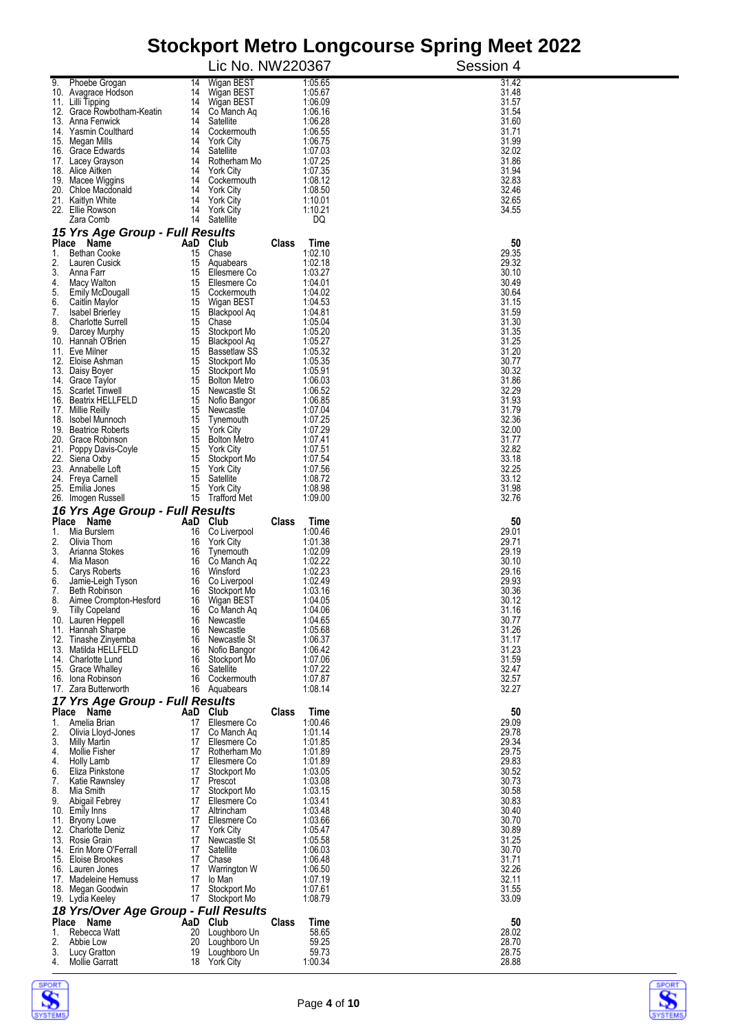# Stockport Metro Longcourse Spring Meet 2022

Lic No. NW220367 Session 4

| Place | Name | AaD | Club | Class | Time | 50 |
|---|---|---|---|---|---|---|
| 9. | Phoebe Grogan | 14 | Wigan BEST | | 1:05.65 | 31.42 |
| 10. | Avagrace Hodson | 14 | Wigan BEST | | 1:05.67 | 31.48 |
| 11. | Lilli Tipping | 14 | Wigan BEST | | 1:06.09 | 31.57 |
| 12. | Grace Rowbotham-Keatin | 14 | Co Manch Aq | | 1:06.16 | 31.54 |
| 13. | Anna Fenwick | 14 | Satellite | | 1:06.28 | 31.60 |
| 14. | Yasmin Coulthard | 14 | Cockermouth | | 1:06.55 | 31.71 |
| 15. | Megan Mills | 14 | York City | | 1:06.75 | 31.99 |
| 16. | Grace Edwards | 14 | Satellite | | 1:07.03 | 32.02 |
| 17. | Lacey Grayson | 14 | Rotherham Mo | | 1:07.25 | 31.86 |
| 18. | Alice Aitken | 14 | York City | | 1:07.35 | 31.94 |
| 19. | Macee Wiggins | 14 | Cockermouth | | 1:08.12 | 32.83 |
| 20. | Chloe Macdonald | 14 | York City | | 1:08.50 | 32.46 |
| 21. | Kaitlyn White | 14 | York City | | 1:10.01 | 32.65 |
| 22. | Ellie Rowson | 14 | York City | | 1:10.21 | 34.55 |
| | Zara Comb | 14 | Satellite | | DQ | |

## 15 Yrs Age Group - Full Results

| Place | Name | AaD | Club | Class | Time | 50 |
|---|---|---|---|---|---|---|
| 1. | Bethan Cooke | 15 | Chase | | 1:02.10 | 29.35 |
| 2. | Lauren Cusick | 15 | Aquabears | | 1:02.18 | 29.32 |
| 3. | Anna Farr | 15 | Ellesmere Co | | 1:03.27 | 30.10 |
| 4. | Macy Walton | 15 | Ellesmere Co | | 1:04.01 | 30.49 |
| 5. | Emily McDougall | 15 | Cockermouth | | 1:04.02 | 30.64 |
| 6. | Caitlin Maylor | 15 | Wigan BEST | | 1:04.53 | 31.15 |
| 7. | Isabel Brierley | 15 | Blackpool Aq | | 1:04.81 | 31.59 |
| 8. | Charlotte Surrell | 15 | Chase | | 1:05.04 | 31.30 |
| 9. | Darcey Murphy | 15 | Stockport Mo | | 1:05.20 | 31.35 |
| 10. | Hannah O'Brien | 15 | Blackpool Aq | | 1:05.27 | 31.25 |
| 11. | Eve Milner | 15 | Bassetlaw SS | | 1:05.32 | 31.20 |
| 12. | Eloise Ashman | 15 | Stockport Mo | | 1:05.35 | 30.77 |
| 13. | Daisy Boyer | 15 | Stockport Mo | | 1:05.91 | 30.32 |
| 14. | Grace Taylor | 15 | Bolton Metro | | 1:06.03 | 31.86 |
| 15. | Scarlet Tinwell | 15 | Newcastle St | | 1:06.52 | 32.29 |
| 16. | Beatrix HELLFELD | 15 | Nofio Bangor | | 1:06.85 | 31.93 |
| 17. | Millie Reilly | 15 | Newcastle | | 1:07.04 | 31.79 |
| 18. | Isobel Munnoch | 15 | Tynemouth | | 1:07.25 | 32.36 |
| 19. | Beatrice Roberts | 15 | York City | | 1:07.29 | 32.00 |
| 20. | Grace Robinson | 15 | Bolton Metro | | 1:07.41 | 31.77 |
| 21. | Poppy Davis-Coyle | 15 | York City | | 1:07.51 | 32.82 |
| 22. | Siena Oxby | 15 | Stockport Mo | | 1:07.54 | 33.18 |
| 23. | Annabelle Loft | 15 | York City | | 1:07.56 | 32.25 |
| 24. | Freya Carnell | 15 | Satellite | | 1:08.72 | 33.12 |
| 25. | Emilia Jones | 15 | York City | | 1:08.98 | 31.98 |
| 26. | Imogen Russell | 15 | Trafford Met | | 1:09.00 | 32.76 |

## 16 Yrs Age Group - Full Results

| Place | Name | AaD | Club | Class | Time | 50 |
|---|---|---|---|---|---|---|
| 1. | Mia Burslem | 16 | Co Liverpool | | 1:00.46 | 29.01 |
| 2. | Olivia Thom | 16 | York City | | 1:01.38 | 29.71 |
| 3. | Arianna Stokes | 16 | Tynemouth | | 1:02.09 | 29.19 |
| 4. | Mia Mason | 16 | Co Manch Aq | | 1:02.22 | 30.10 |
| 5. | Carys Roberts | 16 | Winsford | | 1:02.23 | 29.16 |
| 6. | Jamie-Leigh Tyson | 16 | Co Liverpool | | 1:02.49 | 29.93 |
| 7. | Beth Robinson | 16 | Stockport Mo | | 1:03.16 | 30.36 |
| 8. | Aimee Crompton-Hesford | 16 | Wigan BEST | | 1:04.05 | 30.12 |
| 9. | Tilly Copeland | 16 | Co Manch Aq | | 1:04.06 | 31.16 |
| 10. | Lauren Heppell | 16 | Newcastle | | 1:04.65 | 30.77 |
| 11. | Hannah Sharpe | 16 | Newcastle | | 1:05.68 | 31.26 |
| 12. | Tinashe Zinyemba | 16 | Newcastle St | | 1:06.37 | 31.17 |
| 13. | Matilda HELLFELD | 16 | Nofio Bangor | | 1:06.42 | 31.23 |
| 14. | Charlotte Lund | 16 | Stockport Mo | | 1:07.06 | 31.59 |
| 15. | Grace Whalley | 16 | Satellite | | 1:07.22 | 32.47 |
| 16. | Iona Robinson | 16 | Cockermouth | | 1:07.87 | 32.57 |
| 17. | Zara Butterworth | 16 | Aquabears | | 1:08.14 | 32.27 |

## 17 Yrs Age Group - Full Results

| Place | Name | AaD | Club | Class | Time | 50 |
|---|---|---|---|---|---|---|
| 1. | Amelia Brian | 17 | Ellesmere Co | | 1:00.46 | 29.09 |
| 2. | Olivia Lloyd-Jones | 17 | Co Manch Aq | | 1:01.14 | 29.78 |
| 3. | Milly Martin | 17 | Ellesmere Co | | 1:01.85 | 29.34 |
| 4. | Mollie Fisher | 17 | Rotherham Mo | | 1:01.89 | 29.75 |
| 4. | Holly Lamb | 17 | Ellesmere Co | | 1:01.89 | 29.83 |
| 6. | Eliza Pinkstone | 17 | Stockport Mo | | 1:03.05 | 30.52 |
| 7. | Katie Rawnsley | 17 | Prescot | | 1:03.08 | 30.73 |
| 8. | Mia Smith | 17 | Stockport Mo | | 1:03.15 | 30.58 |
| 9. | Abigail Febrey | 17 | Ellesmere Co | | 1:03.41 | 30.83 |
| 10. | Emily Inns | 17 | Altrincham | | 1:03.48 | 30.40 |
| 11. | Bryony Lowe | 17 | Ellesmere Co | | 1:03.66 | 30.70 |
| 12. | Charlotte Deniz | 17 | York City | | 1:05.47 | 30.89 |
| 13. | Rosie Grain | 17 | Newcastle St | | 1:05.58 | 31.25 |
| 14. | Erin More O'Ferrall | 17 | Satellite | | 1:06.03 | 30.70 |
| 15. | Eloise Brookes | 17 | Chase | | 1:06.48 | 31.71 |
| 16. | Lauren Jones | 17 | Warrington W | | 1:06.50 | 32.26 |
| 17. | Madeleine Hemuss | 17 | Io Man | | 1:07.19 | 32.11 |
| 18. | Megan Goodwin | 17 | Stockport Mo | | 1:07.61 | 31.55 |
| 19. | Lydia Keeley | 17 | Stockport Mo | | 1:08.79 | 33.09 |

## 18 Yrs/Over Age Group - Full Results

| Place | Name | AaD | Club | Class | Time | 50 |
|---|---|---|---|---|---|---|
| 1. | Rebecca Watt | 20 | Loughboro Un | | 58.65 | 28.02 |
| 2. | Abbie Low | 20 | Loughboro Un | | 59.25 | 28.70 |
| 3. | Lucy Gratton | 19 | Loughboro Un | | 59.73 | 28.75 |
| 4. | Mollie Garratt | 18 | York City | | 1:00.34 | 28.88 |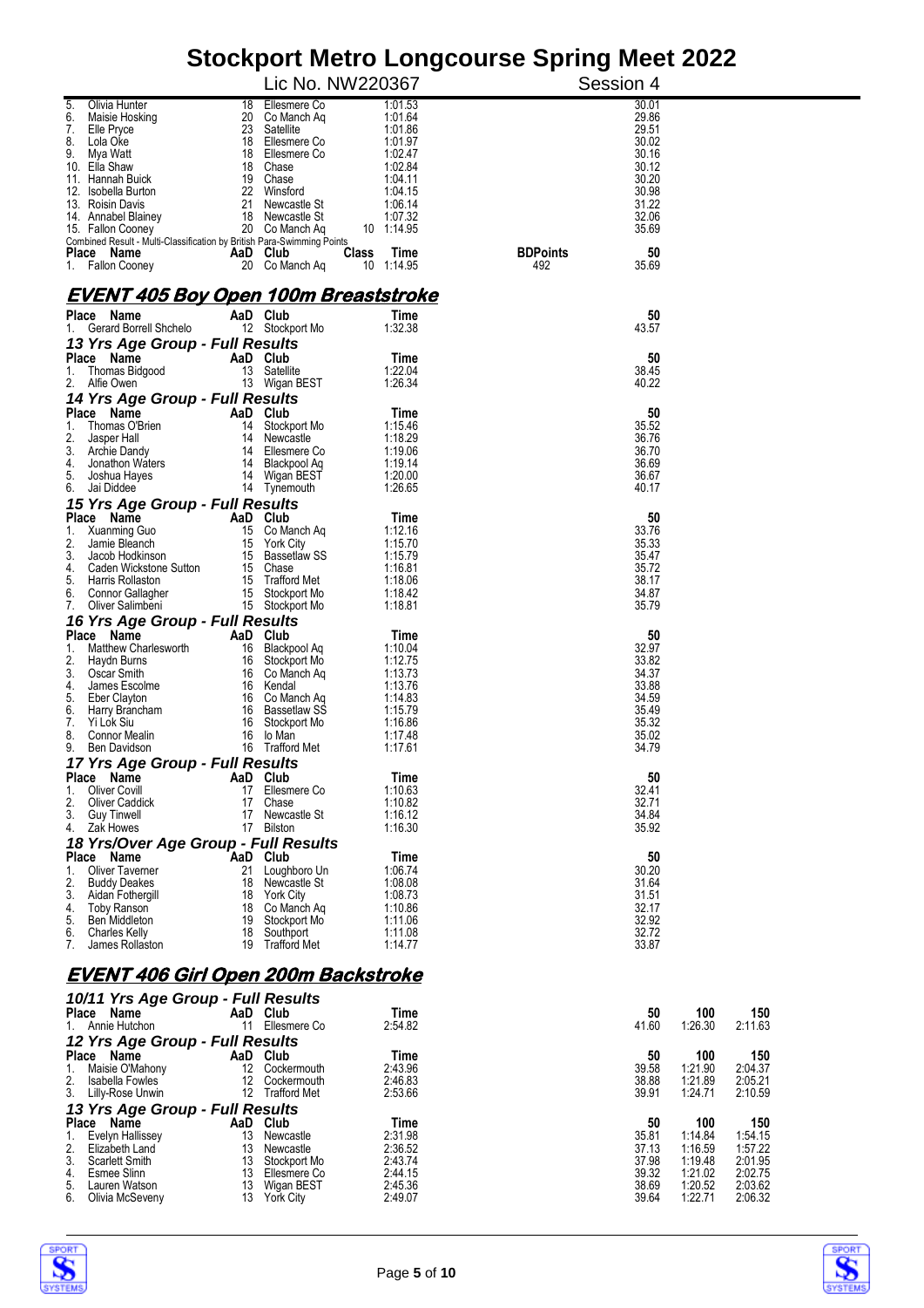| Place | Name | AaD | Club | Time | 50 |
|---|---|---|---|---|---|
| 5. | Olivia Hunter | 18 | Ellesmere Co | 1:01.53 | 30.01 |
| 6. | Maisie Hosking | 20 | Co Manch Aq | 1:01.64 | 29.86 |
| 7. | Elle Pryce | 23 | Satellite | 1:01.86 | 29.51 |
| 8. | Lola Oke | 18 | Ellesmere Co | 1:01.97 | 30.02 |
| 9. | Mya Watt | 18 | Ellesmere Co | 1:02.47 | 30.16 |
| 10. | Ella Shaw | 18 | Chase | 1:02.84 | 30.12 |
| 11. | Hannah Buick | 19 | Chase | 1:04.11 | 30.20 |
| 12. | Isobella Burton | 22 | Winsford | 1:04.15 | 30.98 |
| 13. | Roisin Davis | 21 | Newcastle St | 1:06.14 | 31.22 |
| 14. | Annabel Blainey | 18 | Newcastle St | 1:07.32 | 32.06 |
| 15. | Fallon Cooney | 20 | Co Manch Aq | 10 1:14.95 | 35.69 |

Combined Result - Multi-Classification by British Para-Swimming Points

| Place | Name | AaD | Club | Class | Time | BDPoints | 50 |
|---|---|---|---|---|---|---|---|
| 1. | Fallon Cooney | 20 | Co Manch Aq | 10 | 1:14.95 | 492 | 35.69 |

## *EVENT 405 Boy Open 100m Breaststroke*

| Place | Name | AaD | Club | Time | 50 |
|---|---|---|---|---|---|
| 1. | Gerard Borrell Shchelo | 12 | Stockport Mo | 1:32.38 | 43.57 |

### *13 Yrs Age Group - Full Results*

| Place | Name | AaD | Club | Time | 50 |
|---|---|---|---|---|---|
| 1. | Thomas Bidgood | 13 | Satellite | 1:22.04 | 38.45 |
| 2. | Alfie Owen | 13 | Wigan BEST | 1:26.34 | 40.22 |

### *14 Yrs Age Group - Full Results*

| Place | Name | AaD | Club | Time | 50 |
|---|---|---|---|---|---|
| 1. | Thomas O'Brien | 14 | Stockport Mo | 1:15.46 | 35.52 |
| 2. | Jasper Hall | 14 | Newcastle | 1:18.29 | 36.76 |
| 3. | Archie Dandy | 14 | Ellesmere Co | 1:19.06 | 36.70 |
| 4. | Jonathon Waters | 14 | Blackpool Aq | 1:19.14 | 36.69 |
| 5. | Joshua Hayes | 14 | Wigan BEST | 1:20.00 | 36.67 |
| 6. | Jai Diddee | 14 | Tynemouth | 1:26.65 | 40.17 |

### *15 Yrs Age Group - Full Results*

| Place | Name | AaD | Club | Time | 50 |
|---|---|---|---|---|---|
| 1. | Xuanming Guo | 15 | Co Manch Aq | 1:12.16 | 33.76 |
| 2. | Jamie Bleanch | 15 | York City | 1:15.70 | 35.33 |
| 3. | Jacob Hodkinson | 15 | Bassetlaw SS | 1:15.79 | 35.47 |
| 4. | Caden Wickstone Sutton | 15 | Chase | 1:16.81 | 35.72 |
| 5. | Harris Rollaston | 15 | Trafford Met | 1:18.06 | 38.17 |
| 6. | Connor Gallagher | 15 | Stockport Mo | 1:18.42 | 34.87 |
| 7. | Oliver Salimbeni | 15 | Stockport Mo | 1:18.81 | 35.79 |

### *16 Yrs Age Group - Full Results*

| Place | Name | AaD | Club | Time | 50 |
|---|---|---|---|---|---|
| 1. | Matthew Charlesworth | 16 | Blackpool Aq | 1:10.04 | 32.97 |
| 2. | Haydn Burns | 16 | Stockport Mo | 1:12.75 | 33.82 |
| 3. | Oscar Smith | 16 | Co Manch Aq | 1:13.73 | 34.37 |
| 4. | James Escolme | 16 | Kendal | 1:13.76 | 33.88 |
| 5. | Eber Clayton | 16 | Co Manch Aq | 1:14.83 | 34.59 |
| 6. | Harry Brancham | 16 | Bassetlaw SS | 1:15.79 | 35.49 |
| 7. | Yi Lok Siu | 16 | Stockport Mo | 1:16.86 | 35.32 |
| 8. | Connor Mealin | 16 | Io Man | 1:17.48 | 35.02 |
| 9. | Ben Davidson | 16 | Trafford Met | 1:17.61 | 34.79 |

### *17 Yrs Age Group - Full Results*

| Place | Name | AaD | Club | Time | 50 |
|---|---|---|---|---|---|
| 1. | Oliver Covill | 17 | Ellesmere Co | 1:10.63 | 32.41 |
| 2. | Oliver Caddick | 17 | Chase | 1:10.82 | 32.71 |
| 3. | Guy Tinwell | 17 | Newcastle St | 1:16.12 | 34.84 |
| 4. | Zak Howes | 17 | Bilston | 1:16.30 | 35.92 |

### *18 Yrs/Over Age Group - Full Results*

| Place | Name | AaD | Club | Time | 50 |
|---|---|---|---|---|---|
| 1. | Oliver Taverner | 21 | Loughboro Un | 1:06.74 | 30.20 |
| 2. | Buddy Deakes | 18 | Newcastle St | 1:08.08 | 31.64 |
| 3. | Aidan Fothergill | 18 | York City | 1:08.73 | 31.51 |
| 4. | Toby Ranson | 18 | Co Manch Aq | 1:10.86 | 32.17 |
| 5. | Ben Middleton | 19 | Stockport Mo | 1:11.06 | 32.92 |
| 6. | Charles Kelly | 18 | Southport | 1:11.08 | 32.72 |
| 7. | James Rollaston | 19 | Trafford Met | 1:14.77 | 33.87 |

## *EVENT 406 Girl Open 200m Backstroke*

### *10/11 Yrs Age Group - Full Results*

| Place | Name | AaD | Club | Time | 50 | 100 | 150 |
|---|---|---|---|---|---|---|---|
| 1. | Annie Hutchon | 11 | Ellesmere Co | 2:54.82 | 41.60 | 1:26.30 | 2:11.63 |

### *12 Yrs Age Group - Full Results*

| Place | Name | AaD | Club | Time | 50 | 100 | 150 |
|---|---|---|---|---|---|---|---|
| 1. | Maisie O'Mahony | 12 | Cockermouth | 2:43.96 | 39.58 | 1:21.90 | 2:04.37 |
| 2. | Isabella Fowles | 12 | Cockermouth | 2:46.83 | 38.88 | 1:21.89 | 2:05.21 |
| 3. | Lilly-Rose Unwin | 12 | Trafford Met | 2:53.66 | 39.91 | 1:24.71 | 2:10.59 |

### *13 Yrs Age Group - Full Results*

| Place | Name | AaD | Club | Time | 50 | 100 | 150 |
|---|---|---|---|---|---|---|---|
| 1. | Evelyn Hallissey | 13 | Newcastle | 2:31.98 | 35.81 | 1:14.84 | 1:54.15 |
| 2. | Elizabeth Land | 13 | Newcastle | 2:36.52 | 37.13 | 1:16.59 | 1:57.22 |
| 3. | Scarlett Smith | 13 | Stockport Mo | 2:43.74 | 37.98 | 1:19.48 | 2:01.95 |
| 4. | Esmee Slinn | 13 | Ellesmere Co | 2:44.15 | 39.32 | 1:21.02 | 2:02.75 |
| 5. | Lauren Watson | 13 | Wigan BEST | 2:45.36 | 38.69 | 1:20.52 | 2:03.62 |
| 6. | Olivia McSeveny | 13 | York City | 2:49.07 | 39.64 | 1:22.71 | 2:06.32 |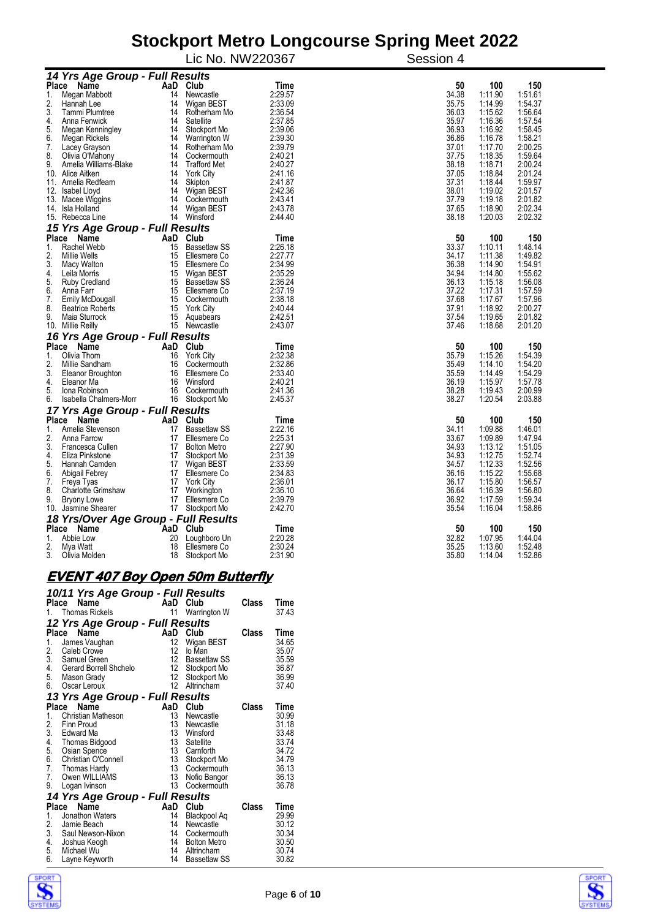# Stockport Metro Longcourse Spring Meet 2022

Lic No. NW220367 Session 4

### 14 Yrs Age Group - Full Results

| Place | Name | AaD | Club | Time | 50 | 100 | 150 |
|---|---|---|---|---|---|---|---|
| 1. | Megan Mabbott | 14 | Newcastle | 2:29.57 | 34.38 | 1:11.90 | 1:51.61 |
| 2. | Hannah Lee | 14 | Wigan BEST | 2:33.09 | 35.75 | 1:14.99 | 1:54.37 |
| 3. | Tammi Plumtree | 14 | Rotherham Mo | 2:36.54 | 36.03 | 1:15.62 | 1:56.64 |
| 4. | Anna Fenwick | 14 | Satellite | 2:37.85 | 35.97 | 1:16.36 | 1:57.54 |
| 5. | Megan Kenningley | 14 | Stockport Mo | 2:39.06 | 36.93 | 1:16.92 | 1:58.45 |
| 6. | Megan Rickels | 14 | Warrington W | 2:39.30 | 36.86 | 1:16.78 | 1:58.21 |
| 7. | Lacey Grayson | 14 | Rotherham Mo | 2:39.79 | 37.01 | 1:17.70 | 2:00.25 |
| 8. | Olivia O'Mahony | 14 | Cockermouth | 2:40.21 | 37.75 | 1:18.35 | 1:59.64 |
| 9. | Amelia Williams-Blake | 14 | Trafford Met | 2:40.27 | 38.18 | 1:18.71 | 2:00.24 |
| 10. | Alice Aitken | 14 | York City | 2:41.16 | 37.05 | 1:18.84 | 2:01.24 |
| 11. | Amelia Redfearn | 14 | Skipton | 2:41.87 | 37.31 | 1:18.44 | 1:59.97 |
| 12. | Isabel Lloyd | 14 | Wigan BEST | 2:42.36 | 38.01 | 1:19.02 | 2:01.57 |
| 13. | Macee Wiggins | 14 | Cockermouth | 2:43.41 | 37.79 | 1:19.18 | 2:01.82 |
| 14. | Isla Holland | 14 | Wigan BEST | 2:43.78 | 37.65 | 1:18.90 | 2:02.34 |
| 15. | Rebecca Line | 14 | Winsford | 2:44.40 | 38.18 | 1:20.03 | 2:02.32 |

### 15 Yrs Age Group - Full Results

| Place | Name | AaD | Club | Time | 50 | 100 | 150 |
|---|---|---|---|---|---|---|---|
| 1. | Rachel Webb | 15 | Bassetlaw SS | 2:26.18 | 33.37 | 1:10.11 | 1:48.14 |
| 2. | Millie Wells | 15 | Ellesmere Co | 2:27.77 | 34.17 | 1:11.38 | 1:49.82 |
| 3. | Macy Walton | 15 | Ellesmere Co | 2:34.99 | 36.38 | 1:14.90 | 1:54.91 |
| 4. | Leila Morris | 15 | Wigan BEST | 2:35.29 | 34.94 | 1:14.80 | 1:55.62 |
| 5. | Ruby Credland | 15 | Bassetlaw SS | 2:36.24 | 36.13 | 1:15.18 | 1:56.08 |
| 6. | Anna Farr | 15 | Ellesmere Co | 2:37.19 | 37.22 | 1:17.31 | 1:57.59 |
| 7. | Emily McDougall | 15 | Cockermouth | 2:38.18 | 37.68 | 1:17.67 | 1:57.96 |
| 8. | Beatrice Roberts | 15 | York City | 2:40.44 | 37.91 | 1:18.92 | 2:00.27 |
| 9. | Maia Sturrock | 15 | Aquabears | 2:42.51 | 37.54 | 1:19.65 | 2:01.82 |
| 10. | Millie Reilly | 15 | Newcastle | 2:43.07 | 37.46 | 1:18.68 | 2:01.20 |

### 16 Yrs Age Group - Full Results

| Place | Name | AaD | Club | Time | 50 | 100 | 150 |
|---|---|---|---|---|---|---|---|
| 1. | Olivia Thom | 16 | York City | 2:32.38 | 35.79 | 1:15.26 | 1:54.39 |
| 2. | Millie Sandham | 16 | Cockermouth | 2:32.86 | 35.49 | 1:14.10 | 1:54.20 |
| 3. | Eleanor Broughton | 16 | Ellesmere Co | 2:33.40 | 35.59 | 1:14.49 | 1:54.29 |
| 4. | Eleanor Ma | 16 | Winsford | 2:40.21 | 36.19 | 1:15.97 | 1:57.78 |
| 5. | Iona Robinson | 16 | Cockermouth | 2:41.36 | 38.28 | 1:19.43 | 2:00.99 |
| 6. | Isabella Chalmers-Morr | 16 | Stockport Mo | 2:45.37 | 38.27 | 1:20.54 | 2:03.88 |

### 17 Yrs Age Group - Full Results

| Place | Name | AaD | Club | Time | 50 | 100 | 150 |
|---|---|---|---|---|---|---|---|
| 1. | Amelia Stevenson | 17 | Bassetlaw SS | 2:22.16 | 34.11 | 1:09.88 | 1:46.01 |
| 2. | Anna Farrow | 17 | Ellesmere Co | 2:25.31 | 33.67 | 1:09.89 | 1:47.94 |
| 3. | Francesca Cullen | 17 | Bolton Metro | 2:27.90 | 34.93 | 1:13.12 | 1:51.05 |
| 4. | Eliza Pinkstone | 17 | Stockport Mo | 2:31.39 | 34.93 | 1:12.75 | 1:52.74 |
| 5. | Hannah Camden | 17 | Wigan BEST | 2:33.59 | 34.57 | 1:12.33 | 1:52.56 |
| 6. | Abigail Febrey | 17 | Ellesmere Co | 2:34.83 | 36.16 | 1:15.22 | 1:55.68 |
| 7. | Freya Tyas | 17 | York City | 2:36.01 | 36.17 | 1:15.80 | 1:56.57 |
| 8. | Charlotte Grimshaw | 17 | Workington | 2:36.10 | 36.64 | 1:16.39 | 1:56.80 |
| 9. | Bryony Lowe | 17 | Ellesmere Co | 2:39.79 | 36.92 | 1:17.59 | 1:59.34 |
| 10. | Jasmine Shearer | 17 | Stockport Mo | 2:42.70 | 35.54 | 1:16.04 | 1:58.86 |

### 18 Yrs/Over Age Group - Full Results

| Place | Name | AaD | Club | Time | 50 | 100 | 150 |
|---|---|---|---|---|---|---|---|
| 1. | Abbie Low | 20 | Loughboro Un | 2:20.28 | 32.82 | 1:07.95 | 1:44.04 |
| 2. | Mya Watt | 18 | Ellesmere Co | 2:30.24 | 35.25 | 1:13.60 | 1:52.48 |
| 3. | Olivia Molden | 18 | Stockport Mo | 2:31.90 | 35.80 | 1:14.04 | 1:52.86 |

## EVENT 407 Boy Open 50m Butterfly

### 10/11 Yrs Age Group - Full Results

| Place | Name | AaD | Club | Class | Time |
|---|---|---|---|---|---|
| 1. | Thomas Rickels | 11 | Warrington W | | 37.43 |

### 12 Yrs Age Group - Full Results

| Place | Name | AaD | Club | Class | Time |
|---|---|---|---|---|---|
| 1. | James Vaughan | 12 | Wigan BEST | | 34.65 |
| 2. | Caleb Crowe | 12 | Io Man | | 35.07 |
| 3. | Samuel Green | 12 | Bassetlaw SS | | 35.59 |
| 4. | Gerard Borrell Shchelo | 12 | Stockport Mo | | 36.87 |
| 5. | Mason Grady | 12 | Stockport Mo | | 36.99 |
| 6. | Oscar Leroux | 12 | Altrincham | | 37.40 |

### 13 Yrs Age Group - Full Results

| Place | Name | AaD | Club | Class | Time |
|---|---|---|---|---|---|
| 1. | Christian Matheson | 13 | Newcastle | | 30.99 |
| 2. | Finn Proud | 13 | Newcastle | | 31.18 |
| 3. | Edward Ma | 13 | Winsford | | 33.48 |
| 4. | Thomas Bidgood | 13 | Satellite | | 33.74 |
| 5. | Osian Spence | 13 | Carnforth | | 34.72 |
| 6. | Christian O'Connell | 13 | Stockport Mo | | 34.79 |
| 7. | Thomas Hardy | 13 | Cockermouth | | 36.13 |
| 7. | Owen WILLIAMS | 13 | Nofio Bangor | | 36.13 |
| 9. | Logan Ivinson | 13 | Cockermouth | | 36.78 |

### 14 Yrs Age Group - Full Results

| Place | Name | AaD | Club | Class | Time |
|---|---|---|---|---|---|
| 1. | Jonathon Waters | 14 | Blackpool Aq | | 29.99 |
| 2. | Jamie Beach | 14 | Newcastle | | 30.12 |
| 3. | Saul Newson-Nixon | 14 | Cockermouth | | 30.34 |
| 4. | Joshua Keogh | 14 | Bolton Metro | | 30.50 |
| 5. | Michael Wu | 14 | Altrincham | | 30.74 |
| 6. | Layne Keyworth | 14 | Bassetlaw SS | | 30.82 |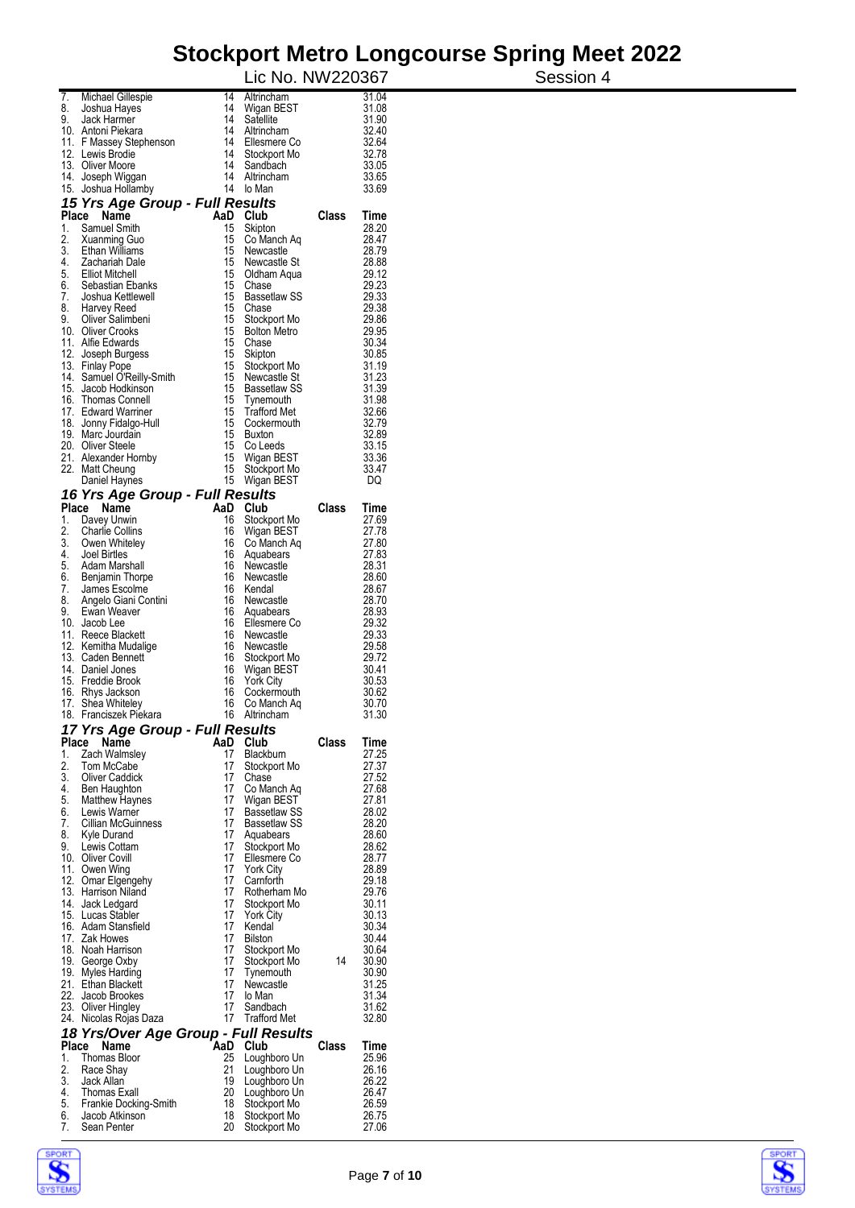# Stockport Metro Longcourse Spring Meet 2022

Lic No. NW220367 Session 4

| Place | Name | AaD | Club | Class | Time |
|---|---|---|---|---|---|
| 7. | Michael Gillespie | 14 | Altrincham | | 31.04 |
| 8. | Joshua Hayes | 14 | Wigan BEST | | 31.08 |
| 9. | Jack Harmer | 14 | Satellite | | 31.90 |
| 10. | Antoni Piekara | 14 | Altrincham | | 32.40 |
| 11. | F Massey Stephenson | 14 | Ellesmere Co | | 32.64 |
| 12. | Lewis Brodie | 14 | Stockport Mo | | 32.78 |
| 13. | Oliver Moore | 14 | Sandbach | | 33.05 |
| 14. | Joseph Wiggan | 14 | Altrincham | | 33.65 |
| 15. | Joshua Hollamby | 14 | Io Man | | 33.69 |

## *15 Yrs Age Group - Full Results*

| Place | Name | AaD | Club | Class | Time |
|---|---|---|---|---|---|
| 1. | Samuel Smith | 15 | Skipton | | 28.20 |
| 2. | Xuanming Guo | 15 | Co Manch Aq | | 28.47 |
| 3. | Ethan Williams | 15 | Newcastle | | 28.79 |
| 4. | Zachariah Dale | 15 | Newcastle St | | 28.88 |
| 5. | Elliot Mitchell | 15 | Oldham Aqua | | 29.12 |
| 6. | Sebastian Ebanks | 15 | Chase | | 29.23 |
| 7. | Joshua Kettlewell | 15 | Bassetlaw SS | | 29.33 |
| 8. | Harvey Reed | 15 | Chase | | 29.38 |
| 9. | Oliver Salimbeni | 15 | Stockport Mo | | 29.86 |
| 10. | Oliver Crooks | 15 | Bolton Metro | | 29.95 |
| 11. | Alfie Edwards | 15 | Chase | | 30.34 |
| 12. | Joseph Burgess | 15 | Skipton | | 30.85 |
| 13. | Finlay Pope | 15 | Stockport Mo | | 31.19 |
| 14. | Samuel O'Reilly-Smith | 15 | Newcastle St | | 31.23 |
| 15. | Jacob Hodkinson | 15 | Bassetlaw SS | | 31.39 |
| 16. | Thomas Connell | 15 | Tynemouth | | 31.98 |
| 17. | Edward Warriner | 15 | Trafford Met | | 32.66 |
| 18. | Jonny Fidalgo-Hull | 15 | Cockermouth | | 32.79 |
| 19. | Marc Jourdain | 15 | Buxton | | 32.89 |
| 20. | Oliver Steele | 15 | Co Leeds | | 33.15 |
| 21. | Alexander Hornby | 15 | Wigan BEST | | 33.36 |
| 22. | Matt Cheung | 15 | Stockport Mo | | 33.47 |
| | Daniel Haynes | 15 | Wigan BEST | | DQ |

## *16 Yrs Age Group - Full Results*

| Place | Name | AaD | Club | Class | Time |
|---|---|---|---|---|---|
| 1. | Davey Unwin | 16 | Stockport Mo | | 27.69 |
| 2. | Charlie Collins | 16 | Wigan BEST | | 27.78 |
| 3. | Owen Whiteley | 16 | Co Manch Aq | | 27.80 |
| 4. | Joel Birtles | 16 | Aquabears | | 27.83 |
| 5. | Adam Marshall | 16 | Newcastle | | 28.31 |
| 6. | Benjamin Thorpe | 16 | Newcastle | | 28.60 |
| 7. | James Escolme | 16 | Kendal | | 28.67 |
| 8. | Angelo Giani Contini | 16 | Newcastle | | 28.70 |
| 9. | Ewan Weaver | 16 | Aquabears | | 28.93 |
| 10. | Jacob Lee | 16 | Ellesmere Co | | 29.32 |
| 11. | Reece Blackett | 16 | Newcastle | | 29.33 |
| 12. | Kemitha Mudalige | 16 | Newcastle | | 29.58 |
| 13. | Caden Bennett | 16 | Stockport Mo | | 29.72 |
| 14. | Daniel Jones | 16 | Wigan BEST | | 30.41 |
| 15. | Freddie Brook | 16 | York City | | 30.53 |
| 16. | Rhys Jackson | 16 | Cockermouth | | 30.62 |
| 17. | Shea Whiteley | 16 | Co Manch Aq | | 30.70 |
| 18. | Franciszek Piekara | 16 | Altrincham | | 31.30 |

## *17 Yrs Age Group - Full Results*

| Place | Name | AaD | Club | Class | Time |
|---|---|---|---|---|---|
| 1. | Zach Walmsley | 17 | Blackburn | | 27.25 |
| 2. | Tom McCabe | 17 | Stockport Mo | | 27.37 |
| 3. | Oliver Caddick | 17 | Chase | | 27.52 |
| 4. | Ben Haughton | 17 | Co Manch Aq | | 27.68 |
| 5. | Matthew Haynes | 17 | Wigan BEST | | 27.81 |
| 6. | Lewis Warner | 17 | Bassetlaw SS | | 28.02 |
| 7. | Cillian McGuinness | 17 | Bassetlaw SS | | 28.20 |
| 8. | Kyle Durand | 17 | Aquabears | | 28.60 |
| 9. | Lewis Cottam | 17 | Stockport Mo | | 28.62 |
| 10. | Oliver Covill | 17 | Ellesmere Co | | 28.77 |
| 11. | Owen Wing | 17 | York City | | 28.89 |
| 12. | Omar Elgengehy | 17 | Carnforth | | 29.18 |
| 13. | Harrison Niland | 17 | Rotherham Mo | | 29.76 |
| 14. | Jack Ledgard | 17 | Stockport Mo | | 30.11 |
| 15. | Lucas Stabler | 17 | York City | | 30.13 |
| 16. | Adam Stansfield | 17 | Kendal | | 30.34 |
| 17. | Zak Howes | 17 | Bilston | | 30.44 |
| 18. | Noah Harrison | 17 | Stockport Mo | | 30.64 |
| 19. | George Oxby | 17 | Stockport Mo | 14 | 30.90 |
| 19. | Myles Harding | 17 | Tynemouth | | 30.90 |
| 21. | Ethan Blackett | 17 | Newcastle | | 31.25 |
| 22. | Jacob Brookes | 17 | Io Man | | 31.34 |
| 23. | Oliver Hingley | 17 | Sandbach | | 31.62 |
| 24. | Nicolas Rojas Daza | 17 | Trafford Met | | 32.80 |

## *18 Yrs/Over Age Group - Full Results*

| Place | Name | AaD | Club | Class | Time |
|---|---|---|---|---|---|
| 1. | Thomas Bloor | 25 | Loughboro Un | | 25.96 |
| 2. | Race Shay | 21 | Loughboro Un | | 26.16 |
| 3. | Jack Allan | 19 | Loughboro Un | | 26.22 |
| 4. | Thomas Exall | 20 | Loughboro Un | | 26.47 |
| 5. | Frankie Docking-Smith | 18 | Stockport Mo | | 26.59 |
| 6. | Jacob Atkinson | 18 | Stockport Mo | | 26.75 |
| 7. | Sean Penter | 20 | Stockport Mo | | 27.06 |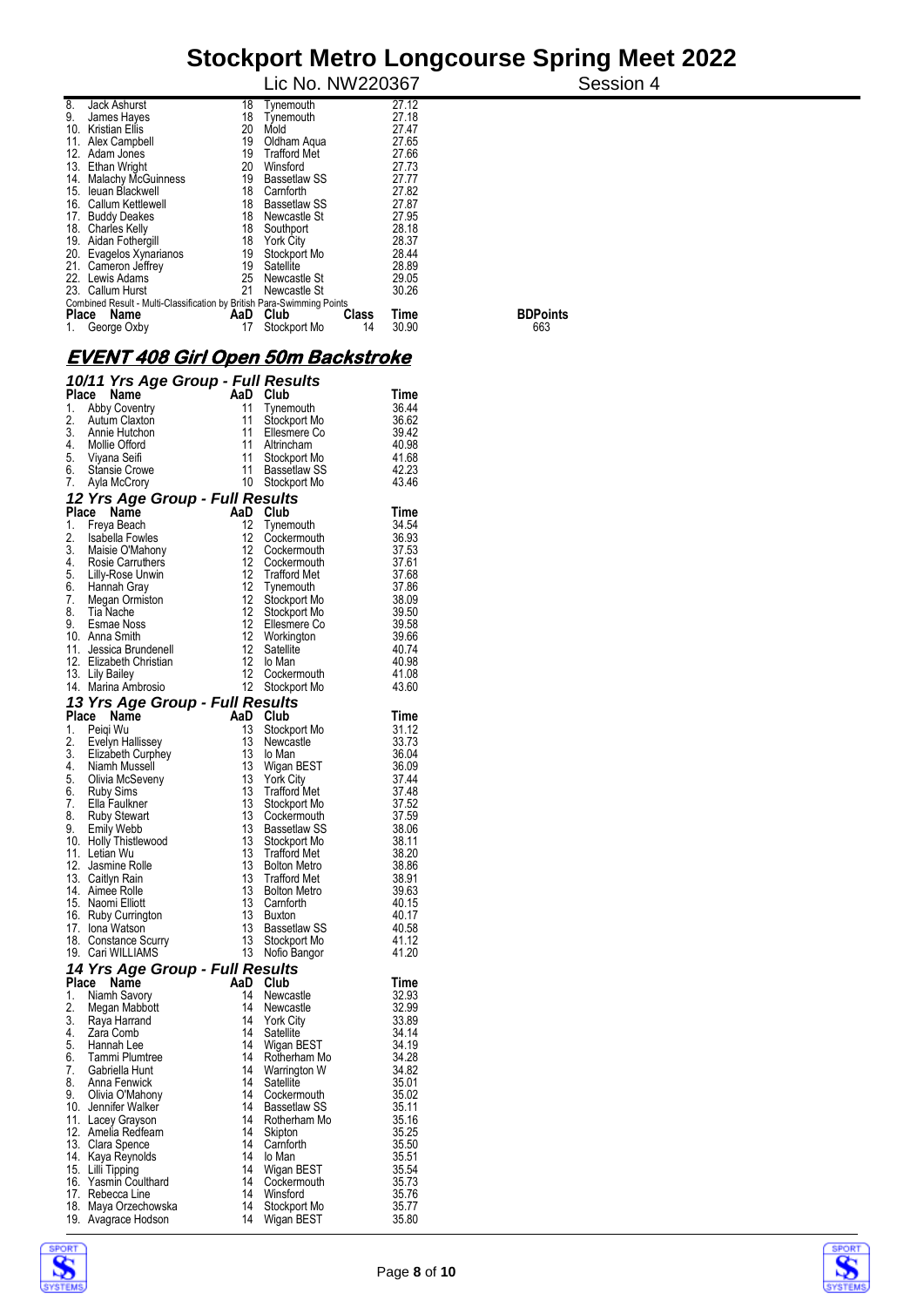| Place | Name | AaD | Club | Time |
|---|---|---|---|---|
| 8. | Jack Ashurst | 18 | Tynemouth | 27.12 |
| 9. | James Hayes | 18 | Tynemouth | 27.18 |
| 10. | Kristian Ellis | 20 | Mold | 27.47 |
| 11. | Alex Campbell | 19 | Oldham Aqua | 27.65 |
| 12. | Adam Jones | 19 | Trafford Met | 27.66 |
| 13. | Ethan Wright | 20 | Winsford | 27.73 |
| 14. | Malachy McGuinness | 19 | Bassetlaw SS | 27.77 |
| 15. | Ieuan Blackwell | 18 | Carnforth | 27.82 |
| 16. | Callum Kettlewell | 18 | Bassetlaw SS | 27.87 |
| 17. | Buddy Deakes | 18 | Newcastle St | 27.95 |
| 18. | Charles Kelly | 18 | Southport | 28.18 |
| 19. | Aidan Fothergill | 18 | York City | 28.37 |
| 20. | Evagelos Xynarianos | 19 | Stockport Mo | 28.44 |
| 21. | Cameron Jeffrey | 19 | Satellite | 28.89 |
| 22. | Lewis Adams | 25 | Newcastle St | 29.05 |
| 23. | Callum Hurst | 21 | Newcastle St | 30.26 |

Combined Result - Multi-Classification by British Para-Swimming Points

| Place | Name | AaD | Club | Class | Time | BDPoints |
|---|---|---|---|---|---|---|
| 1. | George Oxby | 17 | Stockport Mo | 14 | 30.90 | 663 |

## EVENT 408 Girl Open 50m Backstroke

### 10/11 Yrs Age Group - Full Results

| Place | Name | AaD | Club | Time |
|---|---|---|---|---|
| 1. | Abby Coventry | 11 | Tynemouth | 36.44 |
| 2. | Autum Claxton | 11 | Stockport Mo | 36.62 |
| 3. | Annie Hutchon | 11 | Ellesmere Co | 39.42 |
| 4. | Mollie Offord | 11 | Altrincham | 40.98 |
| 5. | Viyana Seifi | 11 | Stockport Mo | 41.68 |
| 6. | Stansie Crowe | 11 | Bassetlaw SS | 42.23 |
| 7. | Ayla McCrory | 10 | Stockport Mo | 43.46 |

### 12 Yrs Age Group - Full Results

| Place | Name | AaD | Club | Time |
|---|---|---|---|---|
| 1. | Freya Beach | 12 | Tynemouth | 34.54 |
| 2. | Isabella Fowles | 12 | Cockermouth | 36.93 |
| 3. | Maisie O'Mahony | 12 | Cockermouth | 37.53 |
| 4. | Rosie Carruthers | 12 | Cockermouth | 37.61 |
| 5. | Lilly-Rose Unwin | 12 | Trafford Met | 37.68 |
| 6. | Hannah Gray | 12 | Tynemouth | 37.86 |
| 7. | Megan Ormiston | 12 | Stockport Mo | 38.09 |
| 8. | Tia Nache | 12 | Stockport Mo | 39.50 |
| 9. | Esmae Noss | 12 | Ellesmere Co | 39.58 |
| 10. | Anna Smith | 12 | Workington | 39.66 |
| 11. | Jessica Brundenell | 12 | Satellite | 40.74 |
| 12. | Elizabeth Christian | 12 | Io Man | 40.98 |
| 13. | Lily Bailey | 12 | Cockermouth | 41.08 |
| 14. | Marina Ambrosio | 12 | Stockport Mo | 43.60 |

### 13 Yrs Age Group - Full Results

| Place | Name | AaD | Club | Time |
|---|---|---|---|---|
| 1. | Peiqi Wu | 13 | Stockport Mo | 31.12 |
| 2. | Evelyn Hallissey | 13 | Newcastle | 33.73 |
| 3. | Elizabeth Curphey | 13 | Io Man | 36.04 |
| 4. | Niamh Mussell | 13 | Wigan BEST | 36.09 |
| 5. | Olivia McSeveny | 13 | York City | 37.44 |
| 6. | Ruby Sims | 13 | Trafford Met | 37.48 |
| 7. | Ella Faulkner | 13 | Stockport Mo | 37.52 |
| 8. | Ruby Stewart | 13 | Cockermouth | 37.59 |
| 9. | Emily Webb | 13 | Bassetlaw SS | 38.06 |
| 10. | Holly Thistlewood | 13 | Stockport Mo | 38.11 |
| 11. | Letian Wu | 13 | Trafford Met | 38.20 |
| 12. | Jasmine Rolle | 13 | Bolton Metro | 38.86 |
| 13. | Caitlyn Rain | 13 | Trafford Met | 38.91 |
| 14. | Aimee Rolle | 13 | Bolton Metro | 39.63 |
| 15. | Naomi Elliott | 13 | Carnforth | 40.15 |
| 16. | Ruby Currington | 13 | Buxton | 40.17 |
| 17. | Iona Watson | 13 | Bassetlaw SS | 40.58 |
| 18. | Constance Scurry | 13 | Stockport Mo | 41.12 |
| 19. | Cari WILLIAMS | 13 | Nofio Bangor | 41.20 |

### 14 Yrs Age Group - Full Results

| Place | Name | AaD | Club | Time |
|---|---|---|---|---|
| 1. | Niamh Savory | 14 | Newcastle | 32.93 |
| 2. | Megan Mabbott | 14 | Newcastle | 32.99 |
| 3. | Raya Harrand | 14 | York City | 33.89 |
| 4. | Zara Comb | 14 | Satellite | 34.14 |
| 5. | Hannah Lee | 14 | Wigan BEST | 34.19 |
| 6. | Tammi Plumtree | 14 | Rotherham Mo | 34.28 |
| 7. | Gabriella Hunt | 14 | Warrington W | 34.82 |
| 8. | Anna Fenwick | 14 | Satellite | 35.01 |
| 9. | Olivia O'Mahony | 14 | Cockermouth | 35.02 |
| 10. | Jennifer Walker | 14 | Bassetlaw SS | 35.11 |
| 11. | Lacey Grayson | 14 | Rotherham Mo | 35.16 |
| 12. | Amelia Redfearn | 14 | Skipton | 35.25 |
| 13. | Clara Spence | 14 | Carnforth | 35.50 |
| 14. | Kaya Reynolds | 14 | Io Man | 35.51 |
| 15. | Lilli Tipping | 14 | Wigan BEST | 35.54 |
| 16. | Yasmin Coulthard | 14 | Cockermouth | 35.73 |
| 17. | Rebecca Line | 14 | Winsford | 35.76 |
| 18. | Maya Orzechowska | 14 | Stockport Mo | 35.77 |
| 19. | Avagrace Hodson | 14 | Wigan BEST | 35.80 |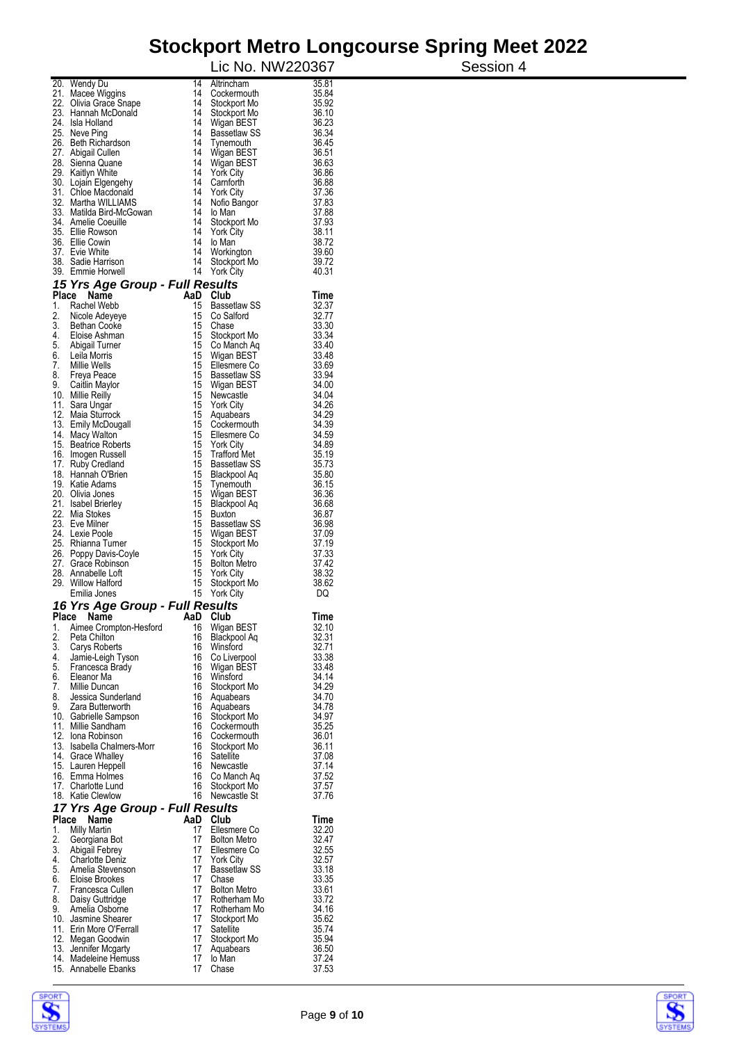# Stockport Metro Longcourse Spring Meet 2022

Lic No. NW220367 Session 4

| Place | Name | AaD | Club | Time |
|---|---|---|---|---|
| 20. | Wendy Du | 14 | Altrincham | 35.81 |
| 21. | Macee Wiggins | 14 | Cockermouth | 35.84 |
| 22. | Olivia Grace Snape | 14 | Stockport Mo | 35.92 |
| 23. | Hannah McDonald | 14 | Stockport Mo | 36.10 |
| 24. | Isla Holland | 14 | Wigan BEST | 36.23 |
| 25. | Neve Ping | 14 | Bassetlaw SS | 36.34 |
| 26. | Beth Richardson | 14 | Tynemouth | 36.45 |
| 27. | Abigail Cullen | 14 | Wigan BEST | 36.51 |
| 28. | Sienna Quane | 14 | Wigan BEST | 36.63 |
| 29. | Kaitlyn White | 14 | York City | 36.86 |
| 30. | Lojain Elgengehy | 14 | Carnforth | 36.88 |
| 31. | Chloe Macdonald | 14 | York City | 37.36 |
| 32. | Martha WILLIAMS | 14 | Nofio Bangor | 37.83 |
| 33. | Matilda Bird-McGowan | 14 | Io Man | 37.88 |
| 34. | Amelie Coeuille | 14 | Stockport Mo | 37.93 |
| 35. | Ellie Rowson | 14 | York City | 38.11 |
| 36. | Ellie Cowin | 14 | Io Man | 38.72 |
| 37. | Evie White | 14 | Workington | 39.60 |
| 38. | Sadie Harrison | 14 | Stockport Mo | 39.72 |
| 39. | Emmie Horwell | 14 | York City | 40.31 |

## 15 Yrs Age Group - Full Results

| Place | Name | AaD | Club | Time |
|---|---|---|---|---|
| 1. | Rachel Webb | 15 | Bassetlaw SS | 32.37 |
| 2. | Nicole Adeyeye | 15 | Co Salford | 32.77 |
| 3. | Bethan Cooke | 15 | Chase | 33.30 |
| 4. | Eloise Ashman | 15 | Stockport Mo | 33.34 |
| 5. | Abigail Turner | 15 | Co Manch Aq | 33.40 |
| 6. | Leila Morris | 15 | Wigan BEST | 33.48 |
| 7. | Millie Wells | 15 | Ellesmere Co | 33.69 |
| 8. | Freya Peace | 15 | Bassetlaw SS | 33.94 |
| 9. | Caitlin Maylor | 15 | Wigan BEST | 34.00 |
| 10. | Millie Reilly | 15 | Newcastle | 34.04 |
| 11. | Sara Ungar | 15 | York City | 34.26 |
| 12. | Maia Sturrock | 15 | Aquabears | 34.29 |
| 13. | Emily McDougall | 15 | Cockermouth | 34.39 |
| 14. | Macy Walton | 15 | Ellesmere Co | 34.59 |
| 15. | Beatrice Roberts | 15 | York City | 34.89 |
| 16. | Imogen Russell | 15 | Trafford Met | 35.19 |
| 17. | Ruby Credland | 15 | Bassetlaw SS | 35.73 |
| 18. | Hannah O'Brien | 15 | Blackpool Aq | 35.80 |
| 19. | Katie Adams | 15 | Tynemouth | 36.15 |
| 20. | Olivia Jones | 15 | Wigan BEST | 36.36 |
| 21. | Isabel Brierley | 15 | Blackpool Aq | 36.68 |
| 22. | Mia Stokes | 15 | Buxton | 36.87 |
| 23. | Eve Milner | 15 | Bassetlaw SS | 36.98 |
| 24. | Lexie Poole | 15 | Wigan BEST | 37.09 |
| 25. | Rhianna Turner | 15 | Stockport Mo | 37.19 |
| 26. | Poppy Davis-Coyle | 15 | York City | 37.33 |
| 27. | Grace Robinson | 15 | Bolton Metro | 37.42 |
| 28. | Annabelle Loft | 15 | York City | 38.32 |
| 29. | Willow Halford | 15 | Stockport Mo | 38.62 |
| | Emilia Jones | 15 | York City | DQ |

## 16 Yrs Age Group - Full Results

| Place | Name | AaD | Club | Time |
|---|---|---|---|---|
| 1. | Aimee Crompton-Hesford | 16 | Wigan BEST | 32.10 |
| 2. | Peta Chilton | 16 | Blackpool Aq | 32.31 |
| 3. | Carys Roberts | 16 | Winsford | 32.71 |
| 4. | Jamie-Leigh Tyson | 16 | Co Liverpool | 33.38 |
| 5. | Francesca Brady | 16 | Wigan BEST | 33.48 |
| 6. | Eleanor Ma | 16 | Winsford | 34.14 |
| 7. | Millie Duncan | 16 | Stockport Mo | 34.29 |
| 8. | Jessica Sunderland | 16 | Aquabears | 34.70 |
| 9. | Zara Butterworth | 16 | Aquabears | 34.78 |
| 10. | Gabrielle Sampson | 16 | Stockport Mo | 34.97 |
| 11. | Millie Sandham | 16 | Cockermouth | 35.25 |
| 12. | Iona Robinson | 16 | Cockermouth | 36.01 |
| 13. | Isabella Chalmers-Morr | 16 | Stockport Mo | 36.11 |
| 14. | Grace Whalley | 16 | Satellite | 37.08 |
| 15. | Lauren Heppell | 16 | Newcastle | 37.14 |
| 16. | Emma Holmes | 16 | Co Manch Aq | 37.52 |
| 17. | Charlotte Lund | 16 | Stockport Mo | 37.57 |
| 18. | Katie Clewlow | 16 | Newcastle St | 37.76 |

## 17 Yrs Age Group - Full Results

| Place | Name | AaD | Club | Time |
|---|---|---|---|---|
| 1. | Milly Martin | 17 | Ellesmere Co | 32.20 |
| 2. | Georgiana Bot | 17 | Bolton Metro | 32.47 |
| 3. | Abigail Febrey | 17 | Ellesmere Co | 32.55 |
| 4. | Charlotte Deniz | 17 | York City | 32.57 |
| 5. | Amelia Stevenson | 17 | Bassetlaw SS | 33.18 |
| 6. | Eloise Brookes | 17 | Chase | 33.35 |
| 7. | Francesca Cullen | 17 | Bolton Metro | 33.61 |
| 8. | Daisy Guttridge | 17 | Rotherham Mo | 33.72 |
| 9. | Amelia Osborne | 17 | Rotherham Mo | 34.16 |
| 10. | Jasmine Shearer | 17 | Stockport Mo | 35.62 |
| 11. | Erin More O'Ferrall | 17 | Satellite | 35.74 |
| 12. | Megan Goodwin | 17 | Stockport Mo | 35.94 |
| 13. | Jennifer Mcgarty | 17 | Aquabears | 36.50 |
| 14. | Madeleine Hemuss | 17 | Io Man | 37.24 |
| 15. | Annabelle Ebanks | 17 | Chase | 37.53 |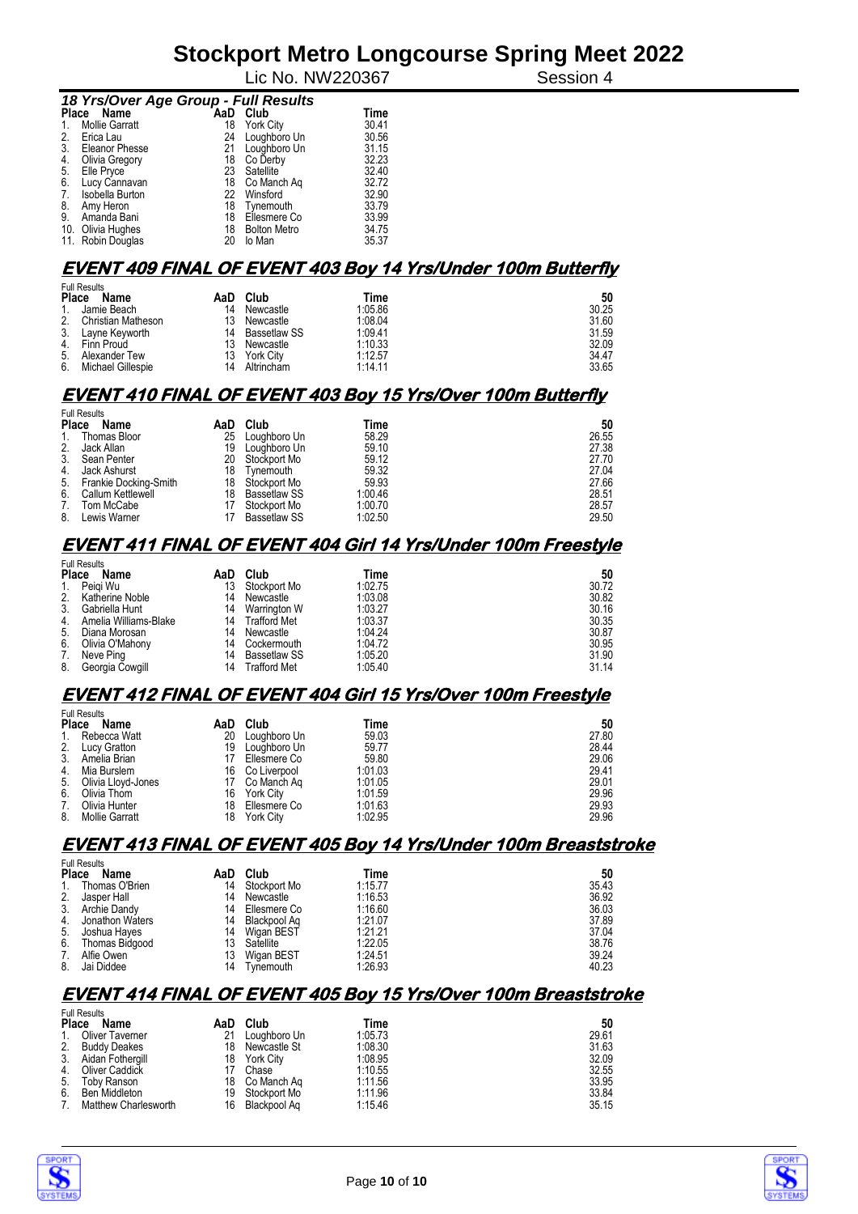# Stockport Metro Longcourse Spring Meet 2022

Lic No. NW220367 Session 4

### *18 Yrs/Over Age Group - Full Results*

| Place | Name | AaD | Club | Time |
|---|---|---|---|---|
| 1. | Mollie Garratt | 18 | York City | 30.41 |
| 2. | Erica Lau | 24 | Loughboro Un | 30.56 |
| 3. | Eleanor Phesse | 21 | Loughboro Un | 31.15 |
| 4. | Olivia Gregory | 18 | Co Derby | 32.23 |
| 5. | Elle Pryce | 23 | Satellite | 32.40 |
| 6. | Lucy Cannavan | 18 | Co Manch Aq | 32.72 |
| 7. | Isobella Burton | 22 | Winsford | 32.90 |
| 8. | Amy Heron | 18 | Tynemouth | 33.79 |
| 9. | Amanda Bani | 18 | Ellesmere Co | 33.99 |
| 10. | Olivia Hughes | 18 | Bolton Metro | 34.75 |
| 11. | Robin Douglas | 20 | Io Man | 35.37 |

## EVENT 409 FINAL OF EVENT 403 Boy 14 Yrs/Under 100m Butterfly

Full Results

| Place | Name | AaD | Club | Time | 50 |
|---|---|---|---|---|---|
| 1. | Jamie Beach | 14 | Newcastle | 1:05.86 | 30.25 |
| 2. | Christian Matheson | 13 | Newcastle | 1:08.04 | 31.60 |
| 3. | Layne Keyworth | 14 | Bassetlaw SS | 1:09.41 | 31.59 |
| 4. | Finn Proud | 13 | Newcastle | 1:10.33 | 32.09 |
| 5. | Alexander Tew | 13 | York City | 1:12.57 | 34.47 |
| 6. | Michael Gillespie | 14 | Altrincham | 1:14.11 | 33.65 |

## EVENT 410 FINAL OF EVENT 403 Boy 15 Yrs/Over 100m Butterfly

Full Results

| Place | Name | AaD | Club | Time | 50 |
|---|---|---|---|---|---|
| 1. | Thomas Bloor | 25 | Loughboro Un | 58.29 | 26.55 |
| 2. | Jack Allan | 19 | Loughboro Un | 59.10 | 27.38 |
| 3. | Sean Penter | 20 | Stockport Mo | 59.12 | 27.70 |
| 4. | Jack Ashurst | 18 | Tynemouth | 59.32 | 27.04 |
| 5. | Frankie Docking-Smith | 18 | Stockport Mo | 59.93 | 27.66 |
| 6. | Callum Kettlewell | 18 | Bassetlaw SS | 1:00.46 | 28.51 |
| 7. | Tom McCabe | 17 | Stockport Mo | 1:00.70 | 28.57 |
| 8. | Lewis Warner | 17 | Bassetlaw SS | 1:02.50 | 29.50 |

## EVENT 411 FINAL OF EVENT 404 Girl 14 Yrs/Under 100m Freestyle

Full Results

| Place | Name | AaD | Club | Time | 50 |
|---|---|---|---|---|---|
| 1. | Peiqi Wu | 13 | Stockport Mo | 1:02.75 | 30.72 |
| 2. | Katherine Noble | 14 | Newcastle | 1:03.08 | 30.82 |
| 3. | Gabriella Hunt | 14 | Warrington W | 1:03.27 | 30.16 |
| 4. | Amelia Williams-Blake | 14 | Trafford Met | 1:03.37 | 30.35 |
| 5. | Diana Morosan | 14 | Newcastle | 1:04.24 | 30.87 |
| 6. | Olivia O'Mahony | 14 | Cockermouth | 1:04.72 | 30.95 |
| 7. | Neve Ping | 14 | Bassetlaw SS | 1:05.20 | 31.90 |
| 8. | Georgia Cowgill | 14 | Trafford Met | 1:05.40 | 31.14 |

## EVENT 412 FINAL OF EVENT 404 Girl 15 Yrs/Over 100m Freestyle

Full Results

| Place | Name | AaD | Club | Time | 50 |
|---|---|---|---|---|---|
| 1. | Rebecca Watt | 20 | Loughboro Un | 59.03 | 27.80 |
| 2. | Lucy Gratton | 19 | Loughboro Un | 59.77 | 28.44 |
| 3. | Amelia Brian | 17 | Ellesmere Co | 59.80 | 29.06 |
| 4. | Mia Burslem | 16 | Co Liverpool | 1:01.03 | 29.41 |
| 5. | Olivia Lloyd-Jones | 17 | Co Manch Aq | 1:01.05 | 29.01 |
| 6. | Olivia Thom | 16 | York City | 1:01.59 | 29.96 |
| 7. | Olivia Hunter | 18 | Ellesmere Co | 1:01.63 | 29.93 |
| 8. | Mollie Garratt | 18 | York City | 1:02.95 | 29.96 |

## EVENT 413 FINAL OF EVENT 405 Boy 14 Yrs/Under 100m Breaststroke

Full Results

| Place | Name | AaD | Club | Time | 50 |
|---|---|---|---|---|---|
| 1. | Thomas O'Brien | 14 | Stockport Mo | 1:15.77 | 35.43 |
| 2. | Jasper Hall | 14 | Newcastle | 1:16.53 | 36.92 |
| 3. | Archie Dandy | 14 | Ellesmere Co | 1:16.60 | 36.03 |
| 4. | Jonathon Waters | 14 | Blackpool Aq | 1:21.07 | 37.89 |
| 5. | Joshua Hayes | 14 | Wigan BEST | 1:21.21 | 37.04 |
| 6. | Thomas Bidgood | 13 | Satellite | 1:22.05 | 38.76 |
| 7. | Alfie Owen | 13 | Wigan BEST | 1:24.51 | 39.24 |
| 8. | Jai Diddee | 14 | Tynemouth | 1:26.93 | 40.23 |

## EVENT 414 FINAL OF EVENT 405 Boy 15 Yrs/Over 100m Breaststroke

Full Results

| Place | Name | AaD | Club | Time | 50 |
|---|---|---|---|---|---|
| 1. | Oliver Taverner | 21 | Loughboro Un | 1:05.73 | 29.61 |
| 2. | Buddy Deakes | 18 | Newcastle St | 1:08.30 | 31.63 |
| 3. | Aidan Fothergill | 18 | York City | 1:08.95 | 32.09 |
| 4. | Oliver Caddick | 17 | Chase | 1:10.55 | 32.55 |
| 5. | Toby Ranson | 18 | Co Manch Aq | 1:11.56 | 33.95 |
| 6. | Ben Middleton | 19 | Stockport Mo | 1:11.96 | 33.84 |
| 7. | Matthew Charlesworth | 16 | Blackpool Aq | 1:15.46 | 35.15 |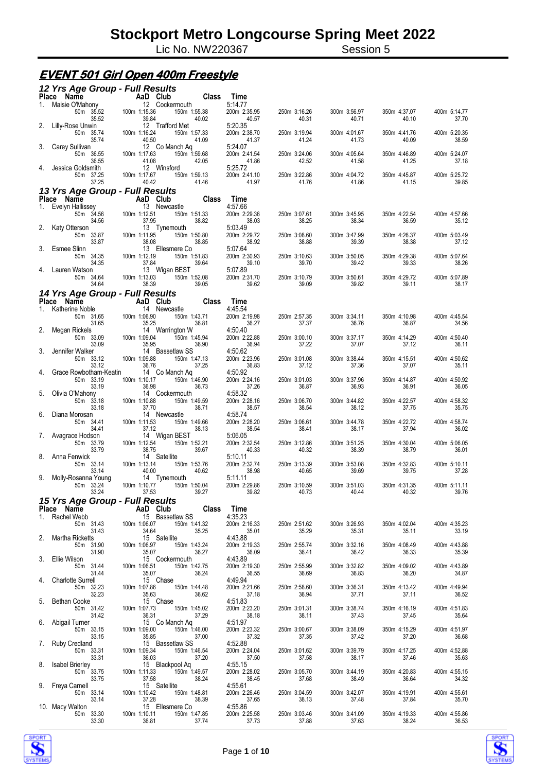# Stockport Metro Longcourse Spring Meet 2022

Lic No. NW220367 Session 5

## EVENT 501 Girl Open 400m Freestyle

### 12 Yrs Age Group - Full Results

| Place | Name | AaD | Club | Class | Time | | | | | |
|---|---|---|---|---|---|---|---|---|---|---|
| 1. | Maisie O'Mahony | 12 | Cockermouth | | 5:14.77 | | | | | |
| | 50m 35.52 | 100m 1:15.36 | 150m 1:55.38 | | 200m 2:35.95 | 250m 3:16.26 | 300m 3:56.97 | 350m 4:37.07 | 400m 5:14.77 | |
| | 35.52 | 39.84 | 40.02 | | 40.57 | 40.31 | 40.71 | 40.10 | 37.70 | |
| 2. | Lilly-Rose Unwin | 12 | Trafford Met | | 5:20.35 | | | | | |
| | 50m 35.74 | 100m 1:16.24 | 150m 1:57.33 | | 200m 2:38.70 | 250m 3:19.94 | 300m 4:01.67 | 350m 4:41.76 | 400m 5:20.35 | |
| | 35.74 | 40.50 | 41.09 | | 41.37 | 41.24 | 41.73 | 40.09 | 38.59 | |
| 3. | Carey Sullivan | 12 | Co Manch Aq | | 5:24.07 | | | | | |
| | 50m 36.55 | 100m 1:17.63 | 150m 1:59.68 | | 200m 2:41.54 | 250m 3:24.06 | 300m 4:05.64 | 350m 4:46.89 | 400m 5:24.07 | |
| | 36.55 | 41.08 | 42.05 | | 41.86 | 42.52 | 41.58 | 41.25 | 37.18 | |
| 4. | Jessica Goldsmith | 12 | Winsford | | 5:25.72 | | | | | |
| | 50m 37.25 | 100m 1:17.67 | 150m 1:59.13 | | 200m 2:41.10 | 250m 3:22.86 | 300m 4:04.72 | 350m 4:45.87 | 400m 5:25.72 | |
| | 37.25 | 40.42 | 41.46 | | 41.97 | 41.76 | 41.86 | 41.15 | 39.85 | |

### 13 Yrs Age Group - Full Results

| Place | Name | AaD | Club | Class | Time | | | | | |
|---|---|---|---|---|---|---|---|---|---|---|
| 1. | Evelyn Hallissey | 13 | Newcastle | | 4:57.66 | | | | | |
| | 50m 34.56 | 100m 1:12.51 | 150m 1:51.33 | | 200m 2:29.36 | 250m 3:07.61 | 300m 3:45.95 | 350m 4:22.54 | 400m 4:57.66 | |
| | 34.56 | 37.95 | 38.82 | | 38.03 | 38.25 | 38.34 | 36.59 | 35.12 | |
| 2. | Katy Otterson | 13 | Tynemouth | | 5:03.49 | | | | | |
| | 50m 33.87 | 100m 1:11.95 | 150m 1:50.80 | | 200m 2:29.72 | 250m 3:08.60 | 300m 3:47.99 | 350m 4:26.37 | 400m 5:03.49 | |
| | 33.87 | 38.08 | 38.85 | | 38.92 | 38.88 | 39.39 | 38.38 | 37.12 | |
| 3. | Esmee Slinn | 13 | Ellesmere Co | | 5:07.64 | | | | | |
| | 50m 34.35 | 100m 1:12.19 | 150m 1:51.83 | | 200m 2:30.93 | 250m 3:10.63 | 300m 3:50.05 | 350m 4:29.38 | 400m 5:07.64 | |
| | 34.35 | 37.84 | 39.64 | | 39.10 | 39.70 | 39.42 | 39.33 | 38.26 | |
| 4. | Lauren Watson | 13 | Wigan BEST | | 5:07.89 | | | | | |
| | 50m 34.64 | 100m 1:13.03 | 150m 1:52.08 | | 200m 2:31.70 | 250m 3:10.79 | 300m 3:50.61 | 350m 4:29.72 | 400m 5:07.89 | |
| | 34.64 | 38.39 | 39.05 | | 39.62 | 39.09 | 39.82 | 39.11 | 38.17 | |

### 14 Yrs Age Group - Full Results

| Place | Name | AaD | Club | Class | Time | | | | | |
|---|---|---|---|---|---|---|---|---|---|---|
| 1. | Katherine Noble | 14 | Newcastle | | 4:45.54 | | | | | |
| | 50m 31.65 | 100m 1:06.90 | 150m 1:43.71 | | 200m 2:19.98 | 250m 2:57.35 | 300m 3:34.11 | 350m 4:10.98 | 400m 4:45.54 | |
| | 31.65 | 35.25 | 36.81 | | 36.27 | 37.37 | 36.76 | 36.87 | 34.56 | |
| 2. | Megan Rickels | 14 | Warrington W | | 4:50.40 | | | | | |
| | 50m 33.09 | 100m 1:09.04 | 150m 1:45.94 | | 200m 2:22.88 | 250m 3:00.10 | 300m 3:37.17 | 350m 4:14.29 | 400m 4:50.40 | |
| | 33.09 | 35.95 | 36.90 | | 36.94 | 37.22 | 37.07 | 37.12 | 36.11 | |
| 3. | Jennifer Walker | 14 | Bassetlaw SS | | 4:50.62 | | | | | |
| | 50m 33.12 | 100m 1:09.88 | 150m 1:47.13 | | 200m 2:23.96 | 250m 3:01.08 | 300m 3:38.44 | 350m 4:15.51 | 400m 4:50.62 | |
| | 33.12 | 36.76 | 37.25 | | 36.83 | 37.12 | 37.36 | 37.07 | 35.11 | |
| 4. | Grace Rowbotham-Keatin | 14 | Co Manch Aq | | 4:50.92 | | | | | |
| | 50m 33.19 | 100m 1:10.17 | 150m 1:46.90 | | 200m 2:24.16 | 250m 3:01.03 | 300m 3:37.96 | 350m 4:14.87 | 400m 4:50.92 | |
| | 33.19 | 36.98 | 36.73 | | 37.26 | 36.87 | 36.93 | 36.91 | 36.05 | |
| 5. | Olivia O'Mahony | 14 | Cockermouth | | 4:58.32 | | | | | |
| | 50m 33.18 | 100m 1:10.88 | 150m 1:49.59 | | 200m 2:28.16 | 250m 3:06.70 | 300m 3:44.82 | 350m 4:22.57 | 400m 4:58.32 | |
| | 33.18 | 37.70 | 38.71 | | 38.57 | 38.54 | 38.12 | 37.75 | 35.75 | |
| 6. | Diana Morosan | 14 | Newcastle | | 4:58.74 | | | | | |
| | 50m 34.41 | 100m 1:11.53 | 150m 1:49.66 | | 200m 2:28.20 | 250m 3:06.61 | 300m 3:44.78 | 350m 4:22.72 | 400m 4:58.74 | |
| | 34.41 | 37.12 | 38.13 | | 38.54 | 38.41 | 38.17 | 37.94 | 36.02 | |
| 7. | Avagrace Hodson | 14 | Wigan BEST | | 5:06.05 | | | | | |
| | 50m 33.79 | 100m 1:12.54 | 150m 1:52.21 | | 200m 2:32.54 | 250m 3:12.86 | 300m 3:51.25 | 350m 4:30.04 | 400m 5:06.05 | |
| | 33.79 | 38.75 | 39.67 | | 40.33 | 40.32 | 38.39 | 38.79 | 36.01 | |
| 8. | Anna Fenwick | 14 | Satellite | | 5:10.11 | | | | | |
| | 50m 33.14 | 100m 1:13.14 | 150m 1:53.76 | | 200m 2:32.74 | 250m 3:13.39 | 300m 3:53.08 | 350m 4:32.83 | 400m 5:10.11 | |
| | 33.14 | 40.00 | 40.62 | | 38.98 | 40.65 | 39.69 | 39.75 | 37.28 | |
| 9. | Molly-Rosanna Young | 14 | Tynemouth | | 5:11.11 | | | | | |
| | 50m 33.24 | 100m 1:10.77 | 150m 1:50.04 | | 200m 2:29.86 | 250m 3:10.59 | 300m 3:51.03 | 350m 4:31.35 | 400m 5:11.11 | |
| | 33.24 | 37.53 | 39.27 | | 39.82 | 40.73 | 40.44 | 40.32 | 39.76 | |

### 15 Yrs Age Group - Full Results

| Place | Name | AaD | Club | Class | Time | | | | | |
|---|---|---|---|---|---|---|---|---|---|---|
| 1. | Rachel Webb | 15 | Bassetlaw SS | | 4:35.23 | | | | | |
| | 50m 31.43 | 100m 1:06.07 | 150m 1:41.32 | | 200m 2:16.33 | 250m 2:51.62 | 300m 3:26.93 | 350m 4:02.04 | 400m 4:35.23 | |
| | 31.43 | 34.64 | 35.25 | | 35.01 | 35.29 | 35.31 | 35.11 | 33.19 | |
| 2. | Martha Ricketts | 15 | Satellite | | 4:43.88 | | | | | |
| | 50m 31.90 | 100m 1:06.97 | 150m 1:43.24 | | 200m 2:19.33 | 250m 2:55.74 | 300m 3:32.16 | 350m 4:08.49 | 400m 4:43.88 | |
| | 31.90 | 35.07 | 36.27 | | 36.09 | 36.41 | 36.42 | 36.33 | 35.39 | |
| 3. | Ellie Wilson | 15 | Cockermouth | | 4:43.89 | | | | | |
| | 50m 31.44 | 100m 1:06.51 | 150m 1:42.75 | | 200m 2:19.30 | 250m 2:55.99 | 300m 3:32.82 | 350m 4:09.02 | 400m 4:43.89 | |
| | 31.44 | 35.07 | 36.24 | | 36.55 | 36.69 | 36.83 | 36.20 | 34.87 | |
| 4. | Charlotte Surrell | 15 | Chase | | 4:49.94 | | | | | |
| | 50m 32.23 | 100m 1:07.86 | 150m 1:44.48 | | 200m 2:21.66 | 250m 2:58.60 | 300m 3:36.31 | 350m 4:13.42 | 400m 4:49.94 | |
| | 32.23 | 35.63 | 36.62 | | 37.18 | 36.94 | 37.71 | 37.11 | 36.52 | |
| 5. | Bethan Cooke | 15 | Chase | | 4:51.83 | | | | | |
| | 50m 31.42 | 100m 1:07.73 | 150m 1:45.02 | | 200m 2:23.20 | 250m 3:01.31 | 300m 3:38.74 | 350m 4:16.19 | 400m 4:51.83 | |
| | 31.42 | 36.31 | 37.29 | | 38.18 | 38.11 | 37.43 | 37.45 | 35.64 | |
| 6. | Abigail Turner | 15 | Co Manch Aq | | 4:51.97 | | | | | |
| | 50m 33.15 | 100m 1:09.00 | 150m 1:46.00 | | 200m 2:23.32 | 250m 3:00.67 | 300m 3:38.09 | 350m 4:15.29 | 400m 4:51.97 | |
| | 33.15 | 35.85 | 37.00 | | 37.32 | 37.35 | 37.42 | 37.20 | 36.68 | |
| 7. | Ruby Credland | 15 | Bassetlaw SS | | 4:52.88 | | | | | |
| | 50m 33.31 | 100m 1:09.34 | 150m 1:46.54 | | 200m 2:24.04 | 250m 3:01.62 | 300m 3:39.79 | 350m 4:17.25 | 400m 4:52.88 | |
| | 33.31 | 36.03 | 37.20 | | 37.50 | 37.58 | 38.17 | 37.46 | 35.63 | |
| 8. | Isabel Brierley | 15 | Blackpool Aq | | 4:55.15 | | | | | |
| | 50m 33.75 | 100m 1:11.33 | 150m 1:49.57 | | 200m 2:28.02 | 250m 3:05.70 | 300m 3:44.19 | 350m 4:20.83 | 400m 4:55.15 | |
| | 33.75 | 37.58 | 38.24 | | 38.45 | 37.68 | 38.49 | 36.64 | 34.32 | |
| 9. | Freya Carnell | 15 | Satellite | | 4:55.61 | | | | | |
| | 50m 33.14 | 100m 1:10.42 | 150m 1:48.81 | | 200m 2:26.46 | 250m 3:04.59 | 300m 3:42.07 | 350m 4:19.91 | 400m 4:55.61 | |
| | 33.14 | 37.28 | 38.39 | | 37.65 | 38.13 | 37.48 | 37.84 | 35.70 | |
| 10. | Macy Walton | 15 | Ellesmere Co | | 4:55.86 | | | | | |
| | 50m 33.30 | 100m 1:10.11 | 150m 1:47.85 | | 200m 2:25.58 | 250m 3:03.46 | 300m 3:41.09 | 350m 4:19.33 | 400m 4:55.86 | |
| | 33.30 | 36.81 | 37.74 | | 37.73 | 37.88 | 37.63 | 38.24 | 36.53 | |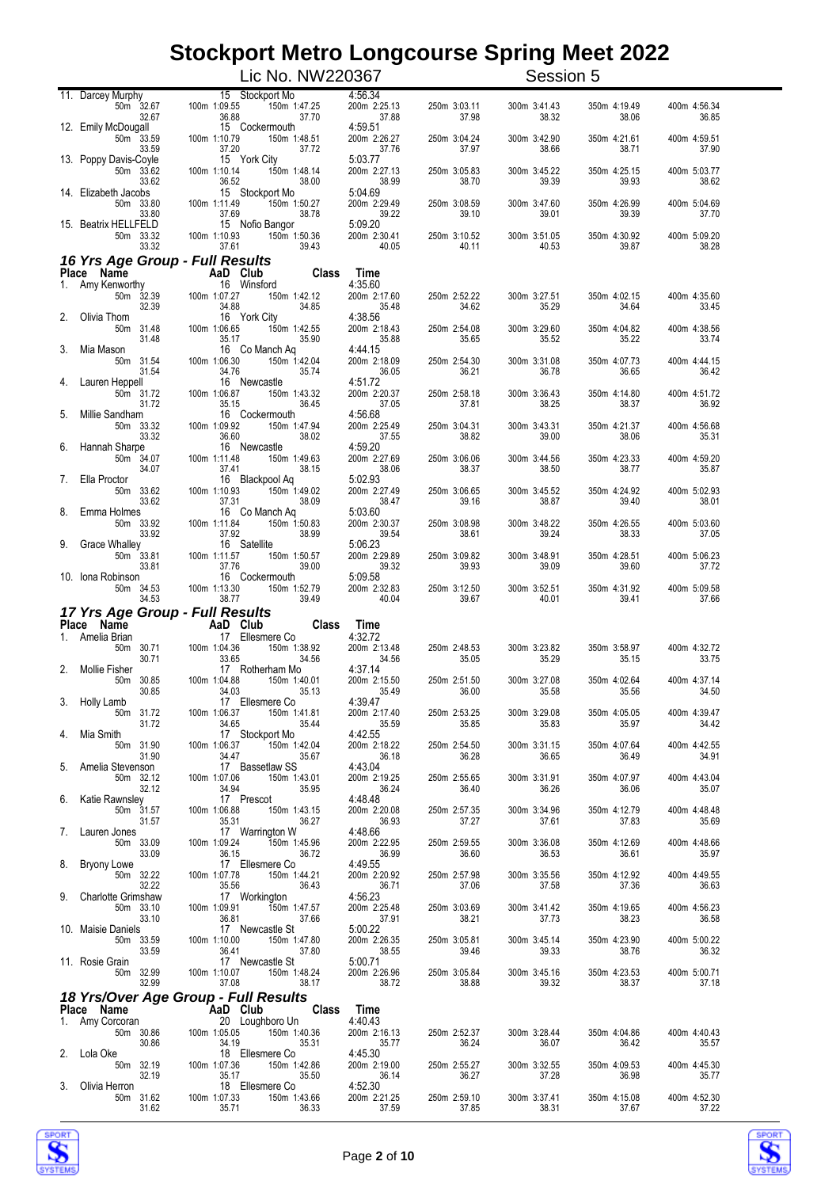# Stockport Metro Longcourse Spring Meet 2022

Lic No. NW220367 — Session 5

| Place | Name | AaD | Club | Time | 50m | 100m | 150m | 200m | 250m | 300m | 350m | 400m |
|---|---|---|---|---|---|---|---|---|---|---|---|---|
| 11. | Darcey Murphy | 15 | Stockport Mo | 4:56.34 | 32.67 | 1:09.55 | 1:47.25 | 2:25.13 | 3:03.11 | 3:41.43 | 4:19.49 | 4:56.34 |
| | | | | | 32.67 | 36.88 | 37.70 | 37.88 | 37.98 | 38.32 | 38.06 | 36.85 |
| 12. | Emily McDougall | 15 | Cockermouth | 4:59.51 | 33.59 | 1:10.79 | 1:48.51 | 2:26.27 | 3:04.24 | 3:42.90 | 4:21.61 | 4:59.51 |
| | | | | | 33.59 | 37.20 | 37.72 | 37.76 | 37.97 | 38.66 | 38.71 | 37.90 |
| 13. | Poppy Davis-Coyle | 15 | York City | 5:03.77 | 33.62 | 1:10.14 | 1:48.14 | 2:27.13 | 3:05.83 | 3:45.22 | 4:25.15 | 5:03.77 |
| | | | | | 33.62 | 36.52 | 38.00 | 38.99 | 38.70 | 39.39 | 39.93 | 38.62 |
| 14. | Elizabeth Jacobs | 15 | Stockport Mo | 5:04.69 | 33.80 | 1:11.49 | 1:50.27 | 2:29.49 | 3:08.59 | 3:47.60 | 4:26.99 | 5:04.69 |
| | | | | | 33.80 | 37.69 | 38.78 | 39.22 | 39.10 | 39.01 | 39.39 | 37.70 |
| 15. | Beatrix HELLFELD | 15 | Nofio Bangor | 5:09.20 | 33.32 | 1:10.93 | 1:50.36 | 2:30.41 | 3:10.52 | 3:51.05 | 4:30.92 | 5:09.20 |
| | | | | | 33.32 | 37.61 | 39.43 | 40.05 | 40.11 | 40.53 | 39.87 | 38.28 |

## 16 Yrs Age Group - Full Results

| Place | Name | AaD | Club | Class | Time | 50m | 100m | 150m | 200m | 250m | 300m | 350m | 400m |
|---|---|---|---|---|---|---|---|---|---|---|---|---|---|
| 1. | Amy Kenworthy | 16 | Winsford | | 4:35.60 | 32.39 | 1:07.27 | 1:42.12 | 2:17.60 | 2:52.22 | 3:27.51 | 4:02.15 | 4:35.60 |
| | | | | | | 32.39 | 34.88 | 34.85 | 35.48 | 34.62 | 35.29 | 34.64 | 33.45 |
| 2. | Olivia Thom | 16 | York City | | 4:38.56 | 31.48 | 1:06.65 | 1:42.55 | 2:18.43 | 2:54.08 | 3:29.60 | 4:04.82 | 4:38.56 |
| | | | | | | 31.48 | 35.17 | 35.90 | 35.88 | 35.65 | 35.52 | 35.22 | 33.74 |
| 3. | Mia Mason | 16 | Co Manch Aq | | 4:44.15 | 31.54 | 1:06.30 | 1:42.04 | 2:18.09 | 2:54.30 | 3:31.08 | 4:07.73 | 4:44.15 |
| | | | | | | 31.54 | 34.76 | 35.74 | 36.05 | 36.21 | 36.78 | 36.65 | 36.42 |
| 4. | Lauren Heppell | 16 | Newcastle | | 4:51.72 | 31.72 | 1:06.87 | 1:43.32 | 2:20.37 | 2:58.18 | 3:36.43 | 4:14.80 | 4:51.72 |
| | | | | | | 31.72 | 35.15 | 36.45 | 37.05 | 37.81 | 38.25 | 38.37 | 36.92 |
| 5. | Millie Sandham | 16 | Cockermouth | | 4:56.68 | 33.32 | 1:09.92 | 1:47.94 | 2:25.49 | 3:04.31 | 3:43.31 | 4:21.37 | 4:56.68 |
| | | | | | | 33.32 | 36.60 | 38.02 | 37.55 | 38.82 | 39.00 | 38.06 | 35.31 |
| 6. | Hannah Sharpe | 16 | Newcastle | | 4:59.20 | 34.07 | 1:11.48 | 1:49.63 | 2:27.69 | 3:06.06 | 3:44.56 | 4:23.33 | 4:59.20 |
| | | | | | | 34.07 | 37.41 | 38.15 | 38.06 | 38.37 | 38.50 | 38.77 | 35.87 |
| 7. | Ella Proctor | 16 | Blackpool Aq | | 5:02.93 | 33.62 | 1:10.93 | 1:49.02 | 2:27.49 | 3:06.65 | 3:45.52 | 4:24.92 | 5:02.93 |
| | | | | | | 33.62 | 37.31 | 38.09 | 38.47 | 39.16 | 38.87 | 39.40 | 38.01 |
| 8. | Emma Holmes | 16 | Co Manch Aq | | 5:03.60 | 33.92 | 1:11.84 | 1:50.83 | 2:30.37 | 3:08.98 | 3:48.22 | 4:26.55 | 5:03.60 |
| | | | | | | 33.92 | 37.92 | 38.99 | 39.54 | 38.61 | 39.24 | 38.33 | 37.05 |
| 9. | Grace Whalley | 16 | Satellite | | 5:06.23 | 33.81 | 1:11.57 | 1:50.57 | 2:29.89 | 3:09.82 | 3:48.91 | 4:28.51 | 5:06.23 |
| | | | | | | 33.81 | 37.76 | 39.00 | 39.32 | 39.93 | 39.09 | 39.60 | 37.72 |
| 10. | Iona Robinson | 16 | Cockermouth | | 5:09.58 | 34.53 | 1:13.30 | 1:52.79 | 2:32.83 | 3:12.50 | 3:52.51 | 4:31.92 | 5:09.58 |
| | | | | | | 34.53 | 38.77 | 39.49 | 40.04 | 39.67 | 40.01 | 39.41 | 37.66 |

## 17 Yrs Age Group - Full Results

| Place | Name | AaD | Club | Class | Time | 50m | 100m | 150m | 200m | 250m | 300m | 350m | 400m |
|---|---|---|---|---|---|---|---|---|---|---|---|---|---|
| 1. | Amelia Brian | 17 | Ellesmere Co | | 4:32.72 | 30.71 | 1:04.36 | 1:38.92 | 2:13.48 | 2:48.53 | 3:23.82 | 3:58.97 | 4:32.72 |
| | | | | | | 30.71 | 33.65 | 34.56 | 34.56 | 35.05 | 35.29 | 35.15 | 33.75 |
| 2. | Mollie Fisher | 17 | Rotherham Mo | | 4:37.14 | 30.85 | 1:04.88 | 1:40.01 | 2:15.50 | 2:51.50 | 3:27.08 | 4:02.64 | 4:37.14 |
| | | | | | | 30.85 | 34.03 | 35.13 | 35.49 | 36.00 | 35.58 | 35.56 | 34.50 |
| 3. | Holly Lamb | 17 | Ellesmere Co | | 4:39.47 | 31.72 | 1:06.37 | 1:41.81 | 2:17.40 | 2:53.25 | 3:29.08 | 4:05.05 | 4:39.47 |
| | | | | | | 31.72 | 34.65 | 35.44 | 35.59 | 35.85 | 35.83 | 35.97 | 34.42 |
| 4. | Mia Smith | 17 | Stockport Mo | | 4:42.55 | 31.90 | 1:06.37 | 1:42.04 | 2:18.22 | 2:54.50 | 3:31.15 | 4:07.64 | 4:42.55 |
| | | | | | | 31.90 | 34.47 | 35.67 | 36.18 | 36.28 | 36.65 | 36.49 | 34.91 |
| 5. | Amelia Stevenson | 17 | Bassetlaw SS | | 4:43.04 | 32.12 | 1:07.06 | 1:43.01 | 2:19.25 | 2:55.65 | 3:31.91 | 4:07.97 | 4:43.04 |
| | | | | | | 32.12 | 34.94 | 35.95 | 36.24 | 36.40 | 36.26 | 36.06 | 35.07 |
| 6. | Katie Rawnsley | 17 | Prescot | | 4:48.48 | 31.57 | 1:06.88 | 1:43.15 | 2:20.08 | 2:57.35 | 3:34.96 | 4:12.79 | 4:48.48 |
| | | | | | | 31.57 | 35.31 | 36.27 | 36.93 | 37.27 | 37.61 | 37.83 | 35.69 |
| 7. | Lauren Jones | 17 | Warrington W | | 4:48.66 | 33.09 | 1:09.24 | 1:45.96 | 2:22.95 | 2:59.55 | 3:36.08 | 4:12.69 | 4:48.66 |
| | | | | | | 33.09 | 36.15 | 36.72 | 36.99 | 36.60 | 36.53 | 36.61 | 35.97 |
| 8. | Bryony Lowe | 17 | Ellesmere Co | | 4:49.55 | 32.22 | 1:07.78 | 1:44.21 | 2:20.92 | 2:57.98 | 3:35.56 | 4:12.92 | 4:49.55 |
| | | | | | | 32.22 | 35.56 | 36.43 | 36.71 | 37.06 | 37.58 | 37.36 | 36.63 |
| 9. | Charlotte Grimshaw | 17 | Workington | | 4:56.23 | 33.10 | 1:09.91 | 1:47.57 | 2:25.48 | 3:03.69 | 3:41.42 | 4:19.65 | 4:56.23 |
| | | | | | | 33.10 | 36.81 | 37.66 | 37.91 | 38.21 | 37.73 | 38.23 | 36.58 |
| 10. | Maisie Daniels | 17 | Newcastle St | | 5:00.22 | 33.59 | 1:10.00 | 1:47.80 | 2:26.35 | 3:05.81 | 3:45.14 | 4:23.90 | 5:00.22 |
| | | | | | | 33.59 | 36.41 | 37.80 | 38.55 | 39.46 | 39.33 | 38.76 | 36.32 |
| 11. | Rosie Grain | 17 | Newcastle St | | 5:00.71 | 32.99 | 1:10.07 | 1:48.24 | 2:26.96 | 3:05.84 | 3:45.16 | 4:23.53 | 5:00.71 |
| | | | | | | 32.99 | 37.08 | 38.17 | 38.72 | 38.88 | 39.32 | 38.37 | 37.18 |

## 18 Yrs/Over Age Group - Full Results

| Place | Name | AaD | Club | Class | Time | 50m | 100m | 150m | 200m | 250m | 300m | 350m | 400m |
|---|---|---|---|---|---|---|---|---|---|---|---|---|---|
| 1. | Amy Corcoran | 20 | Loughboro Un | | 4:40.43 | 30.86 | 1:05.05 | 1:40.36 | 2:16.13 | 2:52.37 | 3:28.44 | 4:04.86 | 4:40.43 |
| | | | | | | 30.86 | 34.19 | 35.31 | 35.77 | 36.24 | 36.07 | 36.42 | 35.57 |
| 2. | Lola Oke | 18 | Ellesmere Co | | 4:45.30 | 32.19 | 1:07.36 | 1:42.86 | 2:19.00 | 2:55.27 | 3:32.55 | 4:09.53 | 4:45.30 |
| | | | | | | 32.19 | 35.17 | 35.50 | 36.14 | 36.27 | 37.28 | 36.98 | 35.77 |
| 3. | Olivia Herron | 18 | Ellesmere Co | | 4:52.30 | 31.62 | 1:07.33 | 1:43.66 | 2:21.25 | 2:59.10 | 3:37.41 | 4:15.08 | 4:52.30 |
| | | | | | | 31.62 | 35.71 | 36.33 | 37.59 | 37.85 | 38.31 | 37.67 | 37.22 |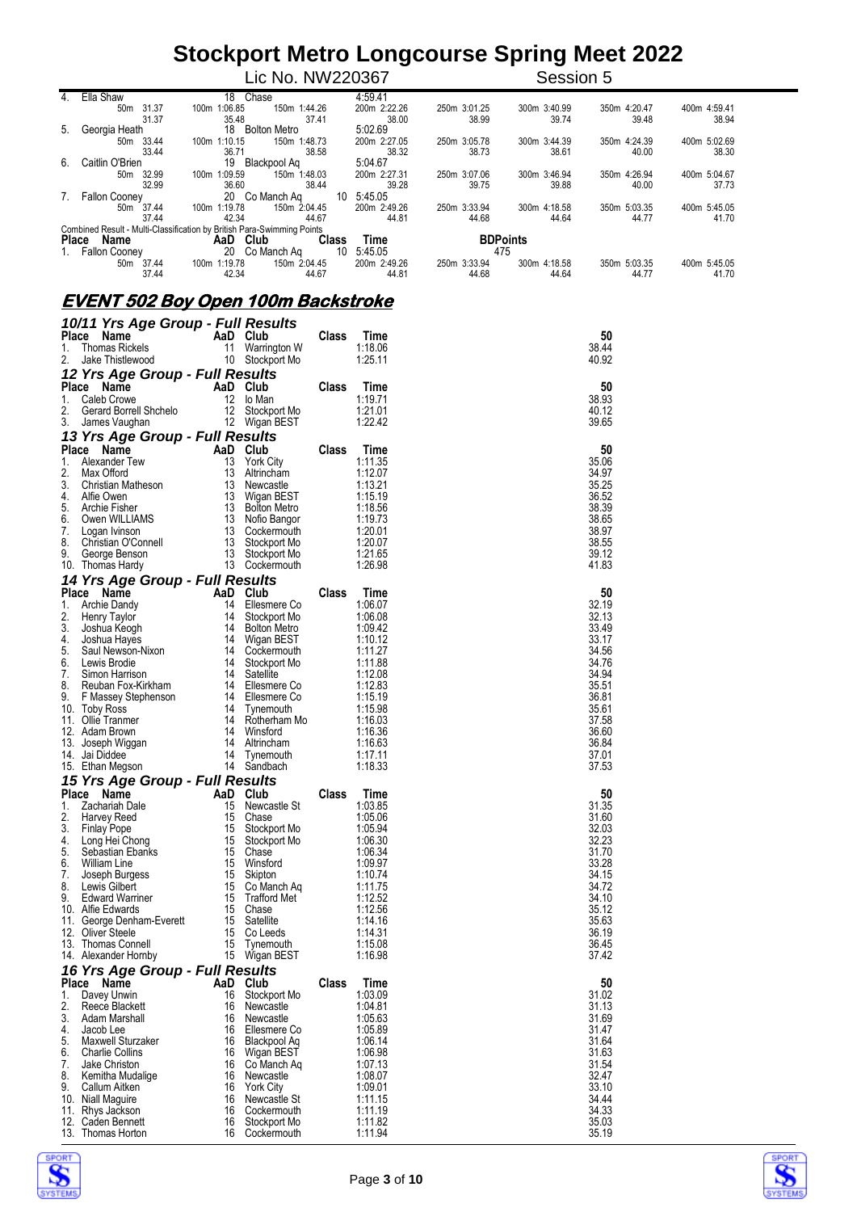# Stockport Metro Longcourse Spring Meet 2022

Lic No. NW220367 Session 5

| Place | Name | AaD | Club | Class | Time | | | | | | | |
|---|---|---|---|---|---|---|---|---|---|---|---|---|
| 4. | Ella Shaw | 18 | Chase | | 4:59.41 | | | | | | | |
| | 50m 31.37 | 100m 1:06.85 | 150m 1:44.26 | | 200m 2:22.26 | 250m 3:01.25 | 300m 3:40.99 | 350m 4:20.47 | 400m 4:59.41 | | | |
| | 31.37 | 35.48 | 37.41 | | 38.00 | 38.99 | 39.74 | 39.48 | 38.94 | | | |
| 5. | Georgia Heath | 18 | Bolton Metro | | 5:02.69 | | | | | | | |
| | 50m 33.44 | 100m 1:10.15 | 150m 1:48.73 | | 200m 2:27.05 | 250m 3:05.78 | 300m 3:44.39 | 350m 4:24.39 | 400m 5:02.69 | | | |
| | 33.44 | 36.71 | 38.58 | | 38.32 | 38.73 | 38.61 | 40.00 | 38.30 | | | |
| 6. | Caitlin O'Brien | 19 | Blackpool Aq | | 5:04.67 | | | | | | | |
| | 50m 32.99 | 100m 1:09.59 | 150m 1:48.03 | | 200m 2:27.31 | 250m 3:07.06 | 300m 3:46.94 | 350m 4:26.94 | 400m 5:04.67 | | | |
| | 32.99 | 36.60 | 38.44 | | 39.28 | 39.75 | 39.88 | 40.00 | 37.73 | | | |
| 7. | Fallon Cooney | 20 | Co Manch Aq | 10 | 5:45.05 | | | | | | | |
| | 50m 37.44 | 100m 1:19.78 | 150m 2:04.45 | | 200m 2:49.26 | 250m 3:33.94 | 300m 4:18.58 | 350m 5:03.35 | 400m 5:45.05 | | | |
| | 37.44 | 42.34 | 44.67 | | 44.81 | 44.68 | 44.64 | 44.77 | 41.70 | | | |

Combined Result - Multi-Classification by British Para-Swimming Points

| Place | Name | AaD | Club | Class | Time | BDPoints | | | |
|---|---|---|---|---|---|---|---|---|---|
| 1. | Fallon Cooney | 20 | Co Manch Aq | 10 | 5:45.05 | 475 | | | |
| | 50m 37.44 | 100m 1:19.78 | 150m 2:04.45 | | 200m 2:49.26 | 250m 3:33.94 | 300m 4:18.58 | 350m 5:03.35 | 400m 5:45.05 |
| | 37.44 | 42.34 | 44.67 | | 44.81 | 44.68 | 44.64 | 44.77 | 41.70 |

## EVENT 502 Boy Open 100m Backstroke

### 10/11 Yrs Age Group - Full Results

| Place | Name | AaD | Club | Class | Time | 50 |
|---|---|---|---|---|---|---|
| 1. | Thomas Rickels | 11 | Warrington W | | 1:18.06 | 38.44 |
| 2. | Jake Thistlewood | 10 | Stockport Mo | | 1:25.11 | 40.92 |

### 12 Yrs Age Group - Full Results

| Place | Name | AaD | Club | Class | Time | 50 |
|---|---|---|---|---|---|---|
| 1. | Caleb Crowe | 12 | Io Man | | 1:19.71 | 38.93 |
| 2. | Gerard Borrell Shchelo | 12 | Stockport Mo | | 1:21.01 | 40.12 |
| 3. | James Vaughan | 12 | Wigan BEST | | 1:22.42 | 39.65 |

### 13 Yrs Age Group - Full Results

| Place | Name | AaD | Club | Class | Time | 50 |
|---|---|---|---|---|---|---|
| 1. | Alexander Tew | 13 | York City | | 1:11.35 | 35.06 |
| 2. | Max Offord | 13 | Altrincham | | 1:12.07 | 34.97 |
| 3. | Christian Matheson | 13 | Newcastle | | 1:13.21 | 35.25 |
| 4. | Alfie Owen | 13 | Wigan BEST | | 1:15.19 | 36.52 |
| 5. | Archie Fisher | 13 | Bolton Metro | | 1:18.56 | 38.39 |
| 6. | Owen WILLIAMS | 13 | Nofio Bangor | | 1:19.73 | 38.65 |
| 7. | Logan Ivinson | 13 | Cockermouth | | 1:20.01 | 38.97 |
| 8. | Christian O'Connell | 13 | Stockport Mo | | 1:20.07 | 38.55 |
| 9. | George Benson | 13 | Stockport Mo | | 1:21.65 | 39.12 |
| 10. | Thomas Hardy | 13 | Cockermouth | | 1:26.98 | 41.83 |

### 14 Yrs Age Group - Full Results

| Place | Name | AaD | Club | Class | Time | 50 |
|---|---|---|---|---|---|---|
| 1. | Archie Dandy | 14 | Ellesmere Co | | 1:06.07 | 32.19 |
| 2. | Henry Taylor | 14 | Stockport Mo | | 1:06.08 | 32.13 |
| 3. | Joshua Keogh | 14 | Bolton Metro | | 1:09.42 | 33.49 |
| 4. | Joshua Hayes | 14 | Wigan BEST | | 1:10.12 | 33.17 |
| 5. | Saul Newson-Nixon | 14 | Cockermouth | | 1:11.27 | 34.56 |
| 6. | Lewis Brodie | 14 | Stockport Mo | | 1:11.88 | 34.76 |
| 7. | Simon Harrison | 14 | Satellite | | 1:12.08 | 34.94 |
| 8. | Reuban Fox-Kirkham | 14 | Ellesmere Co | | 1:12.83 | 35.51 |
| 9. | F Massey Stephenson | 14 | Ellesmere Co | | 1:15.19 | 36.81 |
| 10. | Toby Ross | 14 | Tynemouth | | 1:15.98 | 35.61 |
| 11. | Ollie Tranmer | 14 | Rotherham Mo | | 1:16.03 | 37.58 |
| 12. | Adam Brown | 14 | Winsford | | 1:16.36 | 36.60 |
| 13. | Joseph Wiggan | 14 | Altrincham | | 1:16.63 | 36.84 |
| 14. | Jai Diddee | 14 | Tynemouth | | 1:17.11 | 37.01 |
| 15. | Ethan Megson | 14 | Sandbach | | 1:18.33 | 37.53 |

### 15 Yrs Age Group - Full Results

| Place | Name | AaD | Club | Class | Time | 50 |
|---|---|---|---|---|---|---|
| 1. | Zachariah Dale | 15 | Newcastle St | | 1:03.85 | 31.35 |
| 2. | Harvey Reed | 15 | Chase | | 1:05.06 | 31.60 |
| 3. | Finlay Pope | 15 | Stockport Mo | | 1:05.94 | 32.03 |
| 4. | Long Hei Chong | 15 | Stockport Mo | | 1:06.30 | 32.23 |
| 5. | Sebastian Ebanks | 15 | Chase | | 1:06.34 | 31.70 |
| 6. | William Line | 15 | Winsford | | 1:09.97 | 33.28 |
| 7. | Joseph Burgess | 15 | Skipton | | 1:10.74 | 34.15 |
| 8. | Lewis Gilbert | 15 | Co Manch Aq | | 1:11.75 | 34.72 |
| 9. | Edward Warriner | 15 | Trafford Met | | 1:12.52 | 34.10 |
| 10. | Alfie Edwards | 15 | Chase | | 1:12.56 | 35.12 |
| 11. | George Denham-Everett | 15 | Satellite | | 1:14.16 | 35.63 |
| 12. | Oliver Steele | 15 | Co Leeds | | 1:14.31 | 36.19 |
| 13. | Thomas Connell | 15 | Tynemouth | | 1:15.08 | 36.45 |
| 14. | Alexander Hornby | 15 | Wigan BEST | | 1:16.98 | 37.42 |

### 16 Yrs Age Group - Full Results

| Place | Name | AaD | Club | Class | Time | 50 |
|---|---|---|---|---|---|---|
| 1. | Davey Unwin | 16 | Stockport Mo | | 1:03.09 | 31.02 |
| 2. | Reece Blackett | 16 | Newcastle | | 1:04.81 | 31.13 |
| 3. | Adam Marshall | 16 | Newcastle | | 1:05.63 | 31.69 |
| 4. | Jacob Lee | 16 | Ellesmere Co | | 1:05.89 | 31.47 |
| 5. | Maxwell Sturzaker | 16 | Blackpool Aq | | 1:06.14 | 31.64 |
| 6. | Charlie Collins | 16 | Wigan BEST | | 1:06.98 | 31.63 |
| 7. | Jake Christon | 16 | Co Manch Aq | | 1:07.13 | 31.54 |
| 8. | Kemitha Mudalige | 16 | Newcastle | | 1:08.07 | 32.47 |
| 9. | Callum Aitken | 16 | York City | | 1:09.01 | 33.10 |
| 10. | Niall Maguire | 16 | Newcastle St | | 1:11.15 | 34.44 |
| 11. | Rhys Jackson | 16 | Cockermouth | | 1:11.19 | 34.33 |
| 12. | Caden Bennett | 16 | Stockport Mo | | 1:11.82 | 35.03 |
| 13. | Thomas Horton | 16 | Cockermouth | | 1:11.94 | 35.19 |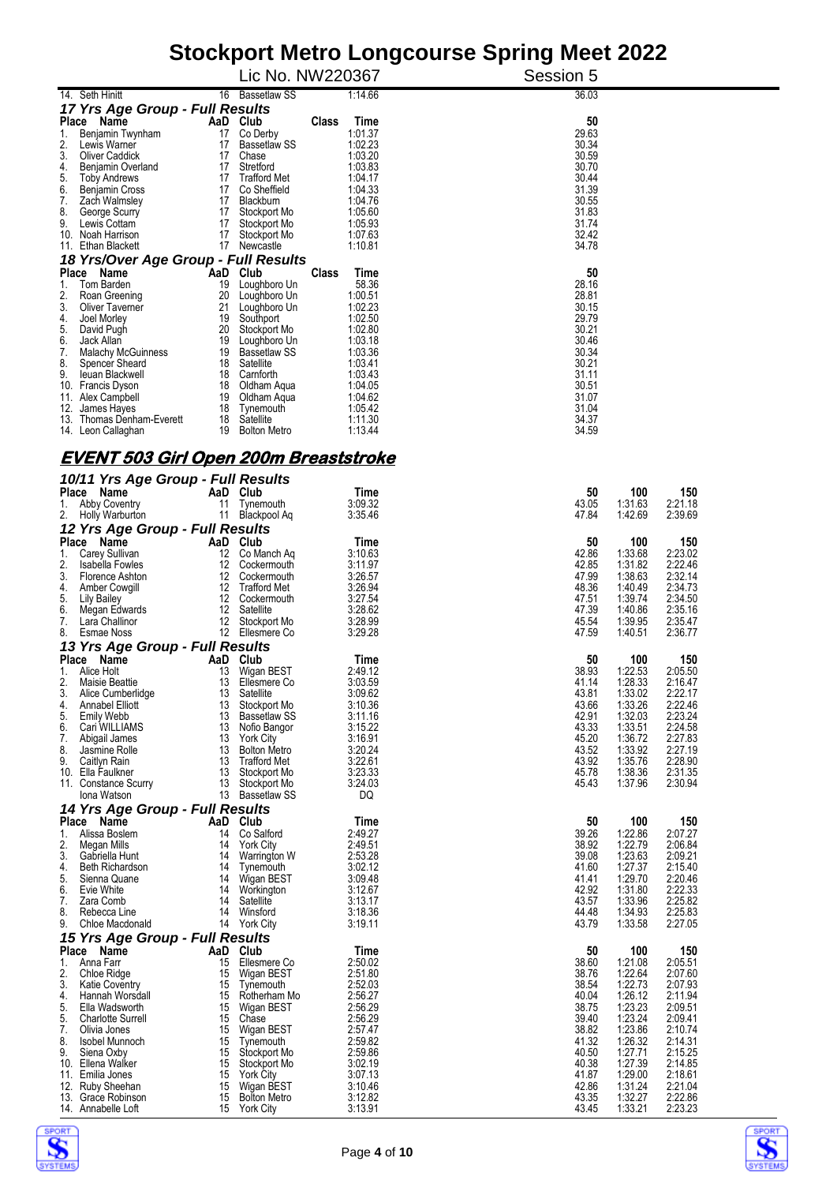# Stockport Metro Longcourse Spring Meet 2022

Lic No. NW220367 — Session 5

| Place | Name | AaD | Club | Class | Time | 50 |
|---|---|---|---|---|---|---|
| 14. | Seth Hinitt | 16 | Bassetlaw SS | | 1:14.66 | 36.03 |

### 17 Yrs Age Group - Full Results

| Place | Name | AaD | Club | Class | Time | 50 |
|---|---|---|---|---|---|---|
| 1. | Benjamin Twynham | 17 | Co Derby | | 1:01.37 | 29.63 |
| 2. | Lewis Warner | 17 | Bassetlaw SS | | 1:02.23 | 30.34 |
| 3. | Oliver Caddick | 17 | Chase | | 1:03.20 | 30.59 |
| 4. | Benjamin Overland | 17 | Stretford | | 1:03.83 | 30.70 |
| 5. | Toby Andrews | 17 | Trafford Met | | 1:04.17 | 30.44 |
| 6. | Benjamin Cross | 17 | Co Sheffield | | 1:04.33 | 31.39 |
| 7. | Zach Walmsley | 17 | Blackburn | | 1:04.76 | 30.55 |
| 8. | George Scurry | 17 | Stockport Mo | | 1:05.60 | 31.83 |
| 9. | Lewis Cottam | 17 | Stockport Mo | | 1:05.93 | 31.74 |
| 10. | Noah Harrison | 17 | Stockport Mo | | 1:07.63 | 32.42 |
| 11. | Ethan Blackett | 17 | Newcastle | | 1:10.81 | 34.78 |

### 18 Yrs/Over Age Group - Full Results

| Place | Name | AaD | Club | Class | Time | 50 |
|---|---|---|---|---|---|---|
| 1. | Tom Barden | 19 | Loughboro Un | | 58.36 | 28.16 |
| 2. | Roan Greening | 20 | Loughboro Un | | 1:00.51 | 28.81 |
| 3. | Oliver Taverner | 21 | Loughboro Un | | 1:02.23 | 30.15 |
| 4. | Joel Morley | 19 | Southport | | 1:02.50 | 29.79 |
| 5. | David Pugh | 20 | Stockport Mo | | 1:02.80 | 30.21 |
| 6. | Jack Allan | 19 | Loughboro Un | | 1:03.18 | 30.46 |
| 7. | Malachy McGuinness | 19 | Bassetlaw SS | | 1:03.36 | 30.34 |
| 8. | Spencer Sheard | 18 | Satellite | | 1:03.41 | 30.21 |
| 9. | Ieuan Blackwell | 18 | Carnforth | | 1:03.43 | 31.11 |
| 10. | Francis Dyson | 18 | Oldham Aqua | | 1:04.05 | 30.51 |
| 11. | Alex Campbell | 19 | Oldham Aqua | | 1:04.62 | 31.07 |
| 12. | James Hayes | 18 | Tynemouth | | 1:05.42 | 31.04 |
| 13. | Thomas Denham-Everett | 18 | Satellite | | 1:11.30 | 34.37 |
| 14. | Leon Callaghan | 19 | Bolton Metro | | 1:13.44 | 34.59 |

## EVENT 503 Girl Open 200m Breaststroke

### 10/11 Yrs Age Group - Full Results

| Place | Name | AaD | Club | Time | 50 | 100 | 150 |
|---|---|---|---|---|---|---|---|
| 1. | Abby Coventry | 11 | Tynemouth | 3:09.32 | 43.05 | 1:31.63 | 2:21.18 |
| 2. | Holly Warburton | 11 | Blackpool Aq | 3:35.46 | 47.84 | 1:42.69 | 2:39.69 |

### 12 Yrs Age Group - Full Results

| Place | Name | AaD | Club | Time | 50 | 100 | 150 |
|---|---|---|---|---|---|---|---|
| 1. | Carey Sullivan | 12 | Co Manch Aq | 3:10.63 | 42.86 | 1:33.68 | 2:23.02 |
| 2. | Isabella Fowles | 12 | Cockermouth | 3:11.97 | 42.85 | 1:31.82 | 2:22.46 |
| 3. | Florence Ashton | 12 | Cockermouth | 3:26.57 | 47.99 | 1:38.63 | 2:32.14 |
| 4. | Amber Cowgill | 12 | Trafford Met | 3:26.94 | 48.36 | 1:40.49 | 2:34.73 |
| 5. | Lily Bailey | 12 | Cockermouth | 3:27.54 | 47.51 | 1:39.74 | 2:34.50 |
| 6. | Megan Edwards | 12 | Satellite | 3:28.62 | 47.39 | 1:40.86 | 2:35.16 |
| 7. | Lara Challinor | 12 | Stockport Mo | 3:28.99 | 45.54 | 1:39.95 | 2:35.47 |
| 8. | Esmae Noss | 12 | Ellesmere Co | 3:29.28 | 47.59 | 1:40.51 | 2:36.77 |

### 13 Yrs Age Group - Full Results

| Place | Name | AaD | Club | Time | 50 | 100 | 150 |
|---|---|---|---|---|---|---|---|
| 1. | Alice Holt | 13 | Wigan BEST | 2:49.12 | 38.93 | 1:22.53 | 2:05.50 |
| 2. | Maisie Beattie | 13 | Ellesmere Co | 3:03.59 | 41.14 | 1:28.33 | 2:16.47 |
| 3. | Alice Cumberlidge | 13 | Satellite | 3:09.62 | 43.81 | 1:33.02 | 2:22.17 |
| 4. | Annabel Elliott | 13 | Stockport Mo | 3:10.36 | 43.66 | 1:33.26 | 2:22.46 |
| 5. | Emily Webb | 13 | Bassetlaw SS | 3:11.16 | 42.91 | 1:32.03 | 2:23.24 |
| 6. | Cari WILLIAMS | 13 | Nofio Bangor | 3:15.22 | 43.33 | 1:33.51 | 2:24.58 |
| 7. | Abigail James | 13 | York City | 3:16.91 | 45.20 | 1:36.72 | 2:27.83 |
| 8. | Jasmine Rolle | 13 | Bolton Metro | 3:20.24 | 43.52 | 1:33.92 | 2:27.19 |
| 9. | Caitlyn Rain | 13 | Trafford Met | 3:22.61 | 43.92 | 1:35.76 | 2:28.90 |
| 10. | Ella Faulkner | 13 | Stockport Mo | 3:23.33 | 45.78 | 1:38.36 | 2:31.35 |
| 11. | Constance Scurry | 13 | Stockport Mo | 3:24.03 | 45.43 | 1:37.96 | 2:30.94 |
| | Iona Watson | 13 | Bassetlaw SS | DQ | | | |

### 14 Yrs Age Group - Full Results

| Place | Name | AaD | Club | Time | 50 | 100 | 150 |
|---|---|---|---|---|---|---|---|
| 1. | Alissa Boslem | 14 | Co Salford | 2:49.27 | 39.26 | 1:22.86 | 2:07.27 |
| 2. | Megan Mills | 14 | York City | 2:49.51 | 38.92 | 1:22.79 | 2:06.84 |
| 3. | Gabriella Hunt | 14 | Warrington W | 2:53.28 | 39.08 | 1:23.63 | 2:09.21 |
| 4. | Beth Richardson | 14 | Tynemouth | 3:02.12 | 41.60 | 1:27.37 | 2:15.40 |
| 5. | Sienna Quane | 14 | Wigan BEST | 3:09.48 | 41.41 | 1:29.70 | 2:20.46 |
| 6. | Evie White | 14 | Workington | 3:12.67 | 42.92 | 1:31.80 | 2:22.33 |
| 7. | Zara Comb | 14 | Satellite | 3:13.17 | 43.57 | 1:33.96 | 2:25.82 |
| 8. | Rebecca Line | 14 | Winsford | 3:18.36 | 44.48 | 1:34.93 | 2:25.83 |
| 9. | Chloe Macdonald | 14 | York City | 3:19.11 | 43.79 | 1:33.58 | 2:27.05 |

### 15 Yrs Age Group - Full Results

| Place | Name | AaD | Club | Time | 50 | 100 | 150 |
|---|---|---|---|---|---|---|---|
| 1. | Anna Farr | 15 | Ellesmere Co | 2:50.02 | 38.60 | 1:21.08 | 2:05.51 |
| 2. | Chloe Ridge | 15 | Wigan BEST | 2:51.80 | 38.76 | 1:22.64 | 2:07.60 |
| 3. | Katie Coventry | 15 | Tynemouth | 2:52.03 | 38.54 | 1:22.73 | 2:07.93 |
| 4. | Hannah Worsdall | 15 | Rotherham Mo | 2:56.27 | 40.04 | 1:26.12 | 2:11.94 |
| 5. | Ella Wadsworth | 15 | Wigan BEST | 2:56.29 | 38.75 | 1:23.23 | 2:09.51 |
| 5. | Charlotte Surrell | 15 | Chase | 2:56.29 | 39.40 | 1:23.24 | 2:09.41 |
| 7. | Olivia Jones | 15 | Wigan BEST | 2:57.47 | 38.82 | 1:23.86 | 2:10.74 |
| 8. | Isobel Munnoch | 15 | Tynemouth | 2:59.82 | 41.32 | 1:26.32 | 2:14.31 |
| 9. | Siena Oxby | 15 | Stockport Mo | 2:59.86 | 40.50 | 1:27.71 | 2:15.25 |
| 10. | Ellena Walker | 15 | Stockport Mo | 3:02.19 | 40.38 | 1:27.39 | 2:14.85 |
| 11. | Emilia Jones | 15 | York City | 3:07.13 | 41.87 | 1:29.00 | 2:18.61 |
| 12. | Ruby Sheehan | 15 | Wigan BEST | 3:10.46 | 42.86 | 1:31.24 | 2:21.04 |
| 13. | Grace Robinson | 15 | Bolton Metro | 3:12.82 | 43.35 | 1:32.27 | 2:22.86 |
| 14. | Annabelle Loft | 15 | York City | 3:13.91 | 43.45 | 1:33.21 | 2:23.23 |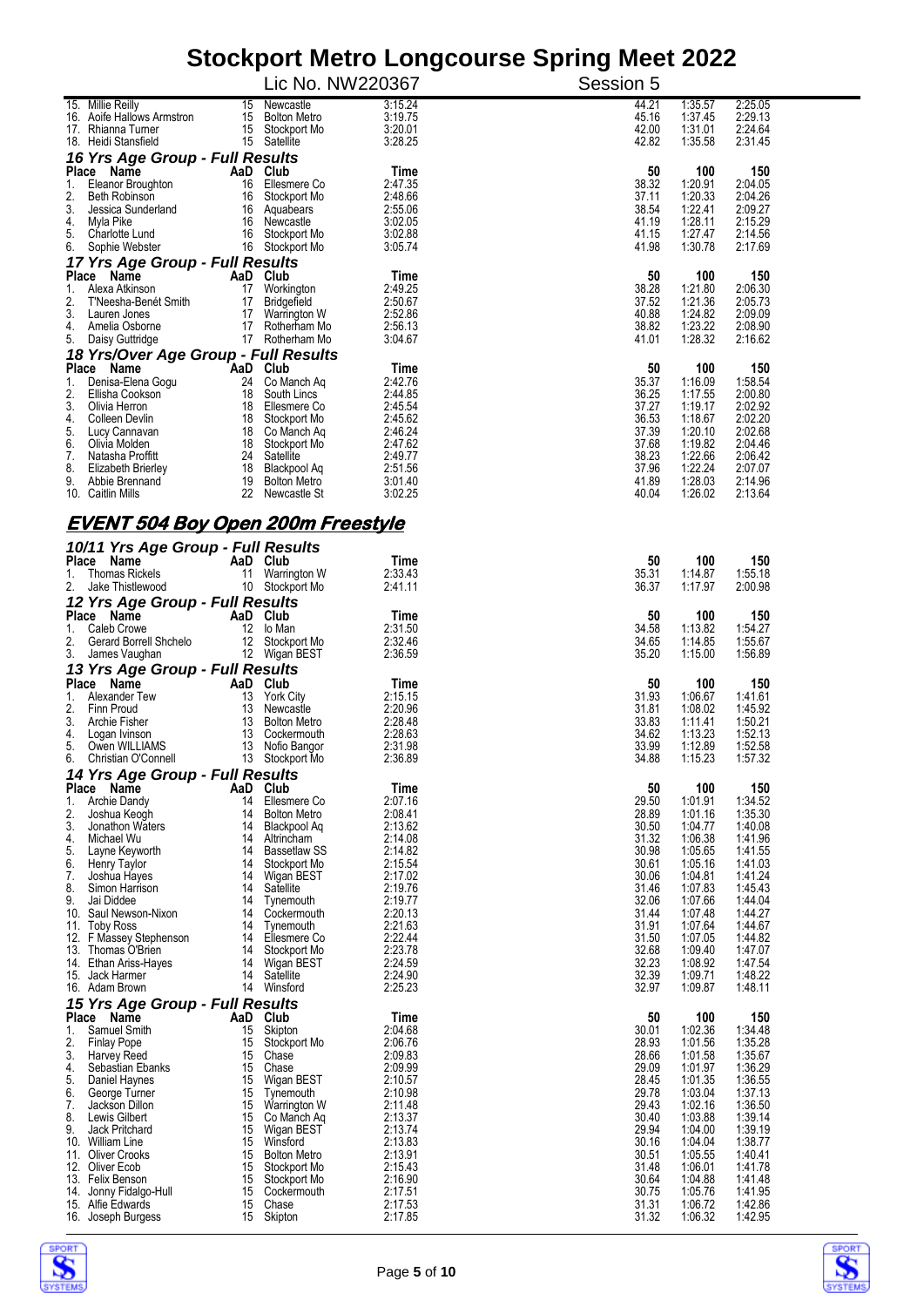# Stockport Metro Longcourse Spring Meet 2022

Lic No. NW220367 Session 5

| Place | Name | AaD | Club | Time | 50 | 100 | 150 |
|---|---|---|---|---|---|---|---|
| 15. | Millie Reilly | 15 | Newcastle | 3:15.24 | 44.21 | 1:35.57 | 2:25.05 |
| 16. | Aoife Hallows Armstron | 15 | Bolton Metro | 3:19.75 | 45.16 | 1:37.45 | 2:29.13 |
| 17. | Rhianna Turner | 15 | Stockport Mo | 3:20.01 | 42.00 | 1:31.01 | 2:24.64 |
| 18. | Heidi Stansfield | 15 | Satellite | 3:28.25 | 42.82 | 1:35.58 | 2:31.45 |

### 16 Yrs Age Group - Full Results

| Place | Name | AaD | Club | Time | 50 | 100 | 150 |
|---|---|---|---|---|---|---|---|
| 1. | Eleanor Broughton | 16 | Ellesmere Co | 2:47.35 | 38.32 | 1:20.91 | 2:04.05 |
| 2. | Beth Robinson | 16 | Stockport Mo | 2:48.66 | 37.11 | 1:20.33 | 2:04.26 |
| 3. | Jessica Sunderland | 16 | Aquabears | 2:55.06 | 38.54 | 1:22.41 | 2:09.27 |
| 4. | Myla Pike | 16 | Newcastle | 3:02.05 | 41.19 | 1:28.11 | 2:15.29 |
| 5. | Charlotte Lund | 16 | Stockport Mo | 3:02.88 | 41.15 | 1:27.47 | 2:14.56 |
| 6. | Sophie Webster | 16 | Stockport Mo | 3:05.74 | 41.98 | 1:30.78 | 2:17.69 |

### 17 Yrs Age Group - Full Results

| Place | Name | AaD | Club | Time | 50 | 100 | 150 |
|---|---|---|---|---|---|---|---|
| 1. | Alexa Atkinson | 17 | Workington | 2:49.25 | 38.28 | 1:21.80 | 2:06.30 |
| 2. | T'Neesha-Benét Smith | 17 | Bridgefield | 2:50.67 | 37.52 | 1:21.36 | 2:05.73 |
| 3. | Lauren Jones | 17 | Warrington W | 2:52.86 | 40.88 | 1:24.82 | 2:09.09 |
| 4. | Amelia Osborne | 17 | Rotherham Mo | 2:56.13 | 38.82 | 1:23.22 | 2:08.90 |
| 5. | Daisy Guttridge | 17 | Rotherham Mo | 3:04.67 | 41.01 | 1:28.32 | 2:16.62 |

### 18 Yrs/Over Age Group - Full Results

| Place | Name | AaD | Club | Time | 50 | 100 | 150 |
|---|---|---|---|---|---|---|---|
| 1. | Denisa-Elena Gogu | 24 | Co Manch Aq | 2:42.76 | 35.37 | 1:16.09 | 1:58.54 |
| 2. | Ellisha Cookson | 18 | South Lincs | 2:44.85 | 36.25 | 1:17.55 | 2:00.80 |
| 3. | Olivia Herron | 18 | Ellesmere Co | 2:45.54 | 37.27 | 1:19.17 | 2:02.92 |
| 4. | Colleen Devlin | 18 | Stockport Mo | 2:45.62 | 36.53 | 1:18.67 | 2:02.20 |
| 5. | Lucy Cannavan | 18 | Co Manch Aq | 2:46.24 | 37.39 | 1:20.10 | 2:02.68 |
| 6. | Olivia Molden | 18 | Stockport Mo | 2:47.62 | 37.68 | 1:19.82 | 2:04.46 |
| 7. | Natasha Proffitt | 24 | Satellite | 2:49.77 | 38.23 | 1:22.66 | 2:06.42 |
| 8. | Elizabeth Brierley | 18 | Blackpool Aq | 2:51.56 | 37.96 | 1:22.24 | 2:07.07 |
| 9. | Abbie Brennand | 19 | Bolton Metro | 3:01.40 | 41.89 | 1:28.03 | 2:14.96 |
| 10. | Caitlin Mills | 22 | Newcastle St | 3:02.25 | 40.04 | 1:26.02 | 2:13.64 |

## EVENT 504 Boy Open 200m Freestyle

### 10/11 Yrs Age Group - Full Results

| Place | Name | AaD | Club | Time | 50 | 100 | 150 |
|---|---|---|---|---|---|---|---|
| 1. | Thomas Rickels | 11 | Warrington W | 2:33.43 | 35.31 | 1:14.87 | 1:55.18 |
| 2. | Jake Thistlewood | 10 | Stockport Mo | 2:41.11 | 36.37 | 1:17.97 | 2:00.98 |

### 12 Yrs Age Group - Full Results

| Place | Name | AaD | Club | Time | 50 | 100 | 150 |
|---|---|---|---|---|---|---|---|
| 1. | Caleb Crowe | 12 | Io Man | 2:31.50 | 34.58 | 1:13.82 | 1:54.27 |
| 2. | Gerard Borrell Shchelo | 12 | Stockport Mo | 2:32.46 | 34.65 | 1:14.85 | 1:55.67 |
| 3. | James Vaughan | 12 | Wigan BEST | 2:36.59 | 35.20 | 1:15.00 | 1:56.89 |

### 13 Yrs Age Group - Full Results

| Place | Name | AaD | Club | Time | 50 | 100 | 150 |
|---|---|---|---|---|---|---|---|
| 1. | Alexander Tew | 13 | York City | 2:15.15 | 31.93 | 1:06.67 | 1:41.61 |
| 2. | Finn Proud | 13 | Newcastle | 2:20.96 | 31.81 | 1:08.02 | 1:45.92 |
| 3. | Archie Fisher | 13 | Bolton Metro | 2:28.48 | 33.83 | 1:11.41 | 1:50.21 |
| 4. | Logan Ivinson | 13 | Cockermouth | 2:28.63 | 34.62 | 1:13.23 | 1:52.13 |
| 5. | Owen WILLIAMS | 13 | Nofio Bangor | 2:31.98 | 33.99 | 1:12.89 | 1:52.58 |
| 6. | Christian O'Connell | 13 | Stockport Mo | 2:36.89 | 34.88 | 1:15.23 | 1:57.32 |

### 14 Yrs Age Group - Full Results

| Place | Name | AaD | Club | Time | 50 | 100 | 150 |
|---|---|---|---|---|---|---|---|
| 1. | Archie Dandy | 14 | Ellesmere Co | 2:07.16 | 29.50 | 1:01.91 | 1:34.52 |
| 2. | Joshua Keogh | 14 | Bolton Metro | 2:08.41 | 28.89 | 1:01.16 | 1:35.30 |
| 3. | Jonathon Waters | 14 | Blackpool Aq | 2:13.62 | 30.50 | 1:04.77 | 1:40.08 |
| 4. | Michael Wu | 14 | Altrincham | 2:14.08 | 31.32 | 1:06.38 | 1:41.96 |
| 5. | Layne Keyworth | 14 | Bassetlaw SS | 2:14.82 | 30.98 | 1:05.65 | 1:41.55 |
| 6. | Henry Taylor | 14 | Stockport Mo | 2:15.54 | 30.61 | 1:05.16 | 1:41.03 |
| 7. | Joshua Hayes | 14 | Wigan BEST | 2:17.02 | 30.06 | 1:04.81 | 1:41.24 |
| 8. | Simon Harrison | 14 | Satellite | 2:19.76 | 31.46 | 1:07.83 | 1:45.43 |
| 9. | Jai Diddee | 14 | Tynemouth | 2:19.77 | 32.06 | 1:07.66 | 1:44.04 |
| 10. | Saul Newson-Nixon | 14 | Cockermouth | 2:20.13 | 31.44 | 1:07.48 | 1:44.27 |
| 11. | Toby Ross | 14 | Tynemouth | 2:21.63 | 31.91 | 1:07.64 | 1:44.67 |
| 12. | F Massey Stephenson | 14 | Ellesmere Co | 2:22.44 | 31.50 | 1:07.05 | 1:44.82 |
| 13. | Thomas O'Brien | 14 | Stockport Mo | 2:23.78 | 32.68 | 1:09.40 | 1:47.07 |
| 14. | Ethan Ariss-Hayes | 14 | Wigan BEST | 2:24.59 | 32.23 | 1:08.92 | 1:47.54 |
| 15. | Jack Harmer | 14 | Satellite | 2:24.90 | 32.39 | 1:09.71 | 1:48.22 |
| 16. | Adam Brown | 14 | Winsford | 2:25.23 | 32.97 | 1:09.87 | 1:48.11 |

### 15 Yrs Age Group - Full Results

| Place | Name | AaD | Club | Time | 50 | 100 | 150 |
|---|---|---|---|---|---|---|---|
| 1. | Samuel Smith | 15 | Skipton | 2:04.68 | 30.01 | 1:02.36 | 1:34.48 |
| 2. | Finlay Pope | 15 | Stockport Mo | 2:06.76 | 28.93 | 1:01.56 | 1:35.28 |
| 3. | Harvey Reed | 15 | Chase | 2:09.83 | 28.66 | 1:01.58 | 1:35.67 |
| 4. | Sebastian Ebanks | 15 | Chase | 2:09.99 | 29.09 | 1:01.97 | 1:36.29 |
| 5. | Daniel Haynes | 15 | Wigan BEST | 2:10.57 | 28.45 | 1:01.35 | 1:36.55 |
| 6. | George Turner | 15 | Tynemouth | 2:10.98 | 29.78 | 1:03.04 | 1:37.13 |
| 7. | Jackson Dillon | 15 | Warrington W | 2:11.48 | 29.43 | 1:02.16 | 1:36.50 |
| 8. | Lewis Gilbert | 15 | Co Manch Aq | 2:13.37 | 30.40 | 1:03.88 | 1:39.14 |
| 9. | Jack Pritchard | 15 | Wigan BEST | 2:13.74 | 29.94 | 1:04.00 | 1:39.19 |
| 10. | William Line | 15 | Winsford | 2:13.83 | 30.16 | 1:04.04 | 1:38.77 |
| 11. | Oliver Crooks | 15 | Bolton Metro | 2:13.91 | 30.51 | 1:05.55 | 1:40.41 |
| 12. | Oliver Ecob | 15 | Stockport Mo | 2:15.43 | 31.48 | 1:06.01 | 1:41.78 |
| 13. | Felix Benson | 15 | Stockport Mo | 2:16.90 | 30.64 | 1:04.88 | 1:41.48 |
| 14. | Jonny Fidalgo-Hull | 15 | Cockermouth | 2:17.51 | 30.75 | 1:05.76 | 1:41.95 |
| 15. | Alfie Edwards | 15 | Chase | 2:17.53 | 31.31 | 1:06.72 | 1:42.86 |
| 16. | Joseph Burgess | 15 | Skipton | 2:17.85 | 31.32 | 1:06.32 | 1:42.95 |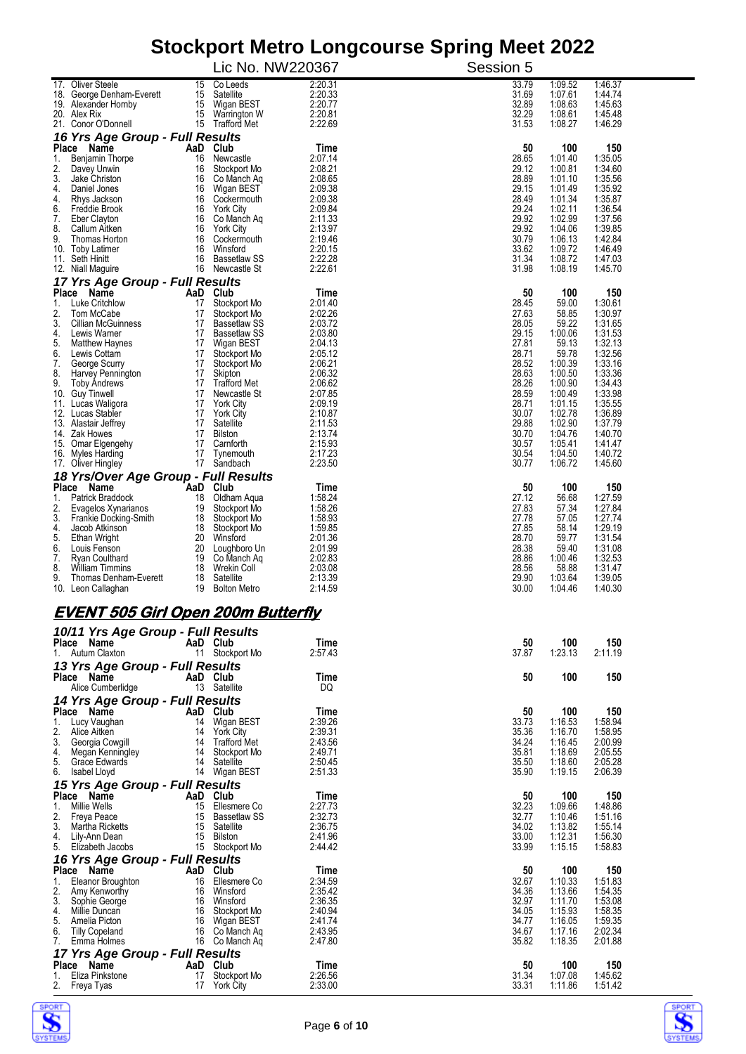# Stockport Metro Longcourse Spring Meet 2022

Lic No. NW220367 — Session 5

| Place | Name | AaD | Club | Time | 50 | 100 | 150 |
|---|---|---|---|---|---|---|---|
| 17. | Oliver Steele | 15 | Co Leeds | 2:20.31 | 33.79 | 1:09.52 | 1:46.37 |
| 18. | George Denham-Everett | 15 | Satellite | 2:20.33 | 31.69 | 1:07.61 | 1:44.74 |
| 19. | Alexander Hornby | 15 | Wigan BEST | 2:20.77 | 32.89 | 1:08.63 | 1:45.63 |
| 20. | Alex Rix | 15 | Warrington W | 2:20.81 | 32.29 | 1:08.61 | 1:45.48 |
| 21. | Conor O'Donnell | 15 | Trafford Met | 2:22.69 | 31.53 | 1:08.27 | 1:46.29 |

### *16 Yrs Age Group - Full Results*

| Place | Name | AaD | Club | Time | 50 | 100 | 150 |
|---|---|---|---|---|---|---|---|
| 1. | Benjamin Thorpe | 16 | Newcastle | 2:07.14 | 28.65 | 1:01.40 | 1:35.05 |
| 2. | Davey Unwin | 16 | Stockport Mo | 2:08.21 | 29.12 | 1:00.81 | 1:34.60 |
| 3. | Jake Christon | 16 | Co Manch Aq | 2:08.65 | 28.89 | 1:01.10 | 1:35.56 |
| 4. | Daniel Jones | 16 | Wigan BEST | 2:09.38 | 29.15 | 1:01.49 | 1:35.92 |
| 4. | Rhys Jackson | 16 | Cockermouth | 2:09.38 | 28.49 | 1:01.34 | 1:35.87 |
| 6. | Freddie Brook | 16 | York City | 2:09.84 | 29.24 | 1:02.11 | 1:36.54 |
| 7. | Eber Clayton | 16 | Co Manch Aq | 2:11.33 | 29.92 | 1:02.99 | 1:37.56 |
| 8. | Callum Aitken | 16 | York City | 2:13.97 | 29.92 | 1:04.06 | 1:39.85 |
| 9. | Thomas Horton | 16 | Cockermouth | 2:19.46 | 30.79 | 1:06.13 | 1:42.84 |
| 10. | Toby Latimer | 16 | Winsford | 2:20.15 | 33.62 | 1:09.72 | 1:46.49 |
| 11. | Seth Hinitt | 16 | Bassetlaw SS | 2:22.28 | 31.34 | 1:08.72 | 1:47.03 |
| 12. | Niall Maguire | 16 | Newcastle St | 2:22.61 | 31.98 | 1:08.19 | 1:45.70 |

### *17 Yrs Age Group - Full Results*

| Place | Name | AaD | Club | Time | 50 | 100 | 150 |
|---|---|---|---|---|---|---|---|
| 1. | Luke Critchlow | 17 | Stockport Mo | 2:01.40 | 28.45 | 59.00 | 1:30.61 |
| 2. | Tom McCabe | 17 | Stockport Mo | 2:02.26 | 27.63 | 58.85 | 1:30.97 |
| 3. | Cillian McGuinness | 17 | Bassetlaw SS | 2:03.72 | 28.05 | 59.22 | 1:31.65 |
| 4. | Lewis Warner | 17 | Bassetlaw SS | 2:03.80 | 29.15 | 1:00.06 | 1:31.53 |
| 5. | Matthew Haynes | 17 | Wigan BEST | 2:04.13 | 27.81 | 59.13 | 1:32.13 |
| 6. | Lewis Cottam | 17 | Stockport Mo | 2:05.12 | 28.71 | 59.78 | 1:32.56 |
| 7. | George Scurry | 17 | Stockport Mo | 2:06.21 | 28.52 | 1:00.39 | 1:33.16 |
| 8. | Harvey Pennington | 17 | Skipton | 2:06.32 | 28.63 | 1:00.50 | 1:33.36 |
| 9. | Toby Andrews | 17 | Trafford Met | 2:06.62 | 28.26 | 1:00.90 | 1:34.43 |
| 10. | Guy Tinwell | 17 | Newcastle St | 2:07.85 | 28.59 | 1:00.49 | 1:33.98 |
| 11. | Lucas Waligora | 17 | York City | 2:09.19 | 28.71 | 1:01.15 | 1:35.55 |
| 12. | Lucas Stabler | 17 | York City | 2:10.87 | 30.07 | 1:02.78 | 1:36.89 |
| 13. | Alastair Jeffrey | 17 | Satellite | 2:11.53 | 29.88 | 1:02.90 | 1:37.79 |
| 14. | Zak Howes | 17 | Bilston | 2:13.74 | 30.70 | 1:04.76 | 1:40.70 |
| 15. | Omar Elgengehy | 17 | Carnforth | 2:15.93 | 30.57 | 1:05.41 | 1:41.47 |
| 16. | Myles Harding | 17 | Tynemouth | 2:17.23 | 30.54 | 1:04.50 | 1:40.72 |
| 17. | Oliver Hingley | 17 | Sandbach | 2:23.50 | 30.77 | 1:06.72 | 1:45.60 |

### *18 Yrs/Over Age Group - Full Results*

| Place | Name | AaD | Club | Time | 50 | 100 | 150 |
|---|---|---|---|---|---|---|---|
| 1. | Patrick Braddock | 18 | Oldham Aqua | 1:58.24 | 27.12 | 56.68 | 1:27.59 |
| 2. | Evagelos Xynarianos | 19 | Stockport Mo | 1:58.26 | 27.83 | 57.34 | 1:27.84 |
| 3. | Frankie Docking-Smith | 18 | Stockport Mo | 1:58.93 | 27.78 | 57.05 | 1:27.74 |
| 4. | Jacob Atkinson | 18 | Stockport Mo | 1:59.85 | 27.85 | 58.14 | 1:29.19 |
| 5. | Ethan Wright | 20 | Winsford | 2:01.36 | 28.70 | 59.77 | 1:31.54 |
| 6. | Louis Fenson | 20 | Loughboro Un | 2:01.99 | 28.38 | 59.40 | 1:31.08 |
| 7. | Ryan Coulthard | 19 | Co Manch Aq | 2:02.83 | 28.86 | 1:00.46 | 1:32.53 |
| 8. | William Timmins | 18 | Wrekin Coll | 2:03.08 | 28.56 | 58.88 | 1:31.47 |
| 9. | Thomas Denham-Everett | 18 | Satellite | 2:13.39 | 29.90 | 1:03.64 | 1:39.05 |
| 10. | Leon Callaghan | 19 | Bolton Metro | 2:14.59 | 30.00 | 1:04.46 | 1:40.30 |

## *EVENT 505 Girl Open 200m Butterfly*

### *10/11 Yrs Age Group - Full Results*

| Place | Name | AaD | Club | Time | 50 | 100 | 150 |
|---|---|---|---|---|---|---|---|
| 1. | Autum Claxton | 11 | Stockport Mo | 2:57.43 | 37.87 | 1:23.13 | 2:11.19 |

### *13 Yrs Age Group - Full Results*

| Place | Name | AaD | Club | Time | 50 | 100 | 150 |
|---|---|---|---|---|---|---|---|
| | Alice Cumberlidge | 13 | Satellite | DQ | | | |

### *14 Yrs Age Group - Full Results*

| Place | Name | AaD | Club | Time | 50 | 100 | 150 |
|---|---|---|---|---|---|---|---|
| 1. | Lucy Vaughan | 14 | Wigan BEST | 2:39.26 | 33.73 | 1:16.53 | 1:58.94 |
| 2. | Alice Aitken | 14 | York City | 2:39.31 | 35.36 | 1:16.70 | 1:58.95 |
| 3. | Georgia Cowgill | 14 | Trafford Met | 2:43.56 | 34.24 | 1:16.45 | 2:00.99 |
| 4. | Megan Kenningley | 14 | Stockport Mo | 2:49.71 | 35.81 | 1:18.69 | 2:05.55 |
| 5. | Grace Edwards | 14 | Satellite | 2:50.45 | 35.50 | 1:18.60 | 2:05.28 |
| 6. | Isabel Lloyd | 14 | Wigan BEST | 2:51.33 | 35.90 | 1:19.15 | 2:06.39 |

### *15 Yrs Age Group - Full Results*

| Place | Name | AaD | Club | Time | 50 | 100 | 150 |
|---|---|---|---|---|---|---|---|
| 1. | Millie Wells | 15 | Ellesmere Co | 2:27.73 | 32.23 | 1:09.66 | 1:48.86 |
| 2. | Freya Peace | 15 | Bassetlaw SS | 2:32.73 | 32.77 | 1:10.46 | 1:51.16 |
| 3. | Martha Ricketts | 15 | Satellite | 2:36.75 | 34.02 | 1:13.82 | 1:55.14 |
| 4. | Lily-Ann Dean | 15 | Bilston | 2:41.96 | 33.00 | 1:12.31 | 1:56.30 |
| 5. | Elizabeth Jacobs | 15 | Stockport Mo | 2:44.42 | 33.99 | 1:15.15 | 1:58.83 |

### *16 Yrs Age Group - Full Results*

| Place | Name | AaD | Club | Time | 50 | 100 | 150 |
|---|---|---|---|---|---|---|---|
| 1. | Eleanor Broughton | 16 | Ellesmere Co | 2:34.59 | 32.67 | 1:10.33 | 1:51.83 |
| 2. | Amy Kenworthy | 16 | Winsford | 2:35.42 | 34.36 | 1:13.66 | 1:54.35 |
| 3. | Sophie George | 16 | Winsford | 2:36.35 | 32.97 | 1:11.70 | 1:53.08 |
| 4. | Millie Duncan | 16 | Stockport Mo | 2:40.94 | 34.05 | 1:15.93 | 1:58.35 |
| 5. | Amelia Picton | 16 | Wigan BEST | 2:41.74 | 34.77 | 1:16.05 | 1:59.35 |
| 6. | Tilly Copeland | 16 | Co Manch Aq | 2:43.95 | 34.67 | 1:17.16 | 2:02.34 |
| 7. | Emma Holmes | 16 | Co Manch Aq | 2:47.80 | 35.82 | 1:18.35 | 2:01.88 |

### *17 Yrs Age Group - Full Results*

| Place | Name | AaD | Club | Time | 50 | 100 | 150 |
|---|---|---|---|---|---|---|---|
| 1. | Eliza Pinkstone | 17 | Stockport Mo | 2:26.56 | 31.34 | 1:07.08 | 1:45.62 |
| 2. | Freya Tyas | 17 | York City | 2:33.00 | 33.31 | 1:11.86 | 1:51.42 |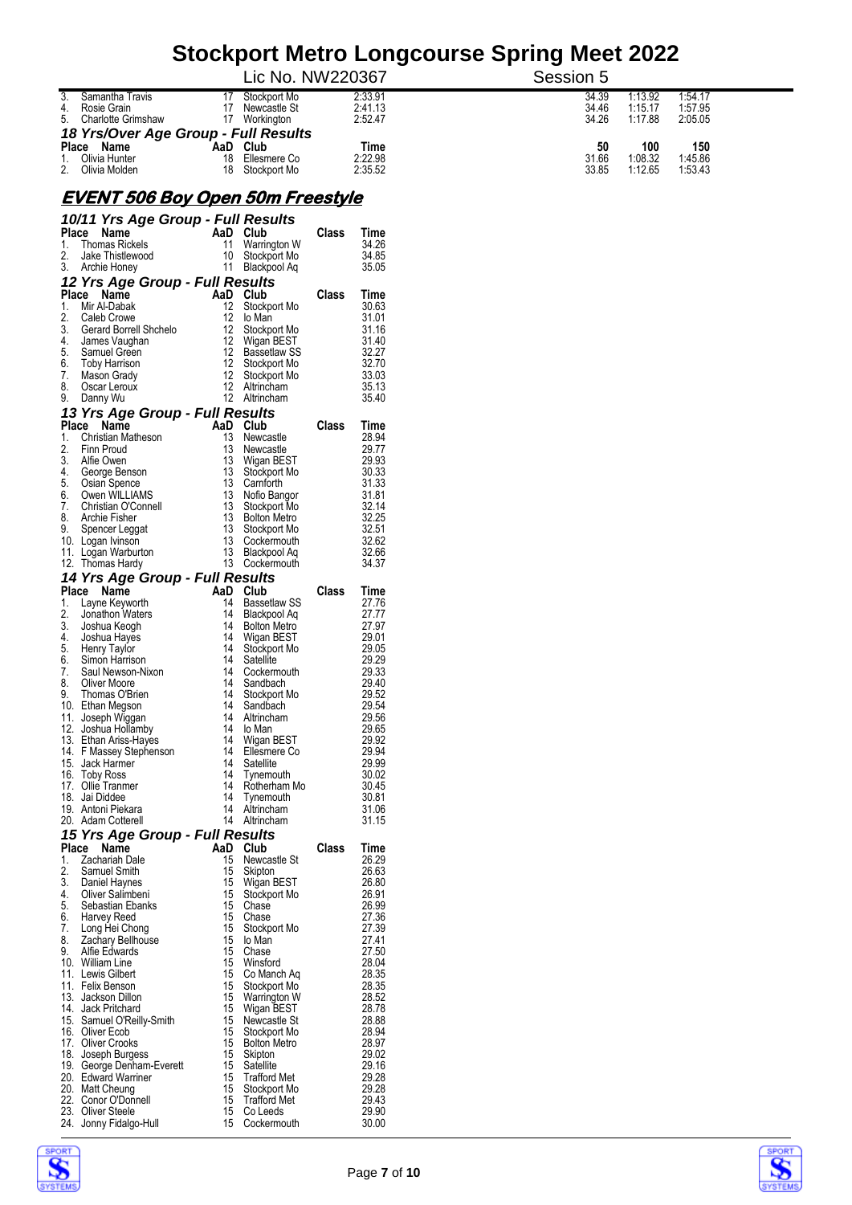| Place | Name | AaD | Club | Time | 50 | 100 | 150 |
|---|---|---|---|---|---|---|---|
| 3. | Samantha Travis | 17 | Stockport Mo | 2:33.91 | 34.39 | 1:13.92 | 1:54.17 |
| 4. | Rosie Grain | 17 | Newcastle St | 2:41.13 | 34.46 | 1:15.17 | 1:57.95 |
| 5. | Charlotte Grimshaw | 17 | Workington | 2:52.47 | 34.26 | 1:17.88 | 2:05.05 |

### 18 Yrs/Over Age Group - Full Results

| Place | Name | AaD | Club | Time | 50 | 100 | 150 |
|---|---|---|---|---|---|---|---|
| 1. | Olivia Hunter | 18 | Ellesmere Co | 2:22.98 | 31.66 | 1:08.32 | 1:45.86 |
| 2. | Olivia Molden | 18 | Stockport Mo | 2:35.52 | 33.85 | 1:12.65 | 1:53.43 |

## EVENT 506 Boy Open 50m Freestyle

### 10/11 Yrs Age Group - Full Results

| Place | Name | AaD | Club | Class | Time |
|---|---|---|---|---|---|
| 1. | Thomas Rickels | 11 | Warrington W | | 34.26 |
| 2. | Jake Thistlewood | 10 | Stockport Mo | | 34.85 |
| 3. | Archie Honey | 11 | Blackpool Aq | | 35.05 |

### 12 Yrs Age Group - Full Results

| Place | Name | AaD | Club | Class | Time |
|---|---|---|---|---|---|
| 1. | Mir Al-Dabak | 12 | Stockport Mo | | 30.63 |
| 2. | Caleb Crowe | 12 | Io Man | | 31.01 |
| 3. | Gerard Borrell Shchelo | 12 | Stockport Mo | | 31.16 |
| 4. | James Vaughan | 12 | Wigan BEST | | 31.40 |
| 5. | Samuel Green | 12 | Bassetlaw SS | | 32.27 |
| 6. | Toby Harrison | 12 | Stockport Mo | | 32.70 |
| 7. | Mason Grady | 12 | Stockport Mo | | 33.03 |
| 8. | Oscar Leroux | 12 | Altrincham | | 35.13 |
| 9. | Danny Wu | 12 | Altrincham | | 35.40 |

### 13 Yrs Age Group - Full Results

| Place | Name | AaD | Club | Class | Time |
|---|---|---|---|---|---|
| 1. | Christian Matheson | 13 | Newcastle | | 28.94 |
| 2. | Finn Proud | 13 | Newcastle | | 29.77 |
| 3. | Alfie Owen | 13 | Wigan BEST | | 29.93 |
| 4. | George Benson | 13 | Stockport Mo | | 30.33 |
| 5. | Osian Spence | 13 | Carnforth | | 31.33 |
| 6. | Owen WILLIAMS | 13 | Nofio Bangor | | 31.81 |
| 7. | Christian O'Connell | 13 | Stockport Mo | | 32.14 |
| 8. | Archie Fisher | 13 | Bolton Metro | | 32.25 |
| 9. | Spencer Leggat | 13 | Stockport Mo | | 32.51 |
| 10. | Logan Ivinson | 13 | Cockermouth | | 32.62 |
| 11. | Logan Warburton | 13 | Blackpool Aq | | 32.66 |
| 12. | Thomas Hardy | 13 | Cockermouth | | 34.37 |

### 14 Yrs Age Group - Full Results

| Place | Name | AaD | Club | Class | Time |
|---|---|---|---|---|---|
| 1. | Layne Keyworth | 14 | Bassetlaw SS | | 27.76 |
| 2. | Jonathon Waters | 14 | Blackpool Aq | | 27.77 |
| 3. | Joshua Keogh | 14 | Bolton Metro | | 27.97 |
| 4. | Joshua Hayes | 14 | Wigan BEST | | 29.01 |
| 5. | Henry Taylor | 14 | Stockport Mo | | 29.05 |
| 6. | Simon Harrison | 14 | Satellite | | 29.29 |
| 7. | Saul Newson-Nixon | 14 | Cockermouth | | 29.33 |
| 8. | Oliver Moore | 14 | Sandbach | | 29.40 |
| 9. | Thomas O'Brien | 14 | Stockport Mo | | 29.52 |
| 10. | Ethan Megson | 14 | Sandbach | | 29.54 |
| 11. | Joseph Wiggan | 14 | Altrincham | | 29.56 |
| 12. | Joshua Hollamby | 14 | Io Man | | 29.65 |
| 13. | Ethan Ariss-Hayes | 14 | Wigan BEST | | 29.92 |
| 14. | F Massey Stephenson | 14 | Ellesmere Co | | 29.94 |
| 15. | Jack Harmer | 14 | Satellite | | 29.99 |
| 16. | Toby Ross | 14 | Tynemouth | | 30.02 |
| 17. | Ollie Tranmer | 14 | Rotherham Mo | | 30.45 |
| 18. | Jai Diddee | 14 | Tynemouth | | 30.81 |
| 19. | Antoni Piekara | 14 | Altrincham | | 31.06 |
| 20. | Adam Cotterell | 14 | Altrincham | | 31.15 |

### 15 Yrs Age Group - Full Results

| Place | Name | AaD | Club | Class | Time |
|---|---|---|---|---|---|
| 1. | Zachariah Dale | 15 | Newcastle St | | 26.29 |
| 2. | Samuel Smith | 15 | Skipton | | 26.63 |
| 3. | Daniel Haynes | 15 | Wigan BEST | | 26.80 |
| 4. | Oliver Salimbeni | 15 | Stockport Mo | | 26.91 |
| 5. | Sebastian Ebanks | 15 | Chase | | 26.99 |
| 6. | Harvey Reed | 15 | Chase | | 27.36 |
| 7. | Long Hei Chong | 15 | Stockport Mo | | 27.39 |
| 8. | Zachary Bellhouse | 15 | Io Man | | 27.41 |
| 9. | Alfie Edwards | 15 | Chase | | 27.50 |
| 10. | William Line | 15 | Winsford | | 28.04 |
| 11. | Lewis Gilbert | 15 | Co Manch Aq | | 28.35 |
| 11. | Felix Benson | 15 | Stockport Mo | | 28.35 |
| 13. | Jackson Dillon | 15 | Warrington W | | 28.52 |
| 14. | Jack Pritchard | 15 | Wigan BEST | | 28.78 |
| 15. | Samuel O'Reilly-Smith | 15 | Newcastle St | | 28.88 |
| 16. | Oliver Ecob | 15 | Stockport Mo | | 28.94 |
| 17. | Oliver Crooks | 15 | Bolton Metro | | 28.97 |
| 18. | Joseph Burgess | 15 | Skipton | | 29.02 |
| 19. | George Denham-Everett | 15 | Satellite | | 29.16 |
| 20. | Edward Warriner | 15 | Trafford Met | | 29.28 |
| 20. | Matt Cheung | 15 | Stockport Mo | | 29.28 |
| 22. | Conor O'Donnell | 15 | Trafford Met | | 29.43 |
| 23. | Oliver Steele | 15 | Co Leeds | | 29.90 |
| 24. | Jonny Fidalgo-Hull | 15 | Cockermouth | | 30.00 |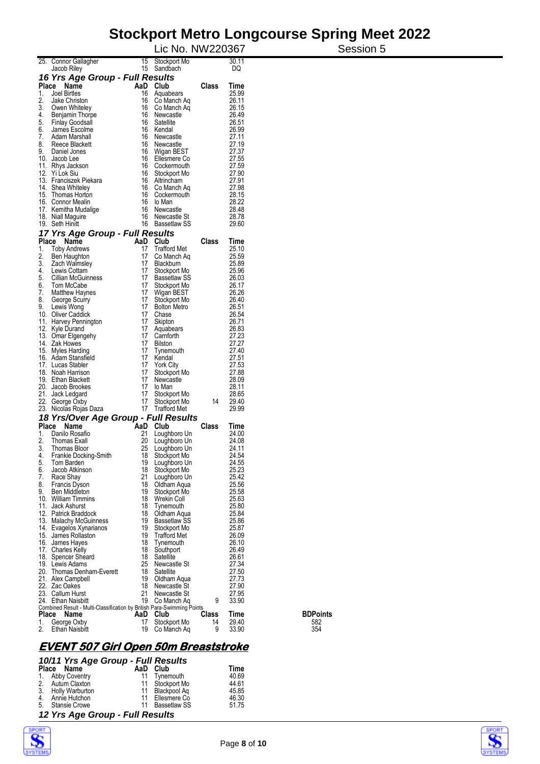# Stockport Metro Longcourse Spring Meet 2022

Lic No. NW220367 Session 5

| Place | Name | AaD | Club | Class | Time |
|---|---|---|---|---|---|
| 25. | Connor Gallagher | 15 | Stockport Mo | | 30.11 |
| | Jacob Riley | 15 | Sandbach | | DQ |

### 16 Yrs Age Group - Full Results

| Place | Name | AaD | Club | Class | Time |
|---|---|---|---|---|---|
| 1. | Joel Birtles | 16 | Aquabears | | 25.99 |
| 2. | Jake Christon | 16 | Co Manch Aq | | 26.11 |
| 3. | Owen Whiteley | 16 | Co Manch Aq | | 26.15 |
| 4. | Benjamin Thorpe | 16 | Newcastle | | 26.49 |
| 5. | Finlay Goodsall | 16 | Satellite | | 26.51 |
| 6. | James Escolme | 16 | Kendal | | 26.99 |
| 7. | Adam Marshall | 16 | Newcastle | | 27.11 |
| 8. | Reece Blackett | 16 | Newcastle | | 27.19 |
| 9. | Daniel Jones | 16 | Wigan BEST | | 27.37 |
| 10. | Jacob Lee | 16 | Ellesmere Co | | 27.55 |
| 11. | Rhys Jackson | 16 | Cockermouth | | 27.59 |
| 12. | Yi Lok Siu | 16 | Stockport Mo | | 27.90 |
| 13. | Franciszek Piekara | 16 | Altrincham | | 27.91 |
| 14. | Shea Whiteley | 16 | Co Manch Aq | | 27.98 |
| 15. | Thomas Horton | 16 | Cockermouth | | 28.15 |
| 16. | Connor Mealin | 16 | Io Man | | 28.22 |
| 17. | Kemitha Mudalige | 16 | Newcastle | | 28.48 |
| 18. | Niall Maguire | 16 | Newcastle St | | 28.78 |
| 19. | Seth Hinitt | 16 | Bassetlaw SS | | 29.60 |

### 17 Yrs Age Group - Full Results

| Place | Name | AaD | Club | Class | Time |
|---|---|---|---|---|---|
| 1. | Toby Andrews | 17 | Trafford Met | | 25.10 |
| 2. | Ben Haughton | 17 | Co Manch Aq | | 25.59 |
| 3. | Zach Walmsley | 17 | Blackburn | | 25.89 |
| 4. | Lewis Cottam | 17 | Stockport Mo | | 25.96 |
| 5. | Cillian McGuinness | 17 | Bassetlaw SS | | 26.03 |
| 6. | Tom McCabe | 17 | Stockport Mo | | 26.17 |
| 7. | Matthew Haynes | 17 | Wigan BEST | | 26.26 |
| 8. | George Scurry | 17 | Stockport Mo | | 26.40 |
| 9. | Lewis Wong | 17 | Bolton Metro | | 26.51 |
| 10. | Oliver Caddick | 17 | Chase | | 26.54 |
| 11. | Harvey Pennington | 17 | Skipton | | 26.71 |
| 12. | Kyle Durand | 17 | Aquabears | | 26.83 |
| 13. | Omar Elgengehy | 17 | Carnforth | | 27.23 |
| 14. | Zak Howes | 17 | Bilston | | 27.27 |
| 15. | Myles Harding | 17 | Tynemouth | | 27.40 |
| 16. | Adam Stansfield | 17 | Kendal | | 27.51 |
| 17. | Lucas Stabler | 17 | York City | | 27.53 |
| 18. | Noah Harrison | 17 | Stockport Mo | | 27.88 |
| 19. | Ethan Blackett | 17 | Newcastle | | 28.09 |
| 20. | Jacob Brookes | 17 | Io Man | | 28.11 |
| 21. | Jack Ledgard | 17 | Stockport Mo | | 28.65 |
| 22. | George Oxby | 17 | Stockport Mo | 14 | 29.40 |
| 23. | Nicolas Rojas Daza | 17 | Trafford Met | | 29.99 |

### 18 Yrs/Over Age Group - Full Results

| Place | Name | AaD | Club | Class | Time |
|---|---|---|---|---|---|
| 1. | Danilo Rosafio | 21 | Loughboro Un | | 24.00 |
| 2. | Thomas Exall | 20 | Loughboro Un | | 24.08 |
| 3. | Thomas Bloor | 25 | Loughboro Un | | 24.11 |
| 4. | Frankie Docking-Smith | 18 | Stockport Mo | | 24.54 |
| 5. | Tom Barden | 19 | Loughboro Un | | 24.55 |
| 6. | Jacob Atkinson | 18 | Stockport Mo | | 25.23 |
| 7. | Race Shay | 21 | Loughboro Un | | 25.42 |
| 8. | Francis Dyson | 18 | Oldham Aqua | | 25.56 |
| 9. | Ben Middleton | 19 | Stockport Mo | | 25.58 |
| 10. | William Timmins | 18 | Wrekin Coll | | 25.63 |
| 11. | Jack Ashurst | 18 | Tynemouth | | 25.80 |
| 12. | Patrick Braddock | 18 | Oldham Aqua | | 25.84 |
| 13. | Malachy McGuinness | 19 | Bassetlaw SS | | 25.86 |
| 14. | Evagelos Xynarianos | 19 | Stockport Mo | | 25.87 |
| 15. | James Rollaston | 19 | Trafford Met | | 26.09 |
| 16. | James Hayes | 18 | Tynemouth | | 26.10 |
| 17. | Charles Kelly | 18 | Southport | | 26.49 |
| 18. | Spencer Sheard | 18 | Satellite | | 26.61 |
| 19. | Lewis Adams | 25 | Newcastle St | | 27.34 |
| 20. | Thomas Denham-Everett | 18 | Satellite | | 27.50 |
| 21. | Alex Campbell | 19 | Oldham Aqua | | 27.73 |
| 22. | Zac Oakes | 18 | Newcastle St | | 27.90 |
| 23. | Callum Hurst | 21 | Newcastle St | | 27.95 |
| 24. | Ethan Naisbitt | 19 | Co Manch Aq | 9 | 33.90 |

Combined Result - Multi-Classification by British Para-Swimming Points

| Place | Name | AaD | Club | Class | Time | BDPoints |
|---|---|---|---|---|---|---|
| 1. | George Oxby | 17 | Stockport Mo | 14 | 29.40 | 582 |
| 2. | Ethan Naisbitt | 19 | Co Manch Aq | 9 | 33.90 | 354 |

## EVENT 507 Girl Open 50m Breaststroke

### 10/11 Yrs Age Group - Full Results

| Place | Name | AaD | Club | Time |
|---|---|---|---|---|
| 1. | Abby Coventry | 11 | Tynemouth | 40.69 |
| 2. | Autum Claxton | 11 | Stockport Mo | 44.61 |
| 3. | Holly Warburton | 11 | Blackpool Aq | 45.85 |
| 4. | Annie Hutchon | 11 | Ellesmere Co | 46.30 |
| 5. | Stansie Crowe | 11 | Bassetlaw SS | 51.75 |

### 12 Yrs Age Group - Full Results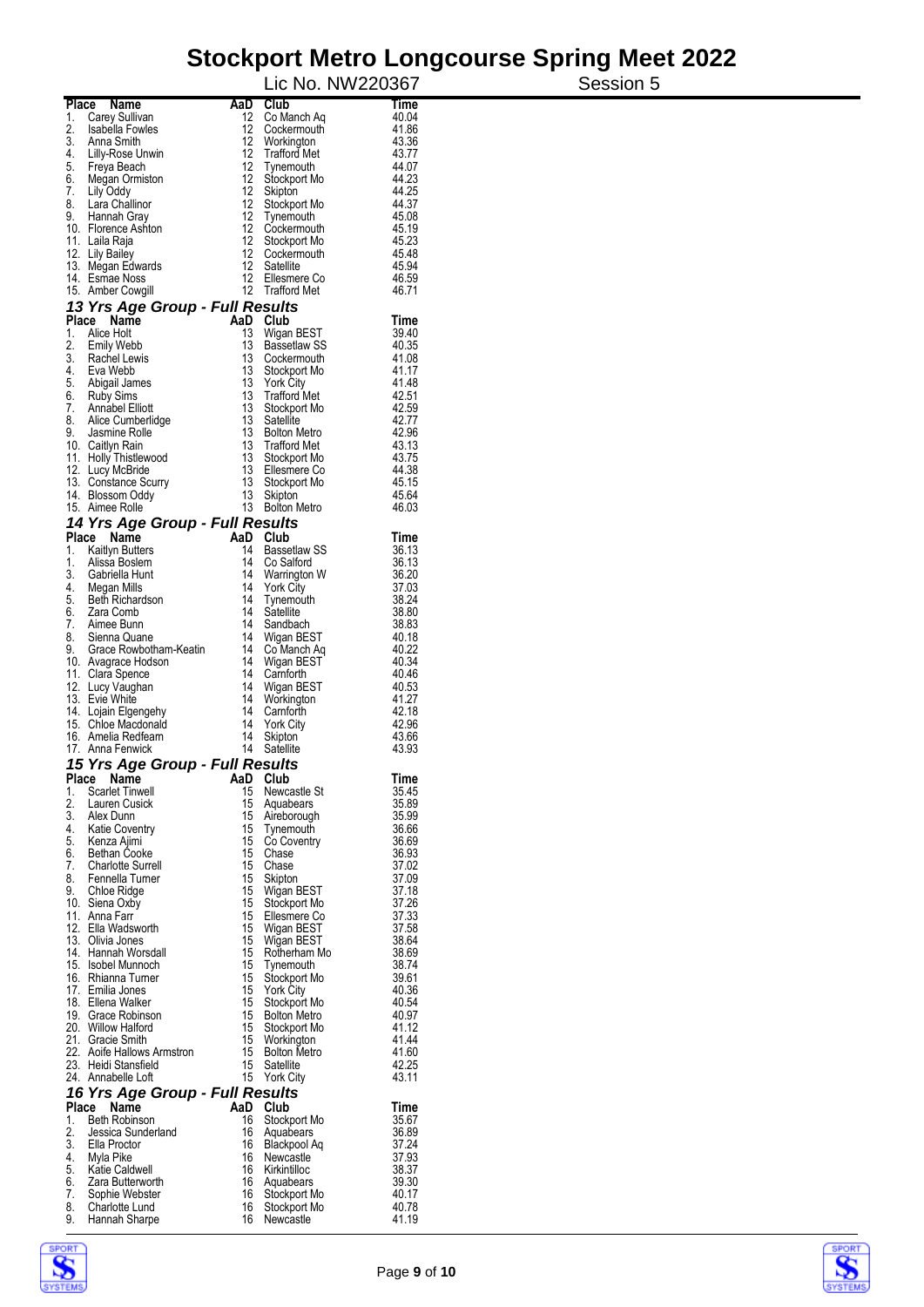# Stockport Metro Longcourse Spring Meet 2022

Lic No. NW220367 Session 5

| Place | Name | AaD | Club | Time |
|---|---|---|---|---|
| 1. | Carey Sullivan | 12 | Co Manch Aq | 40.04 |
| 2. | Isabella Fowles | 12 | Cockermouth | 41.86 |
| 3. | Anna Smith | 12 | Workington | 43.36 |
| 4. | Lilly-Rose Unwin | 12 | Trafford Met | 43.77 |
| 5. | Freya Beach | 12 | Tynemouth | 44.07 |
| 6. | Megan Ormiston | 12 | Stockport Mo | 44.23 |
| 7. | Lily Oddy | 12 | Skipton | 44.25 |
| 8. | Lara Challinor | 12 | Stockport Mo | 44.37 |
| 9. | Hannah Gray | 12 | Tynemouth | 45.08 |
| 10. | Florence Ashton | 12 | Cockermouth | 45.19 |
| 11. | Laila Raja | 12 | Stockport Mo | 45.23 |
| 12. | Lily Bailey | 12 | Cockermouth | 45.48 |
| 13. | Megan Edwards | 12 | Satellite | 45.94 |
| 14. | Esmae Noss | 12 | Ellesmere Co | 46.59 |
| 15. | Amber Cowgill | 12 | Trafford Met | 46.71 |

### *13 Yrs Age Group - Full Results*

| Place | Name | AaD | Club | Time |
|---|---|---|---|---|
| 1. | Alice Holt | 13 | Wigan BEST | 39.40 |
| 2. | Emily Webb | 13 | Bassetlaw SS | 40.35 |
| 3. | Rachel Lewis | 13 | Cockermouth | 41.08 |
| 4. | Eva Webb | 13 | Stockport Mo | 41.17 |
| 5. | Abigail James | 13 | York City | 41.48 |
| 6. | Ruby Sims | 13 | Trafford Met | 42.51 |
| 7. | Annabel Elliott | 13 | Stockport Mo | 42.59 |
| 8. | Alice Cumberlidge | 13 | Satellite | 42.77 |
| 9. | Jasmine Rolle | 13 | Bolton Metro | 42.96 |
| 10. | Caitlyn Rain | 13 | Trafford Met | 43.13 |
| 11. | Holly Thistlewood | 13 | Stockport Mo | 43.75 |
| 12. | Lucy McBride | 13 | Ellesmere Co | 44.38 |
| 13. | Constance Scurry | 13 | Stockport Mo | 45.15 |
| 14. | Blossom Oddy | 13 | Skipton | 45.64 |
| 15. | Aimee Rolle | 13 | Bolton Metro | 46.03 |

### *14 Yrs Age Group - Full Results*

| Place | Name | AaD | Club | Time |
|---|---|---|---|---|
| 1. | Kaitlyn Butters | 14 | Bassetlaw SS | 36.13 |
| 1. | Alissa Boslem | 14 | Co Salford | 36.13 |
| 3. | Gabriella Hunt | 14 | Warrington W | 36.20 |
| 4. | Megan Mills | 14 | York City | 37.03 |
| 5. | Beth Richardson | 14 | Tynemouth | 38.24 |
| 6. | Zara Comb | 14 | Satellite | 38.80 |
| 7. | Aimee Bunn | 14 | Sandbach | 38.83 |
| 8. | Sienna Quane | 14 | Wigan BEST | 40.18 |
| 9. | Grace Rowbotham-Keatin | 14 | Co Manch Aq | 40.22 |
| 10. | Avagrace Hodson | 14 | Wigan BEST | 40.34 |
| 11. | Clara Spence | 14 | Carnforth | 40.46 |
| 12. | Lucy Vaughan | 14 | Wigan BEST | 40.53 |
| 13. | Evie White | 14 | Workington | 41.27 |
| 14. | Lojain Elgengehy | 14 | Carnforth | 42.18 |
| 15. | Chloe Macdonald | 14 | York City | 42.96 |
| 16. | Amelia Redfearn | 14 | Skipton | 43.66 |
| 17. | Anna Fenwick | 14 | Satellite | 43.93 |

### *15 Yrs Age Group - Full Results*

| Place | Name | AaD | Club | Time |
|---|---|---|---|---|
| 1. | Scarlet Tinwell | 15 | Newcastle St | 35.45 |
| 2. | Lauren Cusick | 15 | Aquabears | 35.89 |
| 3. | Alex Dunn | 15 | Aireborough | 35.99 |
| 4. | Katie Coventry | 15 | Tynemouth | 36.66 |
| 5. | Kenza Ajimi | 15 | Co Coventry | 36.69 |
| 6. | Bethan Cooke | 15 | Chase | 36.93 |
| 7. | Charlotte Surrell | 15 | Chase | 37.02 |
| 8. | Fennella Turner | 15 | Skipton | 37.09 |
| 9. | Chloe Ridge | 15 | Wigan BEST | 37.18 |
| 10. | Siena Oxby | 15 | Stockport Mo | 37.26 |
| 11. | Anna Farr | 15 | Ellesmere Co | 37.33 |
| 12. | Ella Wadsworth | 15 | Wigan BEST | 37.58 |
| 13. | Olivia Jones | 15 | Wigan BEST | 38.64 |
| 14. | Hannah Worsdall | 15 | Rotherham Mo | 38.69 |
| 15. | Isobel Munnoch | 15 | Tynemouth | 38.74 |
| 16. | Rhianna Turner | 15 | Stockport Mo | 39.61 |
| 17. | Emilia Jones | 15 | York City | 40.36 |
| 18. | Ellena Walker | 15 | Stockport Mo | 40.54 |
| 19. | Grace Robinson | 15 | Bolton Metro | 40.97 |
| 20. | Willow Halford | 15 | Stockport Mo | 41.12 |
| 21. | Gracie Smith | 15 | Workington | 41.44 |
| 22. | Aoife Hallows Armstron | 15 | Bolton Metro | 41.60 |
| 23. | Heidi Stansfield | 15 | Satellite | 42.25 |
| 24. | Annabelle Loft | 15 | York City | 43.11 |

### *16 Yrs Age Group - Full Results*

| Place | Name | AaD | Club | Time |
|---|---|---|---|---|
| 1. | Beth Robinson | 16 | Stockport Mo | 35.67 |
| 2. | Jessica Sunderland | 16 | Aquabears | 36.89 |
| 3. | Ella Proctor | 16 | Blackpool Aq | 37.24 |
| 4. | Myla Pike | 16 | Newcastle | 37.93 |
| 5. | Katie Caldwell | 16 | Kirkintilloc | 38.37 |
| 6. | Zara Butterworth | 16 | Aquabears | 39.30 |
| 7. | Sophie Webster | 16 | Stockport Mo | 40.17 |
| 8. | Charlotte Lund | 16 | Stockport Mo | 40.78 |
| 9. | Hannah Sharpe | 16 | Newcastle | 41.19 |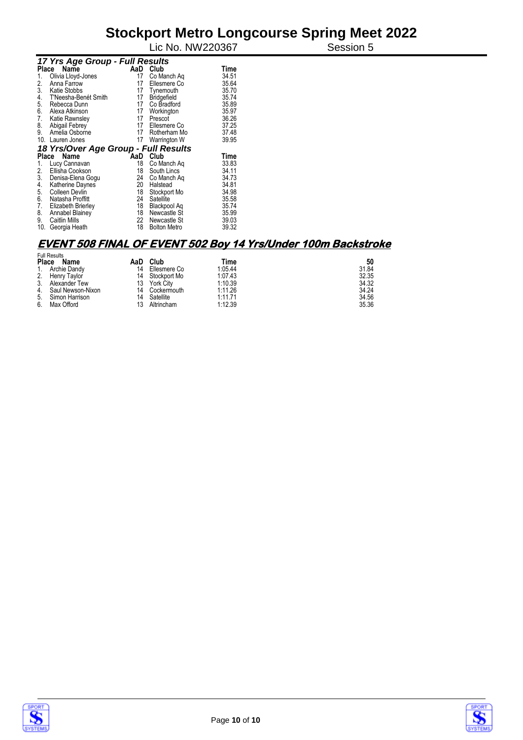### 17 Yrs Age Group - Full Results

| Place | Name | AaD | Club | Time |
|---|---|---|---|---|
| 1. | Olivia Lloyd-Jones | 17 | Co Manch Aq | 34.51 |
| 2. | Anna Farrow | 17 | Ellesmere Co | 35.64 |
| 3. | Katie Stobbs | 17 | Tynemouth | 35.70 |
| 4. | T'Neesha-Benét Smith | 17 | Bridgefield | 35.74 |
| 5. | Rebecca Dunn | 17 | Co Bradford | 35.89 |
| 6. | Alexa Atkinson | 17 | Workington | 35.97 |
| 7. | Katie Rawnsley | 17 | Prescot | 36.26 |
| 8. | Abigail Febrey | 17 | Ellesmere Co | 37.25 |
| 9. | Amelia Osborne | 17 | Rotherham Mo | 37.48 |
| 10. | Lauren Jones | 17 | Warrington W | 39.95 |

### 18 Yrs/Over Age Group - Full Results

| Place | Name | AaD | Club | Time |
|---|---|---|---|---|
| 1. | Lucy Cannavan | 18 | Co Manch Aq | 33.83 |
| 2. | Ellisha Cookson | 18 | South Lincs | 34.11 |
| 3. | Denisa-Elena Gogu | 24 | Co Manch Aq | 34.73 |
| 4. | Katherine Daynes | 20 | Halstead | 34.81 |
| 5. | Colleen Devlin | 18 | Stockport Mo | 34.98 |
| 6. | Natasha Proffitt | 24 | Satellite | 35.58 |
| 7. | Elizabeth Brierley | 18 | Blackpool Aq | 35.74 |
| 8. | Annabel Blainey | 18 | Newcastle St | 35.99 |
| 9. | Caitlin Mills | 22 | Newcastle St | 39.03 |
| 10. | Georgia Heath | 18 | Bolton Metro | 39.32 |

## EVENT 508 FINAL OF EVENT 502 Boy 14 Yrs/Under 100m Backstroke

Full Results

| Place | Name | AaD | Club | Time | 50 |
|---|---|---|---|---|---|
| 1. | Archie Dandy | 14 | Ellesmere Co | 1:05.44 | 31.84 |
| 2. | Henry Taylor | 14 | Stockport Mo | 1:07.43 | 32.35 |
| 3. | Alexander Tew | 13 | York City | 1:10.39 | 34.32 |
| 4. | Saul Newson-Nixon | 14 | Cockermouth | 1:11.26 | 34.24 |
| 5. | Simon Harrison | 14 | Satellite | 1:11.71 | 34.56 |
| 6. | Max Offord | 13 | Altrincham | 1:12.39 | 35.36 |